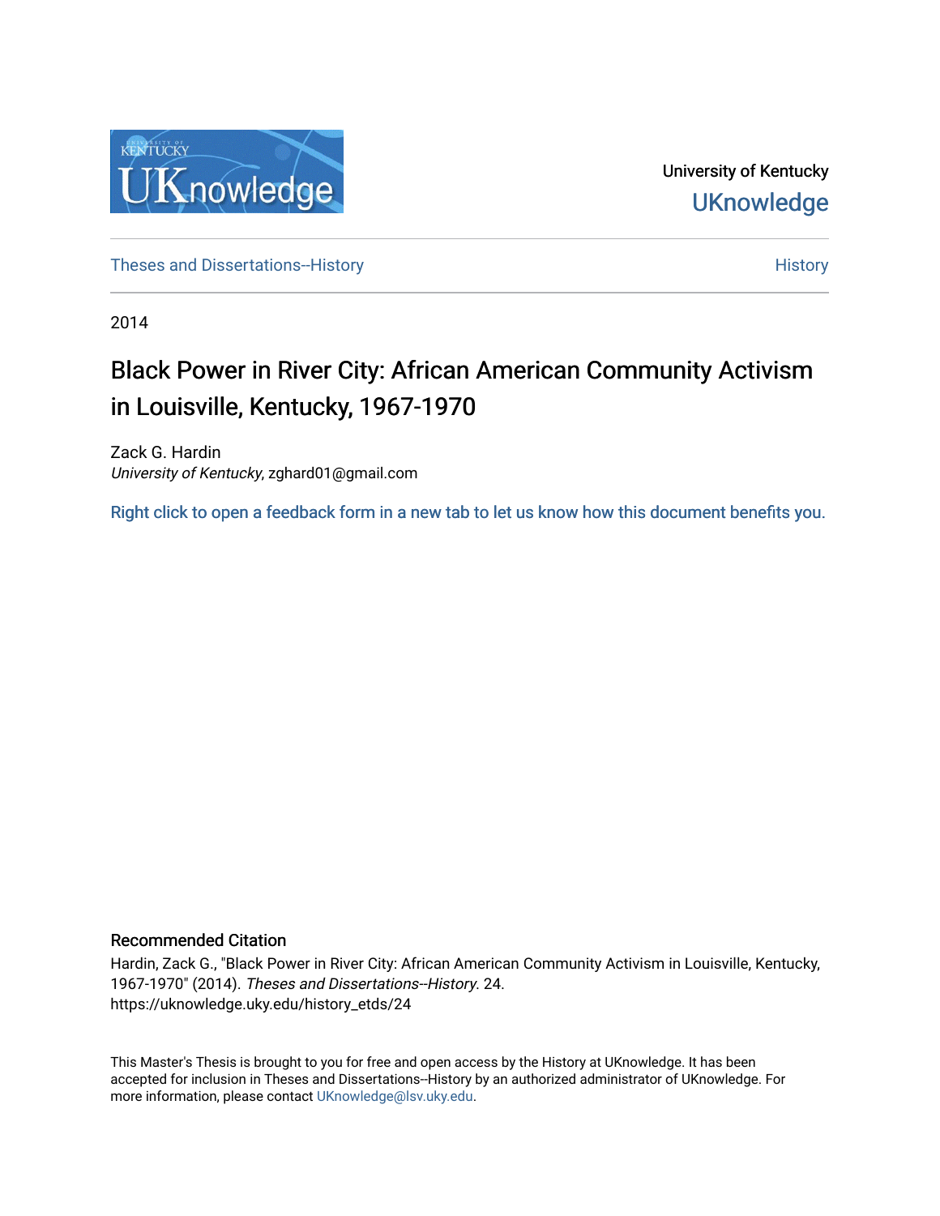University of Kentucky

UKnowledge

Theses and Dissertations--History

History

2014

# Black Power in River City: African American Community Activism in Louisville, Kentucky, 1967-1970

Zack G. Hardin

*University of Kentucky*, zghard01@gmail.com

Right click to open a feedback form in a new tab to let us know how this document benefits you.

## Recommended Citation

Hardin, Zack G., "Black Power in River City: African American Community Activism in Louisville, Kentucky, 1967-1970" (2014). *Theses and Dissertations--History*. 24.
https://uknowledge.uky.edu/history_etds/24

This Master's Thesis is brought to you for free and open access by the History at UKnowledge. It has been accepted for inclusion in Theses and Dissertations--History by an authorized administrator of UKnowledge. For more information, please contact UKnowledge@lsv.uky.edu.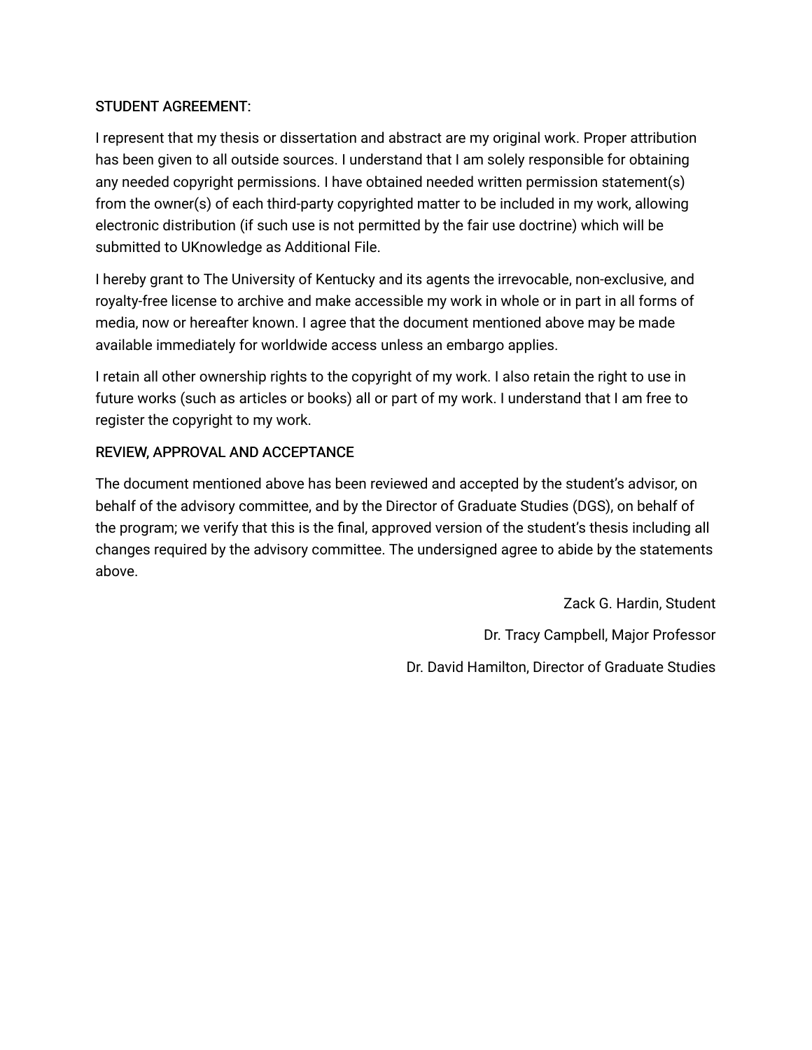STUDENT AGREEMENT:

I represent that my thesis or dissertation and abstract are my original work. Proper attribution has been given to all outside sources. I understand that I am solely responsible for obtaining any needed copyright permissions. I have obtained needed written permission statement(s) from the owner(s) of each third-party copyrighted matter to be included in my work, allowing electronic distribution (if such use is not permitted by the fair use doctrine) which will be submitted to UKnowledge as Additional File.

I hereby grant to The University of Kentucky and its agents the irrevocable, non-exclusive, and royalty-free license to archive and make accessible my work in whole or in part in all forms of media, now or hereafter known. I agree that the document mentioned above may be made available immediately for worldwide access unless an embargo applies.

I retain all other ownership rights to the copyright of my work. I also retain the right to use in future works (such as articles or books) all or part of my work. I understand that I am free to register the copyright to my work.

REVIEW, APPROVAL AND ACCEPTANCE

The document mentioned above has been reviewed and accepted by the student's advisor, on behalf of the advisory committee, and by the Director of Graduate Studies (DGS), on behalf of the program; we verify that this is the final, approved version of the student's thesis including all changes required by the advisory committee. The undersigned agree to abide by the statements above.

Zack G. Hardin, Student

Dr. Tracy Campbell, Major Professor

Dr. David Hamilton, Director of Graduate Studies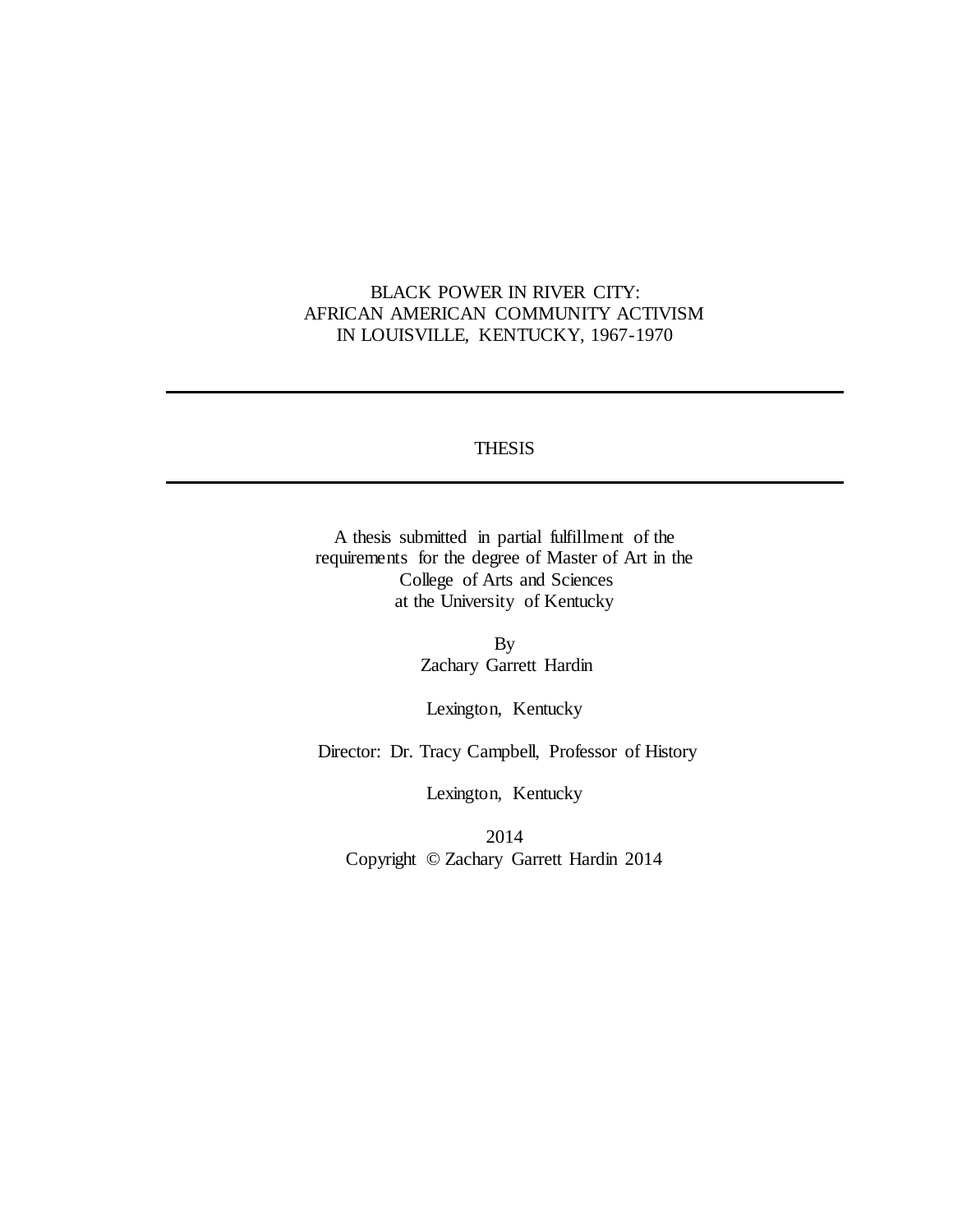BLACK POWER IN RIVER CITY:
AFRICAN AMERICAN COMMUNITY ACTIVISM
IN LOUISVILLE, KENTUCKY, 1967-1970

---

THESIS

---

A thesis submitted in partial fulfillment of the requirements for the degree of Master of Art in the College of Arts and Sciences at the University of Kentucky

By
Zachary Garrett Hardin

Lexington, Kentucky

Director: Dr. Tracy Campbell, Professor of History

Lexington, Kentucky

2014
Copyright © Zachary Garrett Hardin 2014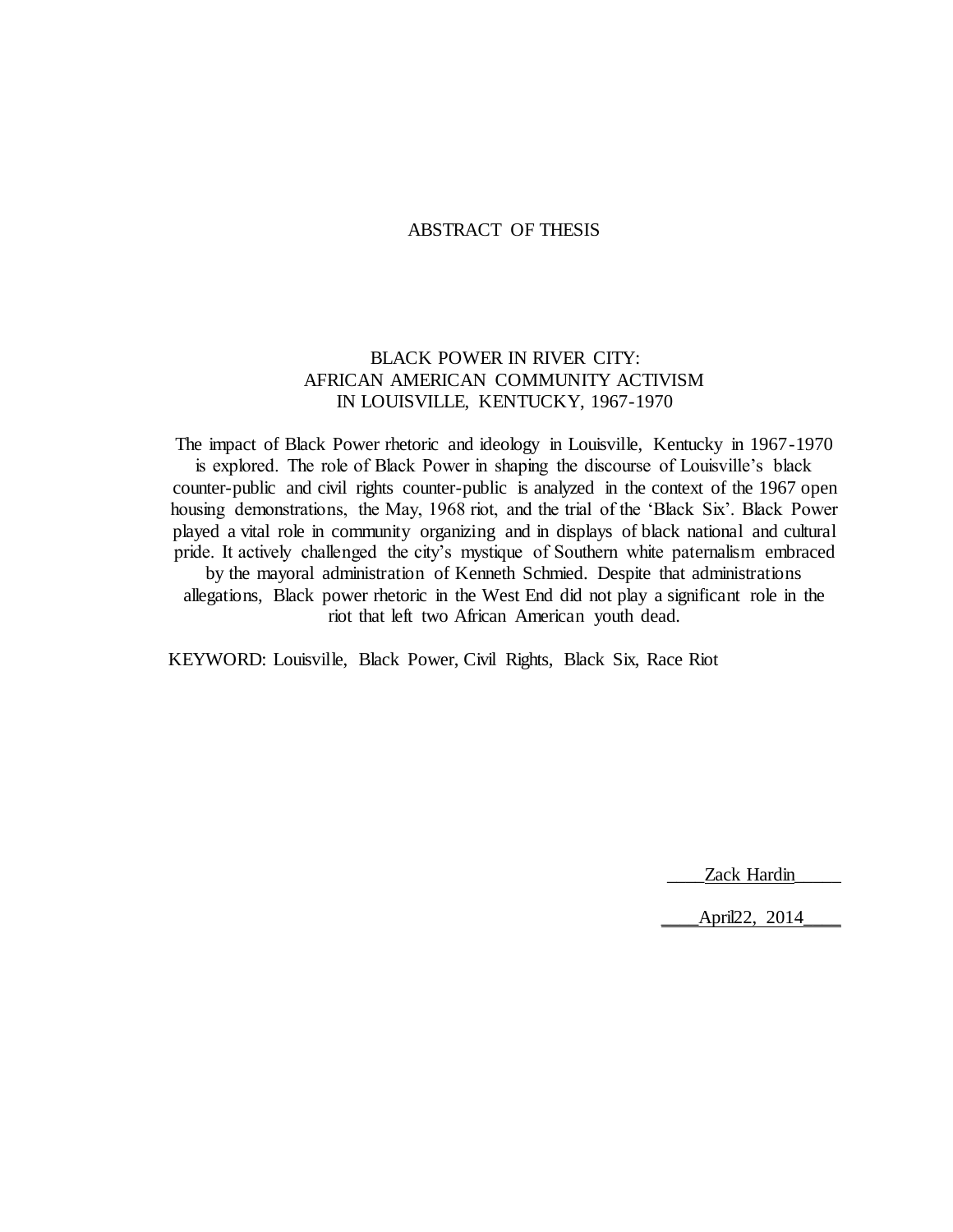# ABSTRACT OF THESIS

## BLACK POWER IN RIVER CITY: AFRICAN AMERICAN COMMUNITY ACTIVISM IN LOUISVILLE, KENTUCKY, 1967-1970

The impact of Black Power rhetoric and ideology in Louisville, Kentucky in 1967-1970 is explored. The role of Black Power in shaping the discourse of Louisville's black counter-public and civil rights counter-public is analyzed in the context of the 1967 open housing demonstrations, the May, 1968 riot, and the trial of the 'Black Six'. Black Power played a vital role in community organizing and in displays of black national and cultural pride. It actively challenged the city's mystique of Southern white paternalism embraced by the mayoral administration of Kenneth Schmied. Despite that administrations allegations, Black power rhetoric in the West End did not play a significant role in the riot that left two African American youth dead.

KEYWORD: Louisville, Black Power, Civil Rights, Black Six, Race Riot

Zack Hardin

April22, 2014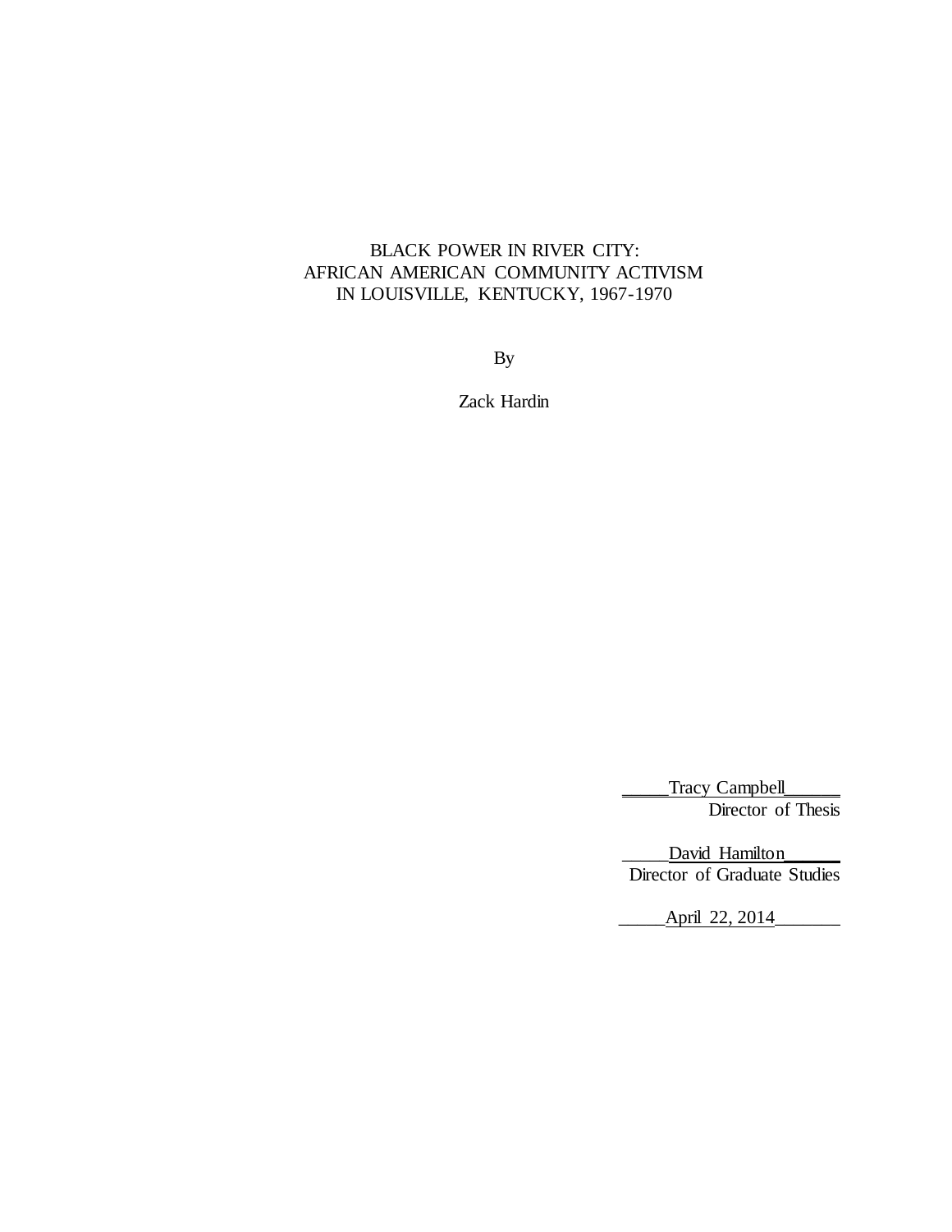BLACK POWER IN RIVER CITY:
AFRICAN AMERICAN COMMUNITY ACTIVISM
IN LOUISVILLE, KENTUCKY, 1967-1970

By

Zack Hardin

_____Tracy Campbell______
Director of Thesis

_____David Hamilton______
Director of Graduate Studies

_____April 22, 2014_______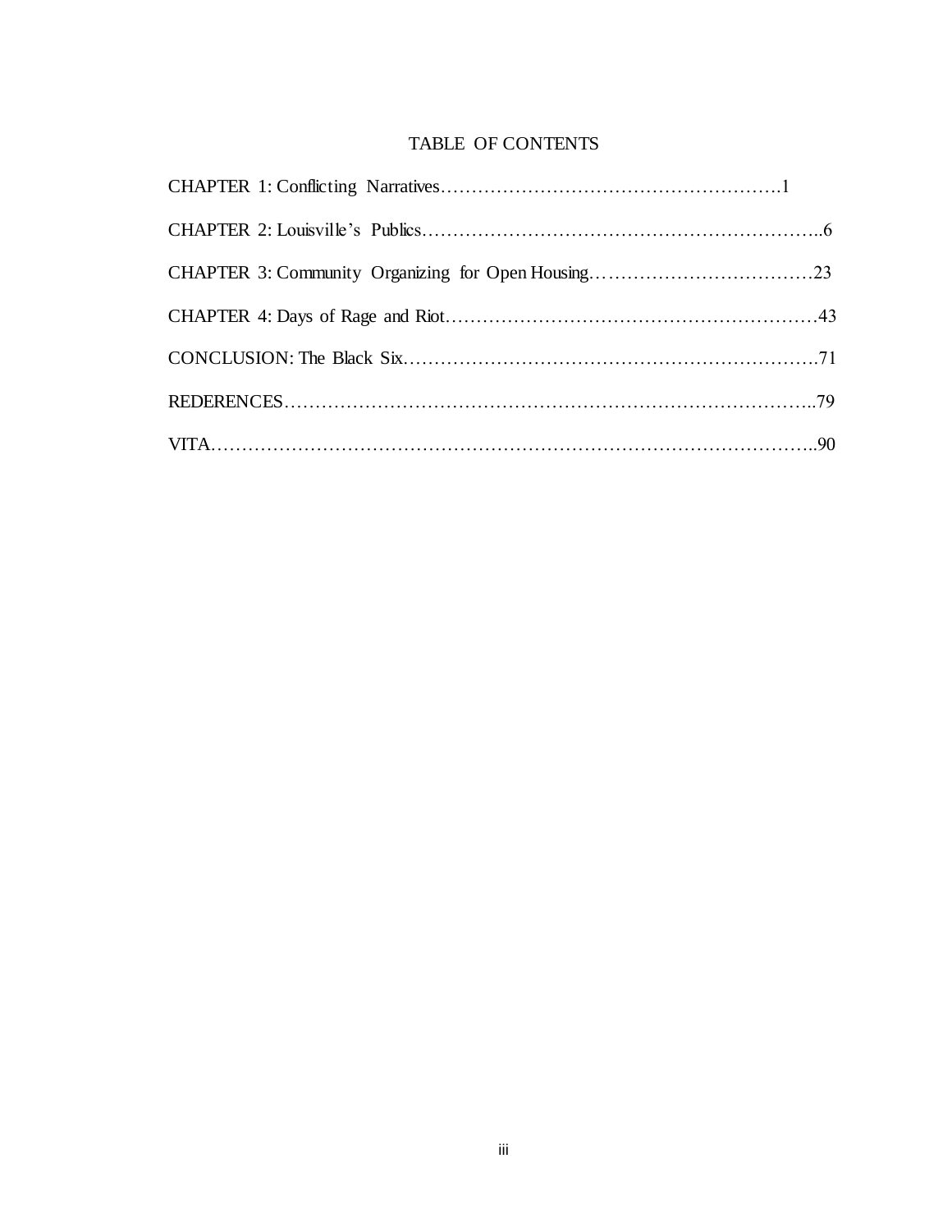# TABLE OF CONTENTS

CHAPTER 1: Conflicting Narratives……………………………………………….1

CHAPTER 2: Louisville's Publics………………………………………………………..6

CHAPTER 3: Community Organizing for Open Housing………………………………23

CHAPTER 4: Days of Rage and Riot……………………………………………………43

CONCLUSION: The Black Six………………………………………………………….71

REDERENCES…………………………………………………………………………..79

VITA……………………………………………………………………………………..90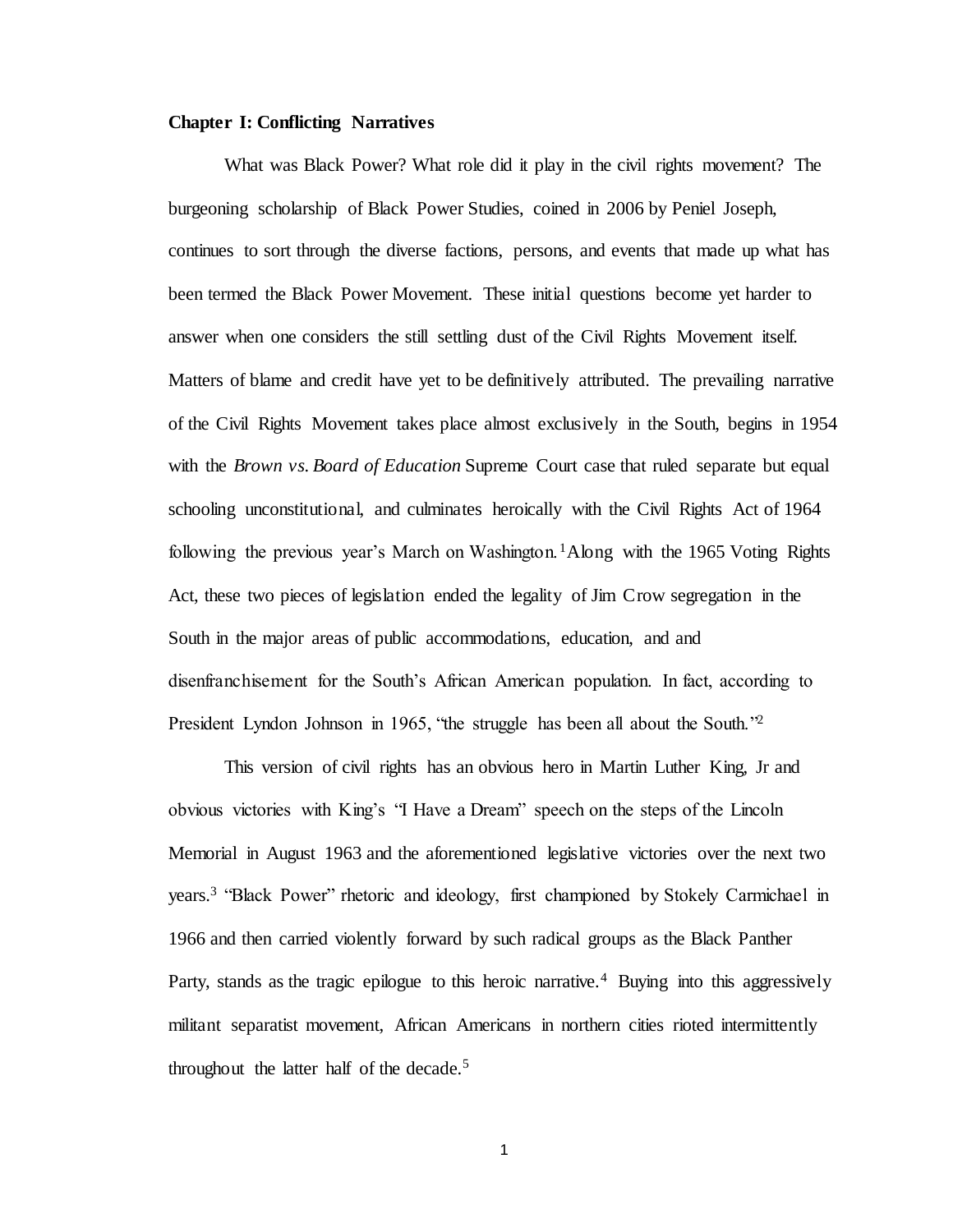## Chapter I: Conflicting Narratives

What was Black Power? What role did it play in the civil rights movement? The burgeoning scholarship of Black Power Studies, coined in 2006 by Peniel Joseph, continues to sort through the diverse factions, persons, and events that made up what has been termed the Black Power Movement. These initial questions become yet harder to answer when one considers the still settling dust of the Civil Rights Movement itself. Matters of blame and credit have yet to be definitively attributed. The prevailing narrative of the Civil Rights Movement takes place almost exclusively in the South, begins in 1954 with the *Brown vs. Board of Education* Supreme Court case that ruled separate but equal schooling unconstitutional, and culminates heroically with the Civil Rights Act of 1964 following the previous year's March on Washington.[1] Along with the 1965 Voting Rights Act, these two pieces of legislation ended the legality of Jim Crow segregation in the South in the major areas of public accommodations, education, and and disenfranchisement for the South's African American population. In fact, according to President Lyndon Johnson in 1965, "the struggle has been all about the South."[2]

This version of civil rights has an obvious hero in Martin Luther King, Jr and obvious victories with King's "I Have a Dream" speech on the steps of the Lincoln Memorial in August 1963 and the aforementioned legislative victories over the next two years.[3] "Black Power" rhetoric and ideology, first championed by Stokely Carmichael in 1966 and then carried violently forward by such radical groups as the Black Panther Party, stands as the tragic epilogue to this heroic narrative.[4] Buying into this aggressively militant separatist movement, African Americans in northern cities rioted intermittently throughout the latter half of the decade.[5]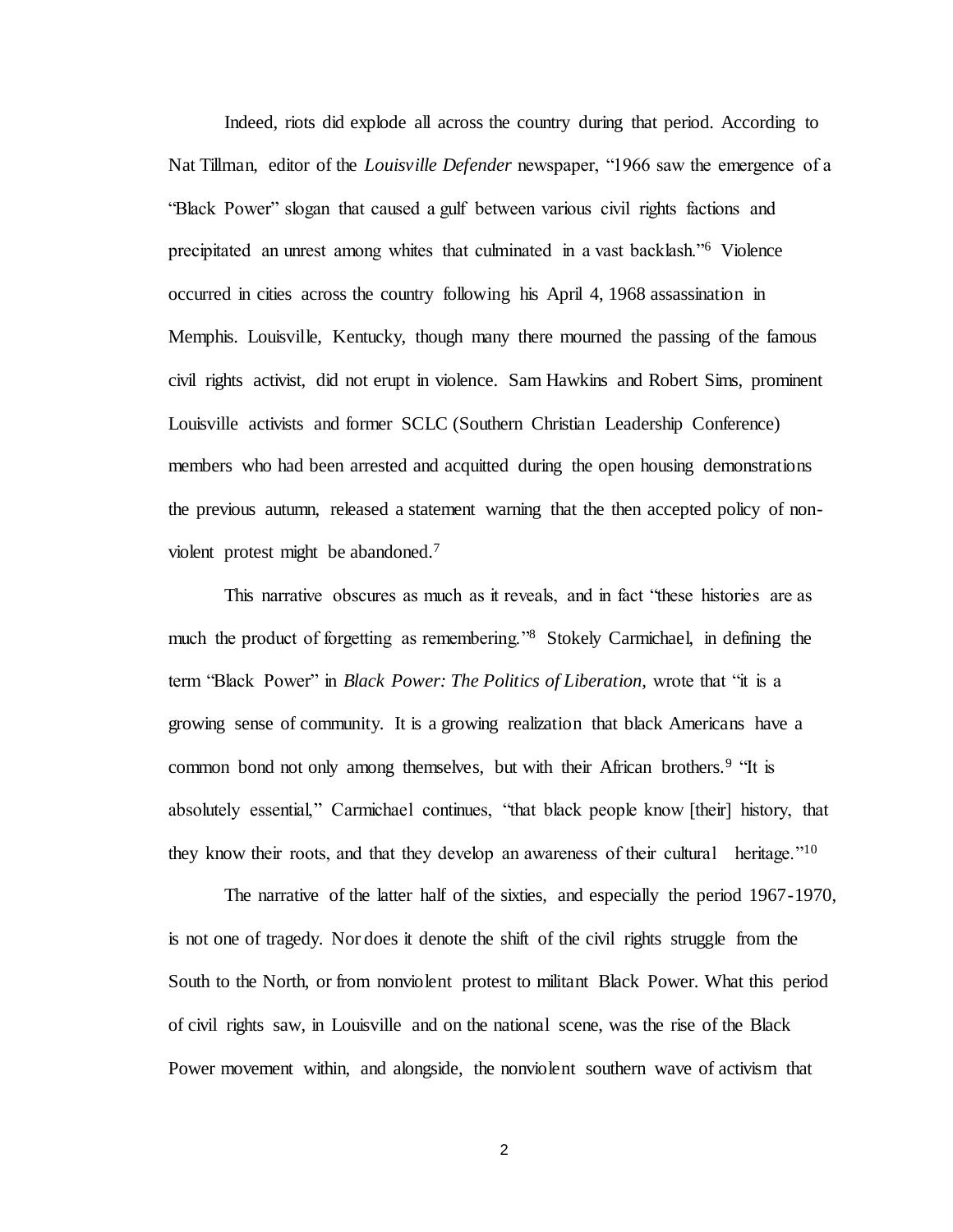Indeed, riots did explode all across the country during that period. According to Nat Tillman, editor of the *Louisville Defender* newspaper, "1966 saw the emergence of a "Black Power" slogan that caused a gulf between various civil rights factions and precipitated an unrest among whites that culminated in a vast backlash."[6] Violence occurred in cities across the country following his April 4, 1968 assassination in Memphis. Louisville, Kentucky, though many there mourned the passing of the famous civil rights activist, did not erupt in violence. Sam Hawkins and Robert Sims, prominent Louisville activists and former SCLC (Southern Christian Leadership Conference) members who had been arrested and acquitted during the open housing demonstrations the previous autumn, released a statement warning that the then accepted policy of non-violent protest might be abandoned.[7]

This narrative obscures as much as it reveals, and in fact "these histories are as much the product of forgetting as remembering."[8] Stokely Carmichael, in defining the term "Black Power" in *Black Power: The Politics of Liberation,* wrote that "it is a growing sense of community. It is a growing realization that black Americans have a common bond not only among themselves, but with their African brothers.[9] "It is absolutely essential," Carmichael continues, "that black people know [their] history, that they know their roots, and that they develop an awareness of their cultural heritage."[10]

The narrative of the latter half of the sixties, and especially the period 1967-1970, is not one of tragedy. Nor does it denote the shift of the civil rights struggle from the South to the North, or from nonviolent protest to militant Black Power. What this period of civil rights saw, in Louisville and on the national scene, was the rise of the Black Power movement within, and alongside, the nonviolent southern wave of activism that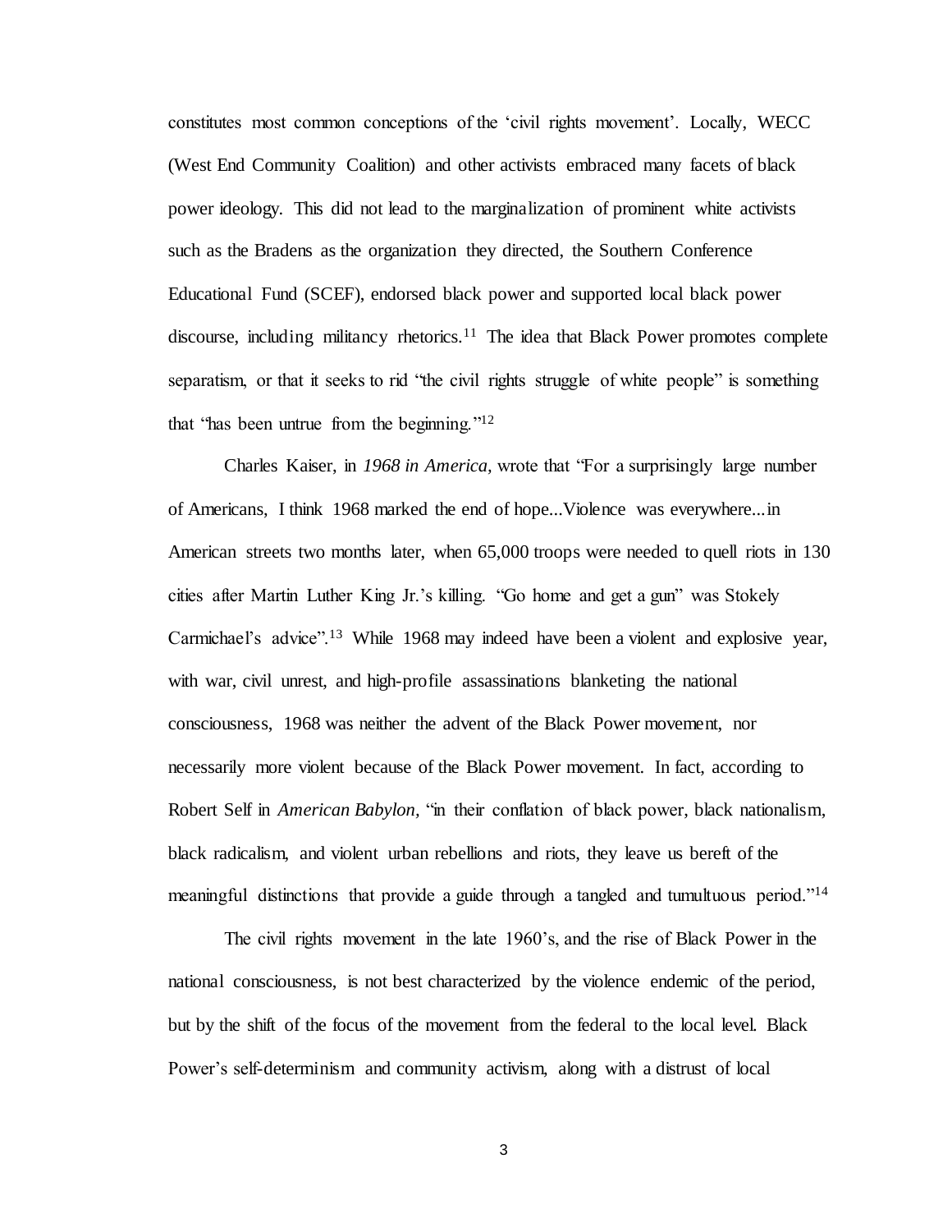constitutes most common conceptions of the 'civil rights movement'. Locally, WECC (West End Community Coalition) and other activists embraced many facets of black power ideology. This did not lead to the marginalization of prominent white activists such as the Bradens as the organization they directed, the Southern Conference Educational Fund (SCEF), endorsed black power and supported local black power discourse, including militancy rhetorics.[11] The idea that Black Power promotes complete separatism, or that it seeks to rid "the civil rights struggle of white people" is something that "has been untrue from the beginning."[12]

Charles Kaiser, in *1968 in America,* wrote that "For a surprisingly large number of Americans, I think 1968 marked the end of hope...Violence was everywhere...in American streets two months later, when 65,000 troops were needed to quell riots in 130 cities after Martin Luther King Jr.'s killing. "Go home and get a gun" was Stokely Carmichael's advice".[13] While 1968 may indeed have been a violent and explosive year, with war, civil unrest, and high-profile assassinations blanketing the national consciousness, 1968 was neither the advent of the Black Power movement, nor necessarily more violent because of the Black Power movement. In fact, according to Robert Self in *American Babylon,* "in their conflation of black power, black nationalism, black radicalism, and violent urban rebellions and riots, they leave us bereft of the meaningful distinctions that provide a guide through a tangled and tumultuous period."[14]

The civil rights movement in the late 1960's, and the rise of Black Power in the national consciousness, is not best characterized by the violence endemic of the period, but by the shift of the focus of the movement from the federal to the local level. Black Power's self-determinism and community activism, along with a distrust of local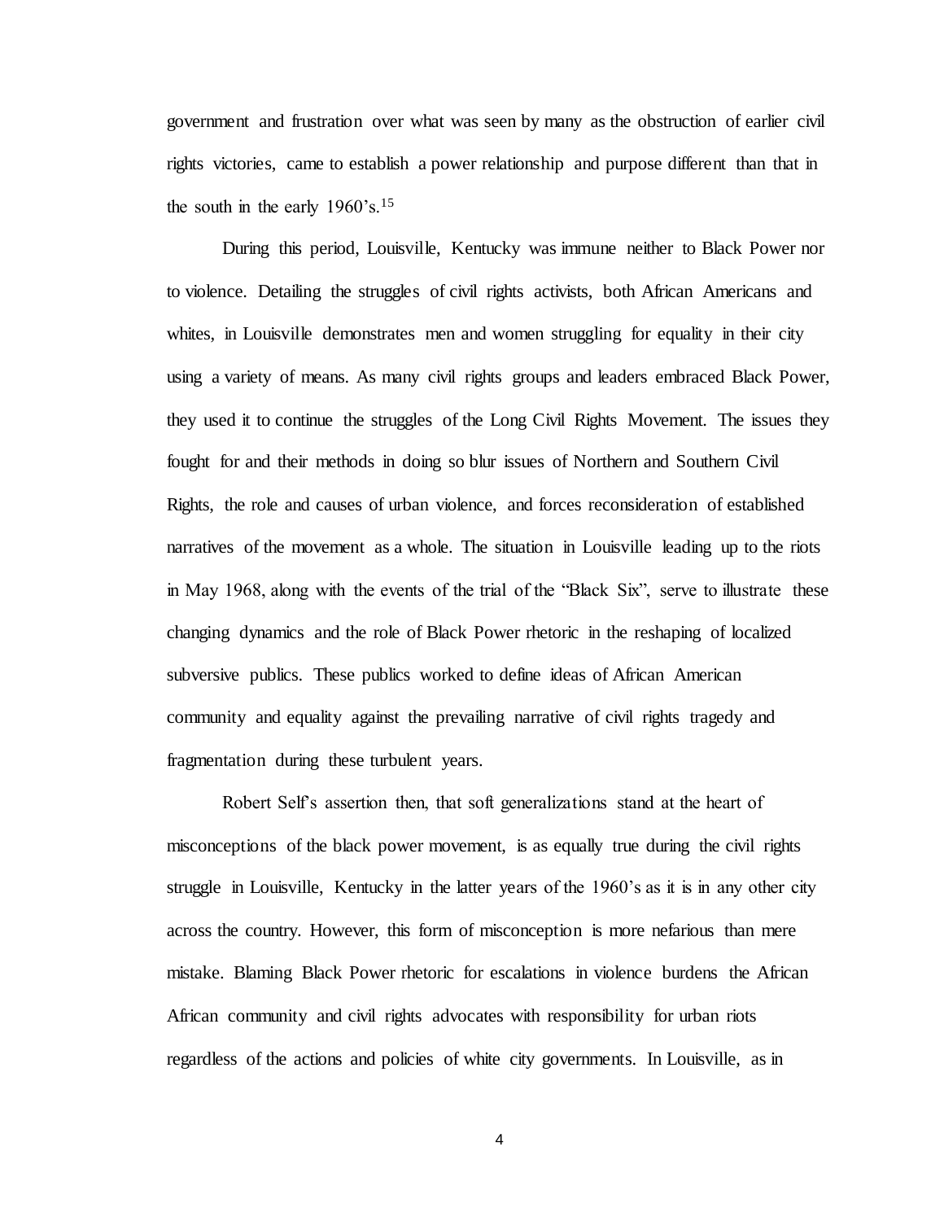government and frustration over what was seen by many as the obstruction of earlier civil rights victories, came to establish a power relationship and purpose different than that in the south in the early 1960's.[15]

During this period, Louisville, Kentucky was immune neither to Black Power nor to violence. Detailing the struggles of civil rights activists, both African Americans and whites, in Louisville demonstrates men and women struggling for equality in their city using a variety of means. As many civil rights groups and leaders embraced Black Power, they used it to continue the struggles of the Long Civil Rights Movement. The issues they fought for and their methods in doing so blur issues of Northern and Southern Civil Rights, the role and causes of urban violence, and forces reconsideration of established narratives of the movement as a whole. The situation in Louisville leading up to the riots in May 1968, along with the events of the trial of the "Black Six", serve to illustrate these changing dynamics and the role of Black Power rhetoric in the reshaping of localized subversive publics. These publics worked to define ideas of African American community and equality against the prevailing narrative of civil rights tragedy and fragmentation during these turbulent years.

Robert Self's assertion then, that soft generalizations stand at the heart of misconceptions of the black power movement, is as equally true during the civil rights struggle in Louisville, Kentucky in the latter years of the 1960's as it is in any other city across the country. However, this form of misconception is more nefarious than mere mistake. Blaming Black Power rhetoric for escalations in violence burdens the African African community and civil rights advocates with responsibility for urban riots regardless of the actions and policies of white city governments. In Louisville, as in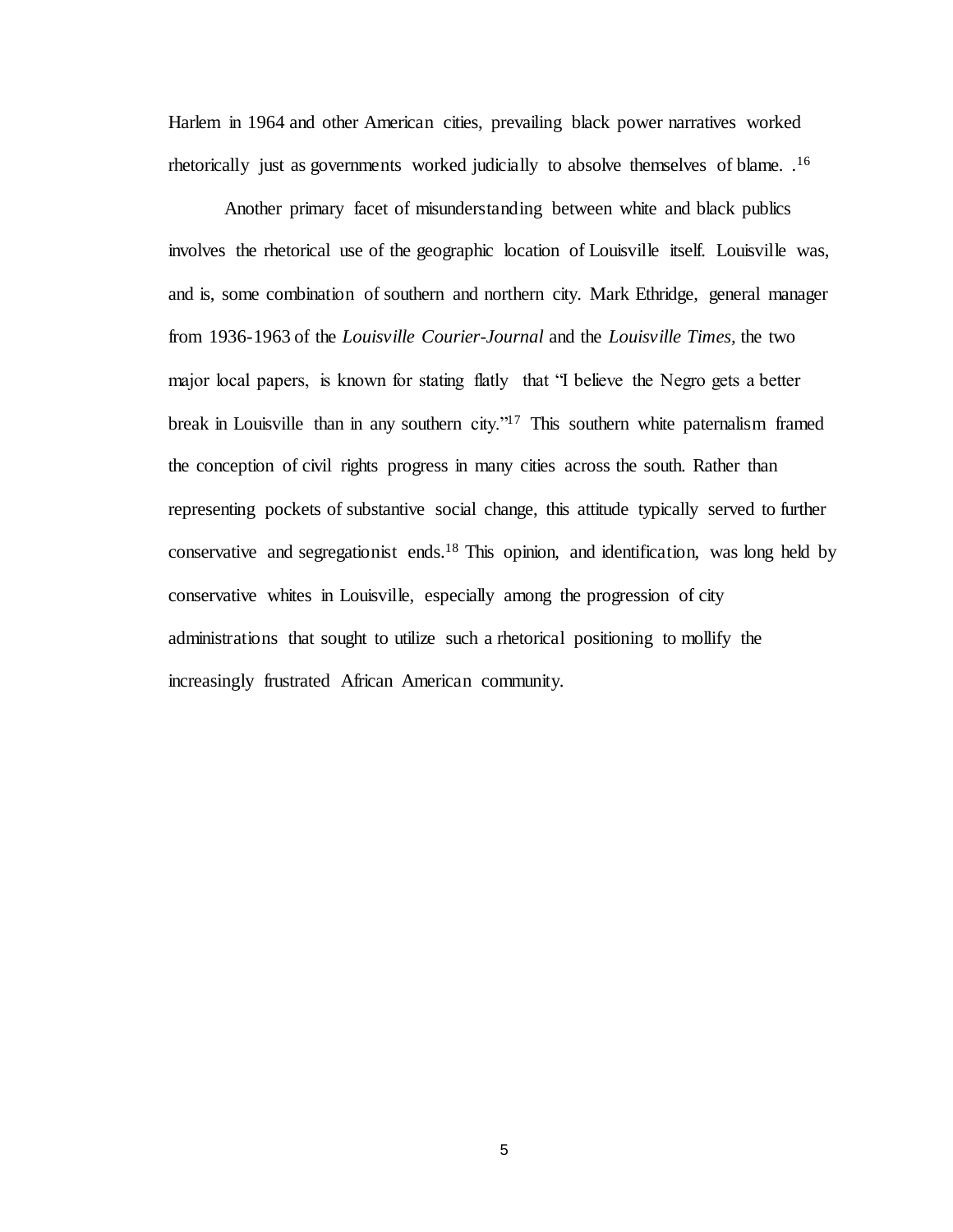Harlem in 1964 and other American cities, prevailing black power narratives worked rhetorically just as governments worked judicially to absolve themselves of blame. .[16]

Another primary facet of misunderstanding between white and black publics involves the rhetorical use of the geographic location of Louisville itself. Louisville was, and is, some combination of southern and northern city. Mark Ethridge, general manager from 1936-1963 of the *Louisville Courier-Journal* and the *Louisville Times,* the two major local papers, is known for stating flatly that "I believe the Negro gets a better break in Louisville than in any southern city."[17] This southern white paternalism framed the conception of civil rights progress in many cities across the south. Rather than representing pockets of substantive social change, this attitude typically served to further conservative and segregationist ends.[18] This opinion, and identification, was long held by conservative whites in Louisville, especially among the progression of city administrations that sought to utilize such a rhetorical positioning to mollify the increasingly frustrated African American community.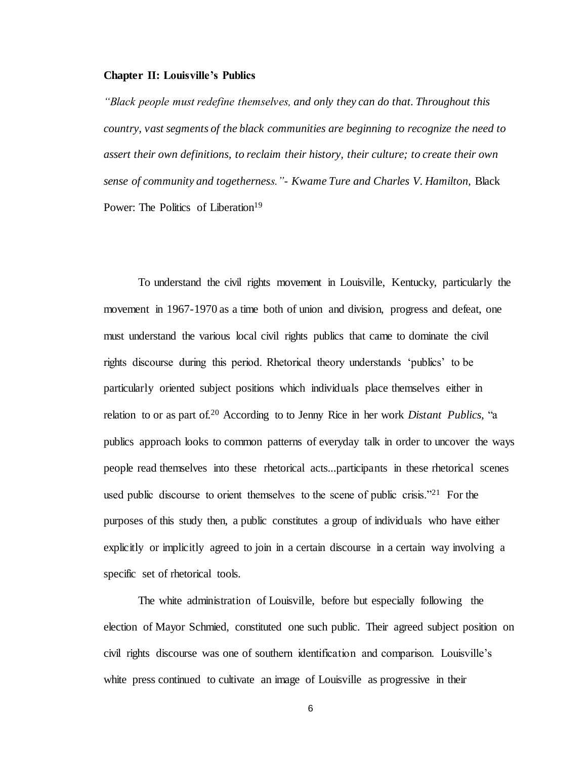**Chapter II: Louisville's Publics**

*"Black people must redefine themselves, and only they can do that. Throughout this country, vast segments of the black communities are beginning to recognize the need to assert their own definitions, to reclaim their history, their culture; to create their own sense of community and togetherness."- Kwame Ture and Charles V. Hamilton,* Black Power: The Politics of Liberation[19]

To understand the civil rights movement in Louisville, Kentucky, particularly the movement in 1967-1970 as a time both of union and division, progress and defeat, one must understand the various local civil rights publics that came to dominate the civil rights discourse during this period. Rhetorical theory understands 'publics' to be particularly oriented subject positions which individuals place themselves either in relation to or as part of.[20] According to to Jenny Rice in her work *Distant Publics*, "a publics approach looks to common patterns of everyday talk in order to uncover the ways people read themselves into these rhetorical acts...participants in these rhetorical scenes used public discourse to orient themselves to the scene of public crisis."[21] For the purposes of this study then, a public constitutes a group of individuals who have either explicitly or implicitly agreed to join in a certain discourse in a certain way involving a specific set of rhetorical tools.

The white administration of Louisville, before but especially following the election of Mayor Schmied, constituted one such public. Their agreed subject position on civil rights discourse was one of southern identification and comparison. Louisville's white press continued to cultivate an image of Louisville as progressive in their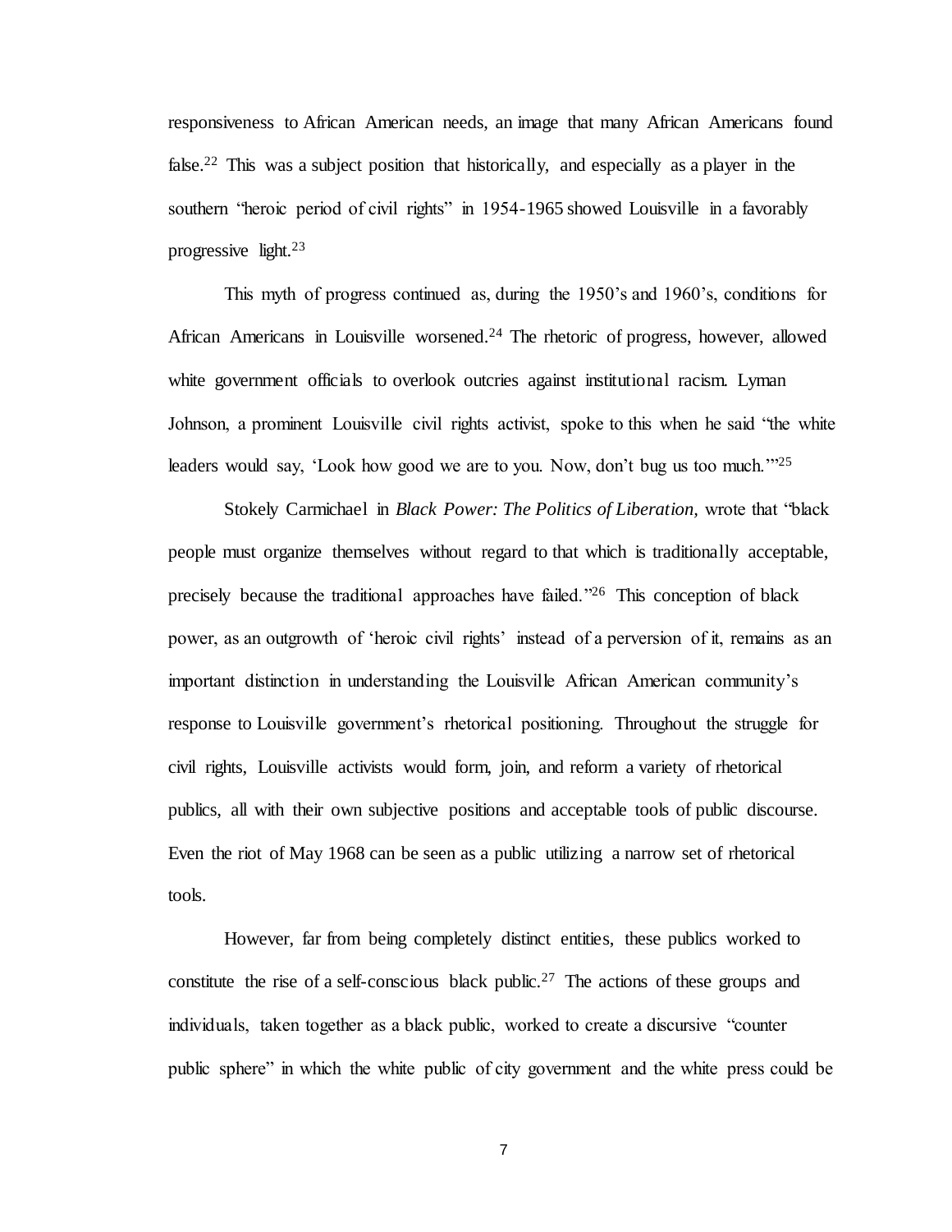responsiveness to African American needs, an image that many African Americans found false.[22] This was a subject position that historically, and especially as a player in the southern "heroic period of civil rights" in 1954-1965 showed Louisville in a favorably progressive light.[23]

This myth of progress continued as, during the 1950's and 1960's, conditions for African Americans in Louisville worsened.[24] The rhetoric of progress, however, allowed white government officials to overlook outcries against institutional racism. Lyman Johnson, a prominent Louisville civil rights activist, spoke to this when he said "the white leaders would say, 'Look how good we are to you. Now, don't bug us too much.'"[25]

Stokely Carmichael in *Black Power: The Politics of Liberation,* wrote that "black people must organize themselves without regard to that which is traditionally acceptable, precisely because the traditional approaches have failed."[26] This conception of black power, as an outgrowth of 'heroic civil rights' instead of a perversion of it, remains as an important distinction in understanding the Louisville African American community's response to Louisville government's rhetorical positioning. Throughout the struggle for civil rights, Louisville activists would form, join, and reform a variety of rhetorical publics, all with their own subjective positions and acceptable tools of public discourse. Even the riot of May 1968 can be seen as a public utilizing a narrow set of rhetorical tools.

However, far from being completely distinct entities, these publics worked to constitute the rise of a self-conscious black public.[27] The actions of these groups and individuals, taken together as a black public, worked to create a discursive "counter public sphere" in which the white public of city government and the white press could be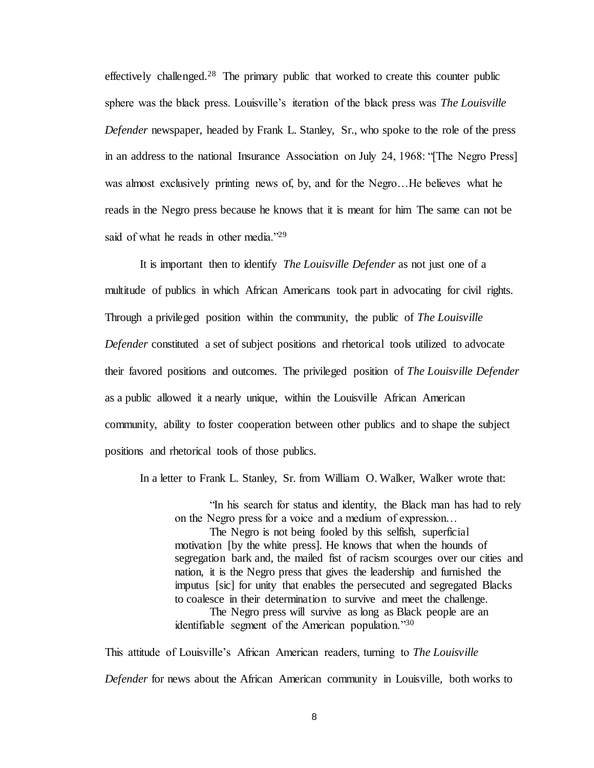effectively challenged.[28] The primary public that worked to create this counter public sphere was the black press. Louisville's iteration of the black press was *The Louisville Defender* newspaper, headed by Frank L. Stanley, Sr., who spoke to the role of the press in an address to the national Insurance Association on July 24, 1968: "[The Negro Press] was almost exclusively printing news of, by, and for the Negro…He believes what he reads in the Negro press because he knows that it is meant for him The same can not be said of what he reads in other media."[29]

It is important then to identify *The Louisville Defender* as not just one of a multitude of publics in which African Americans took part in advocating for civil rights. Through a privileged position within the community, the public of *The Louisville Defender* constituted a set of subject positions and rhetorical tools utilized to advocate their favored positions and outcomes. The privileged position of *The Louisville Defender* as a public allowed it a nearly unique, within the Louisville African American community, ability to foster cooperation between other publics and to shape the subject positions and rhetorical tools of those publics.

In a letter to Frank L. Stanley, Sr. from William O. Walker, Walker wrote that:

> "In his search for status and identity, the Black man has had to rely on the Negro press for a voice and a medium of expression…
>
> The Negro is not being fooled by this selfish, superficial motivation [by the white press]. He knows that when the hounds of segregation bark and, the mailed fist of racism scourges over our cities and nation, it is the Negro press that gives the leadership and furnished the imputus [sic] for unity that enables the persecuted and segregated Blacks to coalesce in their determination to survive and meet the challenge.
>
> The Negro press will survive as long as Black people are an identifiable segment of the American population."[30]

This attitude of Louisville's African American readers, turning to *The Louisville Defender* for news about the African American community in Louisville, both works to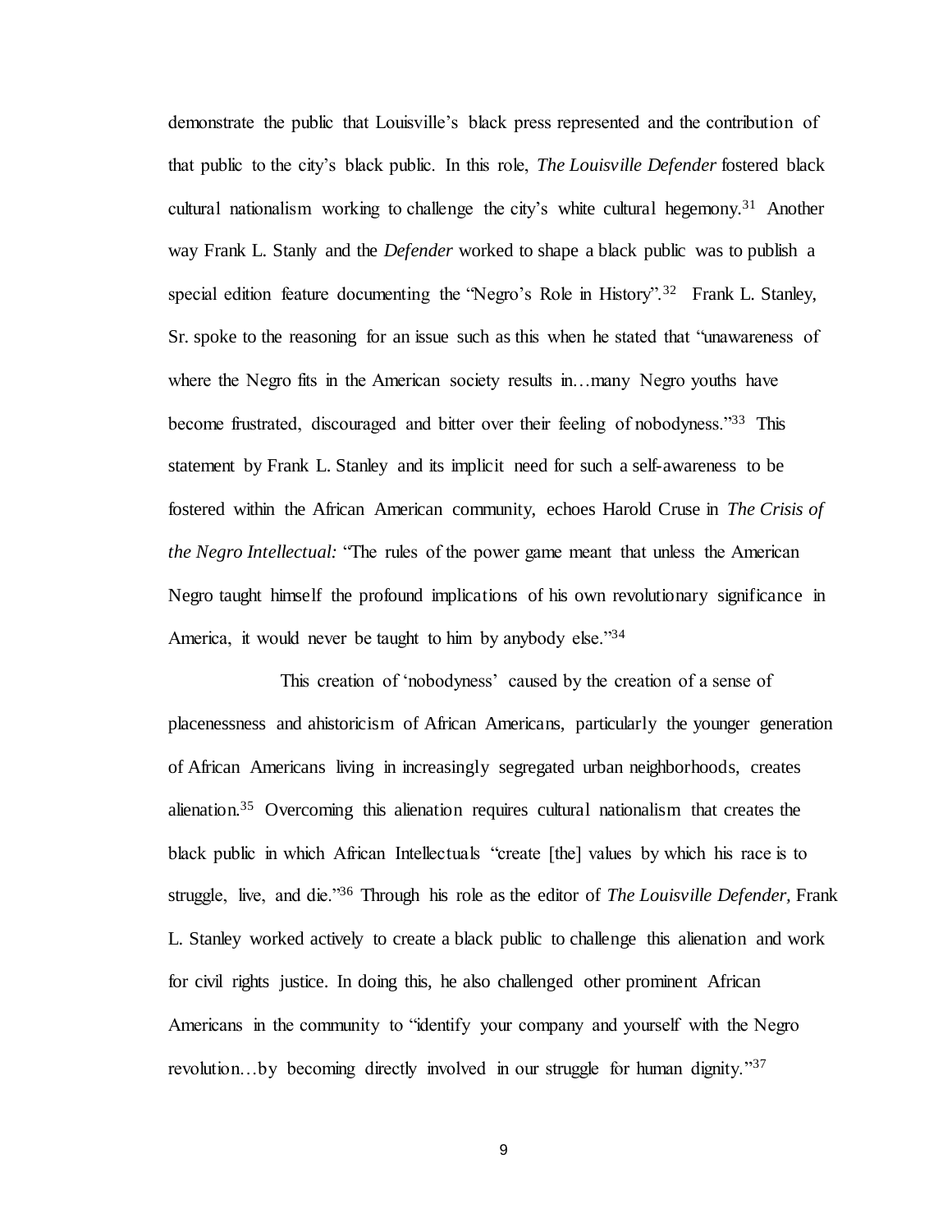demonstrate the public that Louisville's black press represented and the contribution of that public to the city's black public. In this role, *The Louisville Defender* fostered black cultural nationalism working to challenge the city's white cultural hegemony.[31] Another way Frank L. Stanly and the *Defender* worked to shape a black public was to publish a special edition feature documenting the "Negro's Role in History".[32] Frank L. Stanley, Sr. spoke to the reasoning for an issue such as this when he stated that "unawareness of where the Negro fits in the American society results in…many Negro youths have become frustrated, discouraged and bitter over their feeling of nobodyness."[33] This statement by Frank L. Stanley and its implicit need for such a self-awareness to be fostered within the African American community, echoes Harold Cruse in *The Crisis of the Negro Intellectual:* "The rules of the power game meant that unless the American Negro taught himself the profound implications of his own revolutionary significance in America, it would never be taught to him by anybody else."[34]

This creation of 'nobodyness' caused by the creation of a sense of placenessness and ahistoricism of African Americans, particularly the younger generation of African Americans living in increasingly segregated urban neighborhoods, creates alienation.[35] Overcoming this alienation requires cultural nationalism that creates the black public in which African Intellectuals "create [the] values by which his race is to struggle, live, and die."[36] Through his role as the editor of *The Louisville Defender,* Frank L. Stanley worked actively to create a black public to challenge this alienation and work for civil rights justice. In doing this, he also challenged other prominent African Americans in the community to "identify your company and yourself with the Negro revolution…by becoming directly involved in our struggle for human dignity."[37]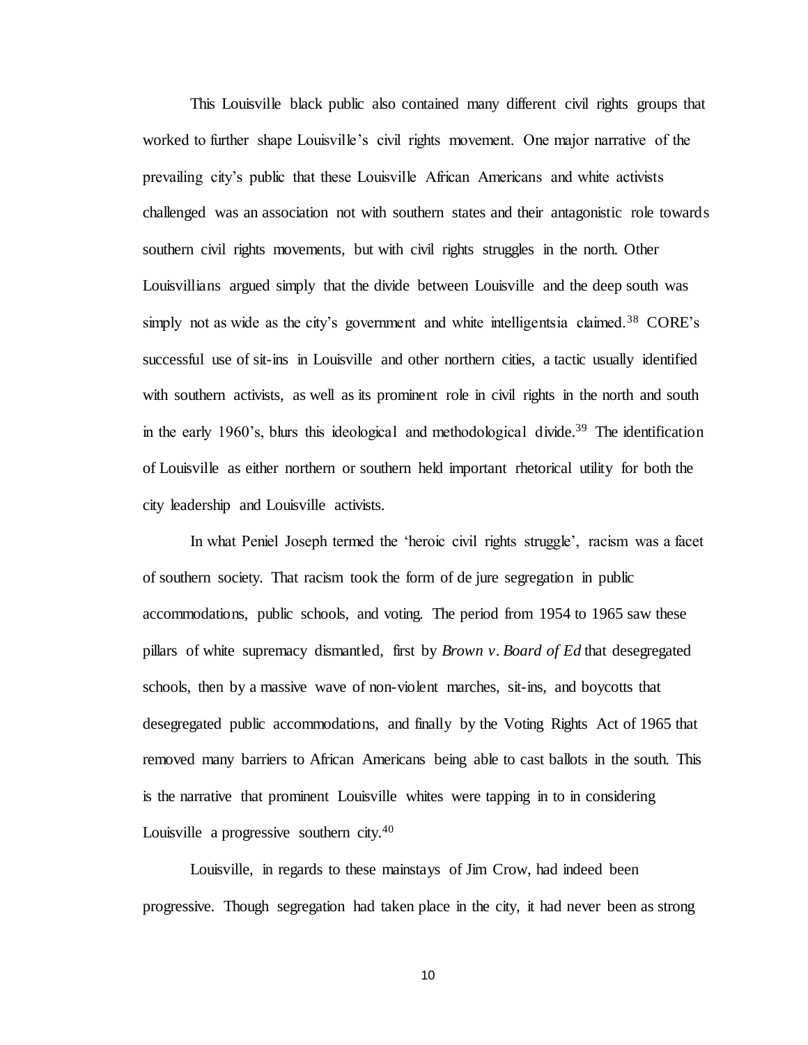This Louisville black public also contained many different civil rights groups that worked to further shape Louisville's civil rights movement. One major narrative of the prevailing city's public that these Louisville African Americans and white activists challenged was an association not with southern states and their antagonistic role towards southern civil rights movements, but with civil rights struggles in the north. Other Louisvillians argued simply that the divide between Louisville and the deep south was simply not as wide as the city's government and white intelligentsia claimed.[38] CORE's successful use of sit-ins in Louisville and other northern cities, a tactic usually identified with southern activists, as well as its prominent role in civil rights in the north and south in the early 1960's, blurs this ideological and methodological divide.[39] The identification of Louisville as either northern or southern held important rhetorical utility for both the city leadership and Louisville activists.

In what Peniel Joseph termed the 'heroic civil rights struggle', racism was a facet of southern society. That racism took the form of de jure segregation in public accommodations, public schools, and voting. The period from 1954 to 1965 saw these pillars of white supremacy dismantled, first by *Brown v. Board of Ed* that desegregated schools, then by a massive wave of non-violent marches, sit-ins, and boycotts that desegregated public accommodations, and finally by the Voting Rights Act of 1965 that removed many barriers to African Americans being able to cast ballots in the south. This is the narrative that prominent Louisville whites were tapping in to in considering Louisville a progressive southern city.[40]

Louisville, in regards to these mainstays of Jim Crow, had indeed been progressive. Though segregation had taken place in the city, it had never been as strong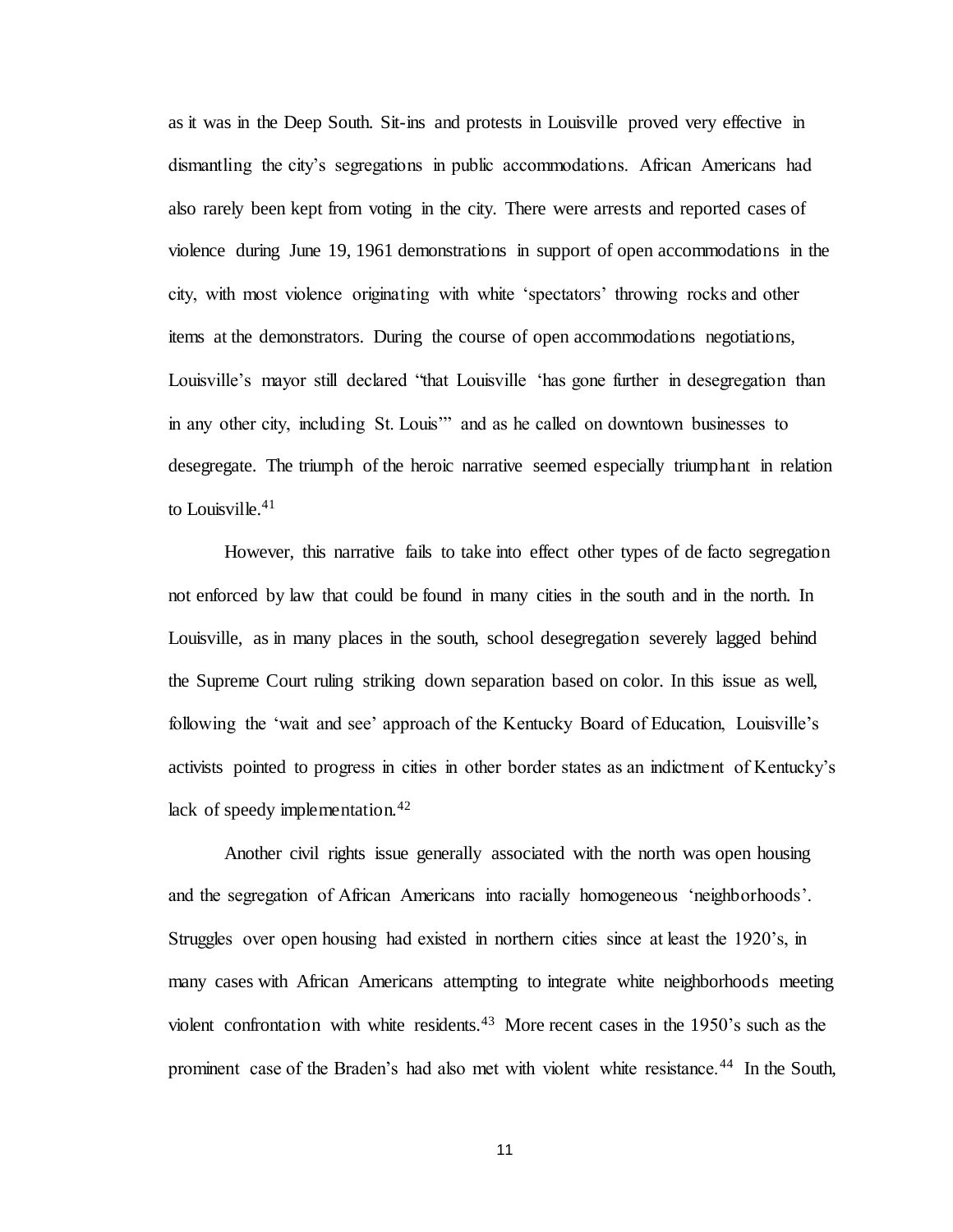as it was in the Deep South. Sit-ins and protests in Louisville proved very effective in dismantling the city's segregations in public accommodations. African Americans had also rarely been kept from voting in the city. There were arrests and reported cases of violence during June 19, 1961 demonstrations in support of open accommodations in the city, with most violence originating with white 'spectators' throwing rocks and other items at the demonstrators. During the course of open accommodations negotiations, Louisville's mayor still declared "that Louisville 'has gone further in desegregation than in any other city, including St. Louis'" and as he called on downtown businesses to desegregate. The triumph of the heroic narrative seemed especially triumphant in relation to Louisville.[41]

However, this narrative fails to take into effect other types of de facto segregation not enforced by law that could be found in many cities in the south and in the north. In Louisville, as in many places in the south, school desegregation severely lagged behind the Supreme Court ruling striking down separation based on color. In this issue as well, following the 'wait and see' approach of the Kentucky Board of Education, Louisville's activists pointed to progress in cities in other border states as an indictment of Kentucky's lack of speedy implementation.[42]

Another civil rights issue generally associated with the north was open housing and the segregation of African Americans into racially homogeneous 'neighborhoods'. Struggles over open housing had existed in northern cities since at least the 1920's, in many cases with African Americans attempting to integrate white neighborhoods meeting violent confrontation with white residents.[43] More recent cases in the 1950's such as the prominent case of the Braden's had also met with violent white resistance.[44] In the South,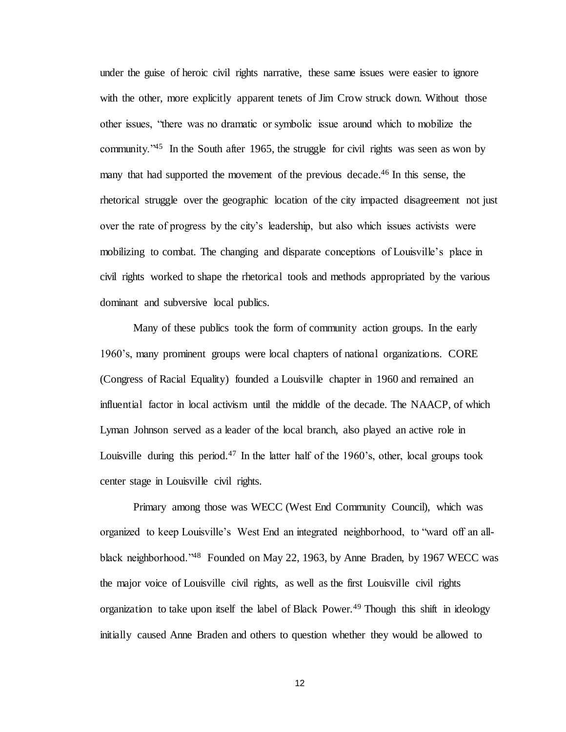under the guise of heroic civil rights narrative, these same issues were easier to ignore with the other, more explicitly apparent tenets of Jim Crow struck down. Without those other issues, "there was no dramatic or symbolic issue around which to mobilize the community."[45] In the South after 1965, the struggle for civil rights was seen as won by many that had supported the movement of the previous decade.[46] In this sense, the rhetorical struggle over the geographic location of the city impacted disagreement not just over the rate of progress by the city's leadership, but also which issues activists were mobilizing to combat. The changing and disparate conceptions of Louisville's place in civil rights worked to shape the rhetorical tools and methods appropriated by the various dominant and subversive local publics.

Many of these publics took the form of community action groups. In the early 1960's, many prominent groups were local chapters of national organizations. CORE (Congress of Racial Equality) founded a Louisville chapter in 1960 and remained an influential factor in local activism until the middle of the decade. The NAACP, of which Lyman Johnson served as a leader of the local branch, also played an active role in Louisville during this period.[47] In the latter half of the 1960's, other, local groups took center stage in Louisville civil rights.

Primary among those was WECC (West End Community Council), which was organized to keep Louisville's West End an integrated neighborhood, to "ward off an all-black neighborhood."[48] Founded on May 22, 1963, by Anne Braden, by 1967 WECC was the major voice of Louisville civil rights, as well as the first Louisville civil rights organization to take upon itself the label of Black Power.[49] Though this shift in ideology initially caused Anne Braden and others to question whether they would be allowed to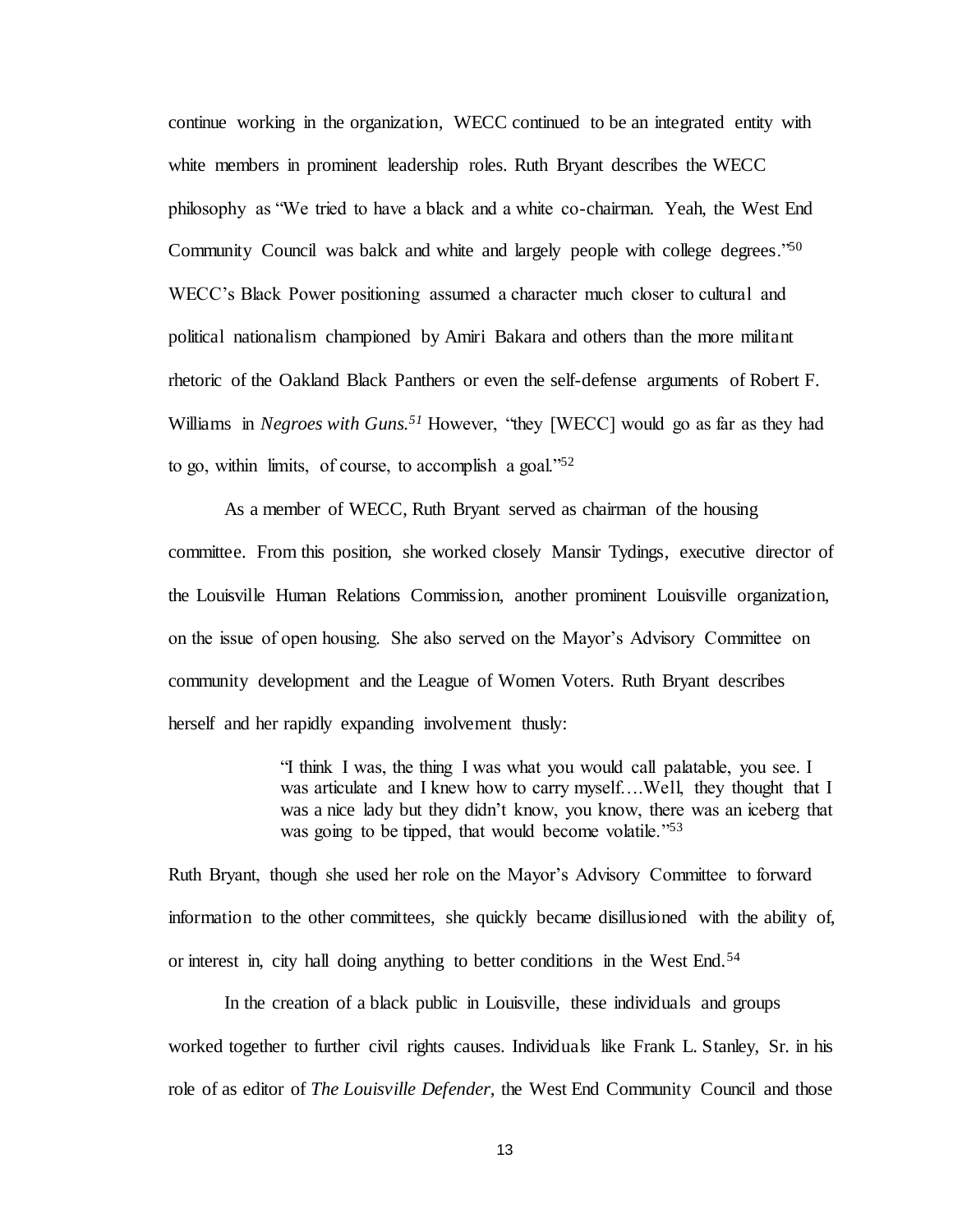continue working in the organization, WECC continued to be an integrated entity with white members in prominent leadership roles. Ruth Bryant describes the WECC philosophy as "We tried to have a black and a white co-chairman. Yeah, the West End Community Council was balck and white and largely people with college degrees."[50] WECC's Black Power positioning assumed a character much closer to cultural and political nationalism championed by Amiri Bakara and others than the more militant rhetoric of the Oakland Black Panthers or even the self-defense arguments of Robert F. Williams in *Negroes with Guns.*[51] However, "they [WECC] would go as far as they had to go, within limits, of course, to accomplish a goal."[52]

As a member of WECC, Ruth Bryant served as chairman of the housing committee. From this position, she worked closely Mansir Tydings, executive director of the Louisville Human Relations Commission, another prominent Louisville organization, on the issue of open housing. She also served on the Mayor's Advisory Committee on community development and the League of Women Voters. Ruth Bryant describes herself and her rapidly expanding involvement thusly:

> "I think I was, the thing I was what you would call palatable, you see. I was articulate and I knew how to carry myself….Well, they thought that I was a nice lady but they didn't know, you know, there was an iceberg that was going to be tipped, that would become volatile."[53]

Ruth Bryant, though she used her role on the Mayor's Advisory Committee to forward information to the other committees, she quickly became disillusioned with the ability of, or interest in, city hall doing anything to better conditions in the West End.[54]

In the creation of a black public in Louisville, these individuals and groups worked together to further civil rights causes. Individuals like Frank L. Stanley, Sr. in his role of as editor of *The Louisville Defender,* the West End Community Council and those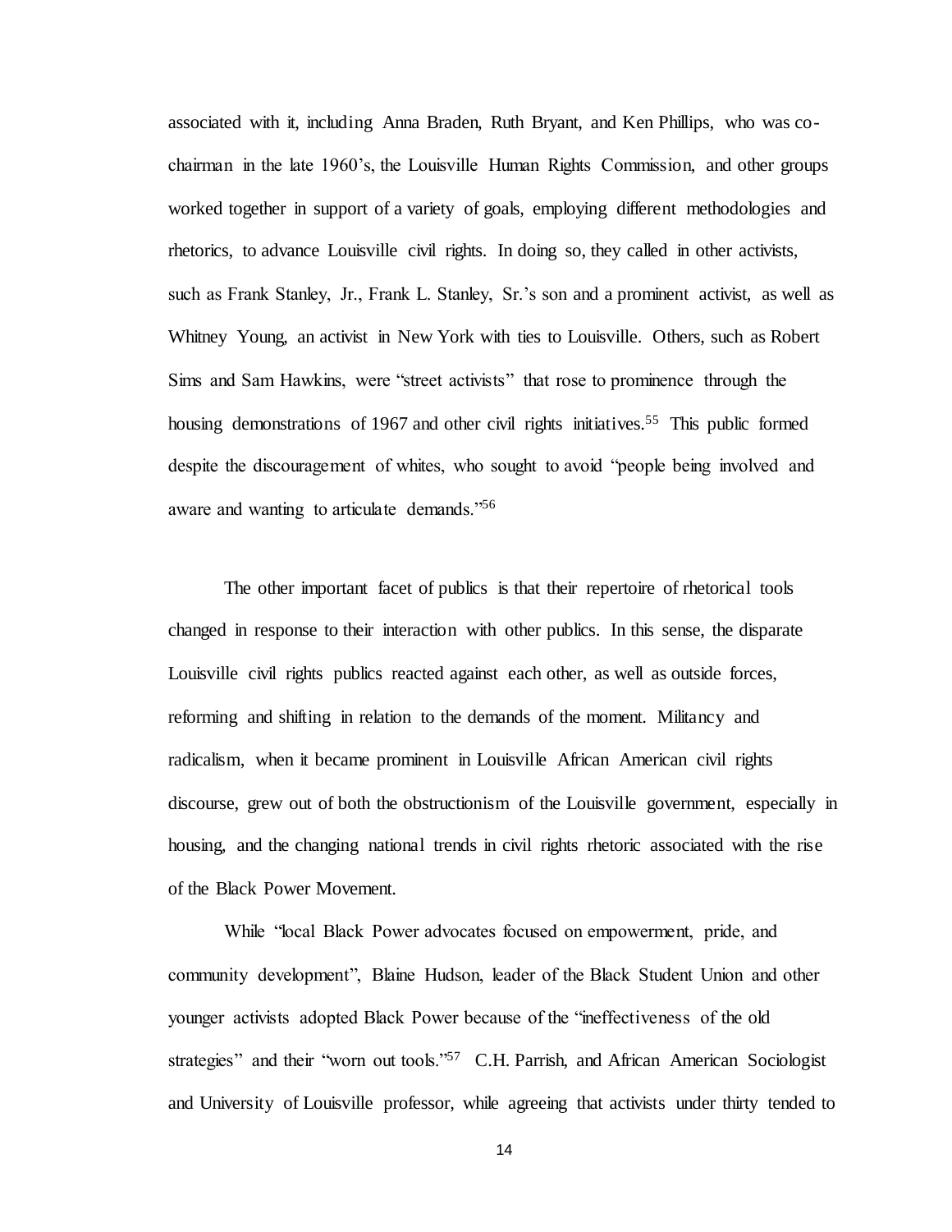associated with it, including Anna Braden, Ruth Bryant, and Ken Phillips, who was co-chairman in the late 1960's, the Louisville Human Rights Commission, and other groups worked together in support of a variety of goals, employing different methodologies and rhetorics, to advance Louisville civil rights. In doing so, they called in other activists, such as Frank Stanley, Jr., Frank L. Stanley, Sr.'s son and a prominent activist, as well as Whitney Young, an activist in New York with ties to Louisville. Others, such as Robert Sims and Sam Hawkins, were "street activists" that rose to prominence through the housing demonstrations of 1967 and other civil rights initiatives.[55] This public formed despite the discouragement of whites, who sought to avoid "people being involved and aware and wanting to articulate demands."[56]

The other important facet of publics is that their repertoire of rhetorical tools changed in response to their interaction with other publics. In this sense, the disparate Louisville civil rights publics reacted against each other, as well as outside forces, reforming and shifting in relation to the demands of the moment. Militancy and radicalism, when it became prominent in Louisville African American civil rights discourse, grew out of both the obstructionism of the Louisville government, especially in housing, and the changing national trends in civil rights rhetoric associated with the rise of the Black Power Movement.

While "local Black Power advocates focused on empowerment, pride, and community development", Blaine Hudson, leader of the Black Student Union and other younger activists adopted Black Power because of the "ineffectiveness of the old strategies" and their "worn out tools."[57] C.H. Parrish, and African American Sociologist and University of Louisville professor, while agreeing that activists under thirty tended to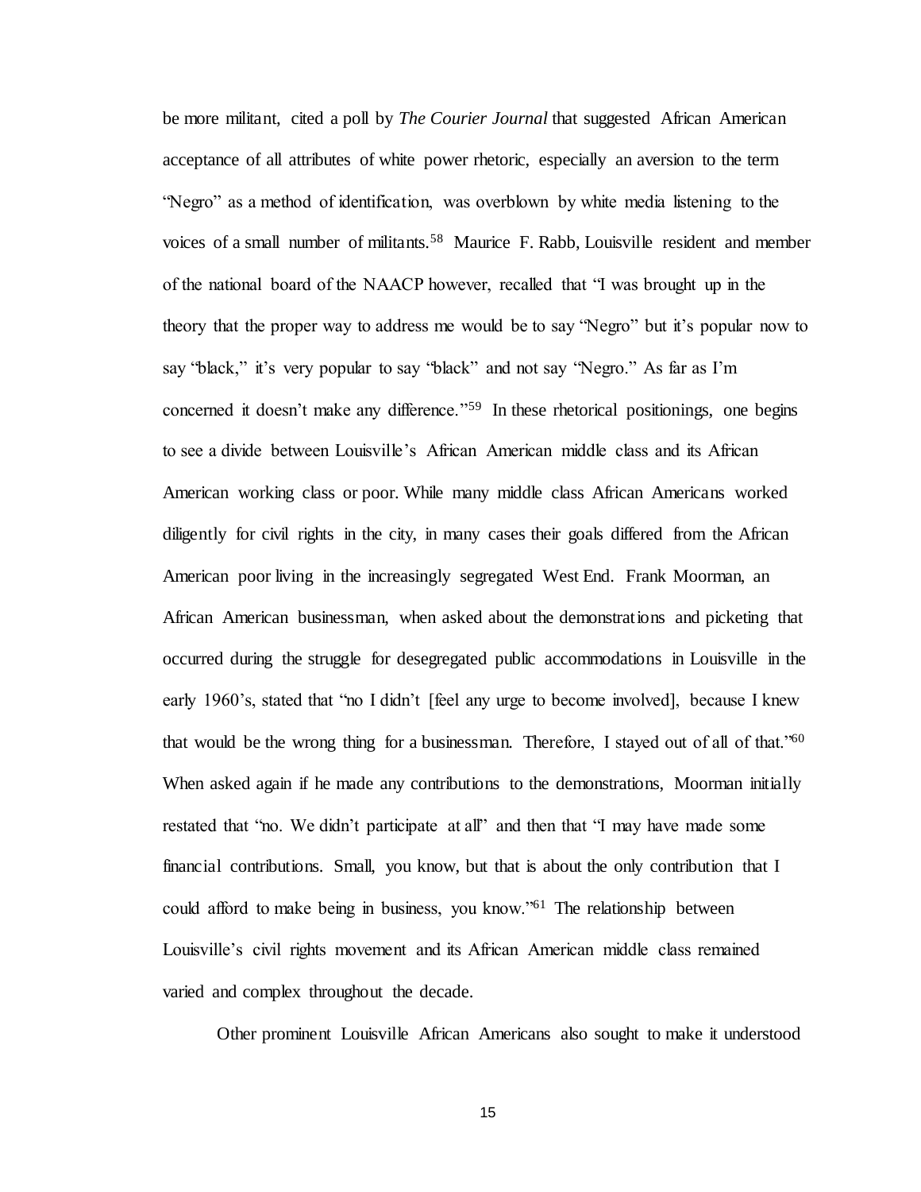be more militant, cited a poll by *The Courier Journal* that suggested African American acceptance of all attributes of white power rhetoric, especially an aversion to the term "Negro" as a method of identification, was overblown by white media listening to the voices of a small number of militants.[58] Maurice F. Rabb, Louisville resident and member of the national board of the NAACP however, recalled that "I was brought up in the theory that the proper way to address me would be to say "Negro" but it's popular now to say "black," it's very popular to say "black" and not say "Negro." As far as I'm concerned it doesn't make any difference."[59] In these rhetorical positionings, one begins to see a divide between Louisville's African American middle class and its African American working class or poor. While many middle class African Americans worked diligently for civil rights in the city, in many cases their goals differed from the African American poor living in the increasingly segregated West End. Frank Moorman, an African American businessman, when asked about the demonstrations and picketing that occurred during the struggle for desegregated public accommodations in Louisville in the early 1960's, stated that "no I didn't [feel any urge to become involved], because I knew that would be the wrong thing for a businessman. Therefore, I stayed out of all of that."[60] When asked again if he made any contributions to the demonstrations, Moorman initially restated that "no. We didn't participate at all" and then that "I may have made some financial contributions. Small, you know, but that is about the only contribution that I could afford to make being in business, you know."[61] The relationship between Louisville's civil rights movement and its African American middle class remained varied and complex throughout the decade.

Other prominent Louisville African Americans also sought to make it understood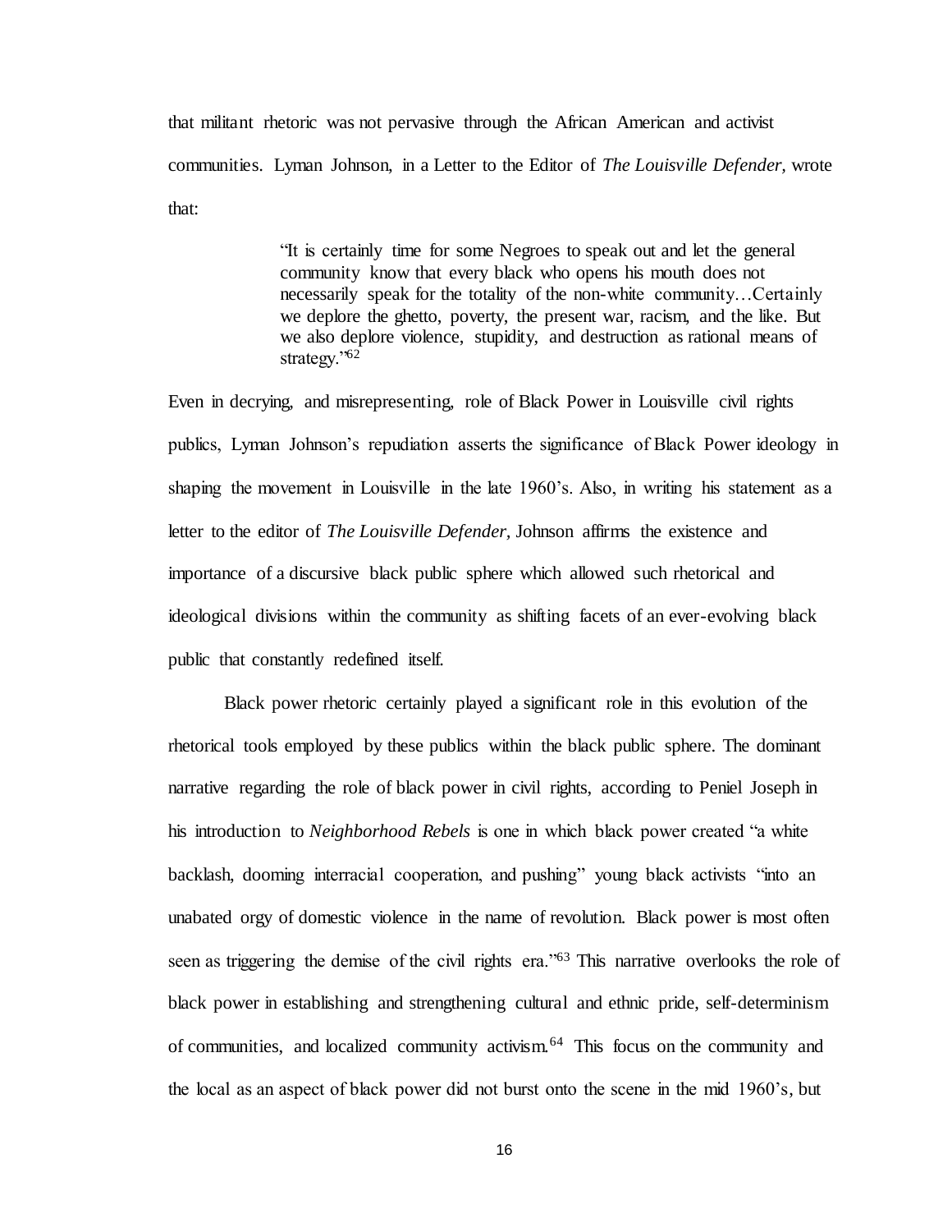that militant rhetoric was not pervasive through the African American and activist communities. Lyman Johnson, in a Letter to the Editor of *The Louisville Defender*, wrote that:

> "It is certainly time for some Negroes to speak out and let the general community know that every black who opens his mouth does not necessarily speak for the totality of the non-white community…Certainly we deplore the ghetto, poverty, the present war, racism, and the like. But we also deplore violence, stupidity, and destruction as rational means of strategy."[62]

Even in decrying, and misrepresenting, role of Black Power in Louisville civil rights publics, Lyman Johnson's repudiation asserts the significance of Black Power ideology in shaping the movement in Louisville in the late 1960's. Also, in writing his statement as a letter to the editor of *The Louisville Defender*, Johnson affirms the existence and importance of a discursive black public sphere which allowed such rhetorical and ideological divisions within the community as shifting facets of an ever-evolving black public that constantly redefined itself.

Black power rhetoric certainly played a significant role in this evolution of the rhetorical tools employed by these publics within the black public sphere. The dominant narrative regarding the role of black power in civil rights, according to Peniel Joseph in his introduction to *Neighborhood Rebels* is one in which black power created "a white backlash, dooming interracial cooperation, and pushing" young black activists "into an unabated orgy of domestic violence in the name of revolution. Black power is most often seen as triggering the demise of the civil rights era."[63] This narrative overlooks the role of black power in establishing and strengthening cultural and ethnic pride, self-determinism of communities, and localized community activism.[64] This focus on the community and the local as an aspect of black power did not burst onto the scene in the mid 1960's, but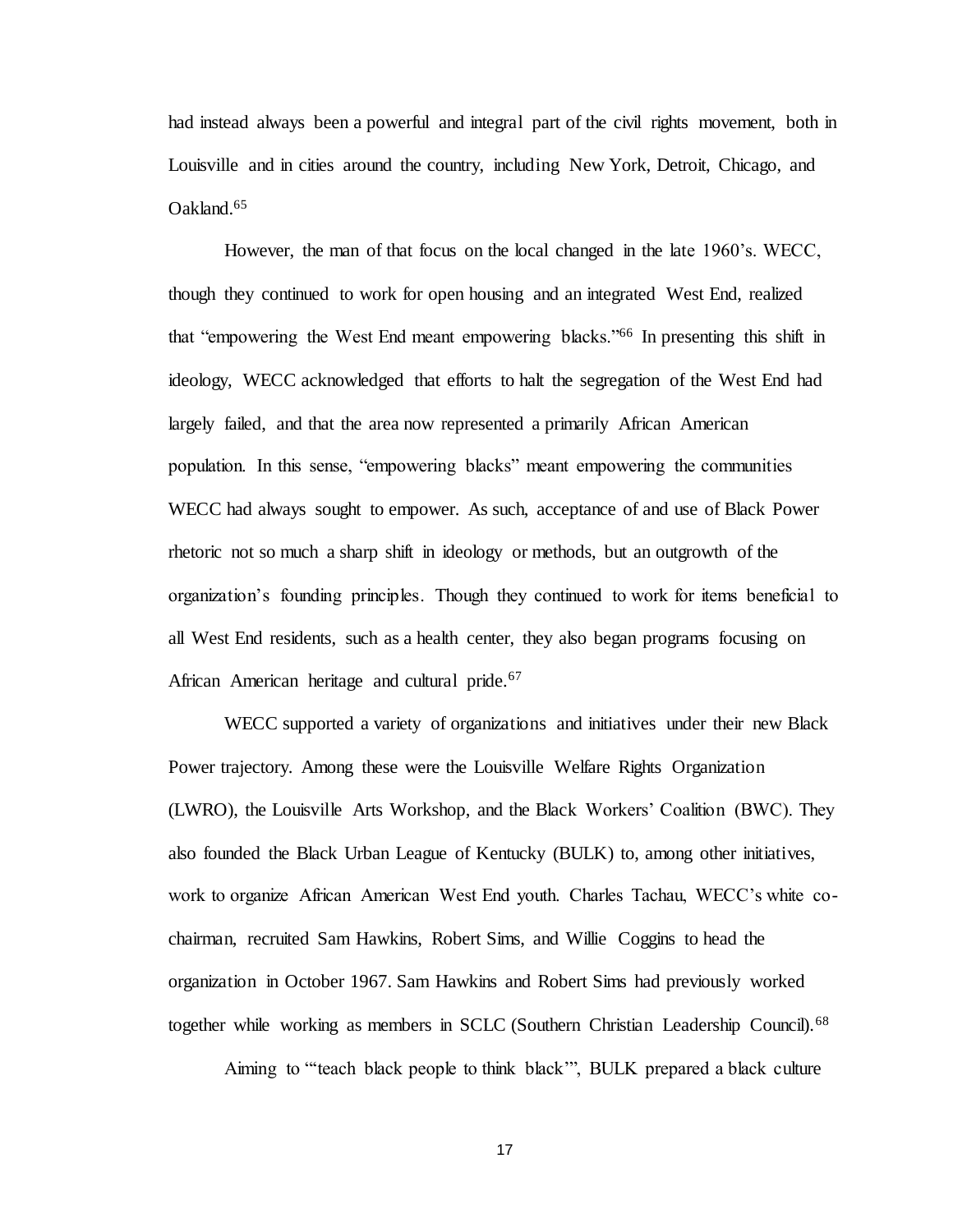had instead always been a powerful and integral part of the civil rights movement, both in Louisville and in cities around the country, including New York, Detroit, Chicago, and Oakland.[65]

However, the man of that focus on the local changed in the late 1960's. WECC, though they continued to work for open housing and an integrated West End, realized that "empowering the West End meant empowering blacks."[66] In presenting this shift in ideology, WECC acknowledged that efforts to halt the segregation of the West End had largely failed, and that the area now represented a primarily African American population. In this sense, "empowering blacks" meant empowering the communities WECC had always sought to empower. As such, acceptance of and use of Black Power rhetoric not so much a sharp shift in ideology or methods, but an outgrowth of the organization's founding principles. Though they continued to work for items beneficial to all West End residents, such as a health center, they also began programs focusing on African American heritage and cultural pride.[67]

WECC supported a variety of organizations and initiatives under their new Black Power trajectory. Among these were the Louisville Welfare Rights Organization (LWRO), the Louisville Arts Workshop, and the Black Workers' Coalition (BWC). They also founded the Black Urban League of Kentucky (BULK) to, among other initiatives, work to organize African American West End youth. Charles Tachau, WECC's white co-chairman, recruited Sam Hawkins, Robert Sims, and Willie Coggins to head the organization in October 1967. Sam Hawkins and Robert Sims had previously worked together while working as members in SCLC (Southern Christian Leadership Council).[68]

Aiming to "'teach black people to think black'", BULK prepared a black culture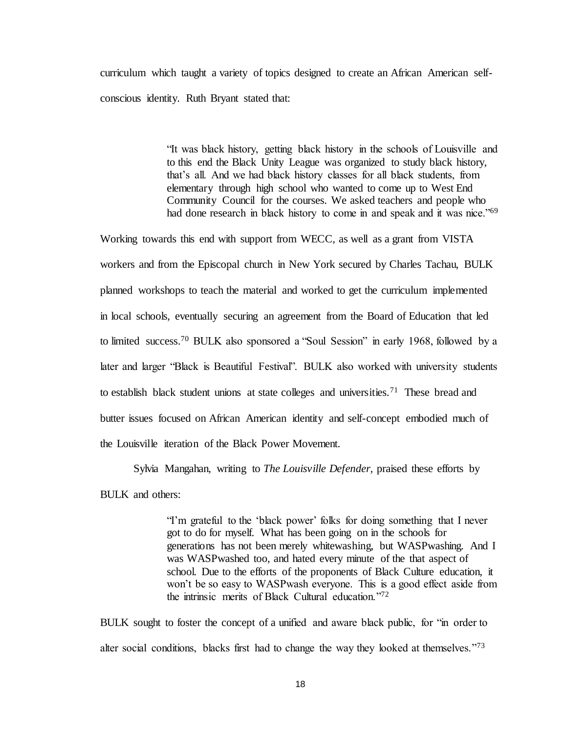curriculum which taught a variety of topics designed to create an African American self-conscious identity. Ruth Bryant stated that:

> "It was black history, getting black history in the schools of Louisville and to this end the Black Unity League was organized to study black history, that's all. And we had black history classes for all black students, from elementary through high school who wanted to come up to West End Community Council for the courses. We asked teachers and people who had done research in black history to come in and speak and it was nice."[69]

Working towards this end with support from WECC, as well as a grant from VISTA workers and from the Episcopal church in New York secured by Charles Tachau, BULK planned workshops to teach the material and worked to get the curriculum implemented in local schools, eventually securing an agreement from the Board of Education that led to limited success.[70] BULK also sponsored a "Soul Session" in early 1968, followed by a later and larger "Black is Beautiful Festival". BULK also worked with university students to establish black student unions at state colleges and universities.[71] These bread and butter issues focused on African American identity and self-concept embodied much of the Louisville iteration of the Black Power Movement.

Sylvia Mangahan, writing to *The Louisville Defender*, praised these efforts by BULK and others:

> "I'm grateful to the 'black power' folks for doing something that I never got to do for myself. What has been going on in the schools for generations has not been merely whitewashing, but WASPwashing. And I was WASPwashed too, and hated every minute of the that aspect of school. Due to the efforts of the proponents of Black Culture education, it won't be so easy to WASPwash everyone. This is a good effect aside from the intrinsic merits of Black Cultural education."[72]

BULK sought to foster the concept of a unified and aware black public, for "in order to alter social conditions, blacks first had to change the way they looked at themselves."[73]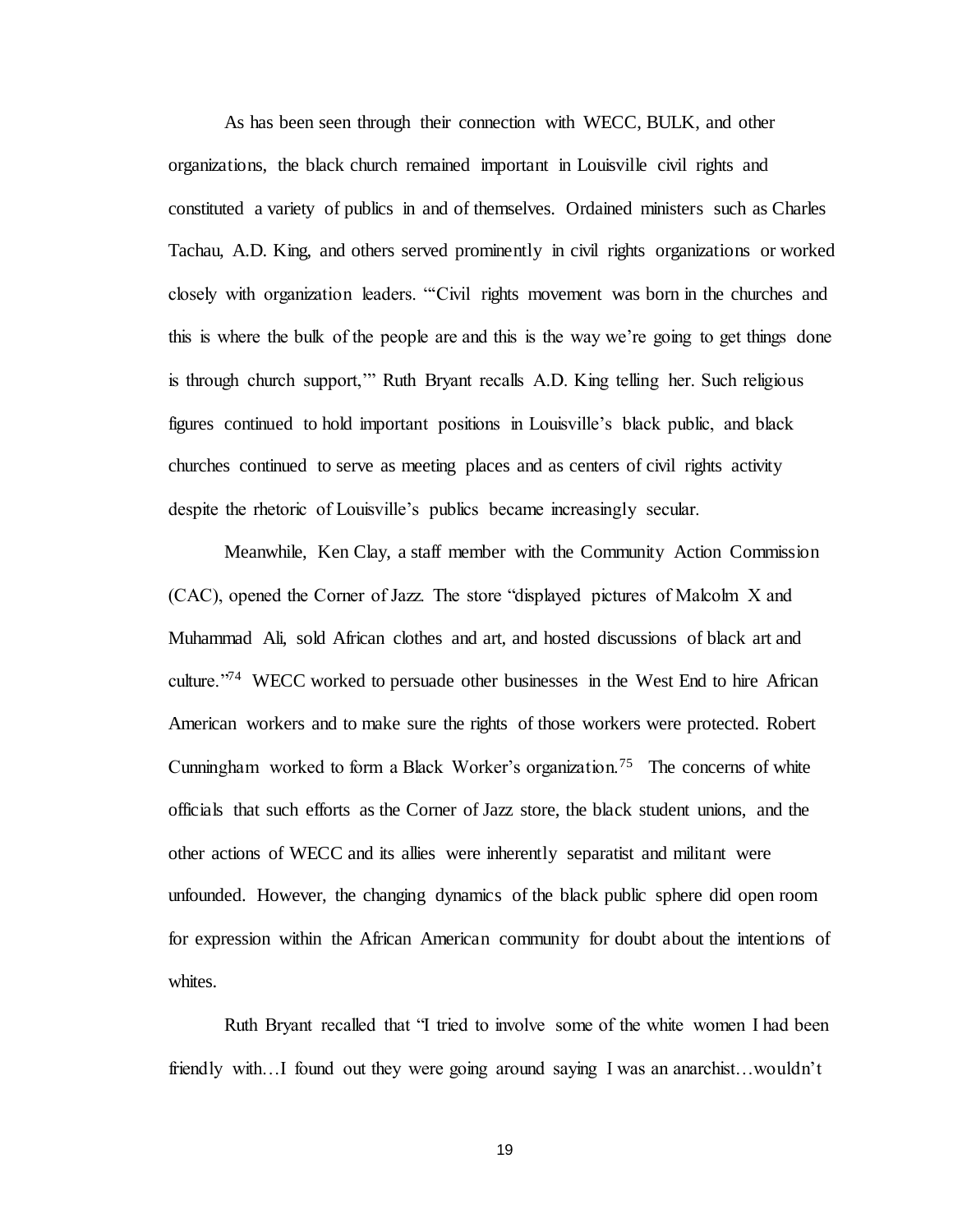As has been seen through their connection with WECC, BULK, and other organizations, the black church remained important in Louisville civil rights and constituted a variety of publics in and of themselves. Ordained ministers such as Charles Tachau, A.D. King, and others served prominently in civil rights organizations or worked closely with organization leaders. "'Civil rights movement was born in the churches and this is where the bulk of the people are and this is the way we're going to get things done is through church support,'" Ruth Bryant recalls A.D. King telling her. Such religious figures continued to hold important positions in Louisville's black public, and black churches continued to serve as meeting places and as centers of civil rights activity despite the rhetoric of Louisville's publics became increasingly secular.

Meanwhile, Ken Clay, a staff member with the Community Action Commission (CAC), opened the Corner of Jazz. The store "displayed pictures of Malcolm X and Muhammad Ali, sold African clothes and art, and hosted discussions of black art and culture."[74] WECC worked to persuade other businesses in the West End to hire African American workers and to make sure the rights of those workers were protected. Robert Cunningham worked to form a Black Worker's organization.[75] The concerns of white officials that such efforts as the Corner of Jazz store, the black student unions, and the other actions of WECC and its allies were inherently separatist and militant were unfounded. However, the changing dynamics of the black public sphere did open room for expression within the African American community for doubt about the intentions of whites.

Ruth Bryant recalled that "I tried to involve some of the white women I had been friendly with…I found out they were going around saying I was an anarchist…wouldn't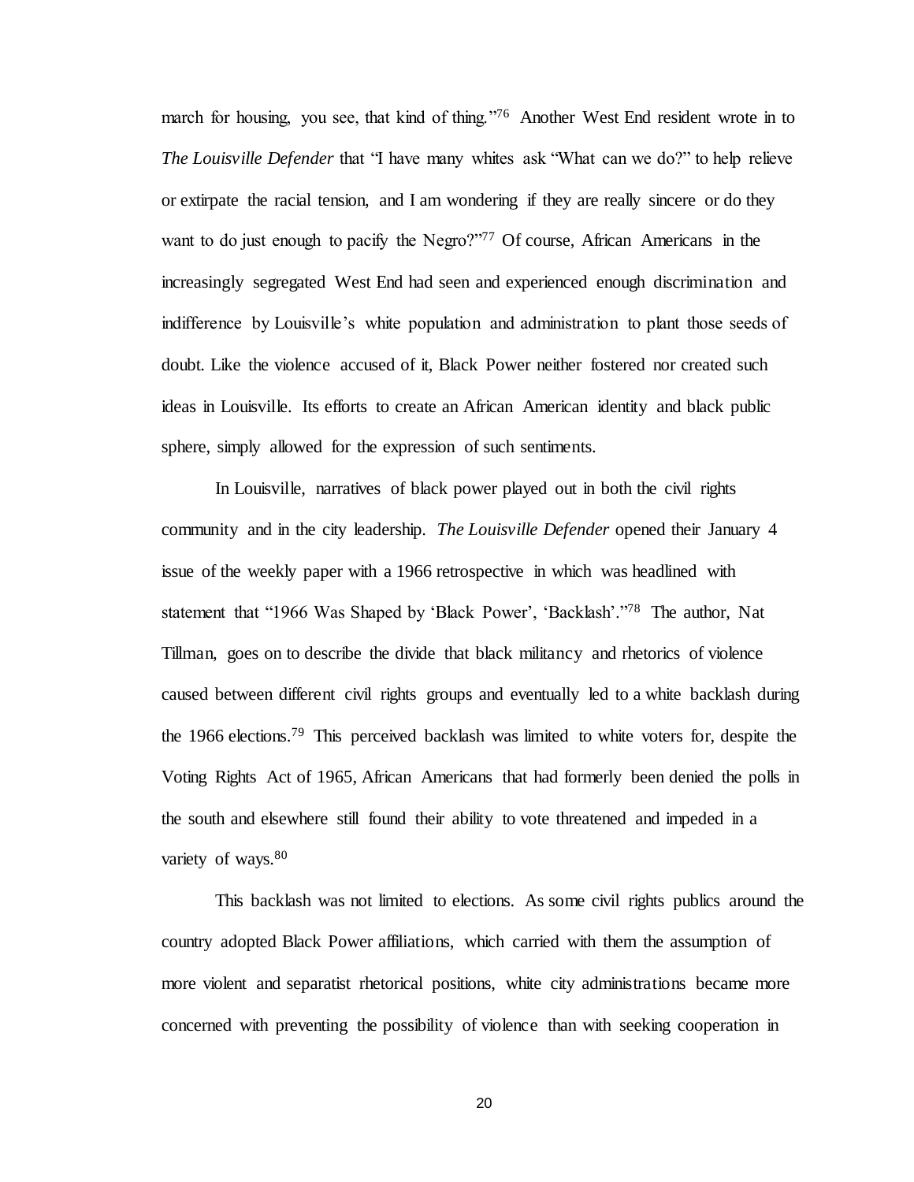march for housing, you see, that kind of thing."[76] Another West End resident wrote in to *The Louisville Defender* that "I have many whites ask "What can we do?" to help relieve or extirpate the racial tension, and I am wondering if they are really sincere or do they want to do just enough to pacify the Negro?"[77] Of course, African Americans in the increasingly segregated West End had seen and experienced enough discrimination and indifference by Louisville's white population and administration to plant those seeds of doubt. Like the violence accused of it, Black Power neither fostered nor created such ideas in Louisville. Its efforts to create an African American identity and black public sphere, simply allowed for the expression of such sentiments.

In Louisville, narratives of black power played out in both the civil rights community and in the city leadership. *The Louisville Defender* opened their January 4 issue of the weekly paper with a 1966 retrospective in which was headlined with statement that "1966 Was Shaped by 'Black Power', 'Backlash'."[78] The author, Nat Tillman, goes on to describe the divide that black militancy and rhetorics of violence caused between different civil rights groups and eventually led to a white backlash during the 1966 elections.[79] This perceived backlash was limited to white voters for, despite the Voting Rights Act of 1965, African Americans that had formerly been denied the polls in the south and elsewhere still found their ability to vote threatened and impeded in a variety of ways.[80]

This backlash was not limited to elections. As some civil rights publics around the country adopted Black Power affiliations, which carried with them the assumption of more violent and separatist rhetorical positions, white city administrations became more concerned with preventing the possibility of violence than with seeking cooperation in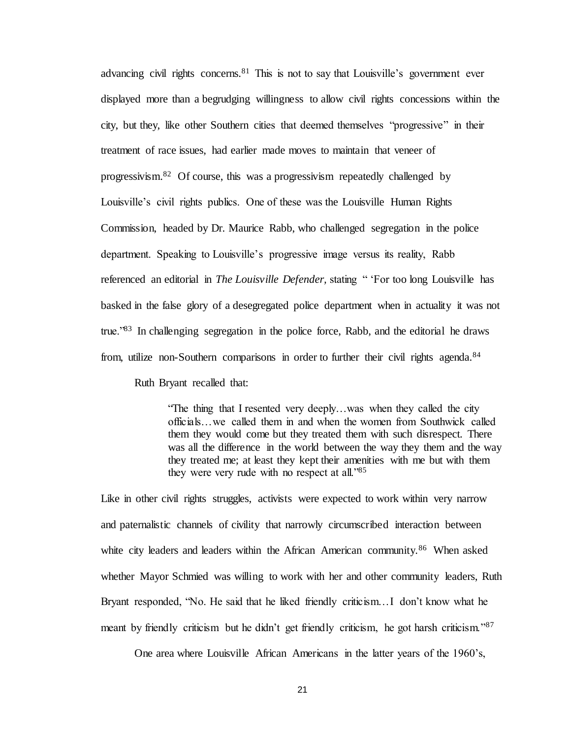advancing civil rights concerns.[81] This is not to say that Louisville's government ever displayed more than a begrudging willingness to allow civil rights concessions within the city, but they, like other Southern cities that deemed themselves "progressive" in their treatment of race issues, had earlier made moves to maintain that veneer of progressivism.[82] Of course, this was a progressivism repeatedly challenged by Louisville's civil rights publics. One of these was the Louisville Human Rights Commission, headed by Dr. Maurice Rabb, who challenged segregation in the police department. Speaking to Louisville's progressive image versus its reality, Rabb referenced an editorial in *The Louisville Defender,* stating " 'For too long Louisville has basked in the false glory of a desegregated police department when in actuality it was not true.'"[83] In challenging segregation in the police force, Rabb, and the editorial he draws from, utilize non-Southern comparisons in order to further their civil rights agenda.[84]

Ruth Bryant recalled that:

> "The thing that I resented very deeply…was when they called the city officials…we called them in and when the women from Southwick called them they would come but they treated them with such disrespect. There was all the difference in the world between the way they them and the way they treated me; at least they kept their amenities with me but with them they were very rude with no respect at all."[85]

Like in other civil rights struggles, activists were expected to work within very narrow and paternalistic channels of civility that narrowly circumscribed interaction between white city leaders and leaders within the African American community.[86] When asked whether Mayor Schmied was willing to work with her and other community leaders, Ruth Bryant responded, "No. He said that he liked friendly criticism…I don't know what he meant by friendly criticism but he didn't get friendly criticism, he got harsh criticism."[87]

One area where Louisville African Americans in the latter years of the 1960's,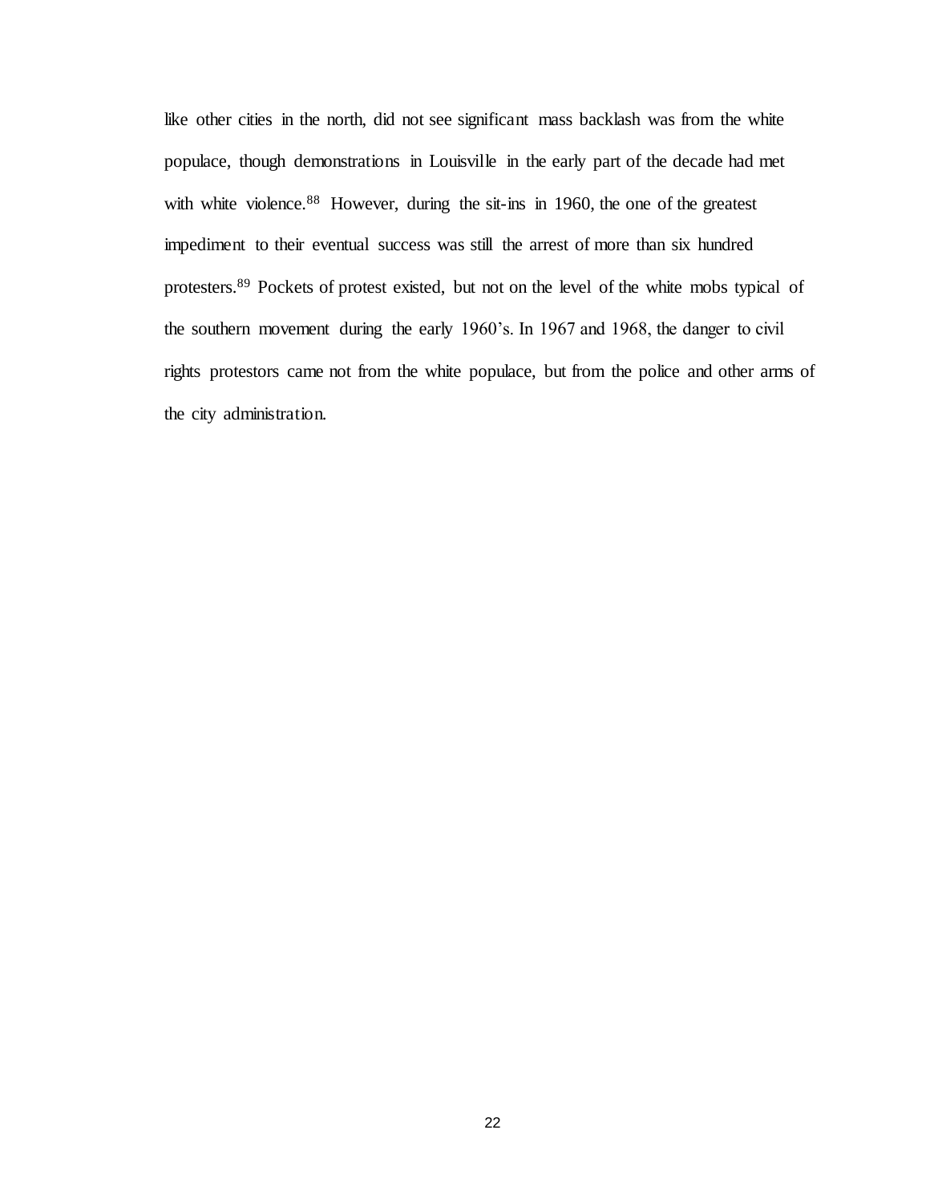like other cities in the north, did not see significant mass backlash was from the white populace, though demonstrations in Louisville in the early part of the decade had met with white violence.[88] However, during the sit-ins in 1960, the one of the greatest impediment to their eventual success was still the arrest of more than six hundred protesters.[89] Pockets of protest existed, but not on the level of the white mobs typical of the southern movement during the early 1960's. In 1967 and 1968, the danger to civil rights protestors came not from the white populace, but from the police and other arms of the city administration.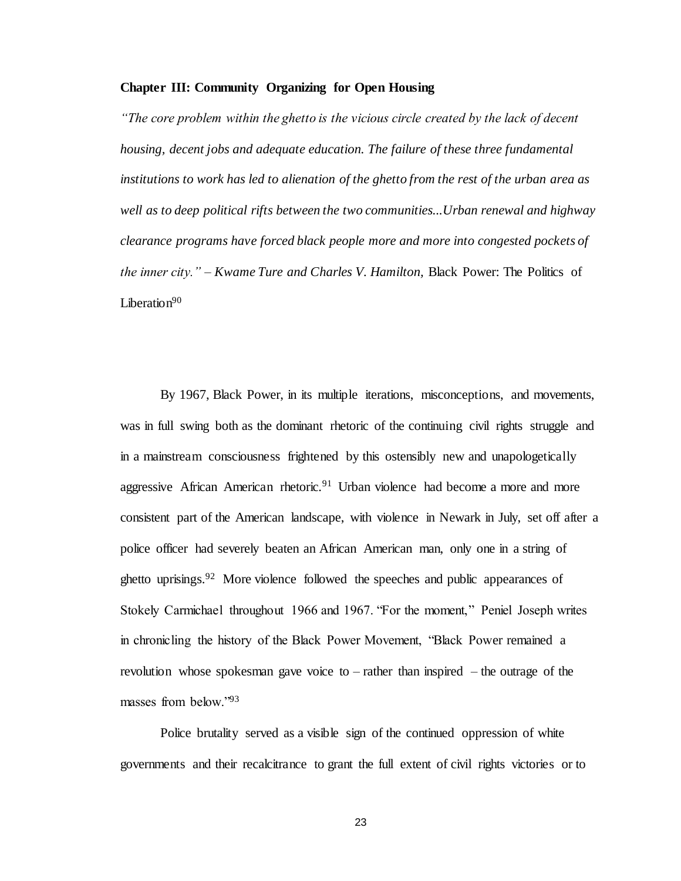## Chapter III: Community Organizing for Open Housing

*"The core problem within the ghetto is the vicious circle created by the lack of decent housing, decent jobs and adequate education. The failure of these three fundamental institutions to work has led to alienation of the ghetto from the rest of the urban area as well as to deep political rifts between the two communities...Urban renewal and highway clearance programs have forced black people more and more into congested pockets of the inner city." – Kwame Ture and Charles V. Hamilton,* Black Power: The Politics of Liberation[90]

By 1967, Black Power, in its multiple iterations, misconceptions, and movements, was in full swing both as the dominant rhetoric of the continuing civil rights struggle and in a mainstream consciousness frightened by this ostensibly new and unapologetically aggressive African American rhetoric.[91] Urban violence had become a more and more consistent part of the American landscape, with violence in Newark in July, set off after a police officer had severely beaten an African American man, only one in a string of ghetto uprisings.[92] More violence followed the speeches and public appearances of Stokely Carmichael throughout 1966 and 1967. "For the moment," Peniel Joseph writes in chronicling the history of the Black Power Movement, "Black Power remained a revolution whose spokesman gave voice to – rather than inspired – the outrage of the masses from below."[93]

Police brutality served as a visible sign of the continued oppression of white governments and their recalcitrance to grant the full extent of civil rights victories or to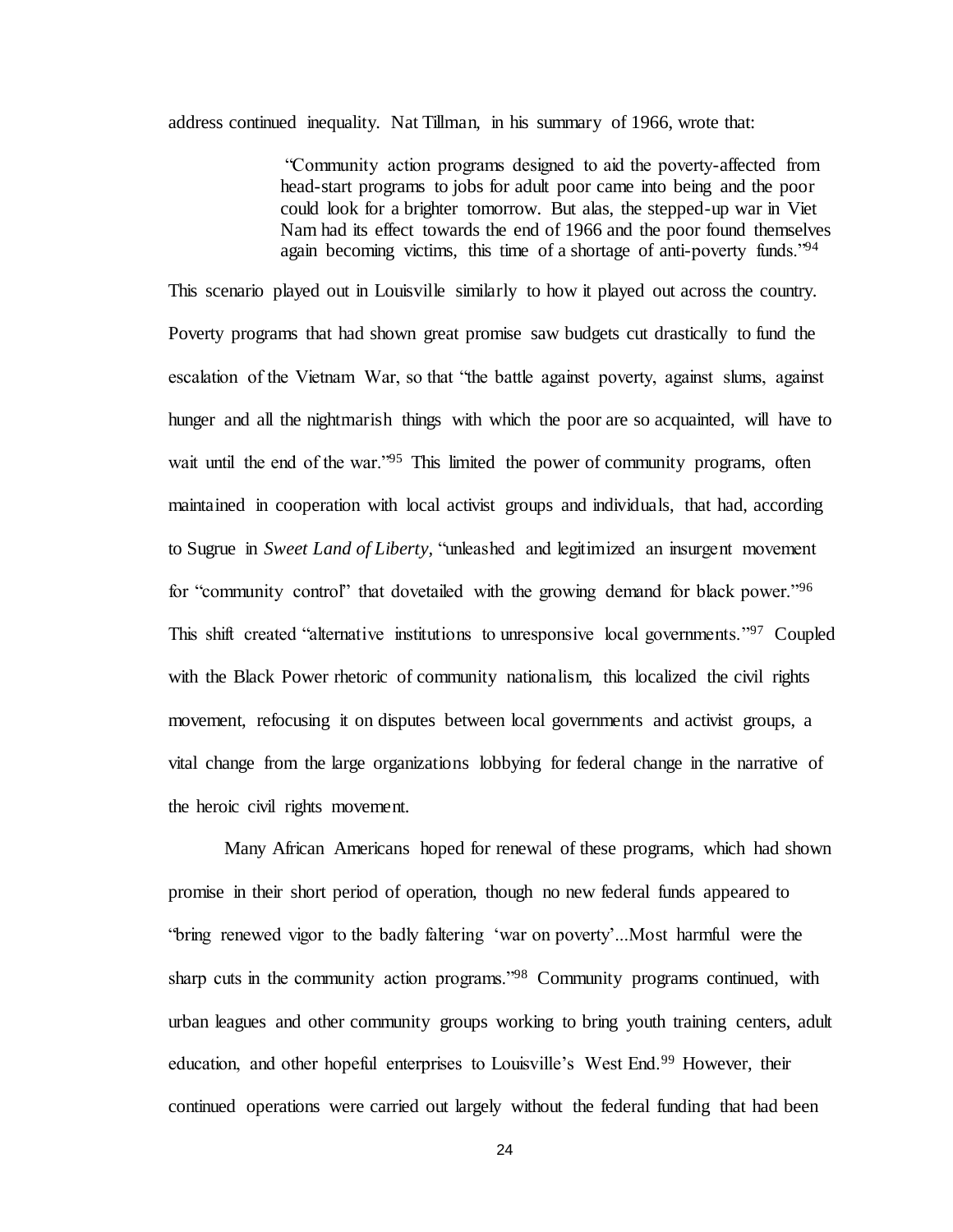address continued inequality. Nat Tillman, in his summary of 1966, wrote that:

> "Community action programs designed to aid the poverty-affected from head-start programs to jobs for adult poor came into being and the poor could look for a brighter tomorrow. But alas, the stepped-up war in Viet Nam had its effect towards the end of 1966 and the poor found themselves again becoming victims, this time of a shortage of anti-poverty funds."[94]

This scenario played out in Louisville similarly to how it played out across the country. Poverty programs that had shown great promise saw budgets cut drastically to fund the escalation of the Vietnam War, so that "the battle against poverty, against slums, against hunger and all the nightmarish things with which the poor are so acquainted, will have to wait until the end of the war."[95] This limited the power of community programs, often maintained in cooperation with local activist groups and individuals, that had, according to Sugrue in *Sweet Land of Liberty*, "unleashed and legitimized an insurgent movement for "community control" that dovetailed with the growing demand for black power."[96] This shift created "alternative institutions to unresponsive local governments."[97] Coupled with the Black Power rhetoric of community nationalism, this localized the civil rights movement, refocusing it on disputes between local governments and activist groups, a vital change from the large organizations lobbying for federal change in the narrative of the heroic civil rights movement.

Many African Americans hoped for renewal of these programs, which had shown promise in their short period of operation, though no new federal funds appeared to "bring renewed vigor to the badly faltering 'war on poverty'...Most harmful were the sharp cuts in the community action programs."[98] Community programs continued, with urban leagues and other community groups working to bring youth training centers, adult education, and other hopeful enterprises to Louisville's West End.[99] However, their continued operations were carried out largely without the federal funding that had been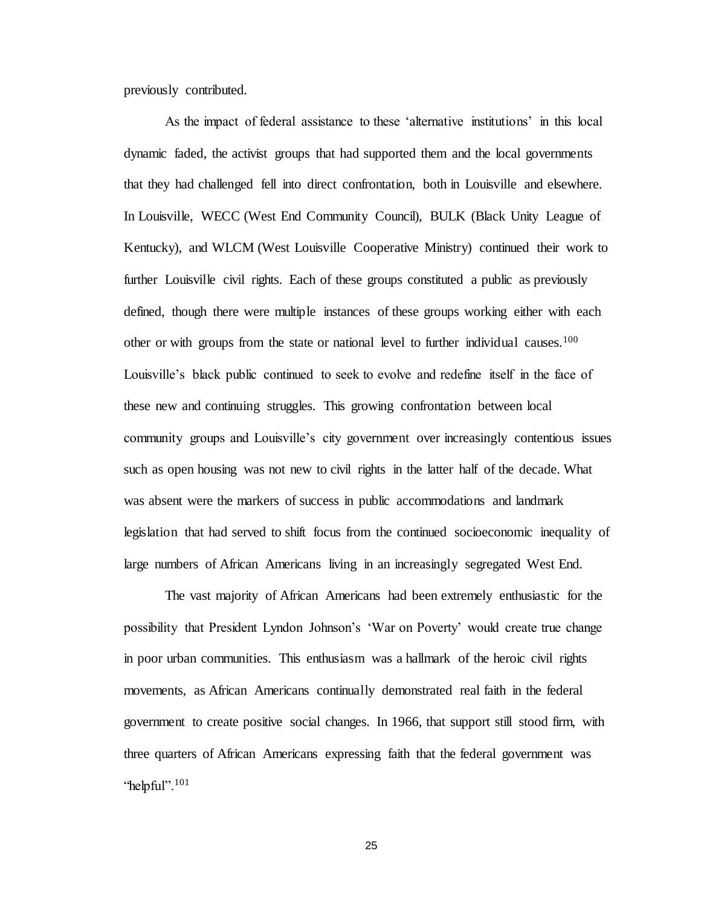previously contributed.

As the impact of federal assistance to these 'alternative institutions' in this local dynamic faded, the activist groups that had supported them and the local governments that they had challenged fell into direct confrontation, both in Louisville and elsewhere. In Louisville, WECC (West End Community Council), BULK (Black Unity League of Kentucky), and WLCM (West Louisville Cooperative Ministry) continued their work to further Louisville civil rights. Each of these groups constituted a public as previously defined, though there were multiple instances of these groups working either with each other or with groups from the state or national level to further individual causes.[100] Louisville's black public continued to seek to evolve and redefine itself in the face of these new and continuing struggles. This growing confrontation between local community groups and Louisville's city government over increasingly contentious issues such as open housing was not new to civil rights in the latter half of the decade. What was absent were the markers of success in public accommodations and landmark legislation that had served to shift focus from the continued socioeconomic inequality of large numbers of African Americans living in an increasingly segregated West End.

The vast majority of African Americans had been extremely enthusiastic for the possibility that President Lyndon Johnson's 'War on Poverty' would create true change in poor urban communities. This enthusiasm was a hallmark of the heroic civil rights movements, as African Americans continually demonstrated real faith in the federal government to create positive social changes. In 1966, that support still stood firm, with three quarters of African Americans expressing faith that the federal government was "helpful".[101]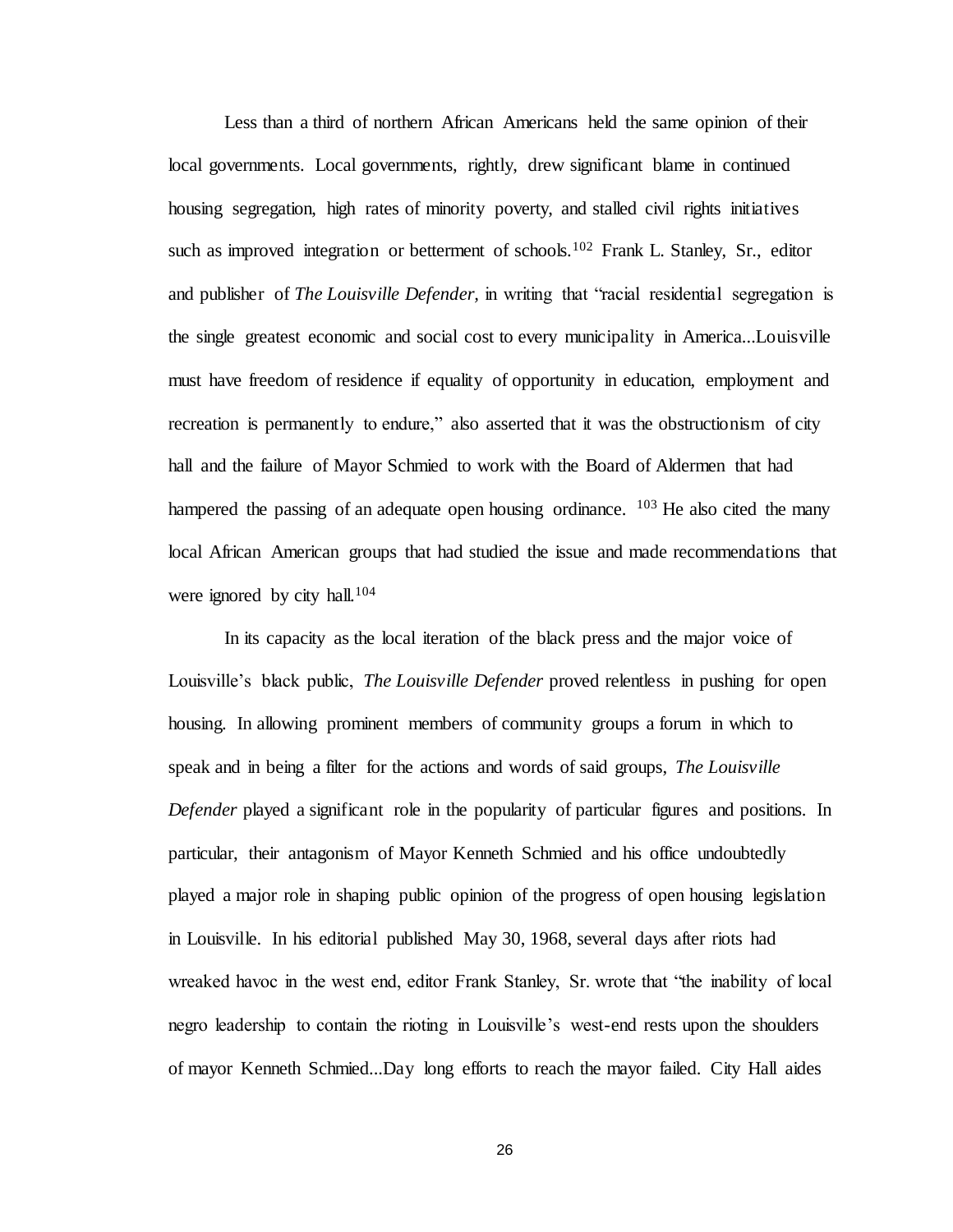Less than a third of northern African Americans held the same opinion of their local governments. Local governments, rightly, drew significant blame in continued housing segregation, high rates of minority poverty, and stalled civil rights initiatives such as improved integration or betterment of schools.[102] Frank L. Stanley, Sr., editor and publisher of *The Louisville Defender,* in writing that "racial residential segregation is the single greatest economic and social cost to every municipality in America...Louisville must have freedom of residence if equality of opportunity in education, employment and recreation is permanently to endure," also asserted that it was the obstructionism of city hall and the failure of Mayor Schmied to work with the Board of Aldermen that had hampered the passing of an adequate open housing ordinance. [103] He also cited the many local African American groups that had studied the issue and made recommendations that were ignored by city hall.[104]

In its capacity as the local iteration of the black press and the major voice of Louisville's black public, *The Louisville Defender* proved relentless in pushing for open housing. In allowing prominent members of community groups a forum in which to speak and in being a filter for the actions and words of said groups, *The Louisville Defender* played a significant role in the popularity of particular figures and positions. In particular, their antagonism of Mayor Kenneth Schmied and his office undoubtedly played a major role in shaping public opinion of the progress of open housing legislation in Louisville. In his editorial published May 30, 1968, several days after riots had wreaked havoc in the west end, editor Frank Stanley, Sr. wrote that "the inability of local negro leadership to contain the rioting in Louisville's west-end rests upon the shoulders of mayor Kenneth Schmied...Day long efforts to reach the mayor failed. City Hall aides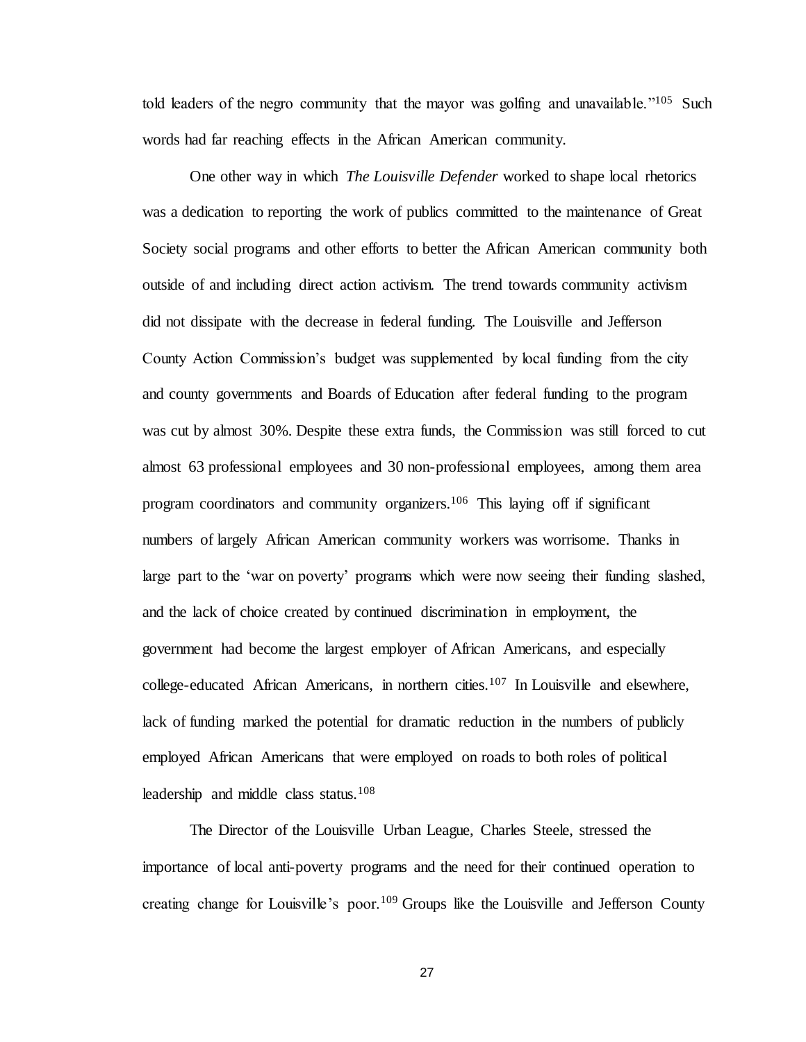told leaders of the negro community that the mayor was golfing and unavailable."[105] Such words had far reaching effects in the African American community.

One other way in which *The Louisville Defender* worked to shape local rhetorics was a dedication to reporting the work of publics committed to the maintenance of Great Society social programs and other efforts to better the African American community both outside of and including direct action activism. The trend towards community activism did not dissipate with the decrease in federal funding. The Louisville and Jefferson County Action Commission's budget was supplemented by local funding from the city and county governments and Boards of Education after federal funding to the program was cut by almost 30%. Despite these extra funds, the Commission was still forced to cut almost 63 professional employees and 30 non-professional employees, among them area program coordinators and community organizers.[106] This laying off if significant numbers of largely African American community workers was worrisome. Thanks in large part to the 'war on poverty' programs which were now seeing their funding slashed, and the lack of choice created by continued discrimination in employment, the government had become the largest employer of African Americans, and especially college-educated African Americans, in northern cities.[107] In Louisville and elsewhere, lack of funding marked the potential for dramatic reduction in the numbers of publicly employed African Americans that were employed on roads to both roles of political leadership and middle class status.[108]

The Director of the Louisville Urban League, Charles Steele, stressed the importance of local anti-poverty programs and the need for their continued operation to creating change for Louisville's poor.[109] Groups like the Louisville and Jefferson County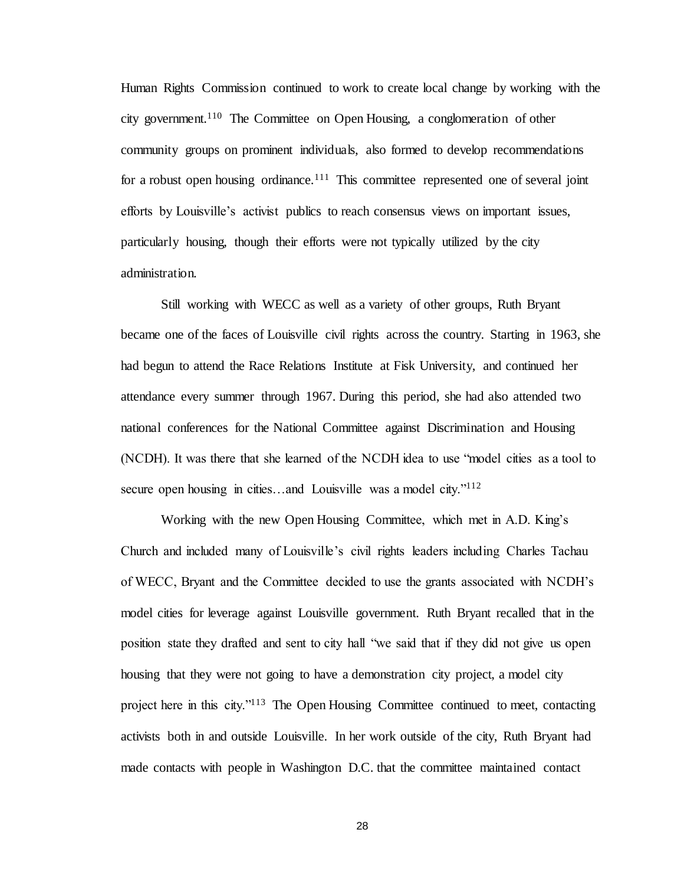Human Rights Commission continued to work to create local change by working with the city government.[110] The Committee on Open Housing, a conglomeration of other community groups on prominent individuals, also formed to develop recommendations for a robust open housing ordinance.[111] This committee represented one of several joint efforts by Louisville's activist publics to reach consensus views on important issues, particularly housing, though their efforts were not typically utilized by the city administration.

Still working with WECC as well as a variety of other groups, Ruth Bryant became one of the faces of Louisville civil rights across the country. Starting in 1963, she had begun to attend the Race Relations Institute at Fisk University, and continued her attendance every summer through 1967. During this period, she had also attended two national conferences for the National Committee against Discrimination and Housing (NCDH). It was there that she learned of the NCDH idea to use "model cities as a tool to secure open housing in cities…and Louisville was a model city."[112]

Working with the new Open Housing Committee, which met in A.D. King's Church and included many of Louisville's civil rights leaders including Charles Tachau of WECC, Bryant and the Committee decided to use the grants associated with NCDH's model cities for leverage against Louisville government. Ruth Bryant recalled that in the position state they drafted and sent to city hall "we said that if they did not give us open housing that they were not going to have a demonstration city project, a model city project here in this city."[113] The Open Housing Committee continued to meet, contacting activists both in and outside Louisville. In her work outside of the city, Ruth Bryant had made contacts with people in Washington D.C. that the committee maintained contact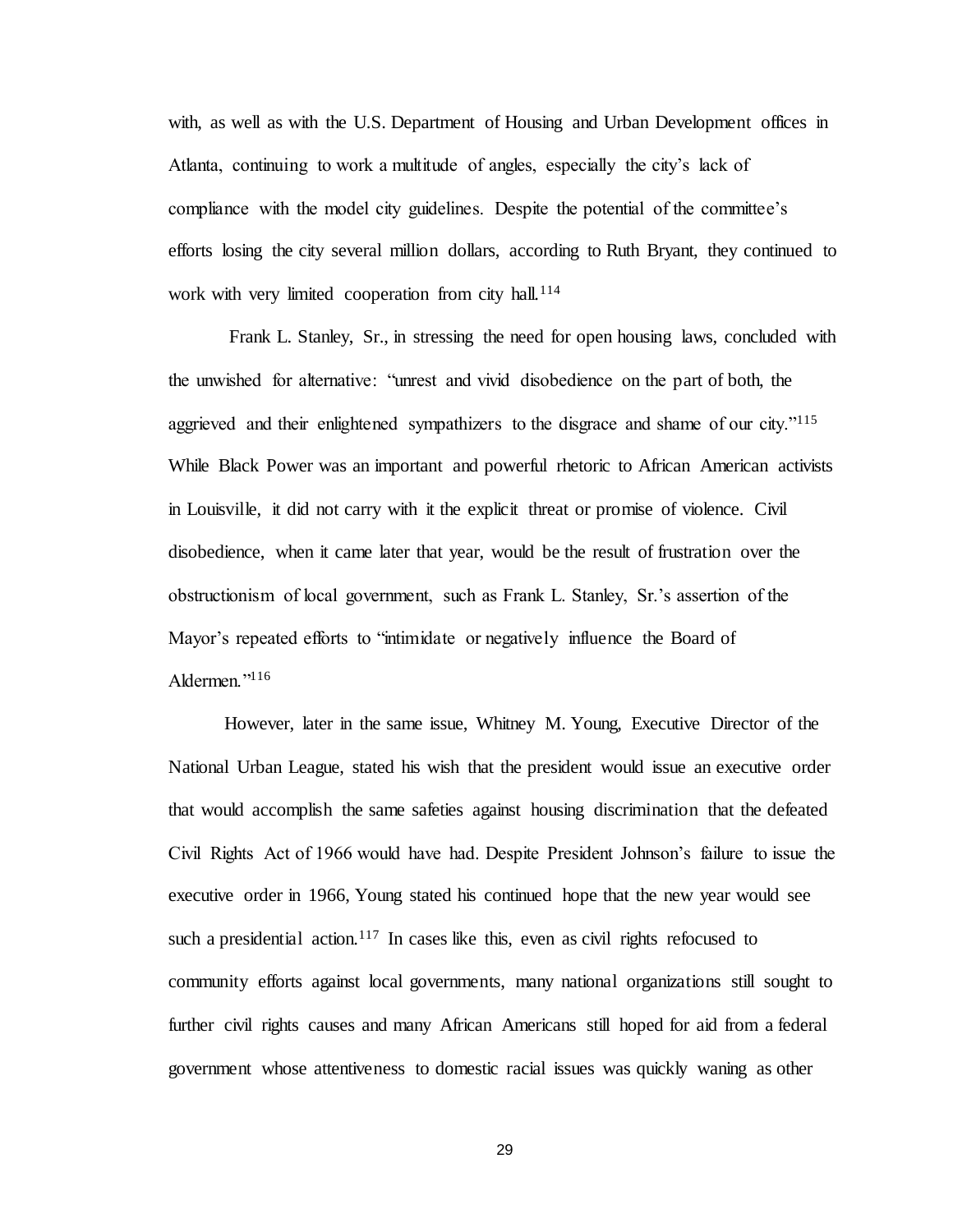with, as well as with the U.S. Department of Housing and Urban Development offices in Atlanta, continuing to work a multitude of angles, especially the city's lack of compliance with the model city guidelines. Despite the potential of the committee's efforts losing the city several million dollars, according to Ruth Bryant, they continued to work with very limited cooperation from city hall.[114]

Frank L. Stanley, Sr., in stressing the need for open housing laws, concluded with the unwished for alternative: "unrest and vivid disobedience on the part of both, the aggrieved and their enlightened sympathizers to the disgrace and shame of our city."[115] While Black Power was an important and powerful rhetoric to African American activists in Louisville, it did not carry with it the explicit threat or promise of violence. Civil disobedience, when it came later that year, would be the result of frustration over the obstructionism of local government, such as Frank L. Stanley, Sr.'s assertion of the Mayor's repeated efforts to "intimidate or negatively influence the Board of Aldermen."[116]

However, later in the same issue, Whitney M. Young, Executive Director of the National Urban League, stated his wish that the president would issue an executive order that would accomplish the same safeties against housing discrimination that the defeated Civil Rights Act of 1966 would have had. Despite President Johnson's failure to issue the executive order in 1966, Young stated his continued hope that the new year would see such a presidential action.[117] In cases like this, even as civil rights refocused to community efforts against local governments, many national organizations still sought to further civil rights causes and many African Americans still hoped for aid from a federal government whose attentiveness to domestic racial issues was quickly waning as other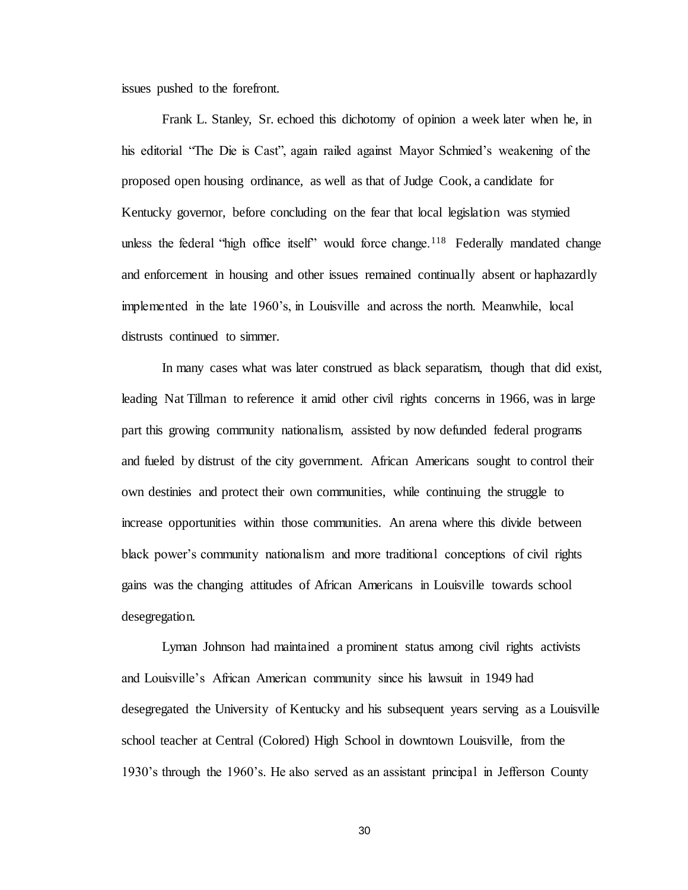issues pushed to the forefront.

Frank L. Stanley, Sr. echoed this dichotomy of opinion a week later when he, in his editorial "The Die is Cast", again railed against Mayor Schmied's weakening of the proposed open housing ordinance, as well as that of Judge Cook, a candidate for Kentucky governor, before concluding on the fear that local legislation was stymied unless the federal "high office itself" would force change.[118] Federally mandated change and enforcement in housing and other issues remained continually absent or haphazardly implemented in the late 1960's, in Louisville and across the north. Meanwhile, local distrusts continued to simmer.

In many cases what was later construed as black separatism, though that did exist, leading Nat Tillman to reference it amid other civil rights concerns in 1966, was in large part this growing community nationalism, assisted by now defunded federal programs and fueled by distrust of the city government. African Americans sought to control their own destinies and protect their own communities, while continuing the struggle to increase opportunities within those communities. An arena where this divide between black power's community nationalism and more traditional conceptions of civil rights gains was the changing attitudes of African Americans in Louisville towards school desegregation.

Lyman Johnson had maintained a prominent status among civil rights activists and Louisville's African American community since his lawsuit in 1949 had desegregated the University of Kentucky and his subsequent years serving as a Louisville school teacher at Central (Colored) High School in downtown Louisville, from the 1930's through the 1960's. He also served as an assistant principal in Jefferson County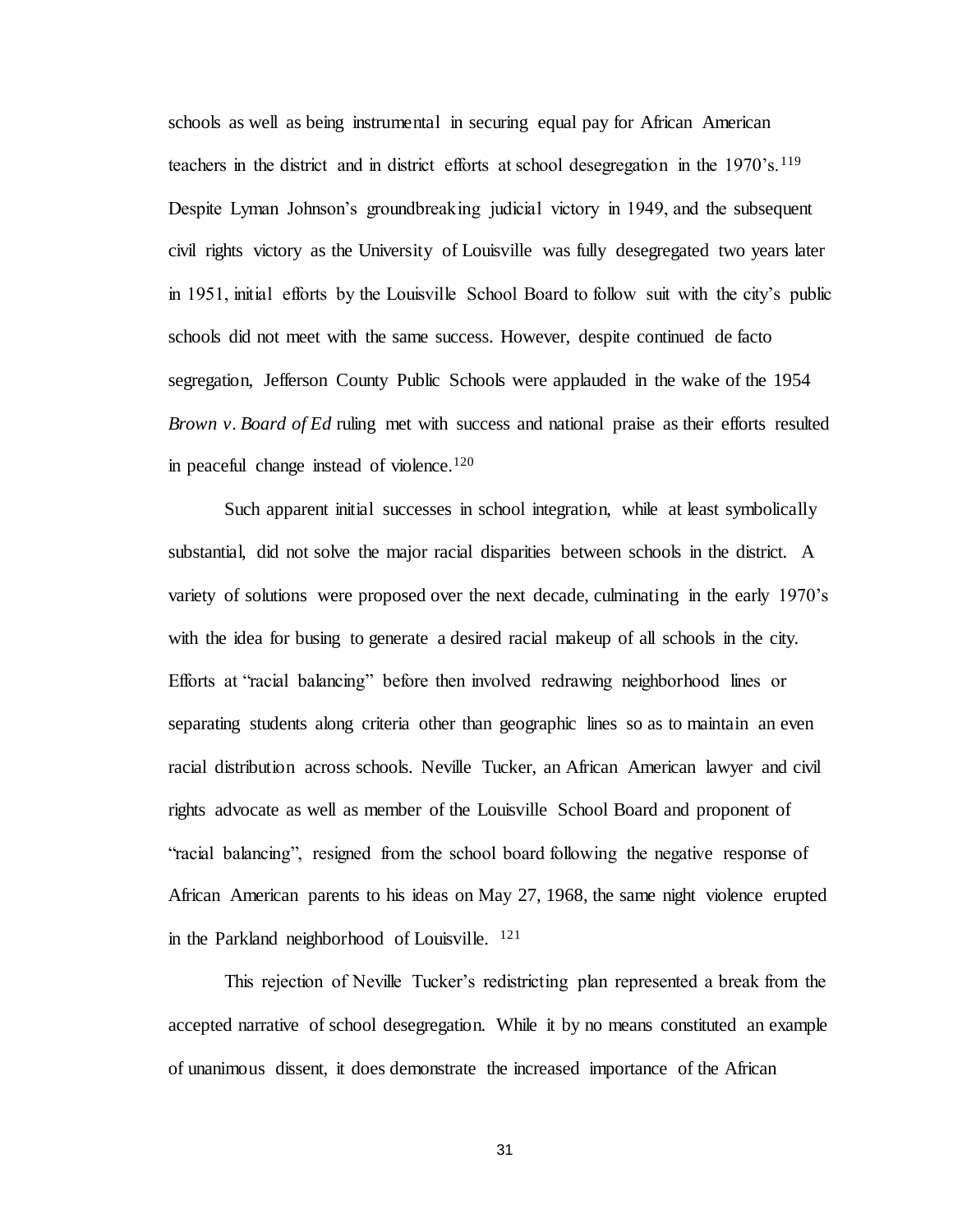schools as well as being instrumental in securing equal pay for African American teachers in the district and in district efforts at school desegregation in the 1970's.[119] Despite Lyman Johnson's groundbreaking judicial victory in 1949, and the subsequent civil rights victory as the University of Louisville was fully desegregated two years later in 1951, initial efforts by the Louisville School Board to follow suit with the city's public schools did not meet with the same success. However, despite continued de facto segregation, Jefferson County Public Schools were applauded in the wake of the 1954 *Brown v. Board of Ed* ruling met with success and national praise as their efforts resulted in peaceful change instead of violence.[120]

Such apparent initial successes in school integration, while at least symbolically substantial, did not solve the major racial disparities between schools in the district. A variety of solutions were proposed over the next decade, culminating in the early 1970's with the idea for busing to generate a desired racial makeup of all schools in the city. Efforts at "racial balancing" before then involved redrawing neighborhood lines or separating students along criteria other than geographic lines so as to maintain an even racial distribution across schools. Neville Tucker, an African American lawyer and civil rights advocate as well as member of the Louisville School Board and proponent of "racial balancing", resigned from the school board following the negative response of African American parents to his ideas on May 27, 1968, the same night violence erupted in the Parkland neighborhood of Louisville. [121]

This rejection of Neville Tucker's redistricting plan represented a break from the accepted narrative of school desegregation. While it by no means constituted an example of unanimous dissent, it does demonstrate the increased importance of the African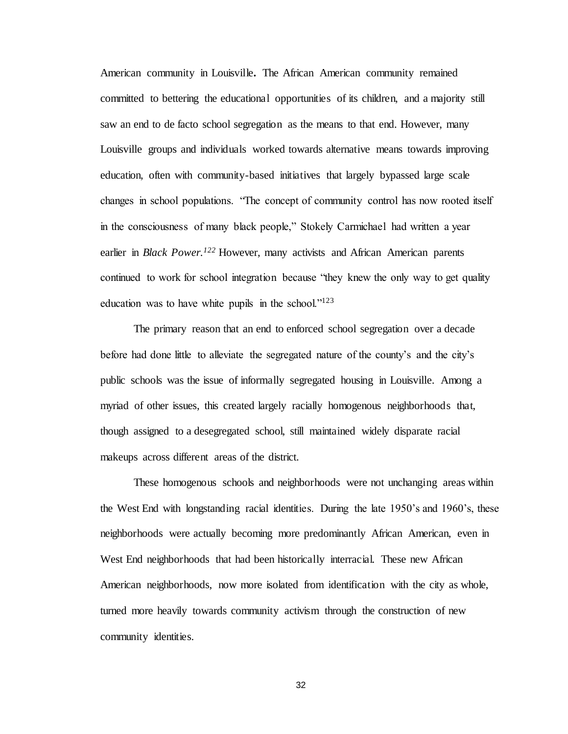American community in Louisville**.** The African American community remained committed to bettering the educational opportunities of its children, and a majority still saw an end to de facto school segregation as the means to that end. However, many Louisville groups and individuals worked towards alternative means towards improving education, often with community-based initiatives that largely bypassed large scale changes in school populations. "The concept of community control has now rooted itself in the consciousness of many black people," Stokely Carmichael had written a year earlier in *Black Power.*[122] However, many activists and African American parents continued to work for school integration because "they knew the only way to get quality education was to have white pupils in the school."[123]

The primary reason that an end to enforced school segregation over a decade before had done little to alleviate the segregated nature of the county's and the city's public schools was the issue of informally segregated housing in Louisville. Among a myriad of other issues, this created largely racially homogenous neighborhoods that, though assigned to a desegregated school, still maintained widely disparate racial makeups across different areas of the district.

These homogenous schools and neighborhoods were not unchanging areas within the West End with longstanding racial identities. During the late 1950's and 1960's, these neighborhoods were actually becoming more predominantly African American, even in West End neighborhoods that had been historically interracial. These new African American neighborhoods, now more isolated from identification with the city as whole, turned more heavily towards community activism through the construction of new community identities.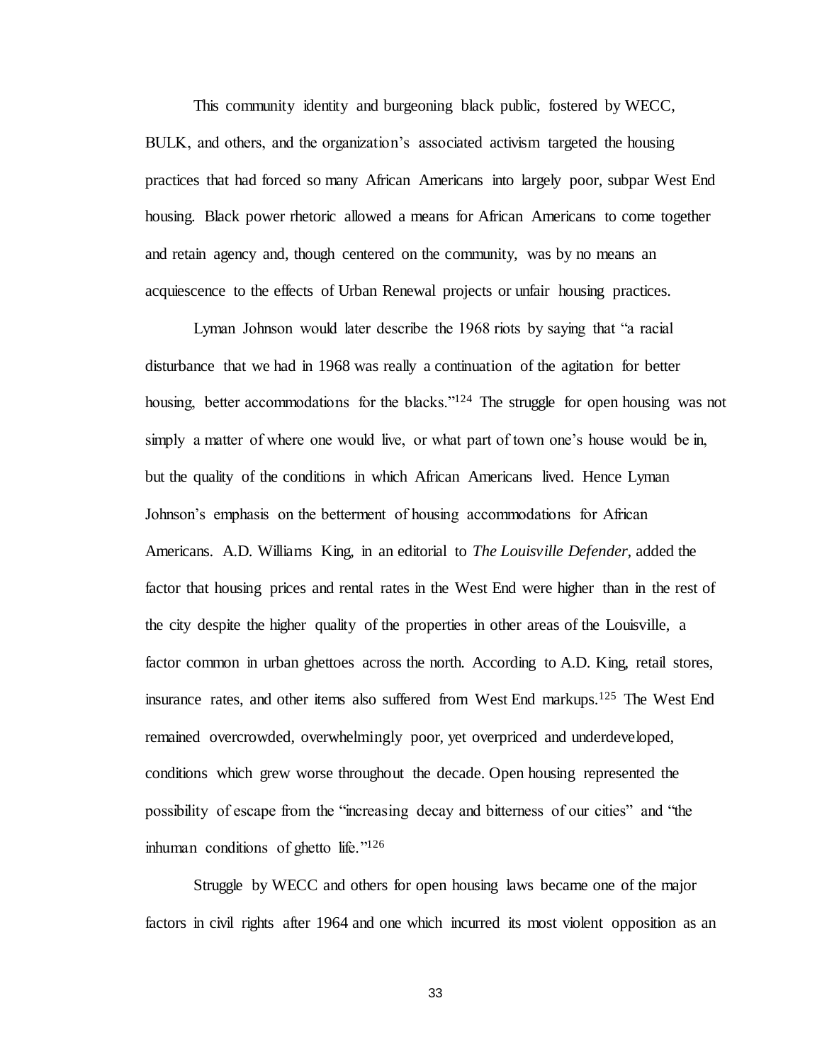This community identity and burgeoning black public, fostered by WECC, BULK, and others, and the organization's associated activism targeted the housing practices that had forced so many African Americans into largely poor, subpar West End housing. Black power rhetoric allowed a means for African Americans to come together and retain agency and, though centered on the community, was by no means an acquiescence to the effects of Urban Renewal projects or unfair housing practices.

Lyman Johnson would later describe the 1968 riots by saying that "a racial disturbance that we had in 1968 was really a continuation of the agitation for better housing, better accommodations for the blacks."[124] The struggle for open housing was not simply a matter of where one would live, or what part of town one's house would be in, but the quality of the conditions in which African Americans lived. Hence Lyman Johnson's emphasis on the betterment of housing accommodations for African Americans. A.D. Williams King, in an editorial to *The Louisville Defender,* added the factor that housing prices and rental rates in the West End were higher than in the rest of the city despite the higher quality of the properties in other areas of the Louisville, a factor common in urban ghettoes across the north. According to A.D. King, retail stores, insurance rates, and other items also suffered from West End markups.[125] The West End remained overcrowded, overwhelmingly poor, yet overpriced and underdeveloped, conditions which grew worse throughout the decade. Open housing represented the possibility of escape from the "increasing decay and bitterness of our cities" and "the inhuman conditions of ghetto life."[126]

Struggle by WECC and others for open housing laws became one of the major factors in civil rights after 1964 and one which incurred its most violent opposition as an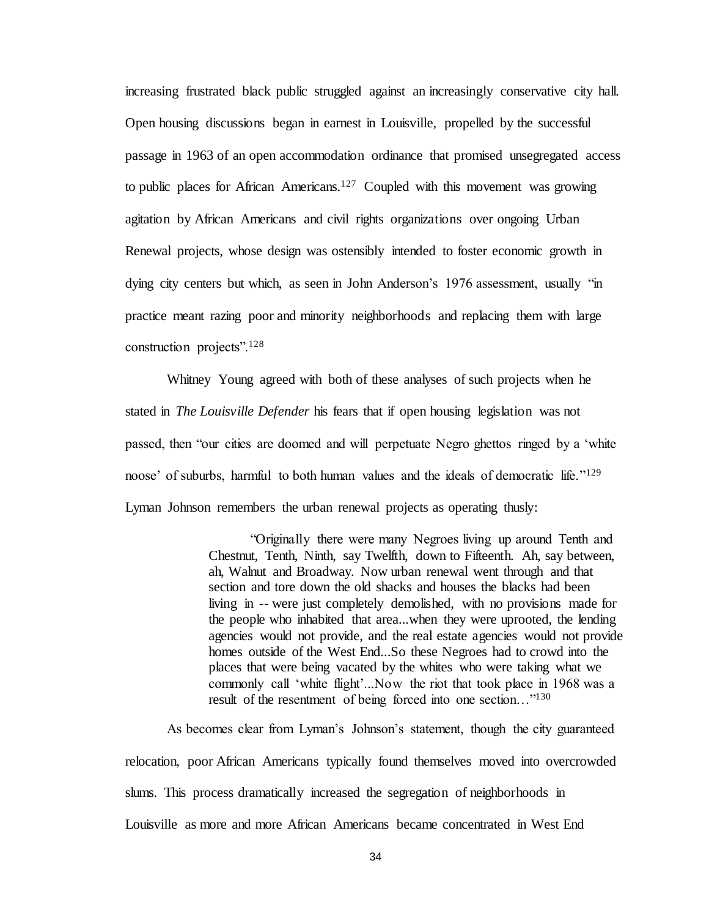increasing frustrated black public struggled against an increasingly conservative city hall. Open housing discussions began in earnest in Louisville, propelled by the successful passage in 1963 of an open accommodation ordinance that promised unsegregated access to public places for African Americans.[127] Coupled with this movement was growing agitation by African Americans and civil rights organizations over ongoing Urban Renewal projects, whose design was ostensibly intended to foster economic growth in dying city centers but which, as seen in John Anderson's 1976 assessment, usually "in practice meant razing poor and minority neighborhoods and replacing them with large construction projects".[128]

Whitney Young agreed with both of these analyses of such projects when he stated in *The Louisville Defender* his fears that if open housing legislation was not passed, then "our cities are doomed and will perpetuate Negro ghettos ringed by a 'white noose' of suburbs, harmful to both human values and the ideals of democratic life."[129] Lyman Johnson remembers the urban renewal projects as operating thusly:

> "Originally there were many Negroes living up around Tenth and Chestnut, Tenth, Ninth, say Twelfth, down to Fifteenth. Ah, say between, ah, Walnut and Broadway. Now urban renewal went through and that section and tore down the old shacks and houses the blacks had been living in -- were just completely demolished, with no provisions made for the people who inhabited that area...when they were uprooted, the lending agencies would not provide, and the real estate agencies would not provide homes outside of the West End...So these Negroes had to crowd into the places that were being vacated by the whites who were taking what we commonly call 'white flight'...Now the riot that took place in 1968 was a result of the resentment of being forced into one section…"[130]

As becomes clear from Lyman's Johnson's statement, though the city guaranteed relocation, poor African Americans typically found themselves moved into overcrowded slums. This process dramatically increased the segregation of neighborhoods in Louisville as more and more African Americans became concentrated in West End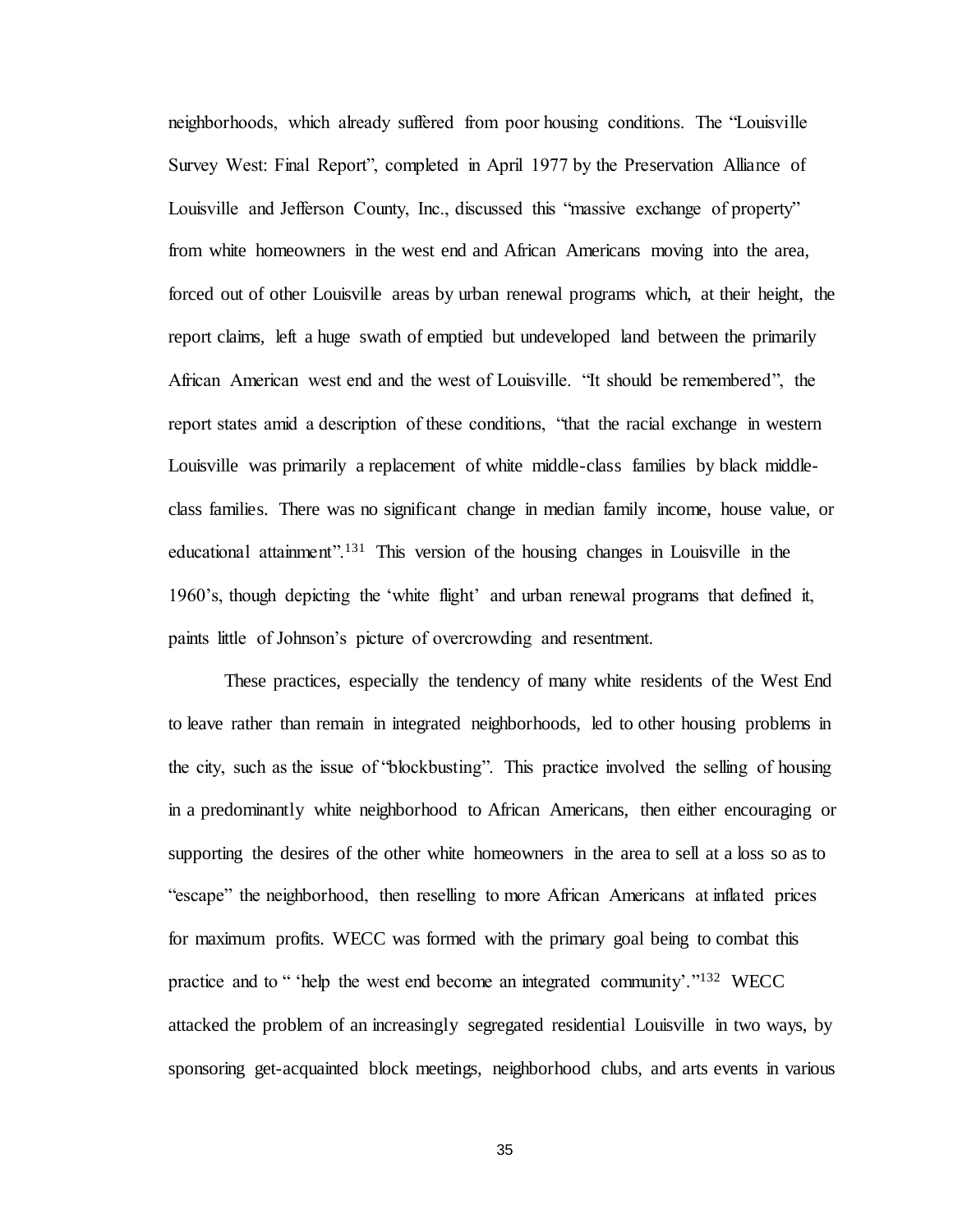neighborhoods, which already suffered from poor housing conditions. The "Louisville Survey West: Final Report", completed in April 1977 by the Preservation Alliance of Louisville and Jefferson County, Inc., discussed this "massive exchange of property" from white homeowners in the west end and African Americans moving into the area, forced out of other Louisville areas by urban renewal programs which, at their height, the report claims, left a huge swath of emptied but undeveloped land between the primarily African American west end and the west of Louisville. "It should be remembered", the report states amid a description of these conditions, "that the racial exchange in western Louisville was primarily a replacement of white middle-class families by black middle-class families. There was no significant change in median family income, house value, or educational attainment".[131] This version of the housing changes in Louisville in the 1960's, though depicting the 'white flight' and urban renewal programs that defined it, paints little of Johnson's picture of overcrowding and resentment.

These practices, especially the tendency of many white residents of the West End to leave rather than remain in integrated neighborhoods, led to other housing problems in the city, such as the issue of "blockbusting". This practice involved the selling of housing in a predominantly white neighborhood to African Americans, then either encouraging or supporting the desires of the other white homeowners in the area to sell at a loss so as to "escape" the neighborhood, then reselling to more African Americans at inflated prices for maximum profits. WECC was formed with the primary goal being to combat this practice and to " 'help the west end become an integrated community'."[132] WECC attacked the problem of an increasingly segregated residential Louisville in two ways, by sponsoring get-acquainted block meetings, neighborhood clubs, and arts events in various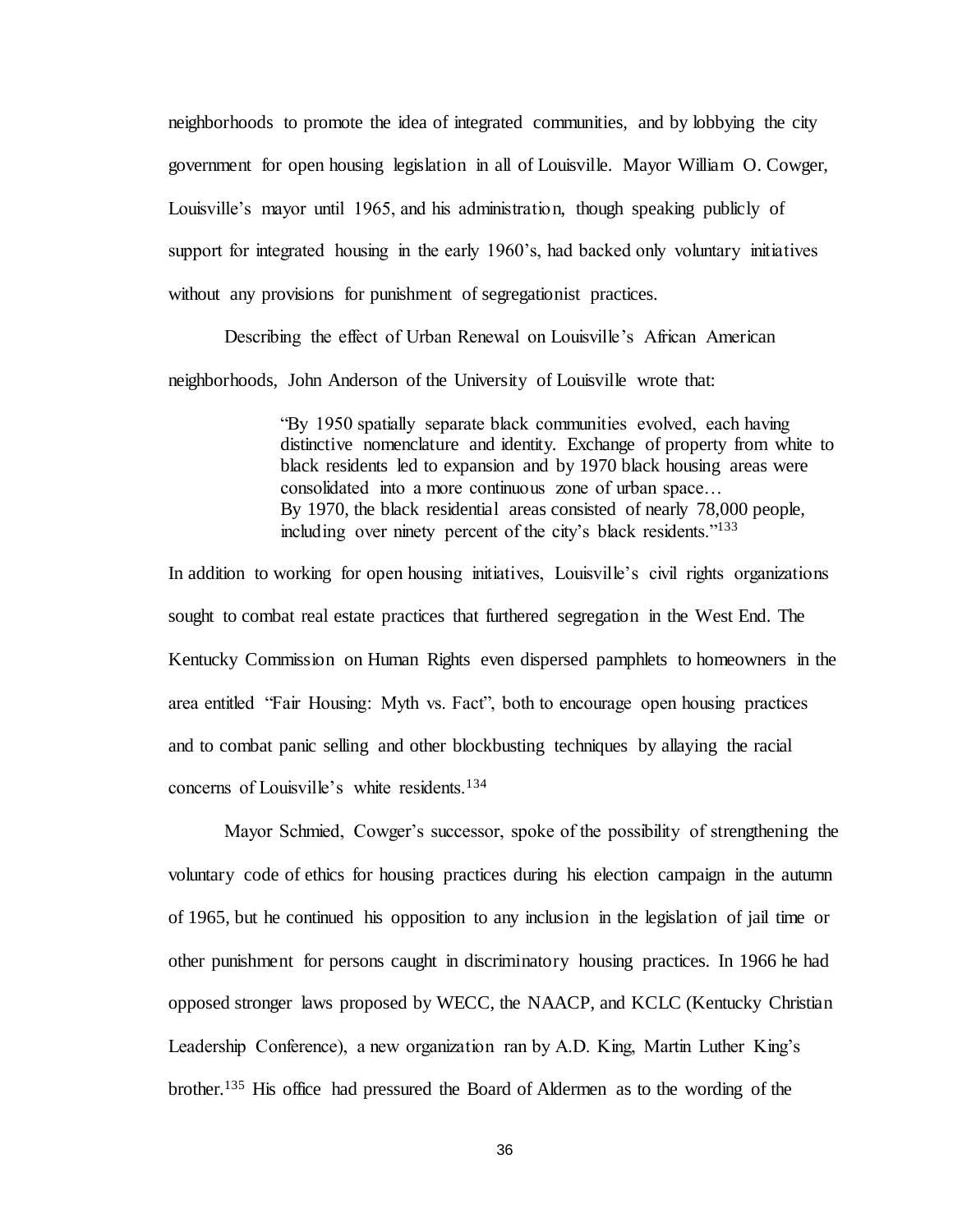neighborhoods to promote the idea of integrated communities, and by lobbying the city government for open housing legislation in all of Louisville. Mayor William O. Cowger, Louisville's mayor until 1965, and his administration, though speaking publicly of support for integrated housing in the early 1960's, had backed only voluntary initiatives without any provisions for punishment of segregationist practices.

Describing the effect of Urban Renewal on Louisville's African American neighborhoods, John Anderson of the University of Louisville wrote that:

> "By 1950 spatially separate black communities evolved, each having distinctive nomenclature and identity. Exchange of property from white to black residents led to expansion and by 1970 black housing areas were consolidated into a more continuous zone of urban space…
> By 1970, the black residential areas consisted of nearly 78,000 people, including over ninety percent of the city's black residents."[133]

In addition to working for open housing initiatives, Louisville's civil rights organizations sought to combat real estate practices that furthered segregation in the West End. The Kentucky Commission on Human Rights even dispersed pamphlets to homeowners in the area entitled "Fair Housing: Myth vs. Fact", both to encourage open housing practices and to combat panic selling and other blockbusting techniques by allaying the racial concerns of Louisville's white residents.[134]

Mayor Schmied, Cowger's successor, spoke of the possibility of strengthening the voluntary code of ethics for housing practices during his election campaign in the autumn of 1965, but he continued his opposition to any inclusion in the legislation of jail time or other punishment for persons caught in discriminatory housing practices. In 1966 he had opposed stronger laws proposed by WECC, the NAACP, and KCLC (Kentucky Christian Leadership Conference), a new organization ran by A.D. King, Martin Luther King's brother.[135] His office had pressured the Board of Aldermen as to the wording of the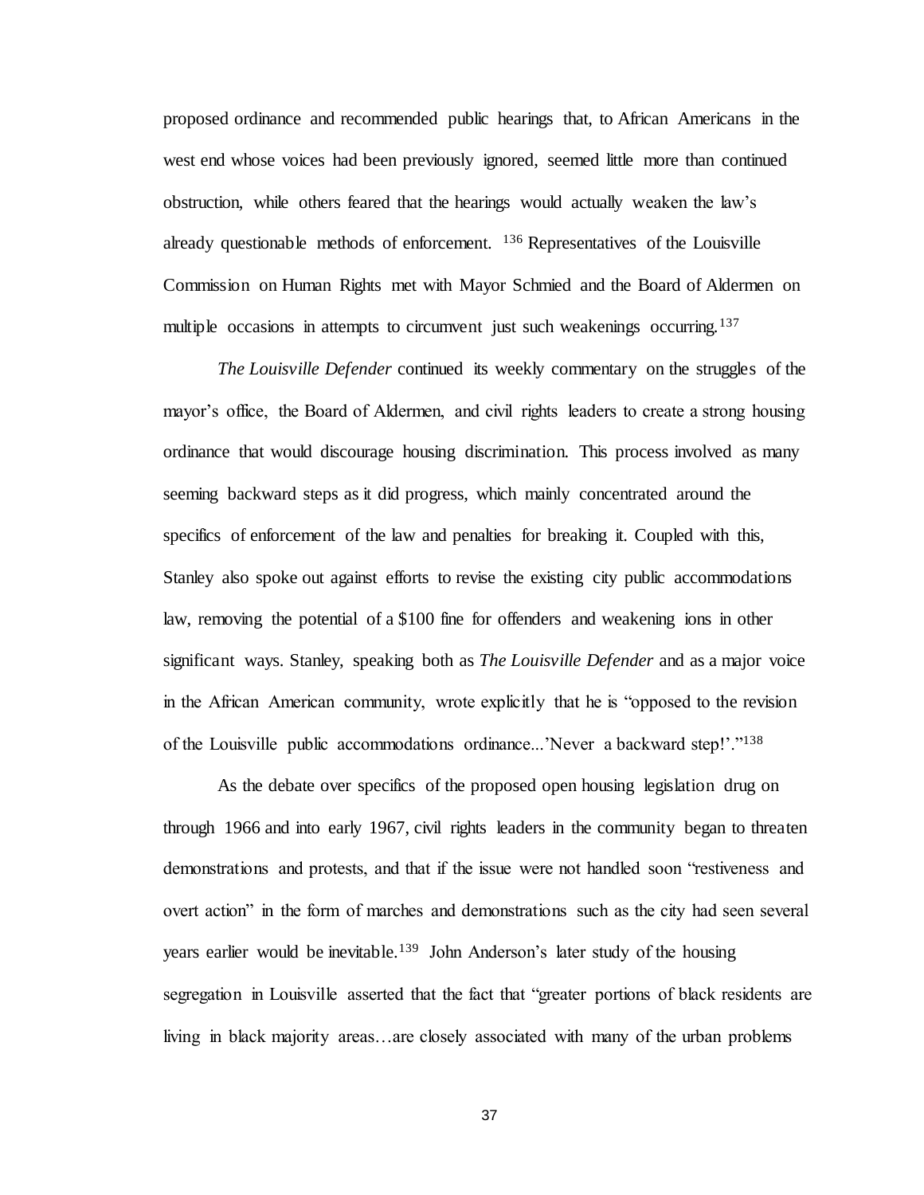proposed ordinance and recommended public hearings that, to African Americans in the west end whose voices had been previously ignored, seemed little more than continued obstruction, while others feared that the hearings would actually weaken the law's already questionable methods of enforcement. [136] Representatives of the Louisville Commission on Human Rights met with Mayor Schmied and the Board of Aldermen on multiple occasions in attempts to circumvent just such weakenings occurring.[137]

*The Louisville Defender* continued its weekly commentary on the struggles of the mayor's office, the Board of Aldermen, and civil rights leaders to create a strong housing ordinance that would discourage housing discrimination. This process involved as many seeming backward steps as it did progress, which mainly concentrated around the specifics of enforcement of the law and penalties for breaking it. Coupled with this, Stanley also spoke out against efforts to revise the existing city public accommodations law, removing the potential of a $100 fine for offenders and weakening ions in other significant ways. Stanley, speaking both as *The Louisville Defender* and as a major voice in the African American community, wrote explicitly that he is "opposed to the revision of the Louisville public accommodations ordinance...'Never a backward step!'."[138]

As the debate over specifics of the proposed open housing legislation drug on through 1966 and into early 1967, civil rights leaders in the community began to threaten demonstrations and protests, and that if the issue were not handled soon "restiveness and overt action" in the form of marches and demonstrations such as the city had seen several years earlier would be inevitable.[139] John Anderson's later study of the housing segregation in Louisville asserted that the fact that "greater portions of black residents are living in black majority areas…are closely associated with many of the urban problems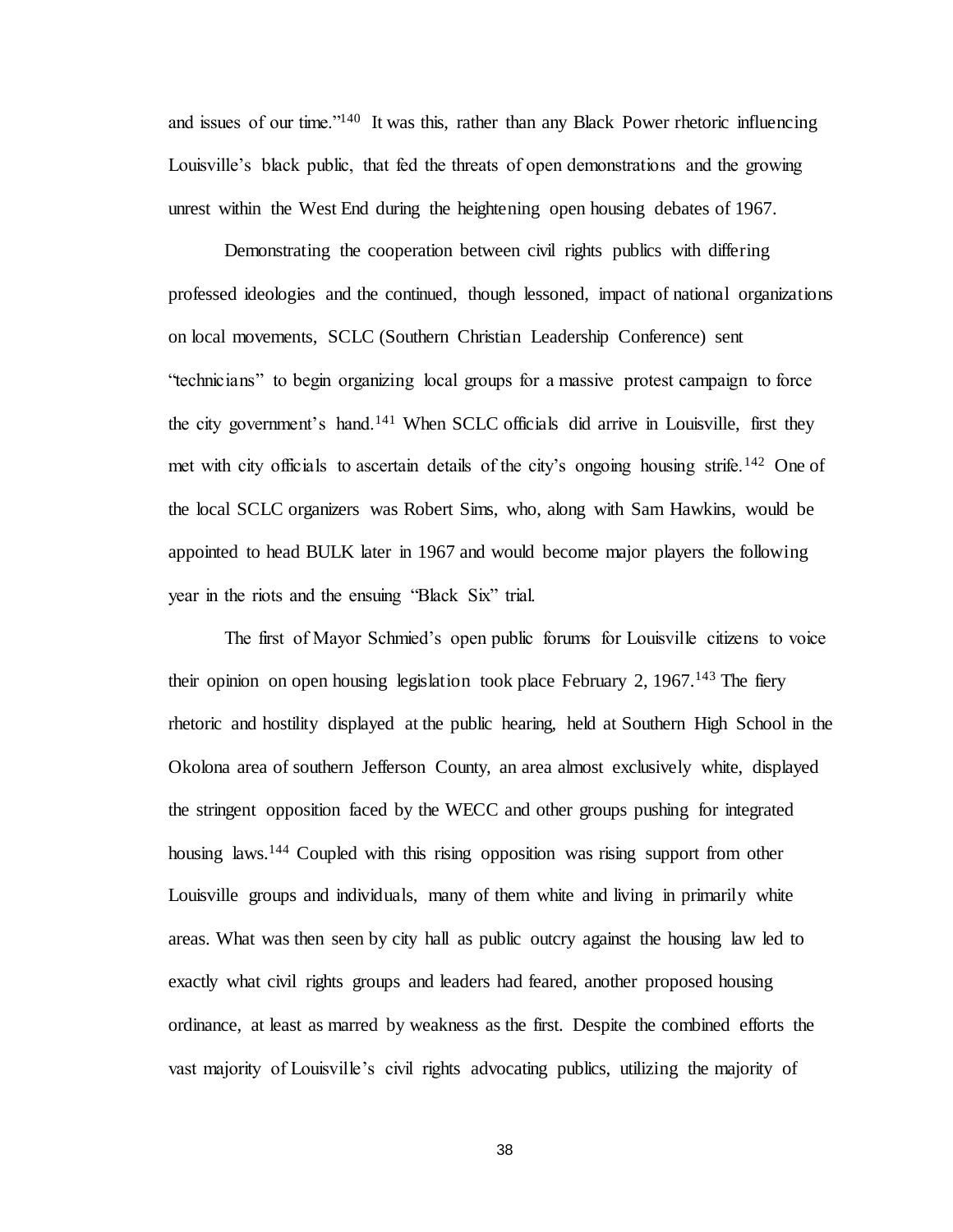and issues of our time."[140] It was this, rather than any Black Power rhetoric influencing Louisville's black public, that fed the threats of open demonstrations and the growing unrest within the West End during the heightening open housing debates of 1967.

Demonstrating the cooperation between civil rights publics with differing professed ideologies and the continued, though lessoned, impact of national organizations on local movements, SCLC (Southern Christian Leadership Conference) sent "technicians" to begin organizing local groups for a massive protest campaign to force the city government's hand.[141] When SCLC officials did arrive in Louisville, first they met with city officials to ascertain details of the city's ongoing housing strife.[142] One of the local SCLC organizers was Robert Sims, who, along with Sam Hawkins, would be appointed to head BULK later in 1967 and would become major players the following year in the riots and the ensuing "Black Six" trial.

The first of Mayor Schmied's open public forums for Louisville citizens to voice their opinion on open housing legislation took place February 2, 1967.[143] The fiery rhetoric and hostility displayed at the public hearing, held at Southern High School in the Okolona area of southern Jefferson County, an area almost exclusively white, displayed the stringent opposition faced by the WECC and other groups pushing for integrated housing laws.[144] Coupled with this rising opposition was rising support from other Louisville groups and individuals, many of them white and living in primarily white areas. What was then seen by city hall as public outcry against the housing law led to exactly what civil rights groups and leaders had feared, another proposed housing ordinance, at least as marred by weakness as the first. Despite the combined efforts the vast majority of Louisville's civil rights advocating publics, utilizing the majority of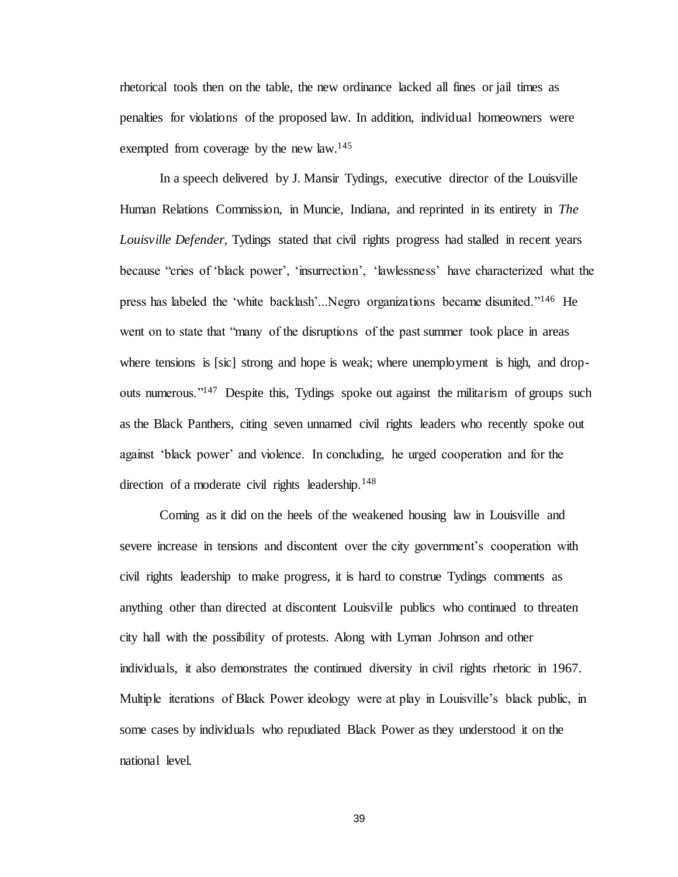rhetorical tools then on the table, the new ordinance lacked all fines or jail times as penalties for violations of the proposed law. In addition, individual homeowners were exempted from coverage by the new law.[145]

In a speech delivered by J. Mansir Tydings, executive director of the Louisville Human Relations Commission, in Muncie, Indiana, and reprinted in its entirety in *The Louisville Defender*, Tydings stated that civil rights progress had stalled in recent years because "cries of 'black power', 'insurrection', 'lawlessness' have characterized what the press has labeled the 'white backlash'...Negro organizations became disunited."[146] He went on to state that "many of the disruptions of the past summer took place in areas where tensions is [sic] strong and hope is weak; where unemployment is high, and drop-outs numerous."[147] Despite this, Tydings spoke out against the militarism of groups such as the Black Panthers, citing seven unnamed civil rights leaders who recently spoke out against 'black power' and violence. In concluding, he urged cooperation and for the direction of a moderate civil rights leadership.[148]

Coming as it did on the heels of the weakened housing law in Louisville and severe increase in tensions and discontent over the city government's cooperation with civil rights leadership to make progress, it is hard to construe Tydings comments as anything other than directed at discontent Louisville publics who continued to threaten city hall with the possibility of protests. Along with Lyman Johnson and other individuals, it also demonstrates the continued diversity in civil rights rhetoric in 1967. Multiple iterations of Black Power ideology were at play in Louisville's black public, in some cases by individuals who repudiated Black Power as they understood it on the national level.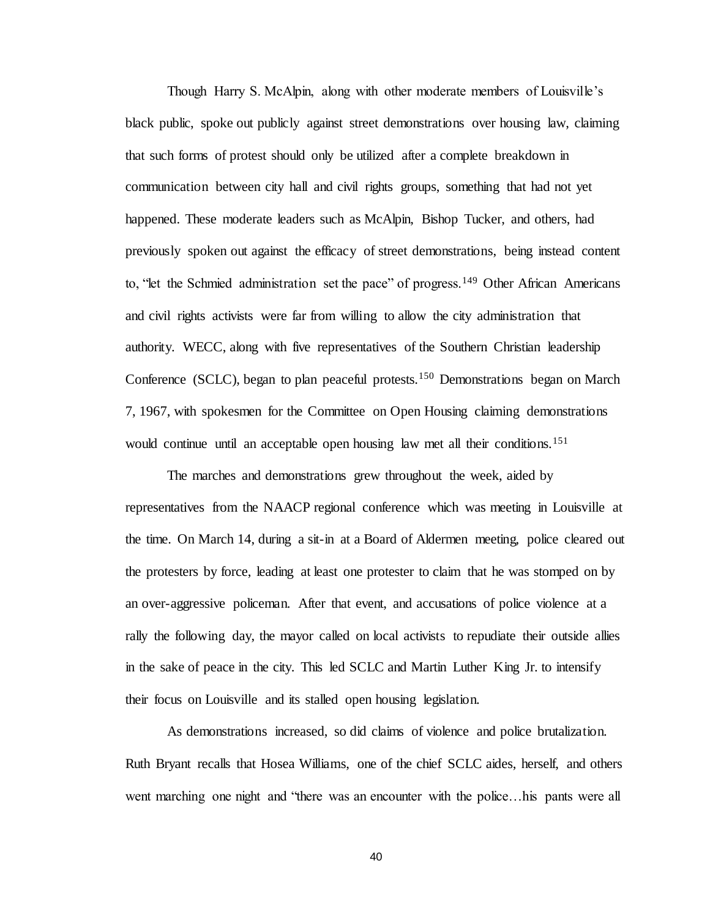Though Harry S. McAlpin, along with other moderate members of Louisville's black public, spoke out publicly against street demonstrations over housing law, claiming that such forms of protest should only be utilized after a complete breakdown in communication between city hall and civil rights groups, something that had not yet happened. These moderate leaders such as McAlpin, Bishop Tucker, and others, had previously spoken out against the efficacy of street demonstrations, being instead content to, "let the Schmied administration set the pace" of progress.[149] Other African Americans and civil rights activists were far from willing to allow the city administration that authority. WECC, along with five representatives of the Southern Christian leadership Conference (SCLC), began to plan peaceful protests.[150] Demonstrations began on March 7, 1967, with spokesmen for the Committee on Open Housing claiming demonstrations would continue until an acceptable open housing law met all their conditions.[151]

The marches and demonstrations grew throughout the week, aided by representatives from the NAACP regional conference which was meeting in Louisville at the time. On March 14, during a sit-in at a Board of Aldermen meeting, police cleared out the protesters by force, leading at least one protester to claim that he was stomped on by an over-aggressive policeman. After that event, and accusations of police violence at a rally the following day, the mayor called on local activists to repudiate their outside allies in the sake of peace in the city. This led SCLC and Martin Luther King Jr. to intensify their focus on Louisville and its stalled open housing legislation.

As demonstrations increased, so did claims of violence and police brutalization. Ruth Bryant recalls that Hosea Williams, one of the chief SCLC aides, herself, and others went marching one night and "there was an encounter with the police…his pants were all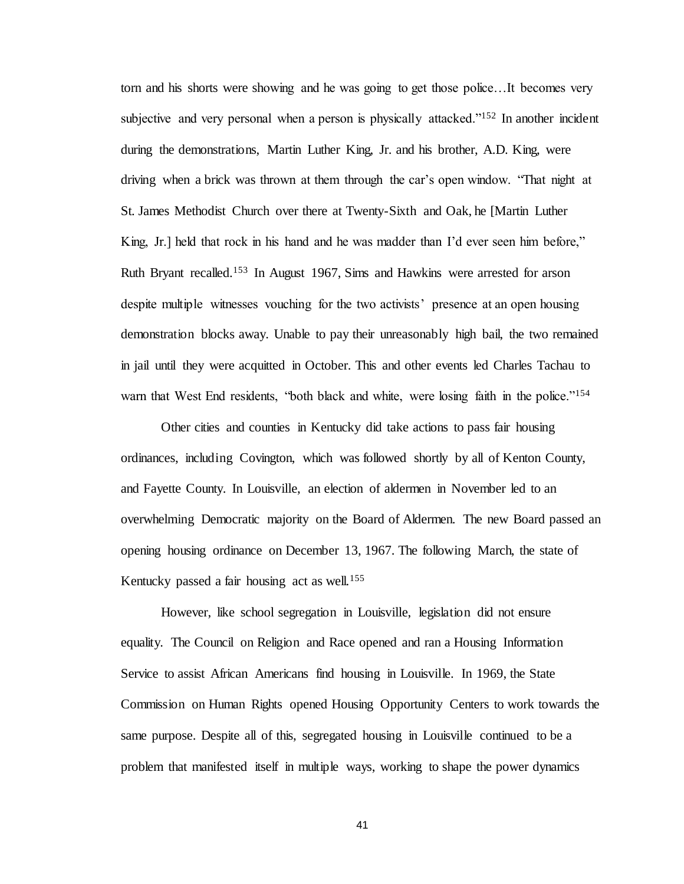torn and his shorts were showing and he was going to get those police…It becomes very subjective and very personal when a person is physically attacked."[152] In another incident during the demonstrations, Martin Luther King, Jr. and his brother, A.D. King, were driving when a brick was thrown at them through the car's open window. "That night at St. James Methodist Church over there at Twenty-Sixth and Oak, he [Martin Luther King, Jr.] held that rock in his hand and he was madder than I'd ever seen him before," Ruth Bryant recalled.[153] In August 1967, Sims and Hawkins were arrested for arson despite multiple witnesses vouching for the two activists' presence at an open housing demonstration blocks away. Unable to pay their unreasonably high bail, the two remained in jail until they were acquitted in October. This and other events led Charles Tachau to warn that West End residents, "both black and white, were losing faith in the police."[154]

Other cities and counties in Kentucky did take actions to pass fair housing ordinances, including Covington, which was followed shortly by all of Kenton County, and Fayette County. In Louisville, an election of aldermen in November led to an overwhelming Democratic majority on the Board of Aldermen. The new Board passed an opening housing ordinance on December 13, 1967. The following March, the state of Kentucky passed a fair housing act as well.[155]

However, like school segregation in Louisville, legislation did not ensure equality. The Council on Religion and Race opened and ran a Housing Information Service to assist African Americans find housing in Louisville. In 1969, the State Commission on Human Rights opened Housing Opportunity Centers to work towards the same purpose. Despite all of this, segregated housing in Louisville continued to be a problem that manifested itself in multiple ways, working to shape the power dynamics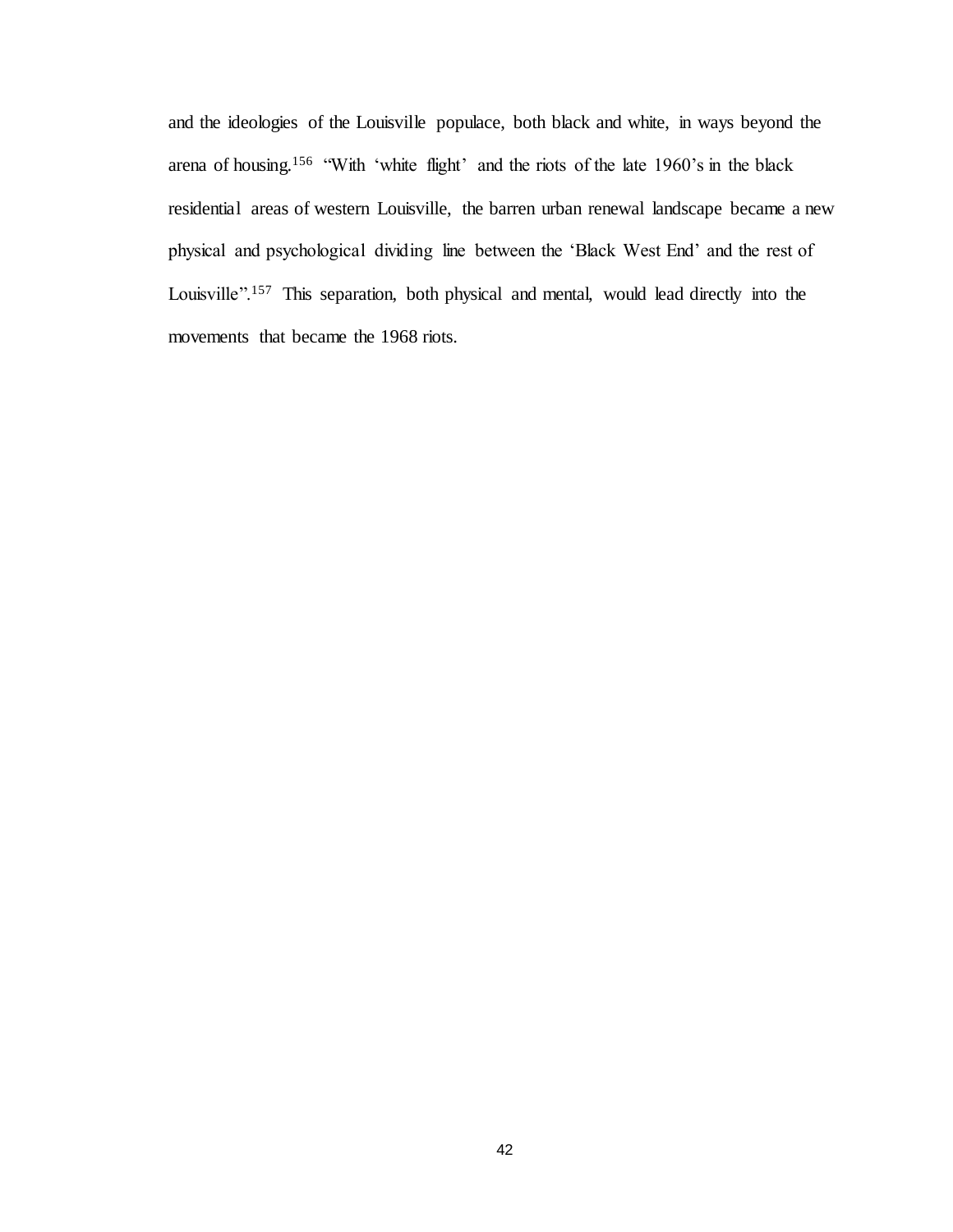and the ideologies of the Louisville populace, both black and white, in ways beyond the arena of housing.[156] "With 'white flight' and the riots of the late 1960's in the black residential areas of western Louisville, the barren urban renewal landscape became a new physical and psychological dividing line between the 'Black West End' and the rest of Louisville".[157] This separation, both physical and mental, would lead directly into the movements that became the 1968 riots.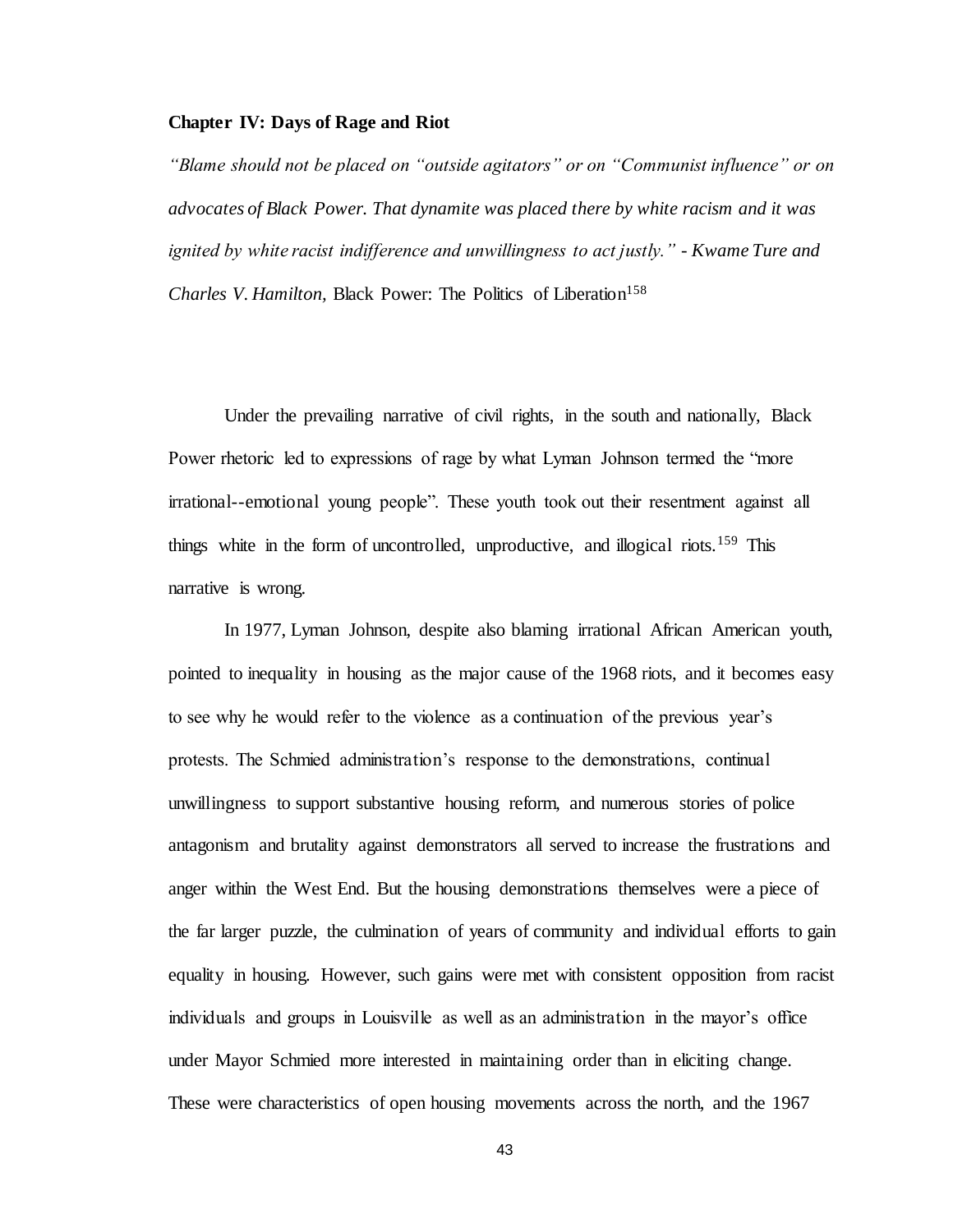## Chapter IV: Days of Rage and Riot

*"Blame should not be placed on "outside agitators" or on "Communist influence" or on advocates of Black Power. That dynamite was placed there by white racism and it was ignited by white racist indifference and unwillingness to act justly." - Kwame Ture and Charles V. Hamilton,* Black Power: The Politics of Liberation[158]

Under the prevailing narrative of civil rights, in the south and nationally, Black Power rhetoric led to expressions of rage by what Lyman Johnson termed the "more irrational--emotional young people". These youth took out their resentment against all things white in the form of uncontrolled, unproductive, and illogical riots.[159] This narrative is wrong.

In 1977, Lyman Johnson, despite also blaming irrational African American youth, pointed to inequality in housing as the major cause of the 1968 riots, and it becomes easy to see why he would refer to the violence as a continuation of the previous year's protests. The Schmied administration's response to the demonstrations, continual unwillingness to support substantive housing reform, and numerous stories of police antagonism and brutality against demonstrators all served to increase the frustrations and anger within the West End. But the housing demonstrations themselves were a piece of the far larger puzzle, the culmination of years of community and individual efforts to gain equality in housing. However, such gains were met with consistent opposition from racist individuals and groups in Louisville as well as an administration in the mayor's office under Mayor Schmied more interested in maintaining order than in eliciting change. These were characteristics of open housing movements across the north, and the 1967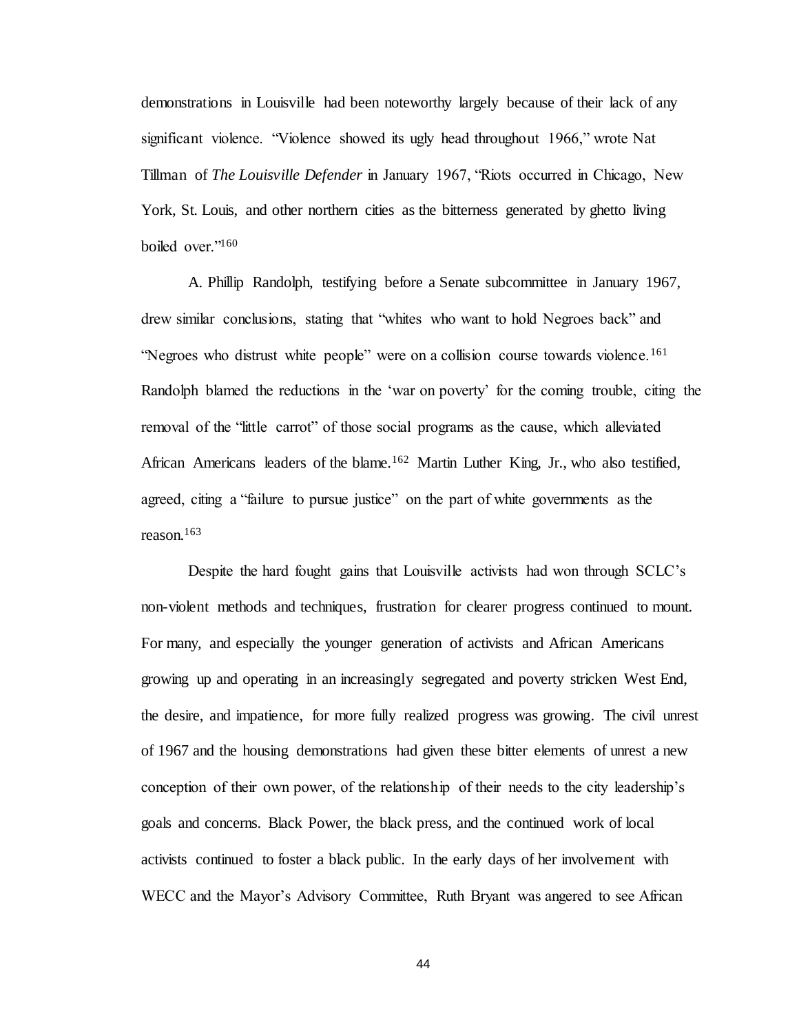demonstrations in Louisville had been noteworthy largely because of their lack of any significant violence. "Violence showed its ugly head throughout 1966," wrote Nat Tillman of *The Louisville Defender* in January 1967, "Riots occurred in Chicago, New York, St. Louis, and other northern cities as the bitterness generated by ghetto living boiled over."[160]

A. Phillip Randolph, testifying before a Senate subcommittee in January 1967, drew similar conclusions, stating that "whites who want to hold Negroes back" and "Negroes who distrust white people" were on a collision course towards violence.[161] Randolph blamed the reductions in the 'war on poverty' for the coming trouble, citing the removal of the "little carrot" of those social programs as the cause, which alleviated African Americans leaders of the blame.[162] Martin Luther King, Jr., who also testified, agreed, citing a "failure to pursue justice" on the part of white governments as the reason.[163]

Despite the hard fought gains that Louisville activists had won through SCLC's non-violent methods and techniques, frustration for clearer progress continued to mount. For many, and especially the younger generation of activists and African Americans growing up and operating in an increasingly segregated and poverty stricken West End, the desire, and impatience, for more fully realized progress was growing. The civil unrest of 1967 and the housing demonstrations had given these bitter elements of unrest a new conception of their own power, of the relationship of their needs to the city leadership's goals and concerns. Black Power, the black press, and the continued work of local activists continued to foster a black public. In the early days of her involvement with WECC and the Mayor's Advisory Committee, Ruth Bryant was angered to see African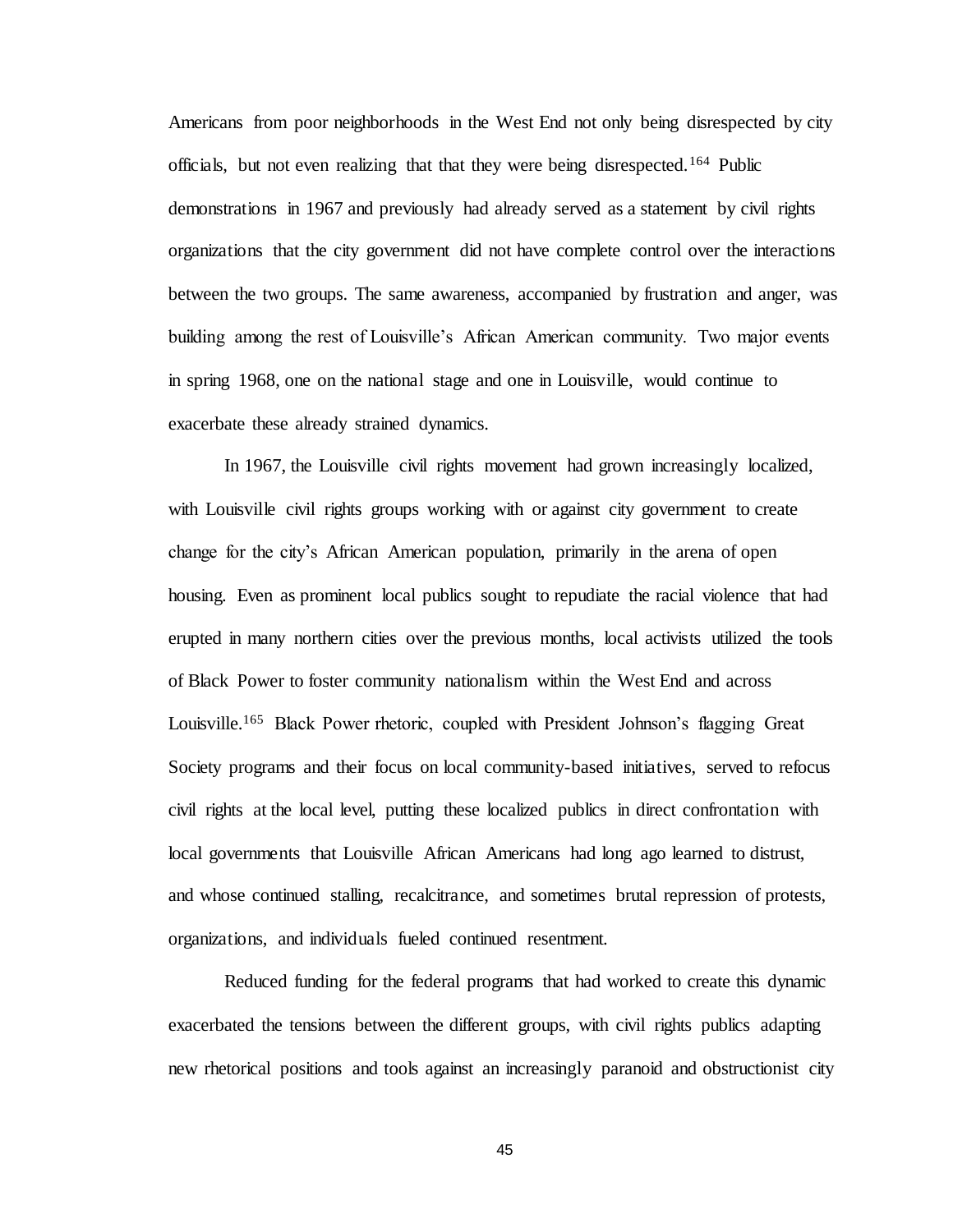Americans from poor neighborhoods in the West End not only being disrespected by city officials, but not even realizing that that they were being disrespected.[164] Public demonstrations in 1967 and previously had already served as a statement by civil rights organizations that the city government did not have complete control over the interactions between the two groups. The same awareness, accompanied by frustration and anger, was building among the rest of Louisville's African American community. Two major events in spring 1968, one on the national stage and one in Louisville, would continue to exacerbate these already strained dynamics.

In 1967, the Louisville civil rights movement had grown increasingly localized, with Louisville civil rights groups working with or against city government to create change for the city's African American population, primarily in the arena of open housing. Even as prominent local publics sought to repudiate the racial violence that had erupted in many northern cities over the previous months, local activists utilized the tools of Black Power to foster community nationalism within the West End and across Louisville.[165] Black Power rhetoric, coupled with President Johnson's flagging Great Society programs and their focus on local community-based initiatives, served to refocus civil rights at the local level, putting these localized publics in direct confrontation with local governments that Louisville African Americans had long ago learned to distrust, and whose continued stalling, recalcitrance, and sometimes brutal repression of protests, organizations, and individuals fueled continued resentment.

Reduced funding for the federal programs that had worked to create this dynamic exacerbated the tensions between the different groups, with civil rights publics adapting new rhetorical positions and tools against an increasingly paranoid and obstructionist city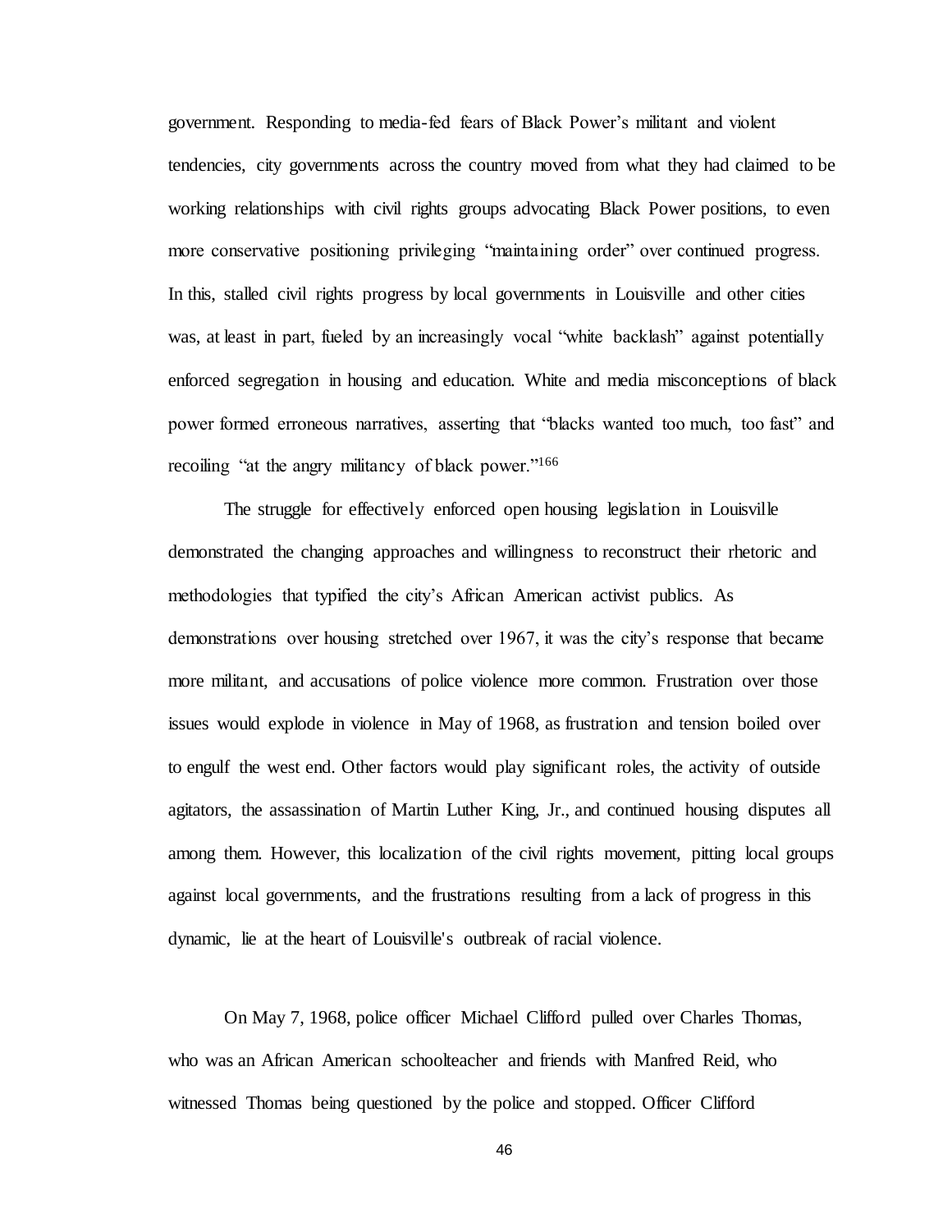government. Responding to media-fed fears of Black Power's militant and violent tendencies, city governments across the country moved from what they had claimed to be working relationships with civil rights groups advocating Black Power positions, to even more conservative positioning privileging "maintaining order" over continued progress. In this, stalled civil rights progress by local governments in Louisville and other cities was, at least in part, fueled by an increasingly vocal "white backlash" against potentially enforced segregation in housing and education. White and media misconceptions of black power formed erroneous narratives, asserting that "blacks wanted too much, too fast" and recoiling "at the angry militancy of black power."[166]

The struggle for effectively enforced open housing legislation in Louisville demonstrated the changing approaches and willingness to reconstruct their rhetoric and methodologies that typified the city's African American activist publics. As demonstrations over housing stretched over 1967, it was the city's response that became more militant, and accusations of police violence more common. Frustration over those issues would explode in violence in May of 1968, as frustration and tension boiled over to engulf the west end. Other factors would play significant roles, the activity of outside agitators, the assassination of Martin Luther King, Jr., and continued housing disputes all among them. However, this localization of the civil rights movement, pitting local groups against local governments, and the frustrations resulting from a lack of progress in this dynamic, lie at the heart of Louisville's outbreak of racial violence.

On May 7, 1968, police officer Michael Clifford pulled over Charles Thomas, who was an African American schoolteacher and friends with Manfred Reid, who witnessed Thomas being questioned by the police and stopped. Officer Clifford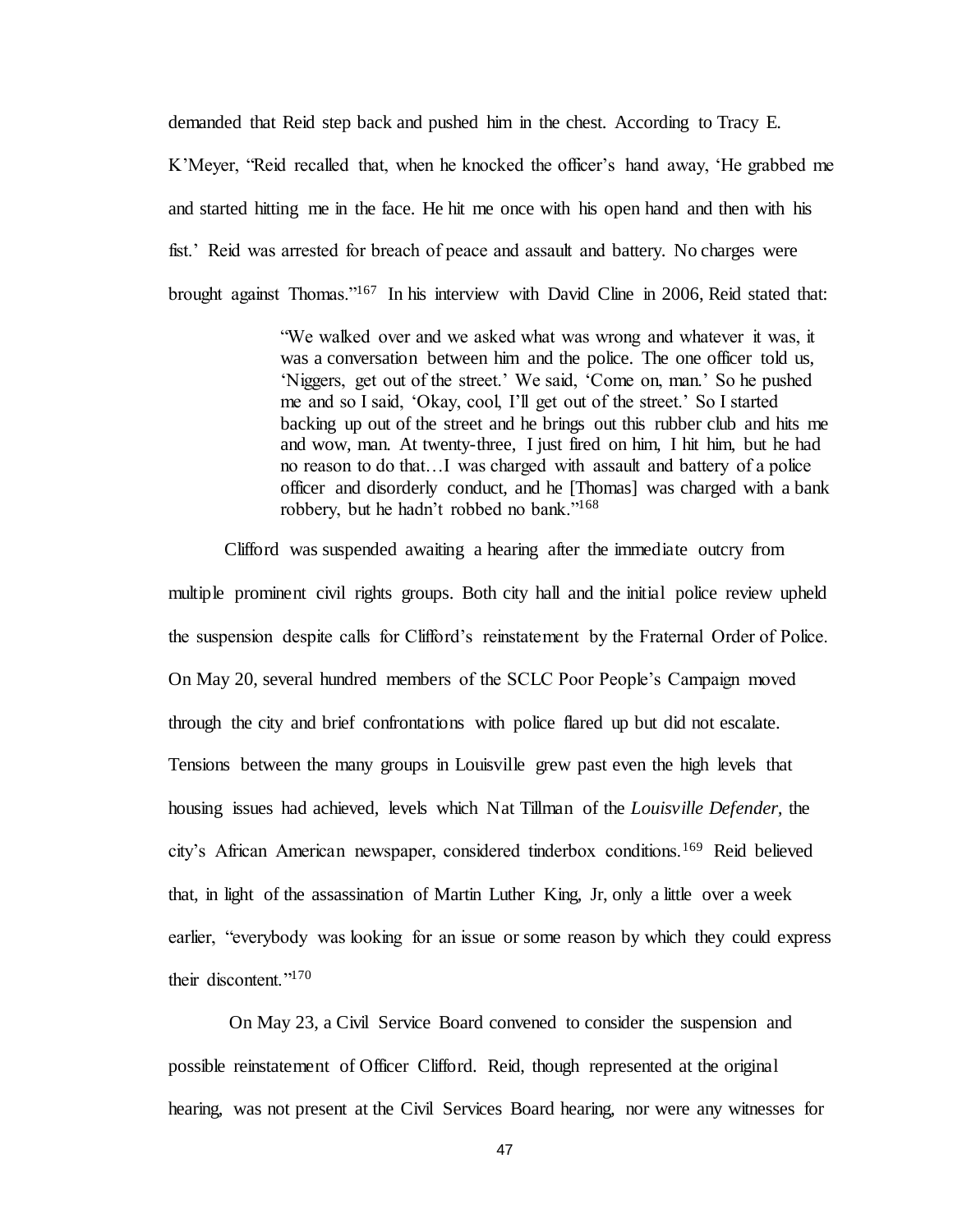demanded that Reid step back and pushed him in the chest. According to Tracy E. K'Meyer, "Reid recalled that, when he knocked the officer's hand away, 'He grabbed me and started hitting me in the face. He hit me once with his open hand and then with his fist.' Reid was arrested for breach of peace and assault and battery. No charges were brought against Thomas."[167] In his interview with David Cline in 2006, Reid stated that:

> "We walked over and we asked what was wrong and whatever it was, it was a conversation between him and the police. The one officer told us, 'Niggers, get out of the street.' We said, 'Come on, man.' So he pushed me and so I said, 'Okay, cool, I'll get out of the street.' So I started backing up out of the street and he brings out this rubber club and hits me and wow, man. At twenty-three, I just fired on him, I hit him, but he had no reason to do that…I was charged with assault and battery of a police officer and disorderly conduct, and he [Thomas] was charged with a bank robbery, but he hadn't robbed no bank."[168]

Clifford was suspended awaiting a hearing after the immediate outcry from multiple prominent civil rights groups. Both city hall and the initial police review upheld the suspension despite calls for Clifford's reinstatement by the Fraternal Order of Police. On May 20, several hundred members of the SCLC Poor People's Campaign moved through the city and brief confrontations with police flared up but did not escalate. Tensions between the many groups in Louisville grew past even the high levels that housing issues had achieved, levels which Nat Tillman of the *Louisville Defender*, the city's African American newspaper, considered tinderbox conditions.[169] Reid believed that, in light of the assassination of Martin Luther King, Jr, only a little over a week earlier, "everybody was looking for an issue or some reason by which they could express their discontent."[170]

On May 23, a Civil Service Board convened to consider the suspension and possible reinstatement of Officer Clifford. Reid, though represented at the original hearing, was not present at the Civil Services Board hearing, nor were any witnesses for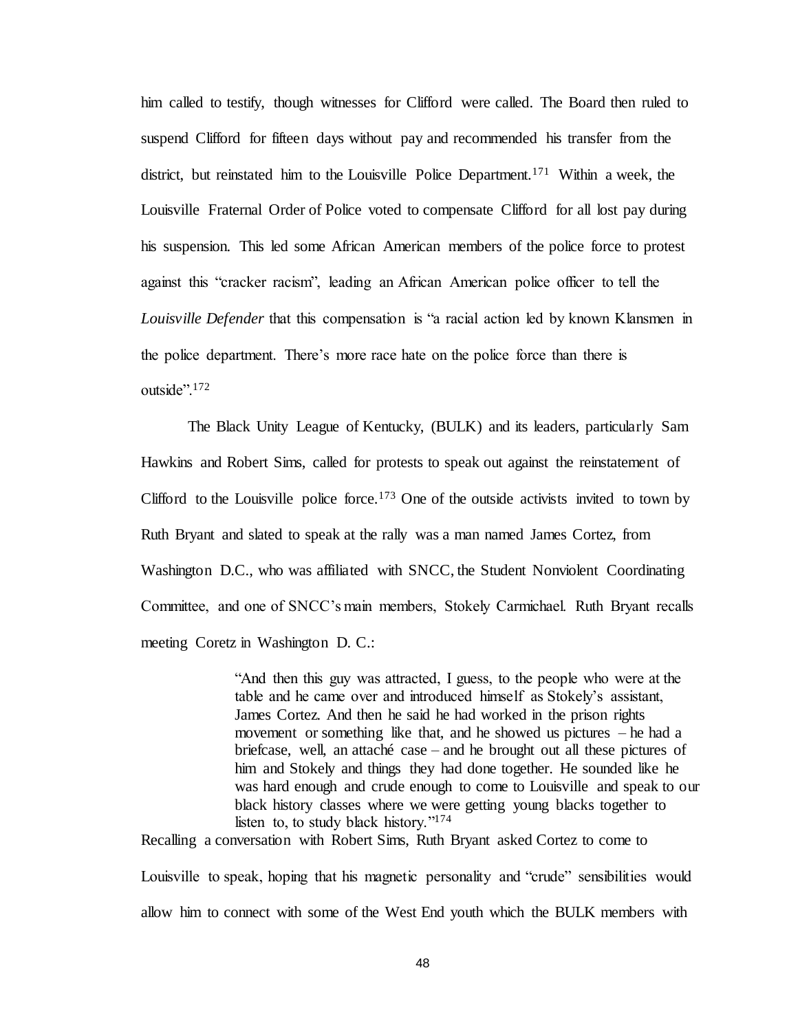him called to testify, though witnesses for Clifford were called. The Board then ruled to suspend Clifford for fifteen days without pay and recommended his transfer from the district, but reinstated him to the Louisville Police Department.[171] Within a week, the Louisville Fraternal Order of Police voted to compensate Clifford for all lost pay during his suspension. This led some African American members of the police force to protest against this "cracker racism", leading an African American police officer to tell the *Louisville Defender* that this compensation is "a racial action led by known Klansmen in the police department. There's more race hate on the police force than there is outside".[172]

The Black Unity League of Kentucky, (BULK) and its leaders, particularly Sam Hawkins and Robert Sims, called for protests to speak out against the reinstatement of Clifford to the Louisville police force.[173] One of the outside activists invited to town by Ruth Bryant and slated to speak at the rally was a man named James Cortez, from Washington D.C., who was affiliated with SNCC, the Student Nonviolent Coordinating Committee, and one of SNCC's main members, Stokely Carmichael. Ruth Bryant recalls meeting Coretz in Washington D. C.:

> "And then this guy was attracted, I guess, to the people who were at the table and he came over and introduced himself as Stokely's assistant, James Cortez. And then he said he had worked in the prison rights movement or something like that, and he showed us pictures – he had a briefcase, well, an attaché case – and he brought out all these pictures of him and Stokely and things they had done together. He sounded like he was hard enough and crude enough to come to Louisville and speak to our black history classes where we were getting young blacks together to listen to, to study black history."[174]

Recalling a conversation with Robert Sims, Ruth Bryant asked Cortez to come to Louisville to speak, hoping that his magnetic personality and "crude" sensibilities would allow him to connect with some of the West End youth which the BULK members with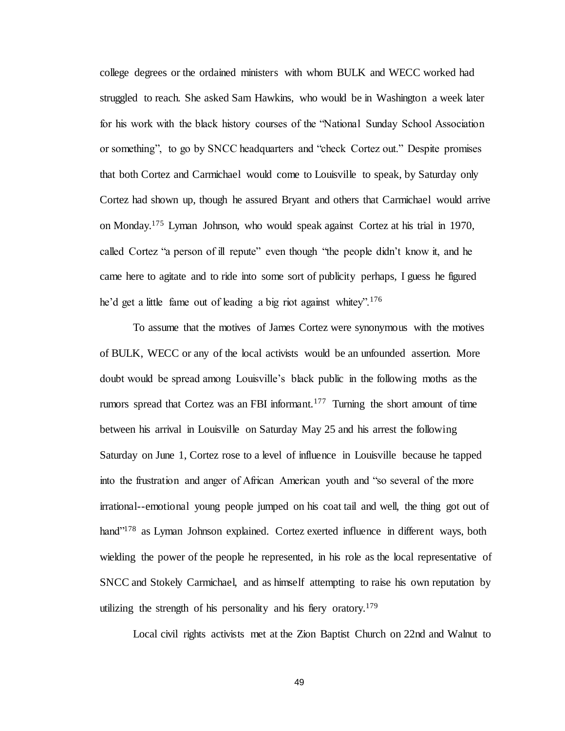college degrees or the ordained ministers with whom BULK and WECC worked had struggled to reach. She asked Sam Hawkins, who would be in Washington a week later for his work with the black history courses of the "National Sunday School Association or something", to go by SNCC headquarters and "check Cortez out." Despite promises that both Cortez and Carmichael would come to Louisville to speak, by Saturday only Cortez had shown up, though he assured Bryant and others that Carmichael would arrive on Monday.[175] Lyman Johnson, who would speak against Cortez at his trial in 1970, called Cortez "a person of ill repute" even though "the people didn't know it, and he came here to agitate and to ride into some sort of publicity perhaps, I guess he figured he'd get a little fame out of leading a big riot against whitey".[176]

To assume that the motives of James Cortez were synonymous with the motives of BULK, WECC or any of the local activists would be an unfounded assertion. More doubt would be spread among Louisville's black public in the following moths as the rumors spread that Cortez was an FBI informant.[177] Turning the short amount of time between his arrival in Louisville on Saturday May 25 and his arrest the following Saturday on June 1, Cortez rose to a level of influence in Louisville because he tapped into the frustration and anger of African American youth and "so several of the more irrational--emotional young people jumped on his coat tail and well, the thing got out of hand"[178] as Lyman Johnson explained. Cortez exerted influence in different ways, both wielding the power of the people he represented, in his role as the local representative of SNCC and Stokely Carmichael, and as himself attempting to raise his own reputation by utilizing the strength of his personality and his fiery oratory.[179]

Local civil rights activists met at the Zion Baptist Church on 22nd and Walnut to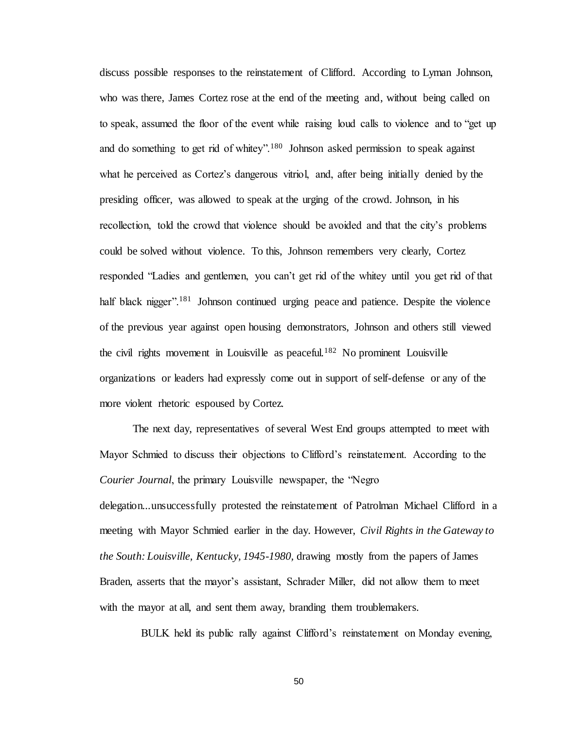discuss possible responses to the reinstatement of Clifford. According to Lyman Johnson, who was there, James Cortez rose at the end of the meeting and, without being called on to speak, assumed the floor of the event while raising loud calls to violence and to "get up and do something to get rid of whitey".[180] Johnson asked permission to speak against what he perceived as Cortez's dangerous vitriol, and, after being initially denied by the presiding officer, was allowed to speak at the urging of the crowd. Johnson, in his recollection, told the crowd that violence should be avoided and that the city's problems could be solved without violence. To this, Johnson remembers very clearly, Cortez responded "Ladies and gentlemen, you can't get rid of the whitey until you get rid of that half black nigger".[181] Johnson continued urging peace and patience. Despite the violence of the previous year against open housing demonstrators, Johnson and others still viewed the civil rights movement in Louisville as peaceful.[182] No prominent Louisville organizations or leaders had expressly come out in support of self-defense or any of the more violent rhetoric espoused by Cortez.

The next day, representatives of several West End groups attempted to meet with Mayor Schmied to discuss their objections to Clifford's reinstatement. According to the *Courier Journal*, the primary Louisville newspaper, the "Negro delegation...unsuccessfully protested the reinstatement of Patrolman Michael Clifford in a meeting with Mayor Schmied earlier in the day. However, *Civil Rights in the Gateway to the South: Louisville, Kentucky, 1945-1980,* drawing mostly from the papers of James Braden, asserts that the mayor's assistant, Schrader Miller, did not allow them to meet with the mayor at all, and sent them away, branding them troublemakers.

BULK held its public rally against Clifford's reinstatement on Monday evening,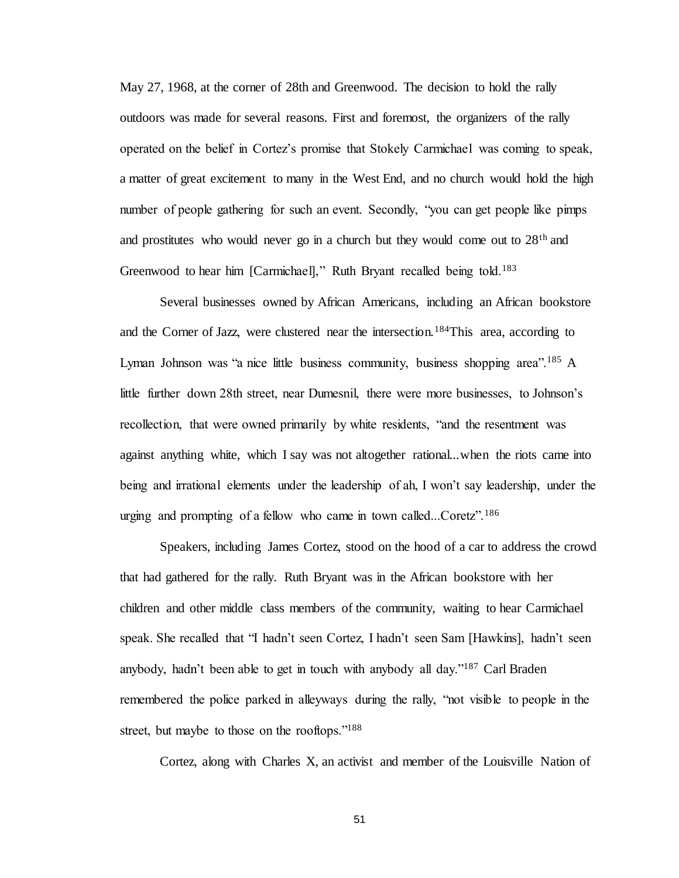May 27, 1968, at the corner of 28th and Greenwood. The decision to hold the rally outdoors was made for several reasons. First and foremost, the organizers of the rally operated on the belief in Cortez's promise that Stokely Carmichael was coming to speak, a matter of great excitement to many in the West End, and no church would hold the high number of people gathering for such an event. Secondly, "you can get people like pimps and prostitutes who would never go in a church but they would come out to 28th and Greenwood to hear him [Carmichael]," Ruth Bryant recalled being told.[183]

Several businesses owned by African Americans, including an African bookstore and the Corner of Jazz, were clustered near the intersection.[184]This area, according to Lyman Johnson was "a nice little business community, business shopping area".[185] A little further down 28th street, near Dumesnil, there were more businesses, to Johnson's recollection, that were owned primarily by white residents, "and the resentment was against anything white, which I say was not altogether rational...when the riots came into being and irrational elements under the leadership of ah, I won't say leadership, under the urging and prompting of a fellow who came in town called...Coretz".[186]

Speakers, including James Cortez, stood on the hood of a car to address the crowd that had gathered for the rally. Ruth Bryant was in the African bookstore with her children and other middle class members of the community, waiting to hear Carmichael speak. She recalled that "I hadn't seen Cortez, I hadn't seen Sam [Hawkins], hadn't seen anybody, hadn't been able to get in touch with anybody all day."[187] Carl Braden remembered the police parked in alleyways during the rally, "not visible to people in the street, but maybe to those on the rooftops."[188]

Cortez, along with Charles X, an activist and member of the Louisville Nation of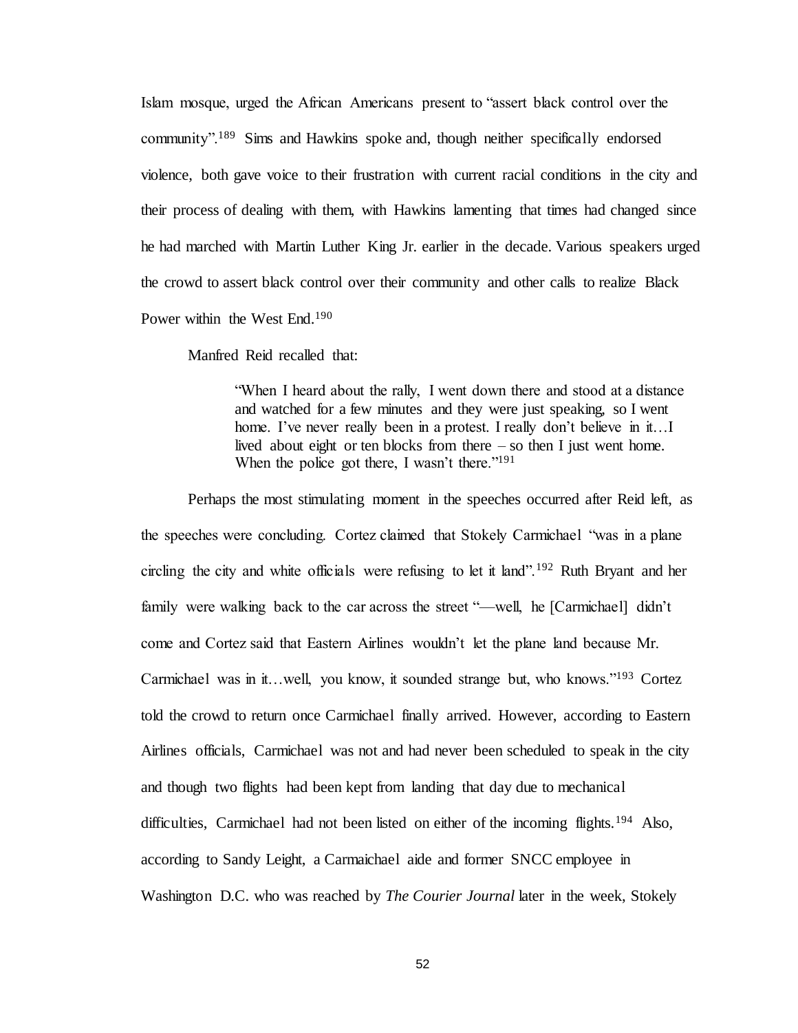Islam mosque, urged the African Americans present to "assert black control over the community".[189] Sims and Hawkins spoke and, though neither specifically endorsed violence, both gave voice to their frustration with current racial conditions in the city and their process of dealing with them, with Hawkins lamenting that times had changed since he had marched with Martin Luther King Jr. earlier in the decade. Various speakers urged the crowd to assert black control over their community and other calls to realize Black Power within the West End.[190]

Manfred Reid recalled that:

> "When I heard about the rally, I went down there and stood at a distance and watched for a few minutes and they were just speaking, so I went home. I've never really been in a protest. I really don't believe in it…I lived about eight or ten blocks from there – so then I just went home. When the police got there, I wasn't there."[191]

Perhaps the most stimulating moment in the speeches occurred after Reid left, as the speeches were concluding. Cortez claimed that Stokely Carmichael "was in a plane circling the city and white officials were refusing to let it land".[192] Ruth Bryant and her family were walking back to the car across the street "—well, he [Carmichael] didn't come and Cortez said that Eastern Airlines wouldn't let the plane land because Mr. Carmichael was in it…well, you know, it sounded strange but, who knows."[193] Cortez told the crowd to return once Carmichael finally arrived. However, according to Eastern Airlines officials, Carmichael was not and had never been scheduled to speak in the city and though two flights had been kept from landing that day due to mechanical difficulties, Carmichael had not been listed on either of the incoming flights.[194] Also, according to Sandy Leight, a Carmaichael aide and former SNCC employee in Washington D.C. who was reached by *The Courier Journal* later in the week, Stokely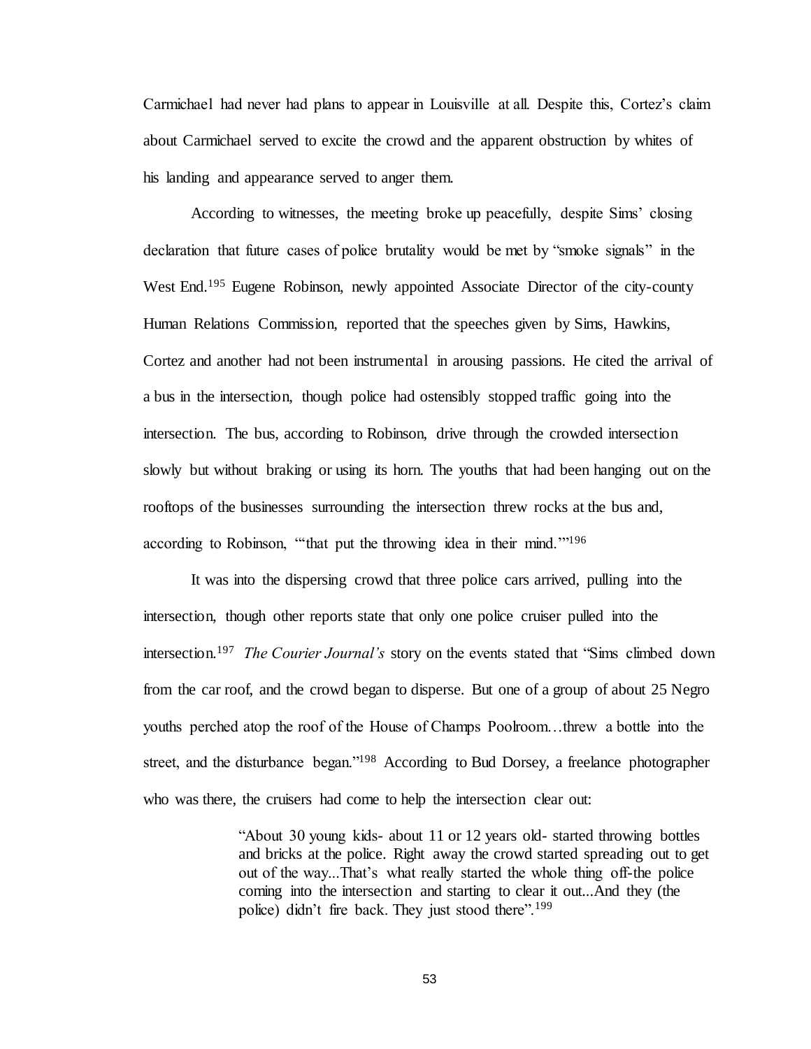Carmichael had never had plans to appear in Louisville at all. Despite this, Cortez's claim about Carmichael served to excite the crowd and the apparent obstruction by whites of his landing and appearance served to anger them.

According to witnesses, the meeting broke up peacefully, despite Sims' closing declaration that future cases of police brutality would be met by "smoke signals" in the West End.[195] Eugene Robinson, newly appointed Associate Director of the city-county Human Relations Commission, reported that the speeches given by Sims, Hawkins, Cortez and another had not been instrumental in arousing passions. He cited the arrival of a bus in the intersection, though police had ostensibly stopped traffic going into the intersection. The bus, according to Robinson, drive through the crowded intersection slowly but without braking or using its horn. The youths that had been hanging out on the rooftops of the businesses surrounding the intersection threw rocks at the bus and, according to Robinson, "'that put the throwing idea in their mind.'"[196]

It was into the dispersing crowd that three police cars arrived, pulling into the intersection, though other reports state that only one police cruiser pulled into the intersection.[197] *The Courier Journal's* story on the events stated that "Sims climbed down from the car roof, and the crowd began to disperse. But one of a group of about 25 Negro youths perched atop the roof of the House of Champs Poolroom…threw a bottle into the street, and the disturbance began."[198] According to Bud Dorsey, a freelance photographer who was there, the cruisers had come to help the intersection clear out:

> "About 30 young kids- about 11 or 12 years old- started throwing bottles and bricks at the police. Right away the crowd started spreading out to get out of the way...That's what really started the whole thing off-the police coming into the intersection and starting to clear it out...And they (the police) didn't fire back. They just stood there".[199]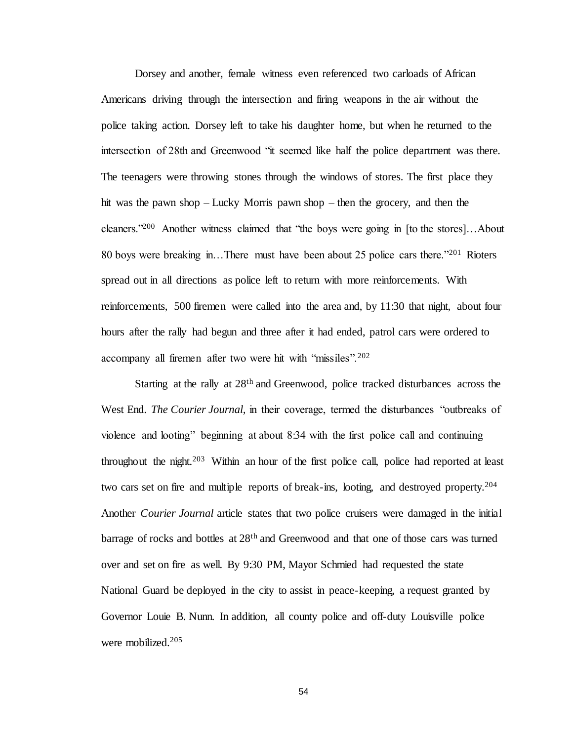Dorsey and another, female witness even referenced two carloads of African Americans driving through the intersection and firing weapons in the air without the police taking action. Dorsey left to take his daughter home, but when he returned to the intersection of 28th and Greenwood "it seemed like half the police department was there. The teenagers were throwing stones through the windows of stores. The first place they hit was the pawn shop – Lucky Morris pawn shop – then the grocery, and then the cleaners."[200] Another witness claimed that "the boys were going in [to the stores]…About 80 boys were breaking in…There must have been about 25 police cars there."[201] Rioters spread out in all directions as police left to return with more reinforcements. With reinforcements, 500 firemen were called into the area and, by 11:30 that night, about four hours after the rally had begun and three after it had ended, patrol cars were ordered to accompany all firemen after two were hit with "missiles".[202]

Starting at the rally at 28th and Greenwood, police tracked disturbances across the West End. *The Courier Journal,* in their coverage, termed the disturbances "outbreaks of violence and looting" beginning at about 8:34 with the first police call and continuing throughout the night.[203] Within an hour of the first police call, police had reported at least two cars set on fire and multiple reports of break-ins, looting, and destroyed property.[204] Another *Courier Journal* article states that two police cruisers were damaged in the initial barrage of rocks and bottles at 28th and Greenwood and that one of those cars was turned over and set on fire as well. By 9:30 PM, Mayor Schmied had requested the state National Guard be deployed in the city to assist in peace-keeping, a request granted by Governor Louie B. Nunn. In addition, all county police and off-duty Louisville police were mobilized.[205]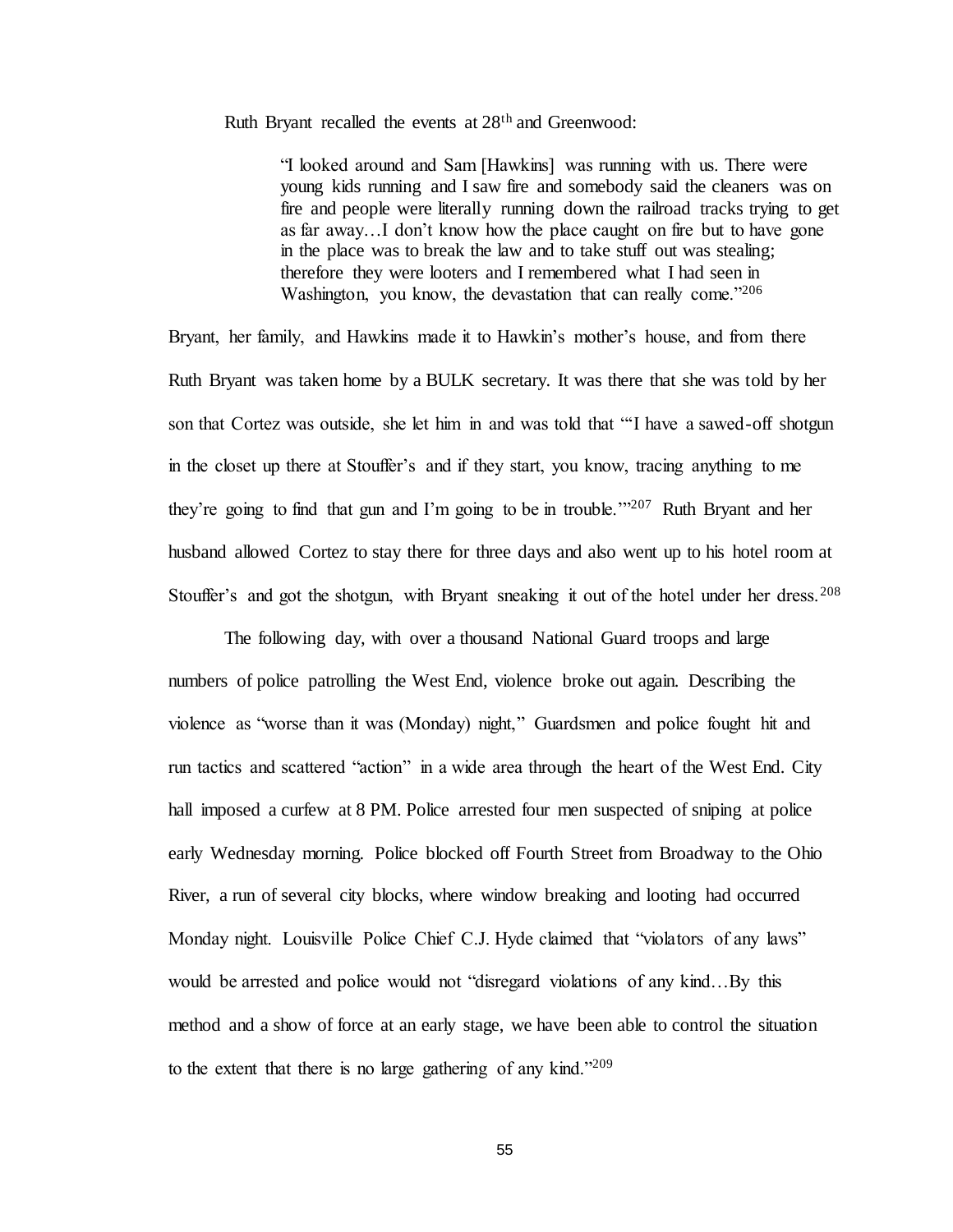Ruth Bryant recalled the events at 28th and Greenwood:

> "I looked around and Sam [Hawkins] was running with us. There were young kids running and I saw fire and somebody said the cleaners was on fire and people were literally running down the railroad tracks trying to get as far away…I don't know how the place caught on fire but to have gone in the place was to break the law and to take stuff out was stealing; therefore they were looters and I remembered what I had seen in Washington, you know, the devastation that can really come."[206]

Bryant, her family, and Hawkins made it to Hawkin's mother's house, and from there Ruth Bryant was taken home by a BULK secretary. It was there that she was told by her son that Cortez was outside, she let him in and was told that "'I have a sawed-off shotgun in the closet up there at Stouffer's and if they start, you know, tracing anything to me they're going to find that gun and I'm going to be in trouble.'"[207] Ruth Bryant and her husband allowed Cortez to stay there for three days and also went up to his hotel room at Stouffer's and got the shotgun, with Bryant sneaking it out of the hotel under her dress.[208]

The following day, with over a thousand National Guard troops and large numbers of police patrolling the West End, violence broke out again. Describing the violence as "worse than it was (Monday) night," Guardsmen and police fought hit and run tactics and scattered "action" in a wide area through the heart of the West End. City hall imposed a curfew at 8 PM. Police arrested four men suspected of sniping at police early Wednesday morning. Police blocked off Fourth Street from Broadway to the Ohio River, a run of several city blocks, where window breaking and looting had occurred Monday night. Louisville Police Chief C.J. Hyde claimed that "violators of any laws" would be arrested and police would not "disregard violations of any kind…By this method and a show of force at an early stage, we have been able to control the situation to the extent that there is no large gathering of any kind."[209]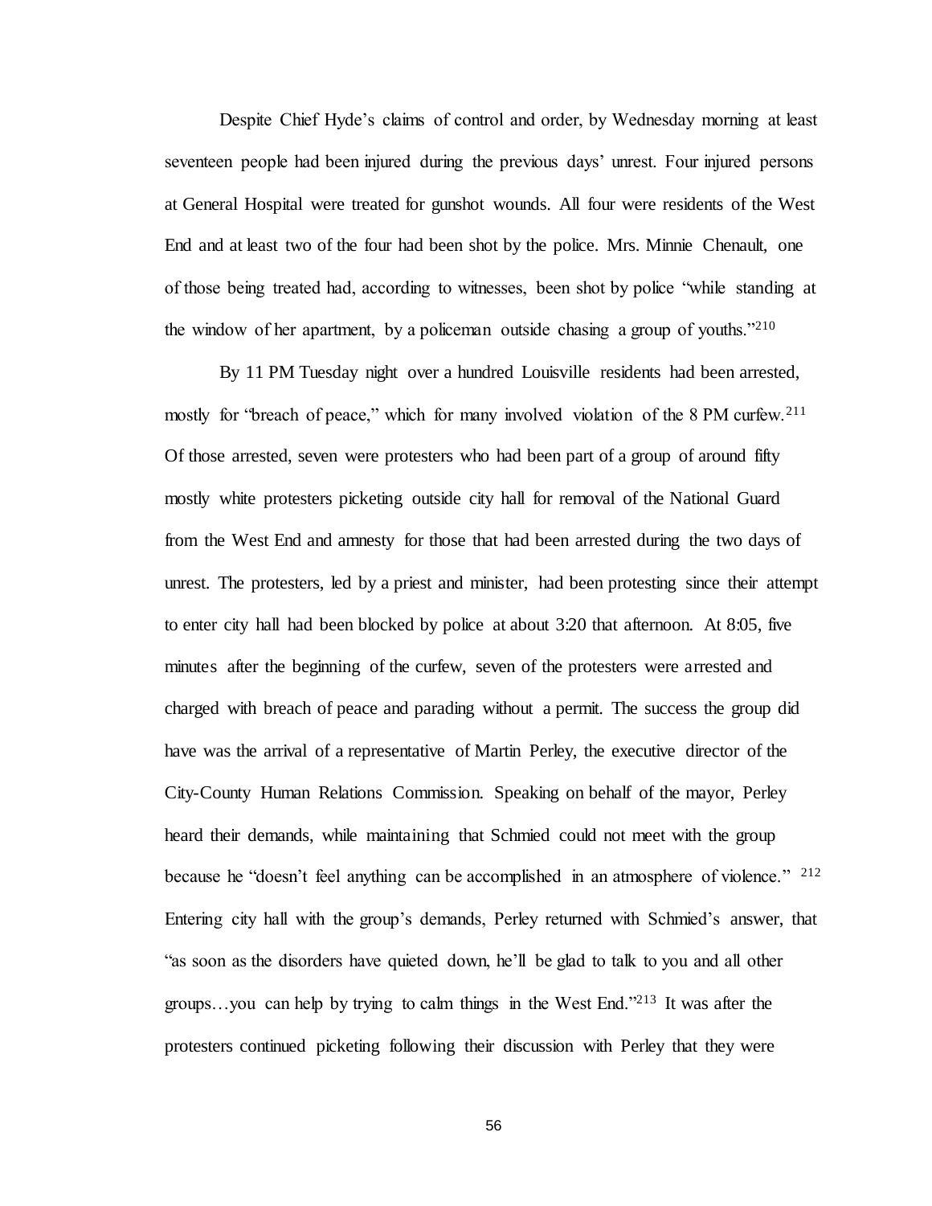Despite Chief Hyde's claims of control and order, by Wednesday morning at least seventeen people had been injured during the previous days' unrest. Four injured persons at General Hospital were treated for gunshot wounds. All four were residents of the West End and at least two of the four had been shot by the police. Mrs. Minnie Chenault, one of those being treated had, according to witnesses, been shot by police "while standing at the window of her apartment, by a policeman outside chasing a group of youths."[210]

By 11 PM Tuesday night over a hundred Louisville residents had been arrested, mostly for "breach of peace," which for many involved violation of the 8 PM curfew.[211] Of those arrested, seven were protesters who had been part of a group of around fifty mostly white protesters picketing outside city hall for removal of the National Guard from the West End and amnesty for those that had been arrested during the two days of unrest. The protesters, led by a priest and minister, had been protesting since their attempt to enter city hall had been blocked by police at about 3:20 that afternoon. At 8:05, five minutes after the beginning of the curfew, seven of the protesters were arrested and charged with breach of peace and parading without a permit. The success the group did have was the arrival of a representative of Martin Perley, the executive director of the City-County Human Relations Commission. Speaking on behalf of the mayor, Perley heard their demands, while maintaining that Schmied could not meet with the group because he "doesn't feel anything can be accomplished in an atmosphere of violence." [212] Entering city hall with the group's demands, Perley returned with Schmied's answer, that "as soon as the disorders have quieted down, he'll be glad to talk to you and all other groups…you can help by trying to calm things in the West End."[213] It was after the protesters continued picketing following their discussion with Perley that they were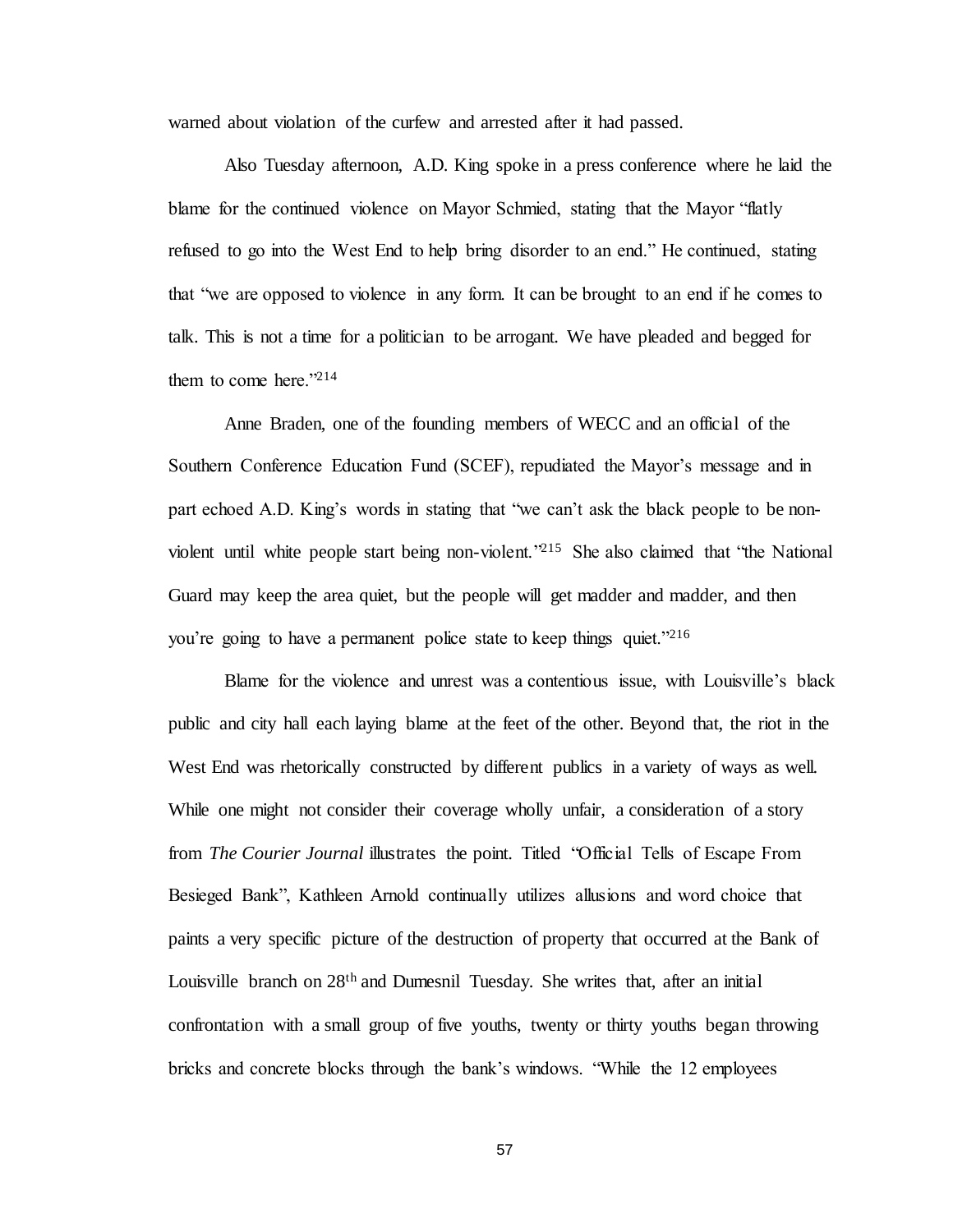warned about violation of the curfew and arrested after it had passed.

Also Tuesday afternoon, A.D. King spoke in a press conference where he laid the blame for the continued violence on Mayor Schmied, stating that the Mayor "flatly refused to go into the West End to help bring disorder to an end." He continued, stating that "we are opposed to violence in any form. It can be brought to an end if he comes to talk. This is not a time for a politician to be arrogant. We have pleaded and begged for them to come here."[214]

Anne Braden, one of the founding members of WECC and an official of the Southern Conference Education Fund (SCEF), repudiated the Mayor's message and in part echoed A.D. King's words in stating that "we can't ask the black people to be non-violent until white people start being non-violent."[215] She also claimed that "the National Guard may keep the area quiet, but the people will get madder and madder, and then you're going to have a permanent police state to keep things quiet."[216]

Blame for the violence and unrest was a contentious issue, with Louisville's black public and city hall each laying blame at the feet of the other. Beyond that, the riot in the West End was rhetorically constructed by different publics in a variety of ways as well. While one might not consider their coverage wholly unfair, a consideration of a story from *The Courier Journal* illustrates the point. Titled "Official Tells of Escape From Besieged Bank", Kathleen Arnold continually utilizes allusions and word choice that paints a very specific picture of the destruction of property that occurred at the Bank of Louisville branch on 28th and Dumesnil Tuesday. She writes that, after an initial confrontation with a small group of five youths, twenty or thirty youths began throwing bricks and concrete blocks through the bank's windows. "While the 12 employees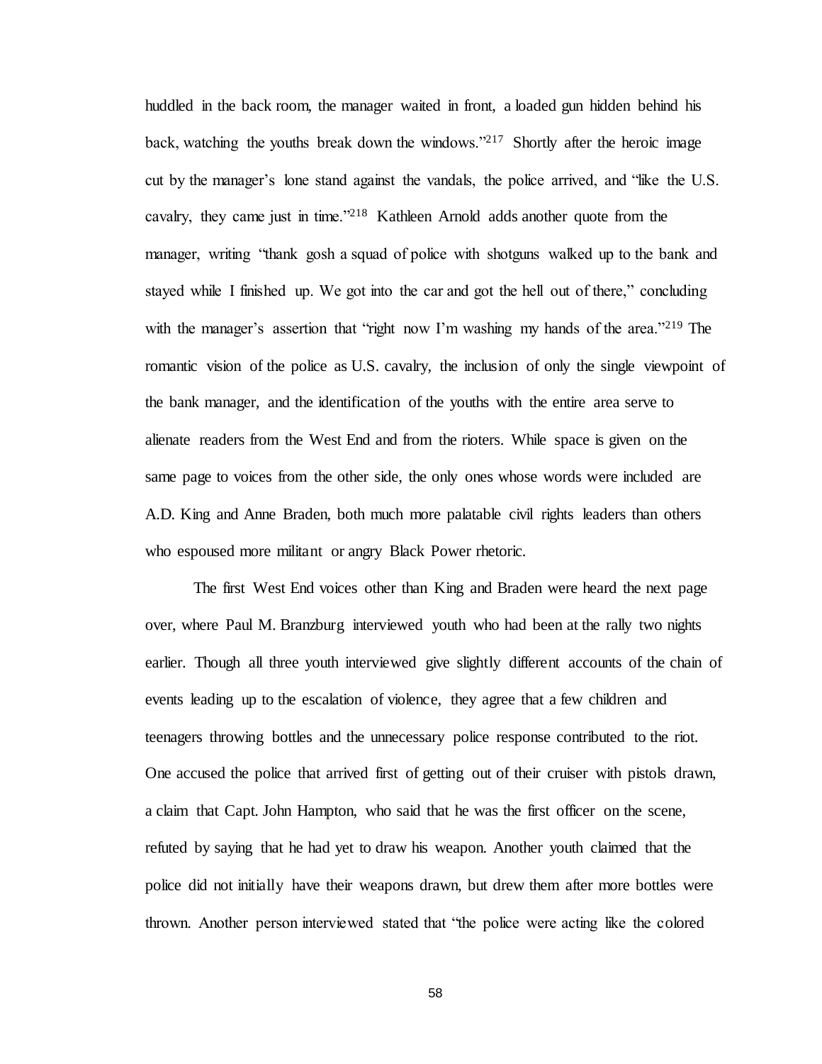huddled in the back room, the manager waited in front, a loaded gun hidden behind his back, watching the youths break down the windows."[217] Shortly after the heroic image cut by the manager's lone stand against the vandals, the police arrived, and "like the U.S. cavalry, they came just in time."[218] Kathleen Arnold adds another quote from the manager, writing "thank gosh a squad of police with shotguns walked up to the bank and stayed while I finished up. We got into the car and got the hell out of there," concluding with the manager's assertion that "right now I'm washing my hands of the area."[219] The romantic vision of the police as U.S. cavalry, the inclusion of only the single viewpoint of the bank manager, and the identification of the youths with the entire area serve to alienate readers from the West End and from the rioters. While space is given on the same page to voices from the other side, the only ones whose words were included are A.D. King and Anne Braden, both much more palatable civil rights leaders than others who espoused more militant or angry Black Power rhetoric.

The first West End voices other than King and Braden were heard the next page over, where Paul M. Branzburg interviewed youth who had been at the rally two nights earlier. Though all three youth interviewed give slightly different accounts of the chain of events leading up to the escalation of violence, they agree that a few children and teenagers throwing bottles and the unnecessary police response contributed to the riot. One accused the police that arrived first of getting out of their cruiser with pistols drawn, a claim that Capt. John Hampton, who said that he was the first officer on the scene, refuted by saying that he had yet to draw his weapon. Another youth claimed that the police did not initially have their weapons drawn, but drew them after more bottles were thrown. Another person interviewed stated that "the police were acting like the colored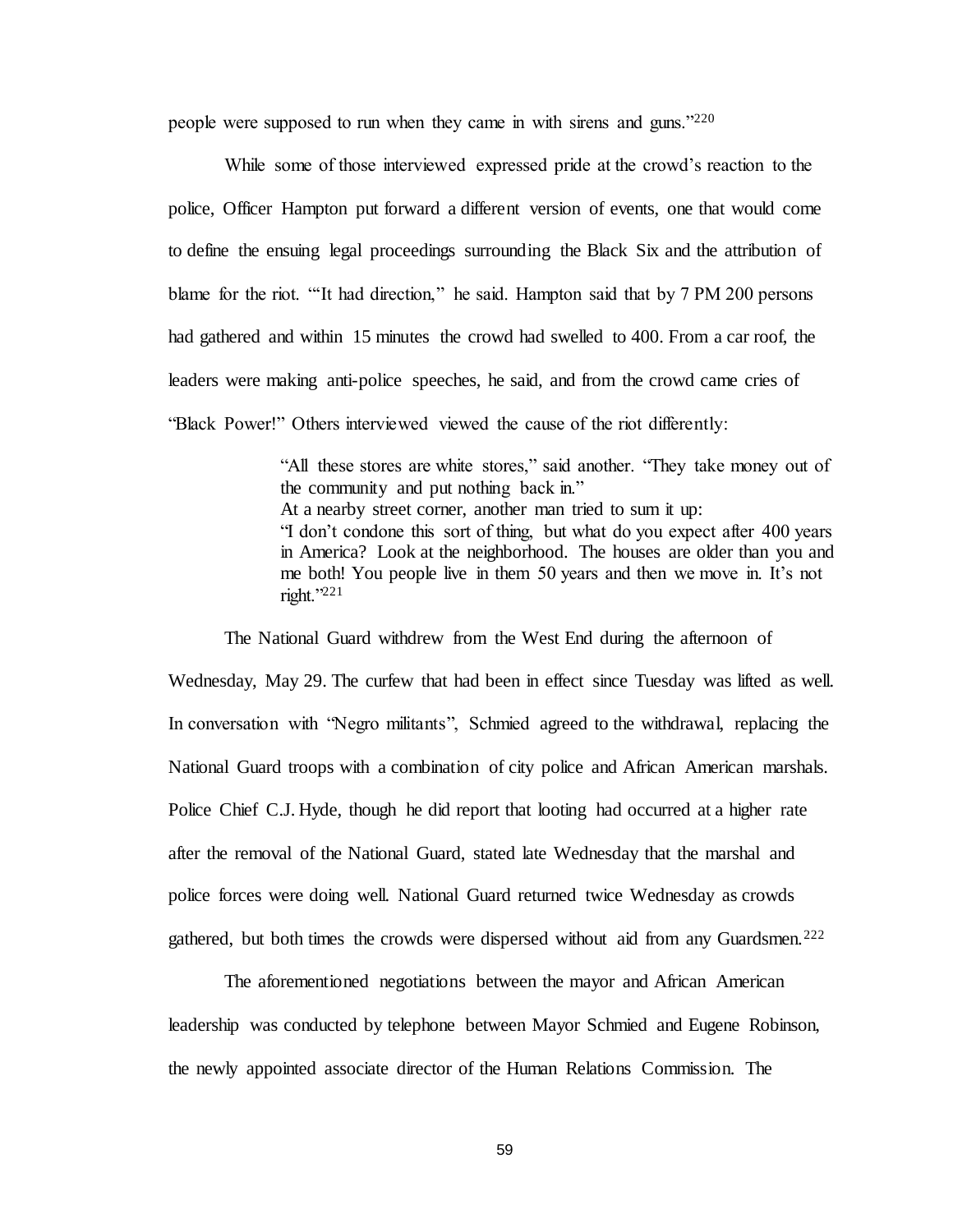people were supposed to run when they came in with sirens and guns."[220]

While some of those interviewed expressed pride at the crowd's reaction to the police, Officer Hampton put forward a different version of events, one that would come to define the ensuing legal proceedings surrounding the Black Six and the attribution of blame for the riot. "'It had direction," he said. Hampton said that by 7 PM 200 persons had gathered and within 15 minutes the crowd had swelled to 400. From a car roof, the leaders were making anti-police speeches, he said, and from the crowd came cries of "Black Power!" Others interviewed viewed the cause of the riot differently:

> "All these stores are white stores," said another. "They take money out of the community and put nothing back in."
> At a nearby street corner, another man tried to sum it up:
> "I don't condone this sort of thing, but what do you expect after 400 years in America? Look at the neighborhood. The houses are older than you and me both! You people live in them 50 years and then we move in. It's not right."[221]

The National Guard withdrew from the West End during the afternoon of Wednesday, May 29. The curfew that had been in effect since Tuesday was lifted as well. In conversation with "Negro militants", Schmied agreed to the withdrawal, replacing the National Guard troops with a combination of city police and African American marshals. Police Chief C.J. Hyde, though he did report that looting had occurred at a higher rate after the removal of the National Guard, stated late Wednesday that the marshal and police forces were doing well. National Guard returned twice Wednesday as crowds gathered, but both times the crowds were dispersed without aid from any Guardsmen.[222]

The aforementioned negotiations between the mayor and African American leadership was conducted by telephone between Mayor Schmied and Eugene Robinson, the newly appointed associate director of the Human Relations Commission. The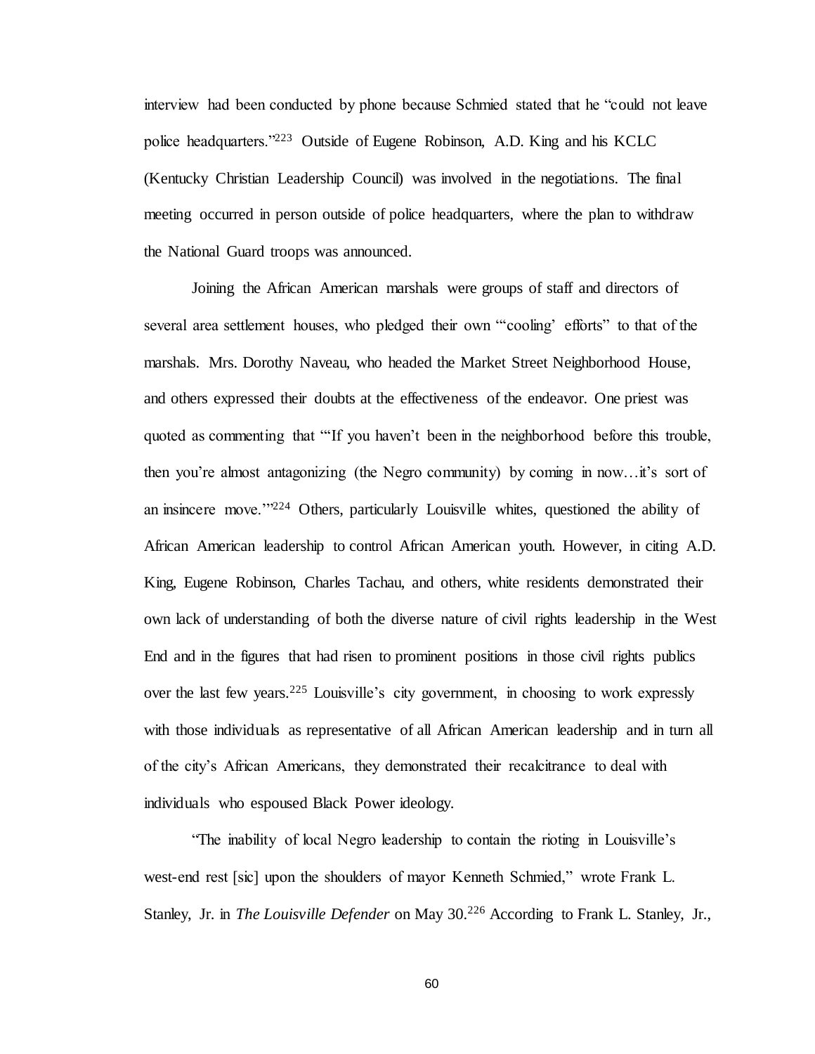interview had been conducted by phone because Schmied stated that he "could not leave police headquarters."[223] Outside of Eugene Robinson, A.D. King and his KCLC (Kentucky Christian Leadership Council) was involved in the negotiations. The final meeting occurred in person outside of police headquarters, where the plan to withdraw the National Guard troops was announced.

Joining the African American marshals were groups of staff and directors of several area settlement houses, who pledged their own "'cooling' efforts" to that of the marshals. Mrs. Dorothy Naveau, who headed the Market Street Neighborhood House, and others expressed their doubts at the effectiveness of the endeavor. One priest was quoted as commenting that "'If you haven't been in the neighborhood before this trouble, then you're almost antagonizing (the Negro community) by coming in now…it's sort of an insincere move.'"[224] Others, particularly Louisville whites, questioned the ability of African American leadership to control African American youth. However, in citing A.D. King, Eugene Robinson, Charles Tachau, and others, white residents demonstrated their own lack of understanding of both the diverse nature of civil rights leadership in the West End and in the figures that had risen to prominent positions in those civil rights publics over the last few years.[225] Louisville's city government, in choosing to work expressly with those individuals as representative of all African American leadership and in turn all of the city's African Americans, they demonstrated their recalcitrance to deal with individuals who espoused Black Power ideology.

"The inability of local Negro leadership to contain the rioting in Louisville's west-end rest [sic] upon the shoulders of mayor Kenneth Schmied," wrote Frank L. Stanley, Jr. in *The Louisville Defender* on May 30.[226] According to Frank L. Stanley, Jr.,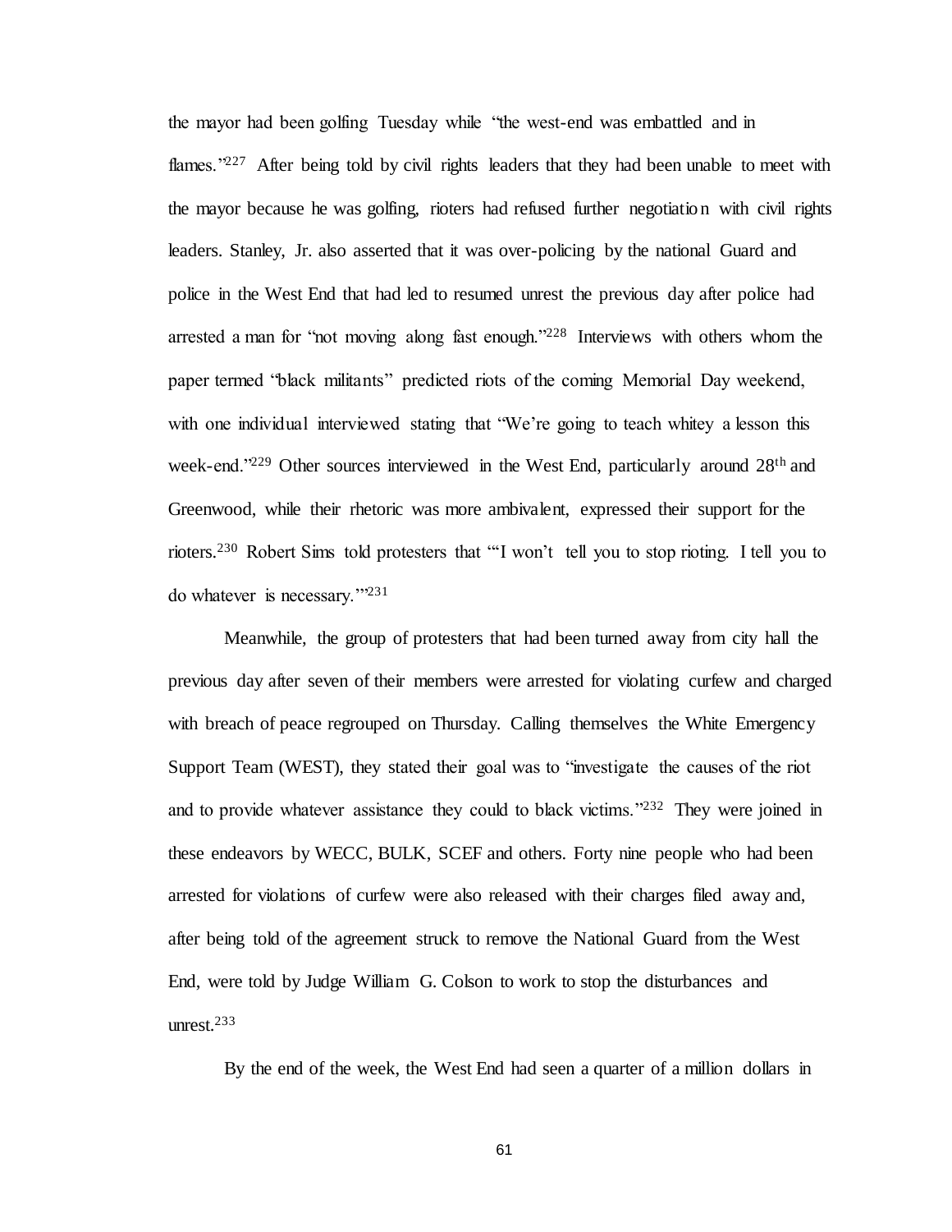the mayor had been golfing Tuesday while "the west-end was embattled and in flames."[227] After being told by civil rights leaders that they had been unable to meet with the mayor because he was golfing, rioters had refused further negotiation with civil rights leaders. Stanley, Jr. also asserted that it was over-policing by the national Guard and police in the West End that had led to resumed unrest the previous day after police had arrested a man for "not moving along fast enough."[228] Interviews with others whom the paper termed "black militants" predicted riots of the coming Memorial Day weekend, with one individual interviewed stating that "We're going to teach whitey a lesson this week-end."[229] Other sources interviewed in the West End, particularly around 28th and Greenwood, while their rhetoric was more ambivalent, expressed their support for the rioters.[230] Robert Sims told protesters that "'I won't tell you to stop rioting. I tell you to do whatever is necessary.'"[231]

Meanwhile, the group of protesters that had been turned away from city hall the previous day after seven of their members were arrested for violating curfew and charged with breach of peace regrouped on Thursday. Calling themselves the White Emergency Support Team (WEST), they stated their goal was to "investigate the causes of the riot and to provide whatever assistance they could to black victims."[232] They were joined in these endeavors by WECC, BULK, SCEF and others. Forty nine people who had been arrested for violations of curfew were also released with their charges filed away and, after being told of the agreement struck to remove the National Guard from the West End, were told by Judge William G. Colson to work to stop the disturbances and unrest.[233]

By the end of the week, the West End had seen a quarter of a million dollars in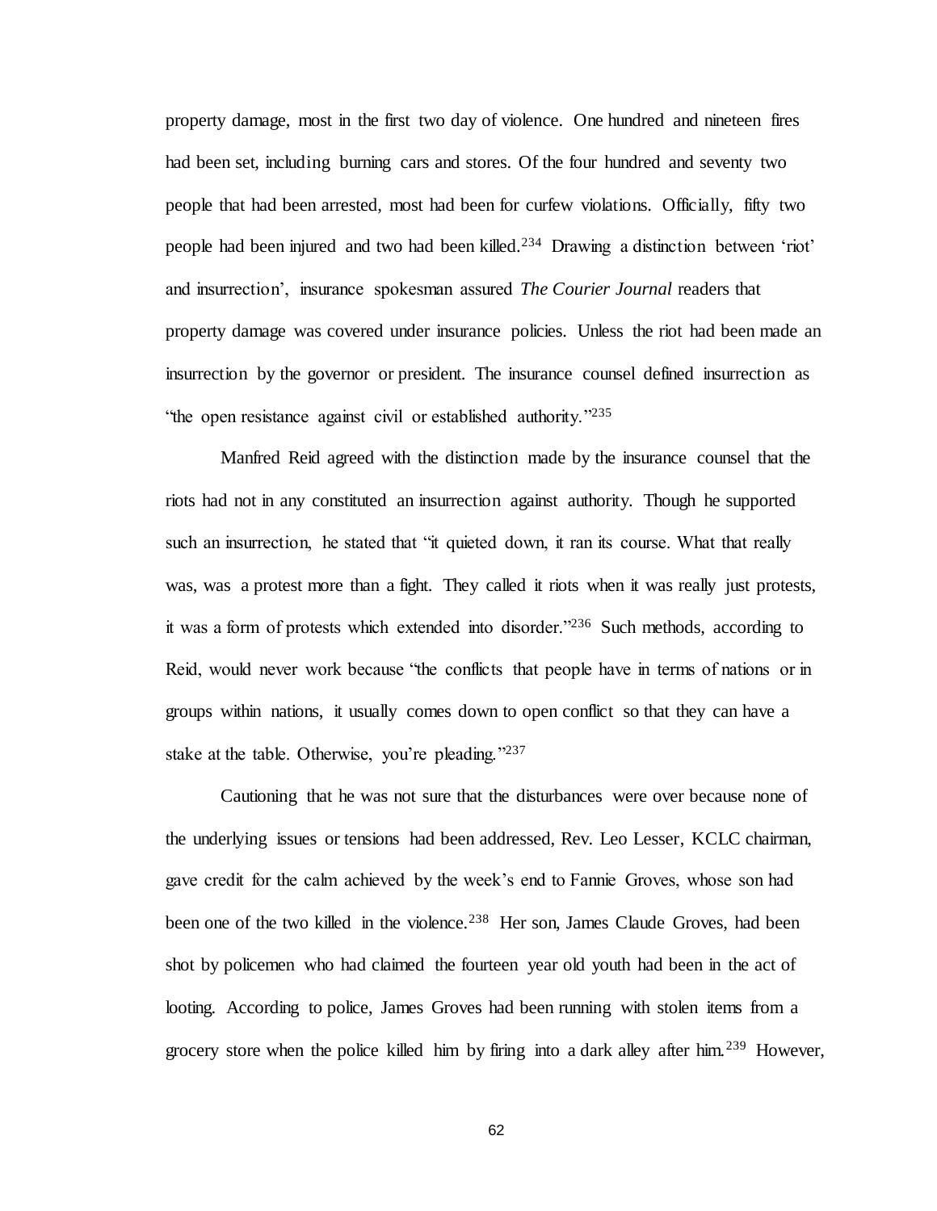property damage, most in the first two day of violence. One hundred and nineteen fires had been set, including burning cars and stores. Of the four hundred and seventy two people that had been arrested, most had been for curfew violations. Officially, fifty two people had been injured and two had been killed.[234] Drawing a distinction between 'riot' and insurrection', insurance spokesman assured *The Courier Journal* readers that property damage was covered under insurance policies. Unless the riot had been made an insurrection by the governor or president. The insurance counsel defined insurrection as "the open resistance against civil or established authority."[235]

Manfred Reid agreed with the distinction made by the insurance counsel that the riots had not in any constituted an insurrection against authority. Though he supported such an insurrection, he stated that "it quieted down, it ran its course. What that really was, was a protest more than a fight. They called it riots when it was really just protests, it was a form of protests which extended into disorder."[236] Such methods, according to Reid, would never work because "the conflicts that people have in terms of nations or in groups within nations, it usually comes down to open conflict so that they can have a stake at the table. Otherwise, you're pleading."[237]

Cautioning that he was not sure that the disturbances were over because none of the underlying issues or tensions had been addressed, Rev. Leo Lesser, KCLC chairman, gave credit for the calm achieved by the week's end to Fannie Groves, whose son had been one of the two killed in the violence.[238] Her son, James Claude Groves, had been shot by policemen who had claimed the fourteen year old youth had been in the act of looting. According to police, James Groves had been running with stolen items from a grocery store when the police killed him by firing into a dark alley after him.[239] However,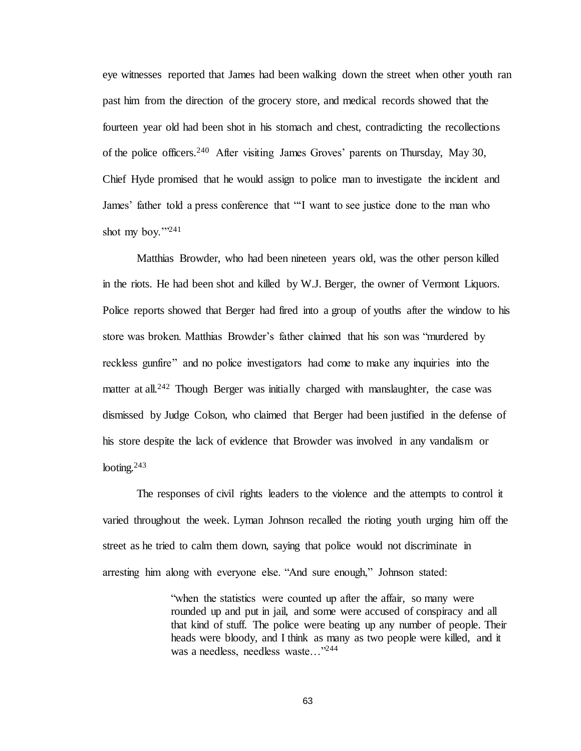eye witnesses reported that James had been walking down the street when other youth ran past him from the direction of the grocery store, and medical records showed that the fourteen year old had been shot in his stomach and chest, contradicting the recollections of the police officers.[240] After visiting James Groves' parents on Thursday, May 30, Chief Hyde promised that he would assign to police man to investigate the incident and James' father told a press conference that "'I want to see justice done to the man who shot my boy.'"[241]

Matthias Browder, who had been nineteen years old, was the other person killed in the riots. He had been shot and killed by W.J. Berger, the owner of Vermont Liquors. Police reports showed that Berger had fired into a group of youths after the window to his store was broken. Matthias Browder's father claimed that his son was "murdered by reckless gunfire" and no police investigators had come to make any inquiries into the matter at all.[242] Though Berger was initially charged with manslaughter, the case was dismissed by Judge Colson, who claimed that Berger had been justified in the defense of his store despite the lack of evidence that Browder was involved in any vandalism or looting.[243]

The responses of civil rights leaders to the violence and the attempts to control it varied throughout the week. Lyman Johnson recalled the rioting youth urging him off the street as he tried to calm them down, saying that police would not discriminate in arresting him along with everyone else. "And sure enough," Johnson stated:

> "when the statistics were counted up after the affair, so many were rounded up and put in jail, and some were accused of conspiracy and all that kind of stuff. The police were beating up any number of people. Their heads were bloody, and I think as many as two people were killed, and it was a needless, needless waste…"[244]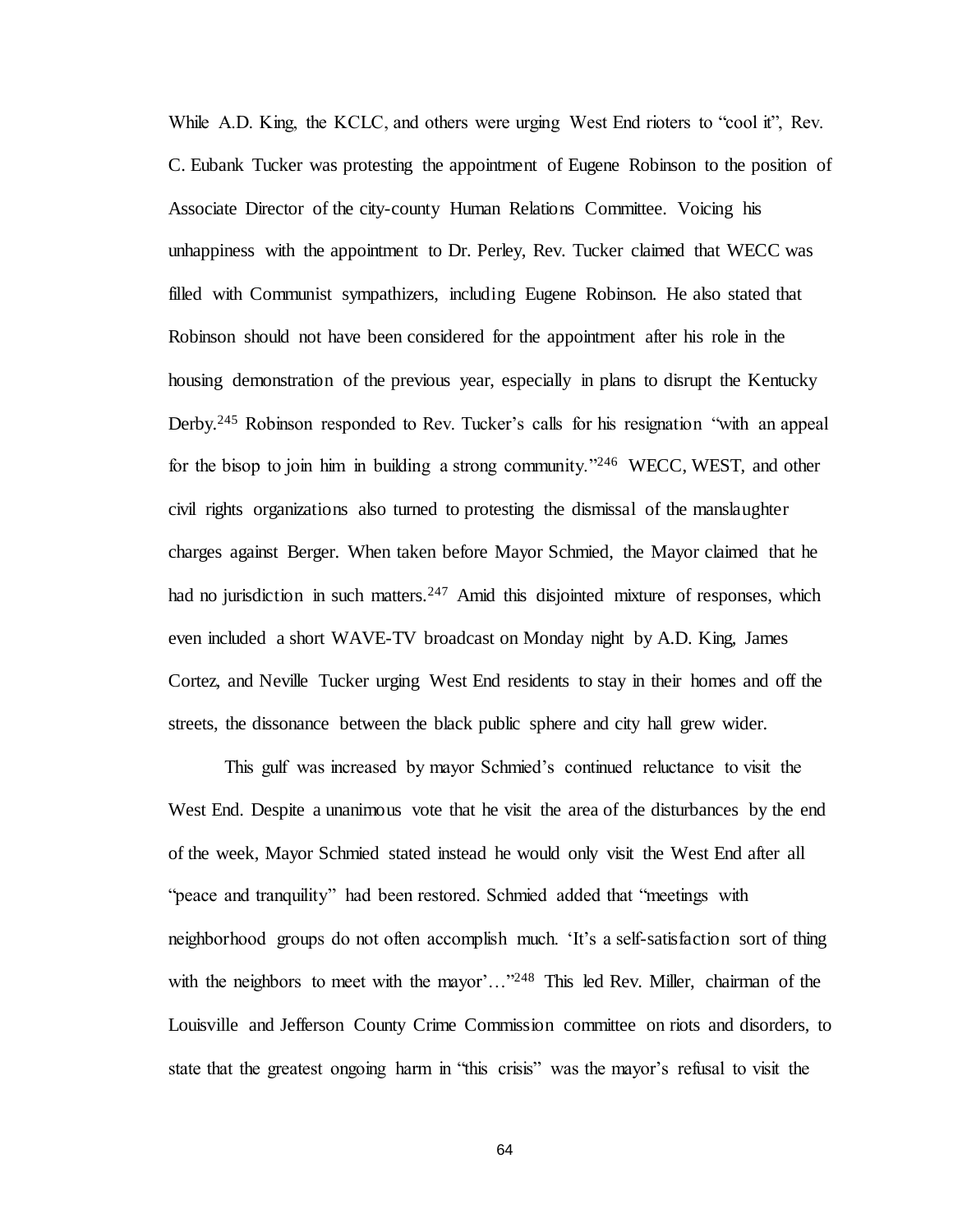While A.D. King, the KCLC, and others were urging West End rioters to "cool it", Rev. C. Eubank Tucker was protesting the appointment of Eugene Robinson to the position of Associate Director of the city-county Human Relations Committee. Voicing his unhappiness with the appointment to Dr. Perley, Rev. Tucker claimed that WECC was filled with Communist sympathizers, including Eugene Robinson. He also stated that Robinson should not have been considered for the appointment after his role in the housing demonstration of the previous year, especially in plans to disrupt the Kentucky Derby.[245] Robinson responded to Rev. Tucker's calls for his resignation "with an appeal for the bisop to join him in building a strong community."[246] WECC, WEST, and other civil rights organizations also turned to protesting the dismissal of the manslaughter charges against Berger. When taken before Mayor Schmied, the Mayor claimed that he had no jurisdiction in such matters.[247] Amid this disjointed mixture of responses, which even included a short WAVE-TV broadcast on Monday night by A.D. King, James Cortez, and Neville Tucker urging West End residents to stay in their homes and off the streets, the dissonance between the black public sphere and city hall grew wider.

This gulf was increased by mayor Schmied's continued reluctance to visit the West End. Despite a unanimous vote that he visit the area of the disturbances by the end of the week, Mayor Schmied stated instead he would only visit the West End after all "peace and tranquility" had been restored. Schmied added that "meetings with neighborhood groups do not often accomplish much. 'It's a self-satisfaction sort of thing with the neighbors to meet with the mayor'…"[248] This led Rev. Miller, chairman of the Louisville and Jefferson County Crime Commission committee on riots and disorders, to state that the greatest ongoing harm in "this crisis" was the mayor's refusal to visit the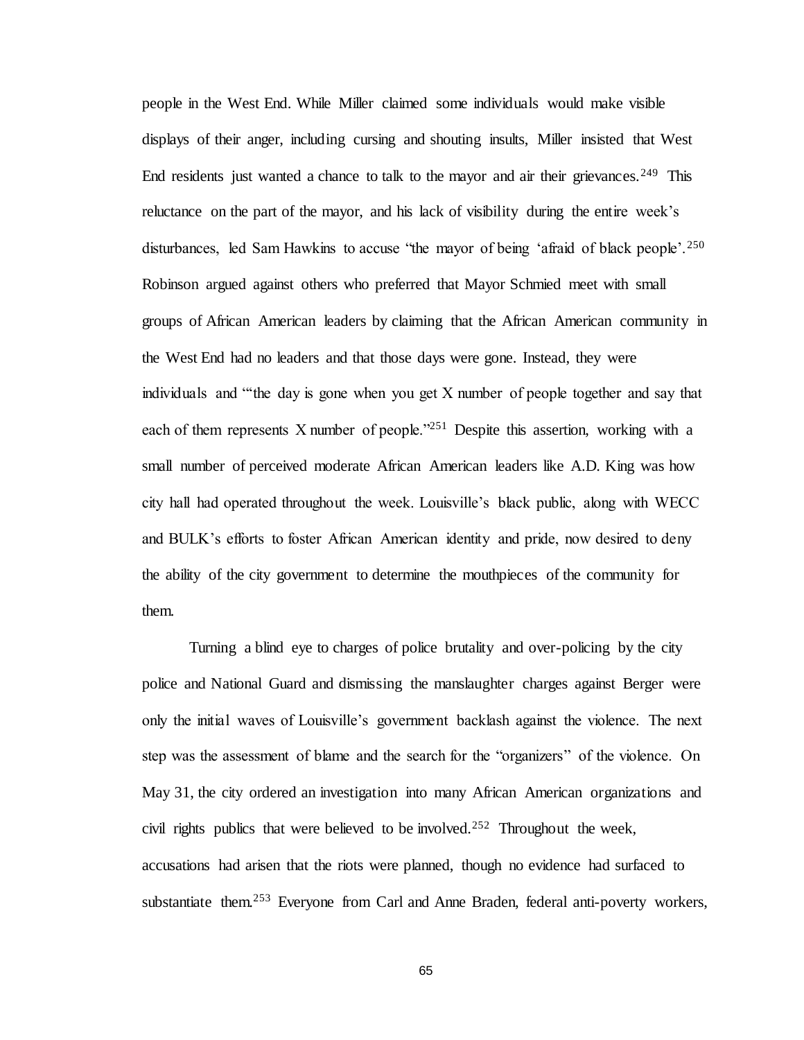people in the West End. While Miller claimed some individuals would make visible displays of their anger, including cursing and shouting insults, Miller insisted that West End residents just wanted a chance to talk to the mayor and air their grievances.[249] This reluctance on the part of the mayor, and his lack of visibility during the entire week's disturbances, led Sam Hawkins to accuse "the mayor of being 'afraid of black people'.[250] Robinson argued against others who preferred that Mayor Schmied meet with small groups of African American leaders by claiming that the African American community in the West End had no leaders and that those days were gone. Instead, they were individuals and "'the day is gone when you get X number of people together and say that each of them represents X number of people."[251] Despite this assertion, working with a small number of perceived moderate African American leaders like A.D. King was how city hall had operated throughout the week. Louisville's black public, along with WECC and BULK's efforts to foster African American identity and pride, now desired to deny the ability of the city government to determine the mouthpieces of the community for them.

Turning a blind eye to charges of police brutality and over-policing by the city police and National Guard and dismissing the manslaughter charges against Berger were only the initial waves of Louisville's government backlash against the violence. The next step was the assessment of blame and the search for the "organizers" of the violence. On May 31, the city ordered an investigation into many African American organizations and civil rights publics that were believed to be involved.[252] Throughout the week, accusations had arisen that the riots were planned, though no evidence had surfaced to substantiate them.[253] Everyone from Carl and Anne Braden, federal anti-poverty workers,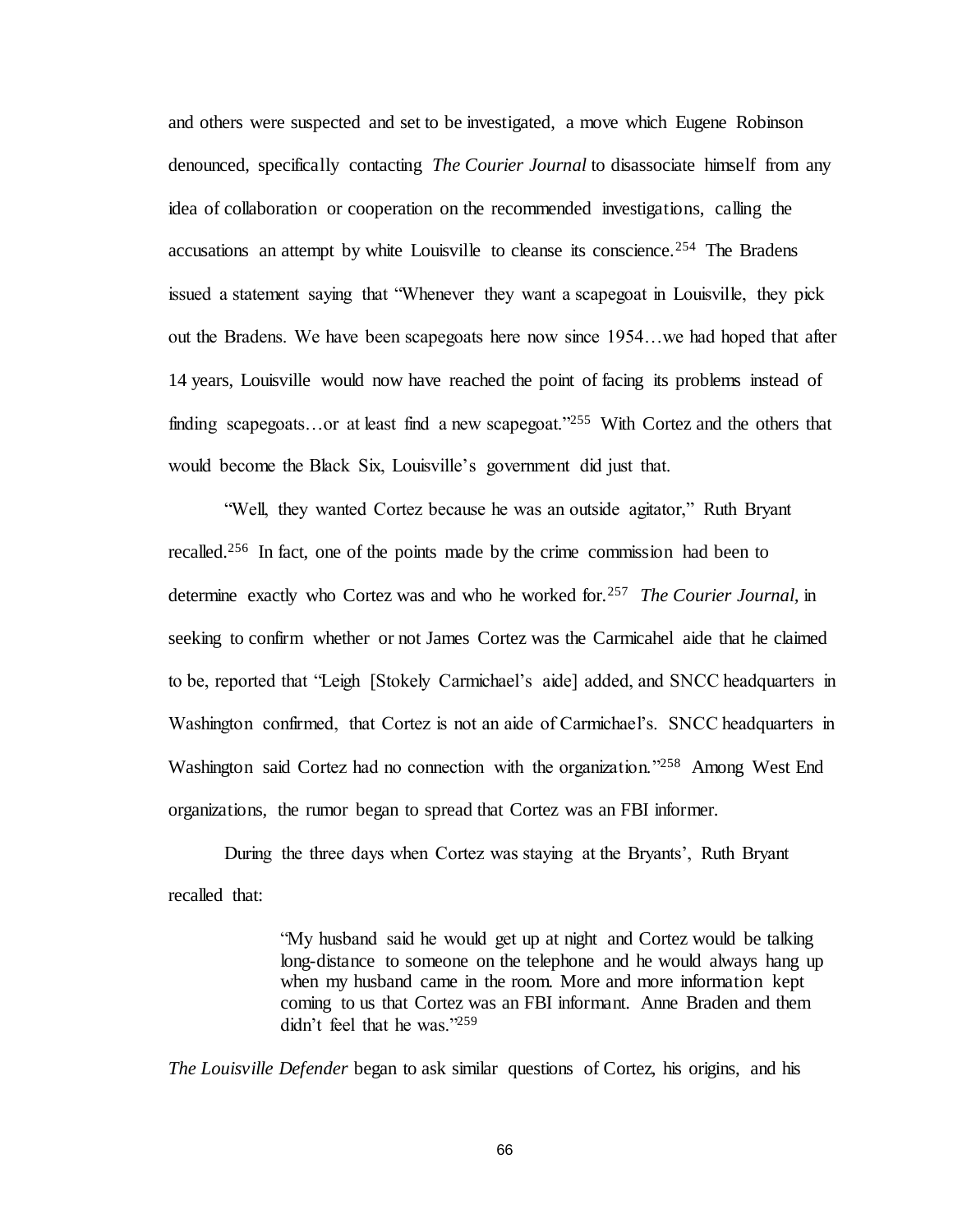and others were suspected and set to be investigated, a move which Eugene Robinson denounced, specifically contacting *The Courier Journal* to disassociate himself from any idea of collaboration or cooperation on the recommended investigations, calling the accusations an attempt by white Louisville to cleanse its conscience.[254] The Bradens issued a statement saying that "Whenever they want a scapegoat in Louisville, they pick out the Bradens. We have been scapegoats here now since 1954…we had hoped that after 14 years, Louisville would now have reached the point of facing its problems instead of finding scapegoats…or at least find a new scapegoat."[255] With Cortez and the others that would become the Black Six, Louisville's government did just that.

"Well, they wanted Cortez because he was an outside agitator," Ruth Bryant recalled.[256] In fact, one of the points made by the crime commission had been to determine exactly who Cortez was and who he worked for.[257] *The Courier Journal,* in seeking to confirm whether or not James Cortez was the Carmicahel aide that he claimed to be, reported that "Leigh [Stokely Carmichael's aide] added, and SNCC headquarters in Washington confirmed, that Cortez is not an aide of Carmichael's. SNCC headquarters in Washington said Cortez had no connection with the organization."[258] Among West End organizations, the rumor began to spread that Cortez was an FBI informer.

During the three days when Cortez was staying at the Bryants', Ruth Bryant recalled that:

> "My husband said he would get up at night and Cortez would be talking long-distance to someone on the telephone and he would always hang up when my husband came in the room. More and more information kept coming to us that Cortez was an FBI informant. Anne Braden and them didn't feel that he was."[259]

*The Louisville Defender* began to ask similar questions of Cortez, his origins, and his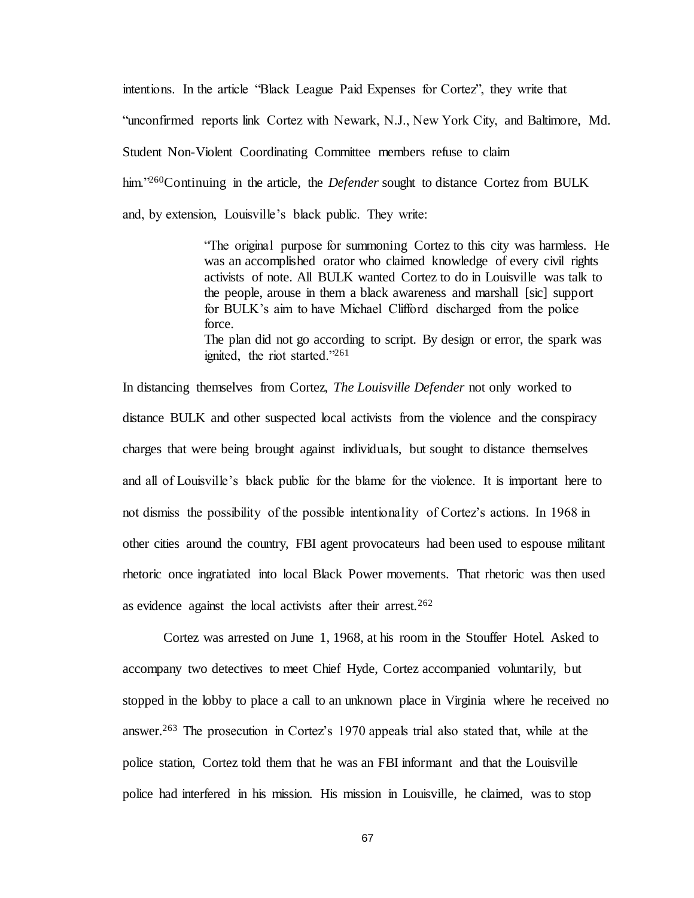intentions. In the article "Black League Paid Expenses for Cortez", they write that "unconfirmed reports link Cortez with Newark, N.J., New York City, and Baltimore, Md. Student Non-Violent Coordinating Committee members refuse to claim him."[260]Continuing in the article, the *Defender* sought to distance Cortez from BULK and, by extension, Louisville's black public. They write:

> "The original purpose for summoning Cortez to this city was harmless. He was an accomplished orator who claimed knowledge of every civil rights activists of note. All BULK wanted Cortez to do in Louisville was talk to the people, arouse in them a black awareness and marshall [sic] support for BULK's aim to have Michael Clifford discharged from the police force.
> The plan did not go according to script. By design or error, the spark was ignited, the riot started."[261]

In distancing themselves from Cortez, *The Louisville Defender* not only worked to distance BULK and other suspected local activists from the violence and the conspiracy charges that were being brought against individuals, but sought to distance themselves and all of Louisville's black public for the blame for the violence. It is important here to not dismiss the possibility of the possible intentionality of Cortez's actions. In 1968 in other cities around the country, FBI agent provocateurs had been used to espouse militant rhetoric once ingratiated into local Black Power movements. That rhetoric was then used as evidence against the local activists after their arrest.[262]

Cortez was arrested on June 1, 1968, at his room in the Stouffer Hotel. Asked to accompany two detectives to meet Chief Hyde, Cortez accompanied voluntarily, but stopped in the lobby to place a call to an unknown place in Virginia where he received no answer.[263] The prosecution in Cortez's 1970 appeals trial also stated that, while at the police station, Cortez told them that he was an FBI informant and that the Louisville police had interfered in his mission. His mission in Louisville, he claimed, was to stop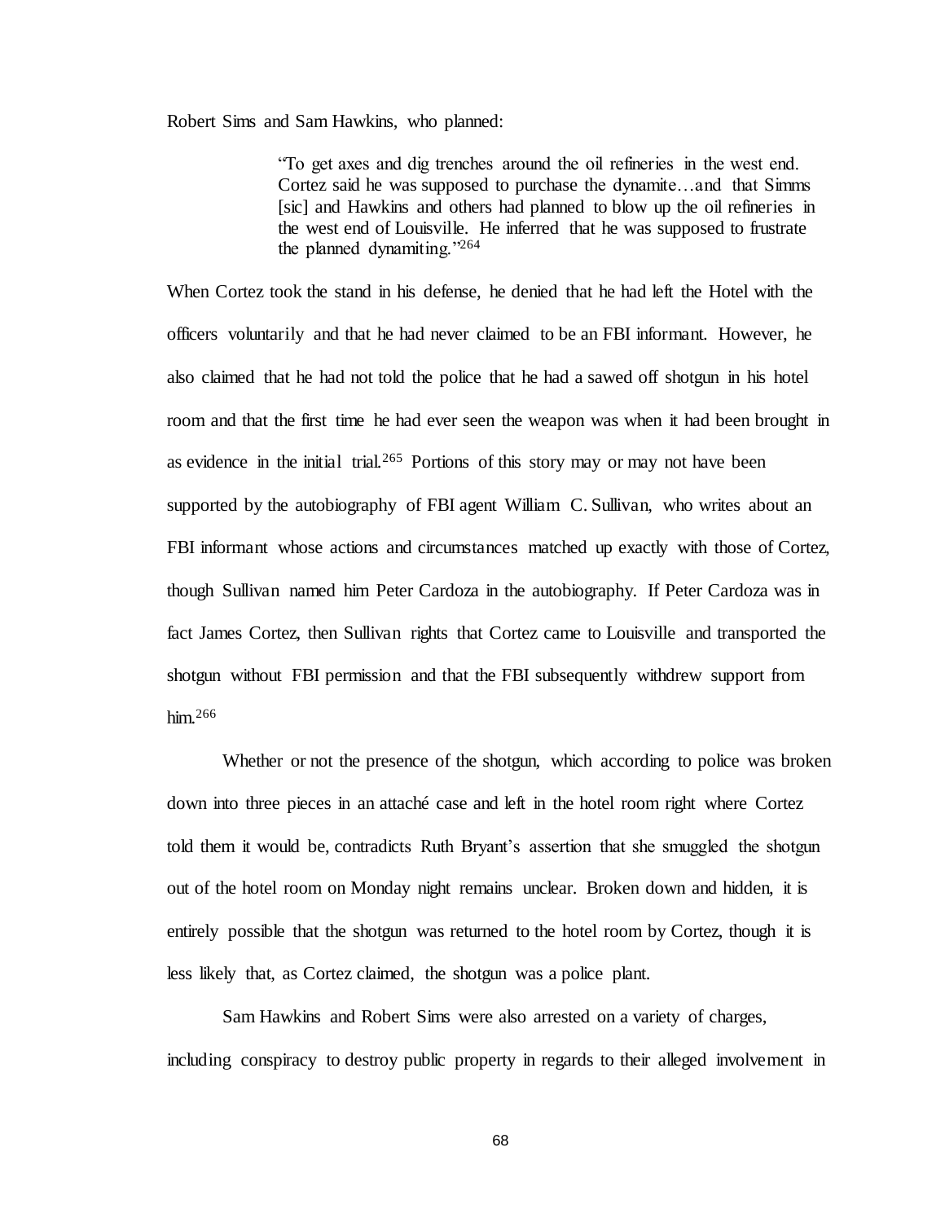Robert Sims and Sam Hawkins, who planned:

> "To get axes and dig trenches around the oil refineries in the west end. Cortez said he was supposed to purchase the dynamite…and that Simms [sic] and Hawkins and others had planned to blow up the oil refineries in the west end of Louisville. He inferred that he was supposed to frustrate the planned dynamiting."[264]

When Cortez took the stand in his defense, he denied that he had left the Hotel with the officers voluntarily and that he had never claimed to be an FBI informant. However, he also claimed that he had not told the police that he had a sawed off shotgun in his hotel room and that the first time he had ever seen the weapon was when it had been brought in as evidence in the initial trial.[265] Portions of this story may or may not have been supported by the autobiography of FBI agent William C. Sullivan, who writes about an FBI informant whose actions and circumstances matched up exactly with those of Cortez, though Sullivan named him Peter Cardoza in the autobiography. If Peter Cardoza was in fact James Cortez, then Sullivan rights that Cortez came to Louisville and transported the shotgun without FBI permission and that the FBI subsequently withdrew support from him.[266]

Whether or not the presence of the shotgun, which according to police was broken down into three pieces in an attaché case and left in the hotel room right where Cortez told them it would be, contradicts Ruth Bryant's assertion that she smuggled the shotgun out of the hotel room on Monday night remains unclear. Broken down and hidden, it is entirely possible that the shotgun was returned to the hotel room by Cortez, though it is less likely that, as Cortez claimed, the shotgun was a police plant.

Sam Hawkins and Robert Sims were also arrested on a variety of charges, including conspiracy to destroy public property in regards to their alleged involvement in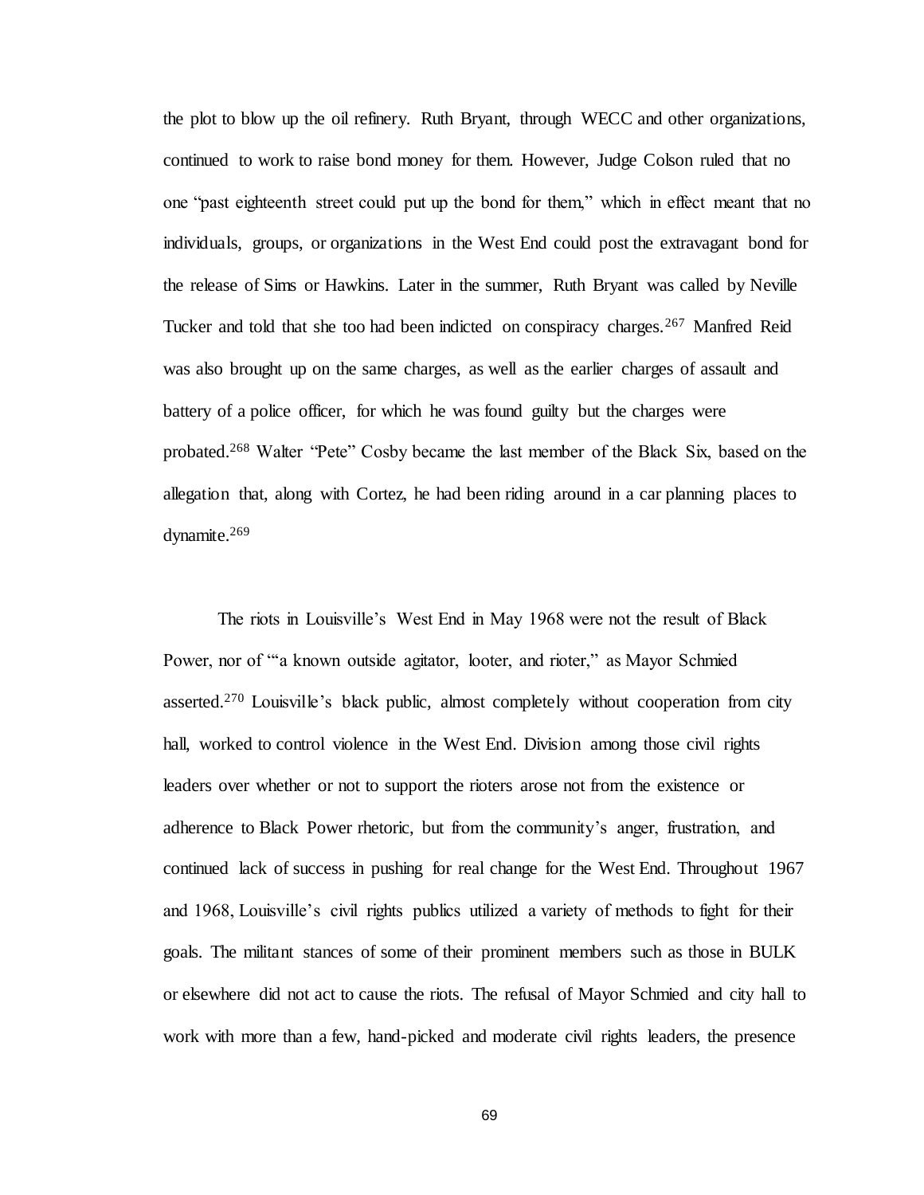the plot to blow up the oil refinery. Ruth Bryant, through WECC and other organizations, continued to work to raise bond money for them. However, Judge Colson ruled that no one "past eighteenth street could put up the bond for them," which in effect meant that no individuals, groups, or organizations in the West End could post the extravagant bond for the release of Sims or Hawkins. Later in the summer, Ruth Bryant was called by Neville Tucker and told that she too had been indicted on conspiracy charges.[267] Manfred Reid was also brought up on the same charges, as well as the earlier charges of assault and battery of a police officer, for which he was found guilty but the charges were probated.[268] Walter "Pete" Cosby became the last member of the Black Six, based on the allegation that, along with Cortez, he had been riding around in a car planning places to dynamite.[269]

The riots in Louisville's West End in May 1968 were not the result of Black Power, nor of "'a known outside agitator, looter, and rioter," as Mayor Schmied asserted.[270] Louisville's black public, almost completely without cooperation from city hall, worked to control violence in the West End. Division among those civil rights leaders over whether or not to support the rioters arose not from the existence or adherence to Black Power rhetoric, but from the community's anger, frustration, and continued lack of success in pushing for real change for the West End. Throughout 1967 and 1968, Louisville's civil rights publics utilized a variety of methods to fight for their goals. The militant stances of some of their prominent members such as those in BULK or elsewhere did not act to cause the riots. The refusal of Mayor Schmied and city hall to work with more than a few, hand-picked and moderate civil rights leaders, the presence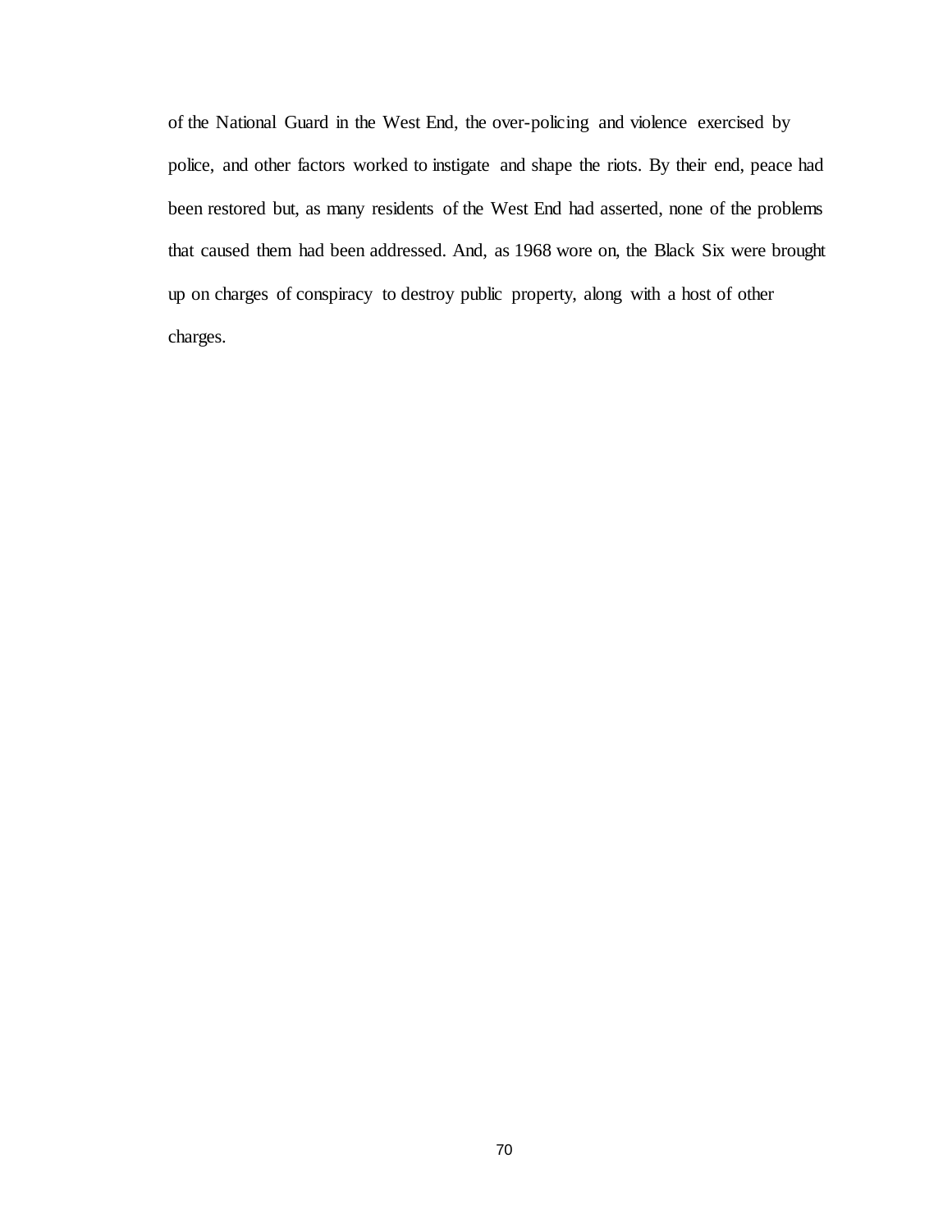of the National Guard in the West End, the over-policing and violence exercised by police, and other factors worked to instigate and shape the riots. By their end, peace had been restored but, as many residents of the West End had asserted, none of the problems that caused them had been addressed. And, as 1968 wore on, the Black Six were brought up on charges of conspiracy to destroy public property, along with a host of other charges.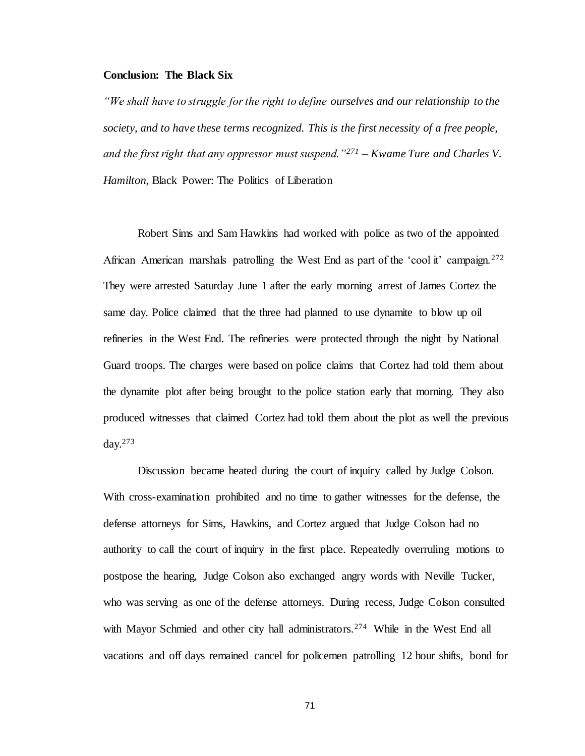**Conclusion: The Black Six**

*"We shall have to struggle for the right to define ourselves and our relationship to the society, and to have these terms recognized. This is the first necessity of a free people, and the first right that any oppressor must suspend."*[271] *– Kwame Ture and Charles V. Hamilton,* Black Power: The Politics of Liberation

Robert Sims and Sam Hawkins had worked with police as two of the appointed African American marshals patrolling the West End as part of the 'cool it' campaign.[272] They were arrested Saturday June 1 after the early morning arrest of James Cortez the same day. Police claimed that the three had planned to use dynamite to blow up oil refineries in the West End. The refineries were protected through the night by National Guard troops. The charges were based on police claims that Cortez had told them about the dynamite plot after being brought to the police station early that morning. They also produced witnesses that claimed Cortez had told them about the plot as well the previous day.[273]

Discussion became heated during the court of inquiry called by Judge Colson. With cross-examination prohibited and no time to gather witnesses for the defense, the defense attorneys for Sims, Hawkins, and Cortez argued that Judge Colson had no authority to call the court of inquiry in the first place. Repeatedly overruling motions to postpose the hearing, Judge Colson also exchanged angry words with Neville Tucker, who was serving as one of the defense attorneys. During recess, Judge Colson consulted with Mayor Schmied and other city hall administrators.[274] While in the West End all vacations and off days remained cancel for policemen patrolling 12 hour shifts, bond for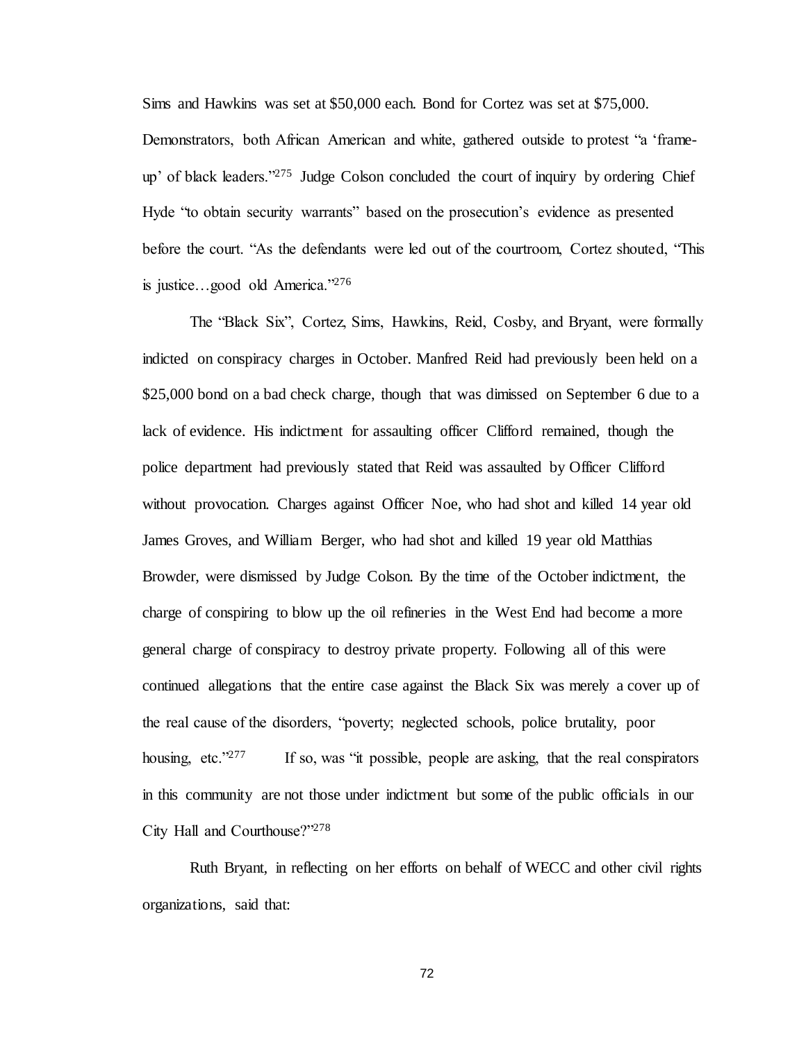Sims and Hawkins was set at $50,000 each. Bond for Cortez was set at $75,000. Demonstrators, both African American and white, gathered outside to protest "a 'frame-up' of black leaders."[275] Judge Colson concluded the court of inquiry by ordering Chief Hyde "to obtain security warrants" based on the prosecution's evidence as presented before the court. "As the defendants were led out of the courtroom, Cortez shouted, "This is justice…good old America."[276]

The "Black Six", Cortez, Sims, Hawkins, Reid, Cosby, and Bryant, were formally indicted on conspiracy charges in October. Manfred Reid had previously been held on a $25,000 bond on a bad check charge, though that was dimissed on September 6 due to a lack of evidence. His indictment for assaulting officer Clifford remained, though the police department had previously stated that Reid was assaulted by Officer Clifford without provocation. Charges against Officer Noe, who had shot and killed 14 year old James Groves, and William Berger, who had shot and killed 19 year old Matthias Browder, were dismissed by Judge Colson. By the time of the October indictment, the charge of conspiring to blow up the oil refineries in the West End had become a more general charge of conspiracy to destroy private property. Following all of this were continued allegations that the entire case against the Black Six was merely a cover up of the real cause of the disorders, "poverty; neglected schools, police brutality, poor housing, etc."[277] If so, was "it possible, people are asking, that the real conspirators in this community are not those under indictment but some of the public officials in our City Hall and Courthouse?"[278]

Ruth Bryant, in reflecting on her efforts on behalf of WECC and other civil rights organizations, said that: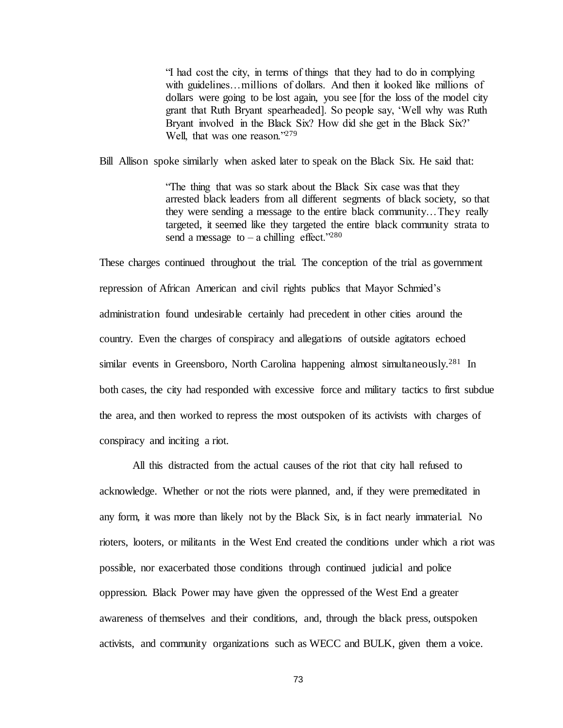> "I had cost the city, in terms of things that they had to do in complying with guidelines…millions of dollars. And then it looked like millions of dollars were going to be lost again, you see [for the loss of the model city grant that Ruth Bryant spearheaded]. So people say, 'Well why was Ruth Bryant involved in the Black Six? How did she get in the Black Six?' Well, that was one reason."[279]

Bill Allison spoke similarly when asked later to speak on the Black Six. He said that:

> "The thing that was so stark about the Black Six case was that they arrested black leaders from all different segments of black society, so that they were sending a message to the entire black community…They really targeted, it seemed like they targeted the entire black community strata to send a message to – a chilling effect."[280]

These charges continued throughout the trial. The conception of the trial as government repression of African American and civil rights publics that Mayor Schmied's administration found undesirable certainly had precedent in other cities around the country. Even the charges of conspiracy and allegations of outside agitators echoed similar events in Greensboro, North Carolina happening almost simultaneously.[281] In both cases, the city had responded with excessive force and military tactics to first subdue the area, and then worked to repress the most outspoken of its activists with charges of conspiracy and inciting a riot.

All this distracted from the actual causes of the riot that city hall refused to acknowledge. Whether or not the riots were planned, and, if they were premeditated in any form, it was more than likely not by the Black Six, is in fact nearly immaterial. No rioters, looters, or militants in the West End created the conditions under which a riot was possible, nor exacerbated those conditions through continued judicial and police oppression. Black Power may have given the oppressed of the West End a greater awareness of themselves and their conditions, and, through the black press, outspoken activists, and community organizations such as WECC and BULK, given them a voice.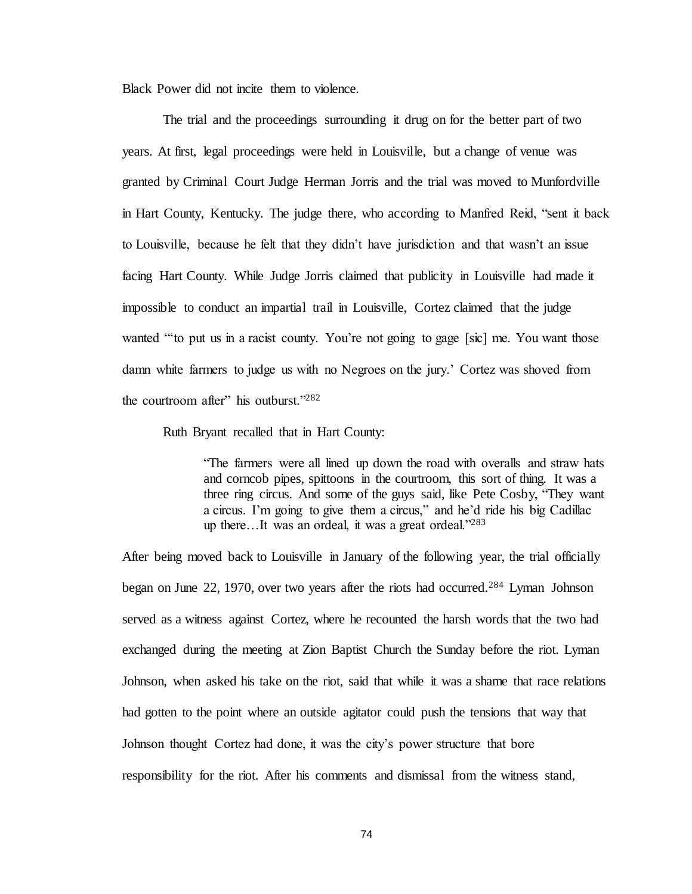Black Power did not incite them to violence.

The trial and the proceedings surrounding it drug on for the better part of two years. At first, legal proceedings were held in Louisville, but a change of venue was granted by Criminal Court Judge Herman Jorris and the trial was moved to Munfordville in Hart County, Kentucky. The judge there, who according to Manfred Reid, "sent it back to Louisville, because he felt that they didn't have jurisdiction and that wasn't an issue facing Hart County. While Judge Jorris claimed that publicity in Louisville had made it impossible to conduct an impartial trail in Louisville, Cortez claimed that the judge wanted "'to put us in a racist county. You're not going to gage [sic] me. You want those damn white farmers to judge us with no Negroes on the jury.' Cortez was shoved from the courtroom after" his outburst."[282]

Ruth Bryant recalled that in Hart County:

> "The farmers were all lined up down the road with overalls and straw hats and corncob pipes, spittoons in the courtroom, this sort of thing. It was a three ring circus. And some of the guys said, like Pete Cosby, "They want a circus. I'm going to give them a circus," and he'd ride his big Cadillac up there…It was an ordeal, it was a great ordeal."[283]

After being moved back to Louisville in January of the following year, the trial officially began on June 22, 1970, over two years after the riots had occurred.[284] Lyman Johnson served as a witness against Cortez, where he recounted the harsh words that the two had exchanged during the meeting at Zion Baptist Church the Sunday before the riot. Lyman Johnson, when asked his take on the riot, said that while it was a shame that race relations had gotten to the point where an outside agitator could push the tensions that way that Johnson thought Cortez had done, it was the city's power structure that bore responsibility for the riot. After his comments and dismissal from the witness stand,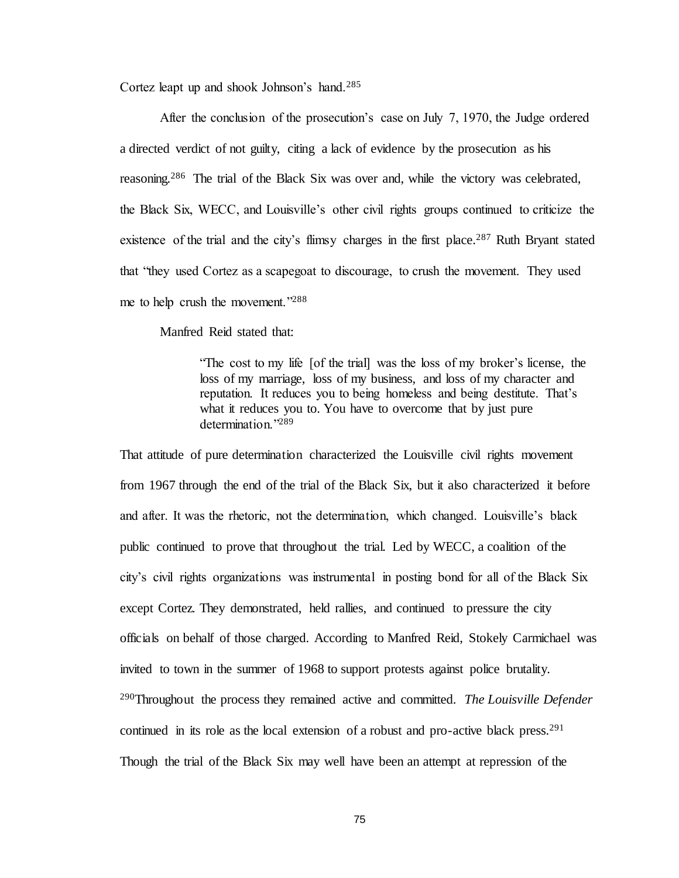Cortez leapt up and shook Johnson's hand.[285]

After the conclusion of the prosecution's case on July 7, 1970, the Judge ordered a directed verdict of not guilty, citing a lack of evidence by the prosecution as his reasoning.[286] The trial of the Black Six was over and, while the victory was celebrated, the Black Six, WECC, and Louisville's other civil rights groups continued to criticize the existence of the trial and the city's flimsy charges in the first place.[287] Ruth Bryant stated that "they used Cortez as a scapegoat to discourage, to crush the movement. They used me to help crush the movement."[288]

Manfred Reid stated that:

> "The cost to my life [of the trial] was the loss of my broker's license, the loss of my marriage, loss of my business, and loss of my character and reputation. It reduces you to being homeless and being destitute. That's what it reduces you to. You have to overcome that by just pure determination."[289]

That attitude of pure determination characterized the Louisville civil rights movement from 1967 through the end of the trial of the Black Six, but it also characterized it before and after. It was the rhetoric, not the determination, which changed. Louisville's black public continued to prove that throughout the trial. Led by WECC, a coalition of the city's civil rights organizations was instrumental in posting bond for all of the Black Six except Cortez. They demonstrated, held rallies, and continued to pressure the city officials on behalf of those charged. According to Manfred Reid, Stokely Carmichael was invited to town in the summer of 1968 to support protests against police brutality.[290] Throughout the process they remained active and committed. *The Louisville Defender* continued in its role as the local extension of a robust and pro-active black press.[291] Though the trial of the Black Six may well have been an attempt at repression of the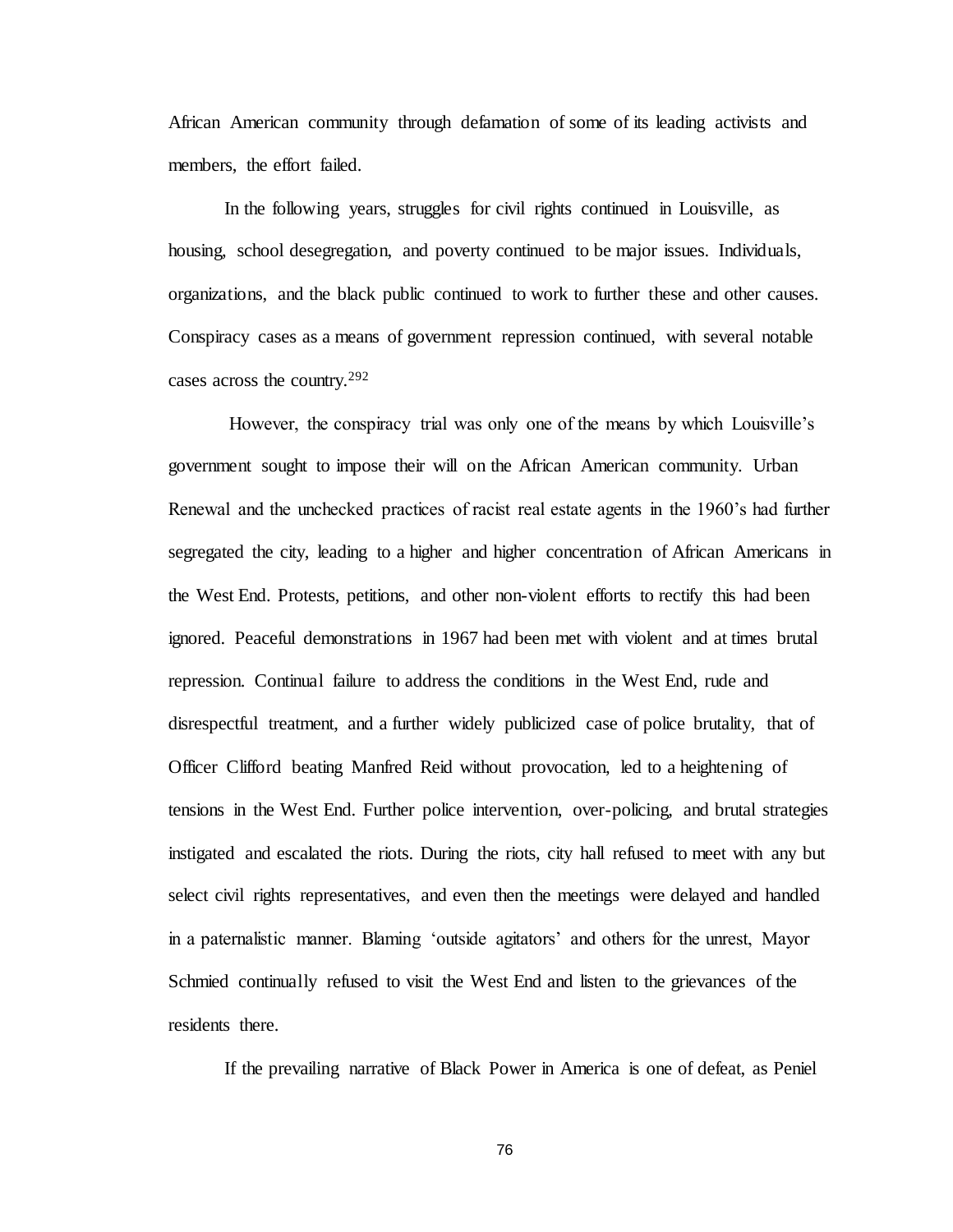African American community through defamation of some of its leading activists and members, the effort failed.

In the following years, struggles for civil rights continued in Louisville, as housing, school desegregation, and poverty continued to be major issues. Individuals, organizations, and the black public continued to work to further these and other causes. Conspiracy cases as a means of government repression continued, with several notable cases across the country.[292]

However, the conspiracy trial was only one of the means by which Louisville's government sought to impose their will on the African American community. Urban Renewal and the unchecked practices of racist real estate agents in the 1960's had further segregated the city, leading to a higher and higher concentration of African Americans in the West End. Protests, petitions, and other non-violent efforts to rectify this had been ignored. Peaceful demonstrations in 1967 had been met with violent and at times brutal repression. Continual failure to address the conditions in the West End, rude and disrespectful treatment, and a further widely publicized case of police brutality, that of Officer Clifford beating Manfred Reid without provocation, led to a heightening of tensions in the West End. Further police intervention, over-policing, and brutal strategies instigated and escalated the riots. During the riots, city hall refused to meet with any but select civil rights representatives, and even then the meetings were delayed and handled in a paternalistic manner. Blaming 'outside agitators' and others for the unrest, Mayor Schmied continually refused to visit the West End and listen to the grievances of the residents there.

If the prevailing narrative of Black Power in America is one of defeat, as Peniel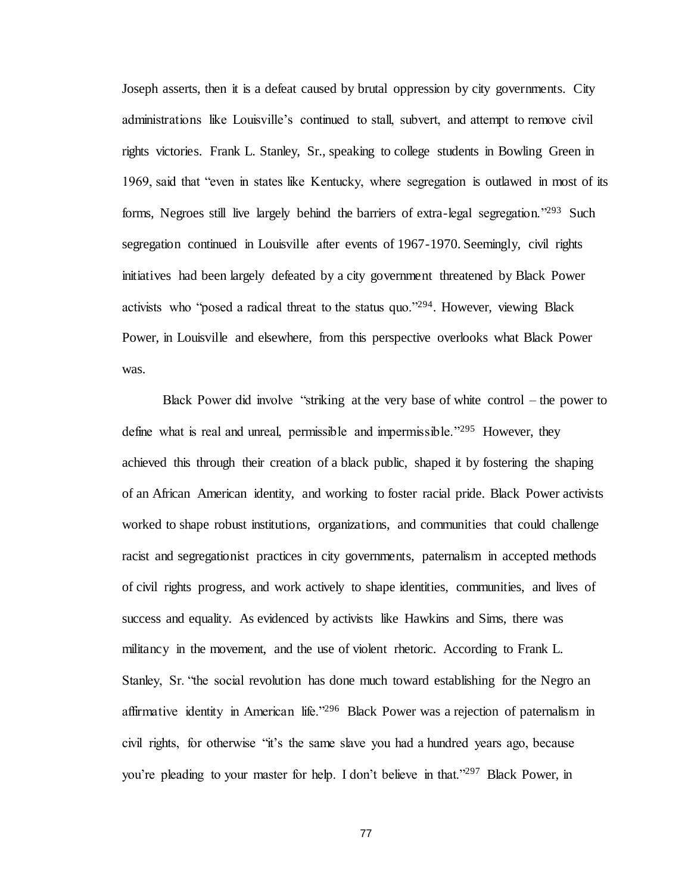Joseph asserts, then it is a defeat caused by brutal oppression by city governments. City administrations like Louisville's continued to stall, subvert, and attempt to remove civil rights victories. Frank L. Stanley, Sr., speaking to college students in Bowling Green in 1969, said that "even in states like Kentucky, where segregation is outlawed in most of its forms, Negroes still live largely behind the barriers of extra-legal segregation."[293] Such segregation continued in Louisville after events of 1967-1970. Seemingly, civil rights initiatives had been largely defeated by a city government threatened by Black Power activists who "posed a radical threat to the status quo."[294]. However, viewing Black Power, in Louisville and elsewhere, from this perspective overlooks what Black Power was.

Black Power did involve "striking at the very base of white control – the power to define what is real and unreal, permissible and impermissible."[295] However, they achieved this through their creation of a black public, shaped it by fostering the shaping of an African American identity, and working to foster racial pride. Black Power activists worked to shape robust institutions, organizations, and communities that could challenge racist and segregationist practices in city governments, paternalism in accepted methods of civil rights progress, and work actively to shape identities, communities, and lives of success and equality. As evidenced by activists like Hawkins and Sims, there was militancy in the movement, and the use of violent rhetoric. According to Frank L. Stanley, Sr. "the social revolution has done much toward establishing for the Negro an affirmative identity in American life."[296] Black Power was a rejection of paternalism in civil rights, for otherwise "it's the same slave you had a hundred years ago, because you're pleading to your master for help. I don't believe in that."[297] Black Power, in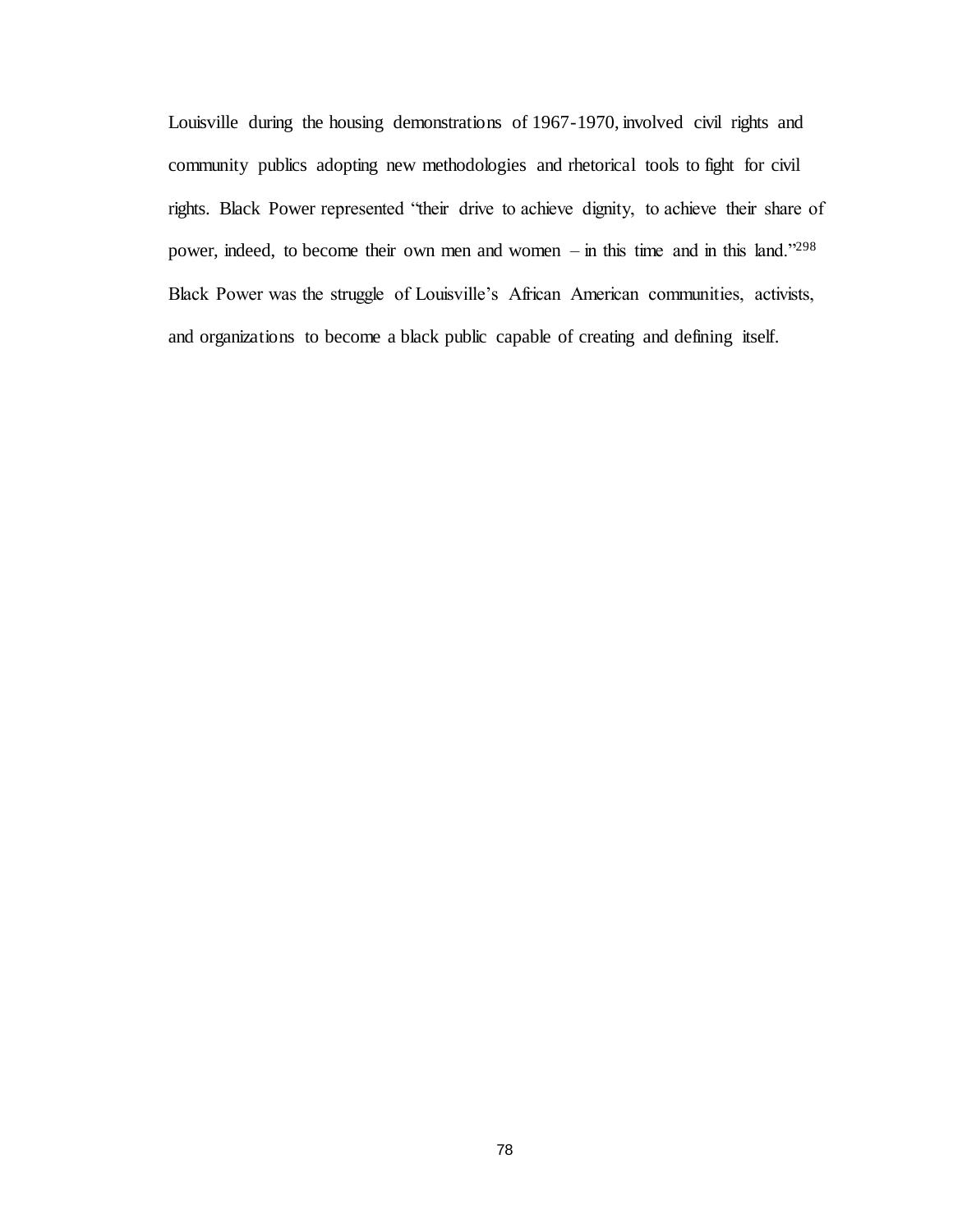Louisville during the housing demonstrations of 1967-1970, involved civil rights and community publics adopting new methodologies and rhetorical tools to fight for civil rights. Black Power represented "their drive to achieve dignity, to achieve their share of power, indeed, to become their own men and women – in this time and in this land."[298] Black Power was the struggle of Louisville's African American communities, activists, and organizations to become a black public capable of creating and defining itself.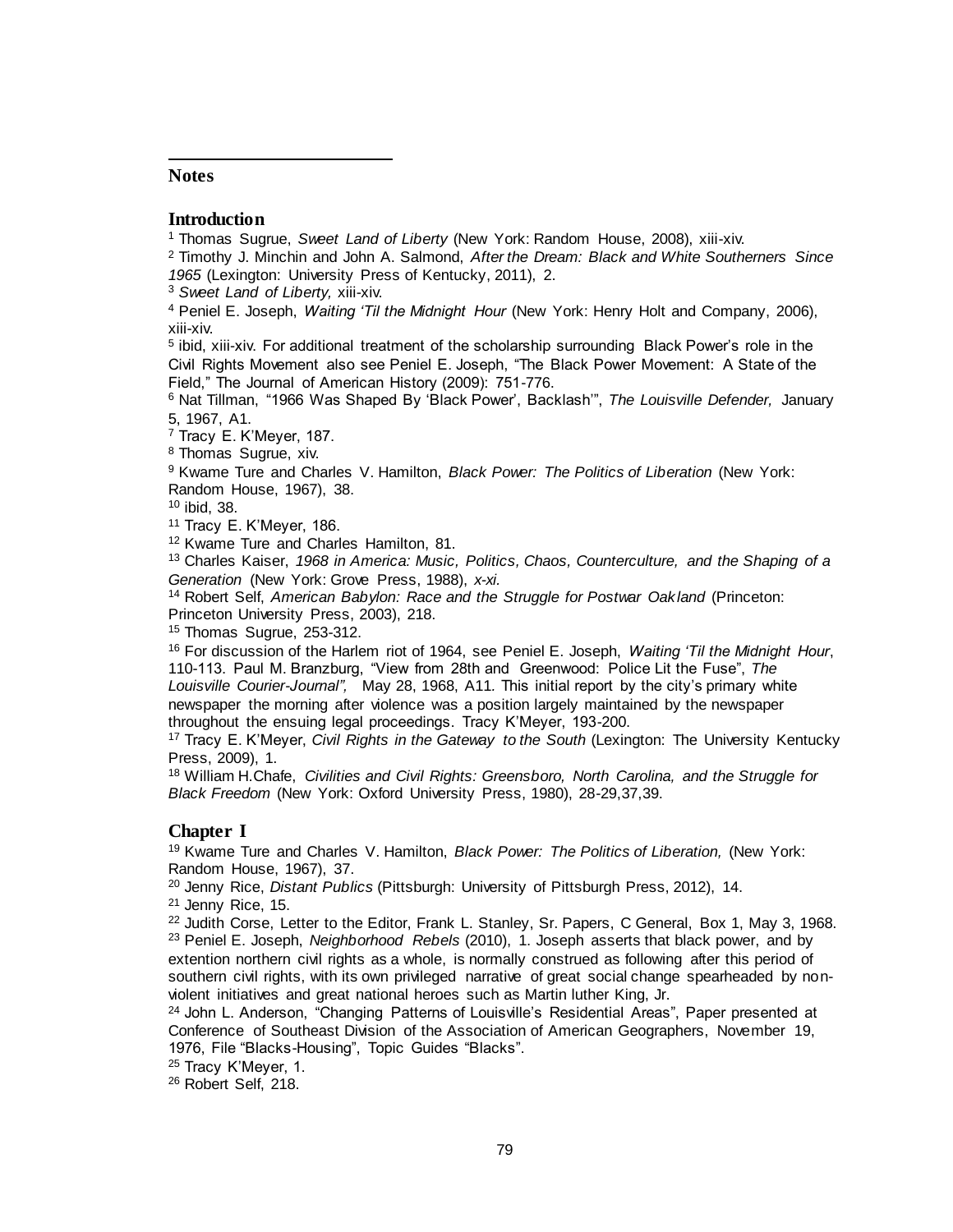## Notes

### Introduction

[1] Thomas Sugrue, *Sweet Land of Liberty* (New York: Random House, 2008), xiii-xiv.
[2] Timothy J. Minchin and John A. Salmond, *After the Dream: Black and White Southerners Since 1965* (Lexington: University Press of Kentucky, 2011), 2.
[3] *Sweet Land of Liberty,* xiii-xiv.
[4] Peniel E. Joseph, *Waiting 'Til the Midnight Hour* (New York: Henry Holt and Company, 2006), xiii-xiv.
[5] ibid, xiii-xiv. For additional treatment of the scholarship surrounding Black Power's role in the Civil Rights Movement also see Peniel E. Joseph, "The Black Power Movement: A State of the Field," The Journal of American History (2009): 751-776.
[6] Nat Tillman, "1966 Was Shaped By 'Black Power', Backlash'", *The Louisville Defender,* January 5, 1967, A1.
[7] Tracy E. K'Meyer, 187.
[8] Thomas Sugrue, xiv.
[9] Kwame Ture and Charles V. Hamilton, *Black Power: The Politics of Liberation* (New York: Random House, 1967), 38.
[10] ibid, 38.
[11] Tracy E. K'Meyer, 186.
[12] Kwame Ture and Charles Hamilton, 81.
[13] Charles Kaiser, *1968 in America: Music, Politics, Chaos, Counterculture, and the Shaping of a Generation* (New York: Grove Press, 1988), *x-xi.*
[14] Robert Self, *American Babylon: Race and the Struggle for Postwar Oakland* (Princeton: Princeton University Press, 2003), 218.
[15] Thomas Sugrue, 253-312.
[16] For discussion of the Harlem riot of 1964, see Peniel E. Joseph, *Waiting 'Til the Midnight Hour*, 110-113. Paul M. Branzburg, "View from 28th and Greenwood: Police Lit the Fuse", *The Louisville Courier-Journal",* May 28, 1968, A11. This initial report by the city's primary white newspaper the morning after violence was a position largely maintained by the newspaper throughout the ensuing legal proceedings. Tracy K'Meyer, 193-200.
[17] Tracy E. K'Meyer, *Civil Rights in the Gateway to the South* (Lexington: The University Kentucky Press, 2009), 1.
[18] William H.Chafe, *Civilities and Civil Rights: Greensboro, North Carolina, and the Struggle for Black Freedom* (New York: Oxford University Press, 1980), 28-29,37,39.

### Chapter I

[19] Kwame Ture and Charles V. Hamilton, *Black Power: The Politics of Liberation,* (New York: Random House, 1967), 37.
[20] Jenny Rice, *Distant Publics* (Pittsburgh: University of Pittsburgh Press, 2012), 14.
[21] Jenny Rice, 15.
[22] Judith Corse, Letter to the Editor, Frank L. Stanley, Sr. Papers, C General, Box 1, May 3, 1968.
[23] Peniel E. Joseph, *Neighborhood Rebels* (2010), 1. Joseph asserts that black power, and by extention northern civil rights as a whole, is normally construed as following after this period of southern civil rights, with its own privileged narrative of great social change spearheaded by non-violent initiatives and great national heroes such as Martin luther King, Jr.
[24] John L. Anderson, "Changing Patterns of Louisville's Residential Areas", Paper presented at Conference of Southeast Division of the Association of American Geographers, November 19, 1976, File "Blacks-Housing", Topic Guides "Blacks".
[25] Tracy K'Meyer, 1.
[26] Robert Self, 218.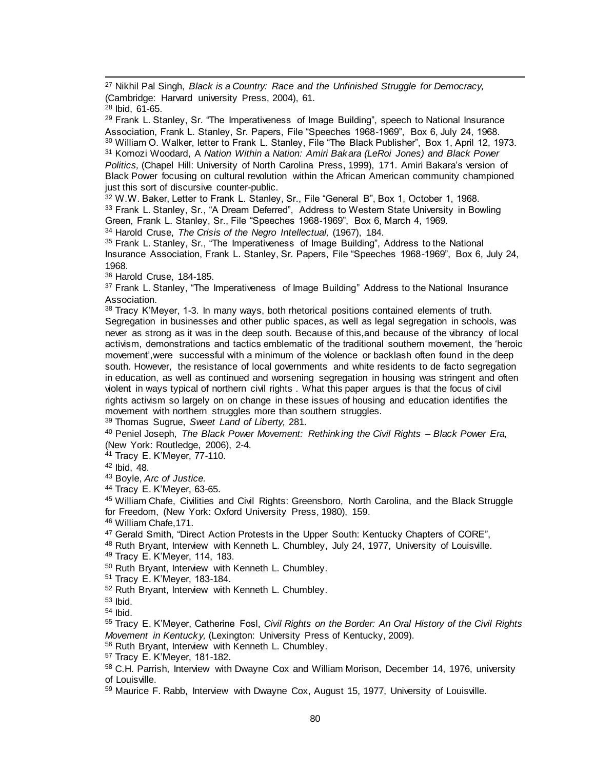[27] Nikhil Pal Singh, *Black is a Country: Race and the Unfinished Struggle for Democracy,* (Cambridge: Harvard university Press, 2004), 61.

[28] Ibid, 61-65.

[29] Frank L. Stanley, Sr. "The Imperativeness of Image Building", speech to National Insurance Association, Frank L. Stanley, Sr. Papers, File "Speeches 1968-1969", Box 6, July 24, 1968.

[30] William O. Walker, letter to Frank L. Stanley, File "The Black Publisher", Box 1, April 12, 1973.

[31] Komozi Woodard, A *Nation Within a Nation: Amiri Bakara (LeRoi Jones) and Black Power Politics,* (Chapel Hill: University of North Carolina Press, 1999), 171. Amiri Bakara's version of Black Power focusing on cultural revolution within the African American community championed just this sort of discursive counter-public.

[32] W.W. Baker, Letter to Frank L. Stanley, Sr., File "General B", Box 1, October 1, 1968.

[33] Frank L. Stanley, Sr., "A Dream Deferred", Address to Western State University in Bowling Green, Frank L. Stanley, Sr., File "Speeches 1968-1969", Box 6, March 4, 1969.

[34] Harold Cruse, *The Crisis of the Negro Intellectual,* (1967), 184.

[35] Frank L. Stanley, Sr., "The Imperativeness of Image Building", Address to the National Insurance Association, Frank L. Stanley, Sr. Papers, File "Speeches 1968-1969", Box 6, July 24, 1968.

[36] Harold Cruse, 184-185.

[37] Frank L. Stanley, "The Imperativeness of Image Building" Address to the National Insurance Association.

[38] Tracy K'Meyer, 1-3. In many ways, both rhetorical positions contained elements of truth. Segregation in businesses and other public spaces, as well as legal segregation in schools, was never as strong as it was in the deep south. Because of this,and because of the vibrancy of local activism, demonstrations and tactics emblematic of the traditional southern movement, the 'heroic movement',were successful with a minimum of the violence or backlash often found in the deep south. However, the resistance of local governments and white residents to de facto segregation in education, as well as continued and worsening segregation in housing was stringent and often violent in ways typical of northern civil rights . What this paper argues is that the focus of civil rights activism so largely on on change in these issues of housing and education identifies the movement with northern struggles more than southern struggles.

[39] Thomas Sugrue, *Sweet Land of Liberty,* 281.

[40] Peniel Joseph, *The Black Power Movement: Rethinking the Civil Rights – Black Power Era,* (New York: Routledge, 2006), 2-4.

[41] Tracy E. K'Meyer, 77-110.

[42] Ibid, 48.

[43] Boyle, *Arc of Justice.*

[44] Tracy E. K'Meyer, 63-65.

[45] William Chafe, Civilities and Civil Rights: Greensboro, North Carolina, and the Black Struggle for Freedom, (New York: Oxford University Press, 1980), 159.

[46] William Chafe,171.

[47] Gerald Smith, "Direct Action Protests in the Upper South: Kentucky Chapters of CORE",

[48] Ruth Bryant, Interview with Kenneth L. Chumbley, July 24, 1977, University of Louisville.

[49] Tracy E. K'Meyer, 114, 183.

[50] Ruth Bryant, Interview with Kenneth L. Chumbley.

[51] Tracy E. K'Meyer, 183-184.

[52] Ruth Bryant, Interview with Kenneth L. Chumbley.

[53] Ibid.

[54] Ibid.

[55] Tracy E. K'Meyer, Catherine Fosl, *Civil Rights on the Border: An Oral History of the Civil Rights Movement in Kentucky,* (Lexington: University Press of Kentucky, 2009).

[56] Ruth Bryant, Interview with Kenneth L. Chumbley.

[57] Tracy E. K'Meyer, 181-182.

[58] C.H. Parrish, Interview with Dwayne Cox and William Morison, December 14, 1976, university of Louisville.

[59] Maurice F. Rabb, Interview with Dwayne Cox, August 15, 1977, University of Louisville.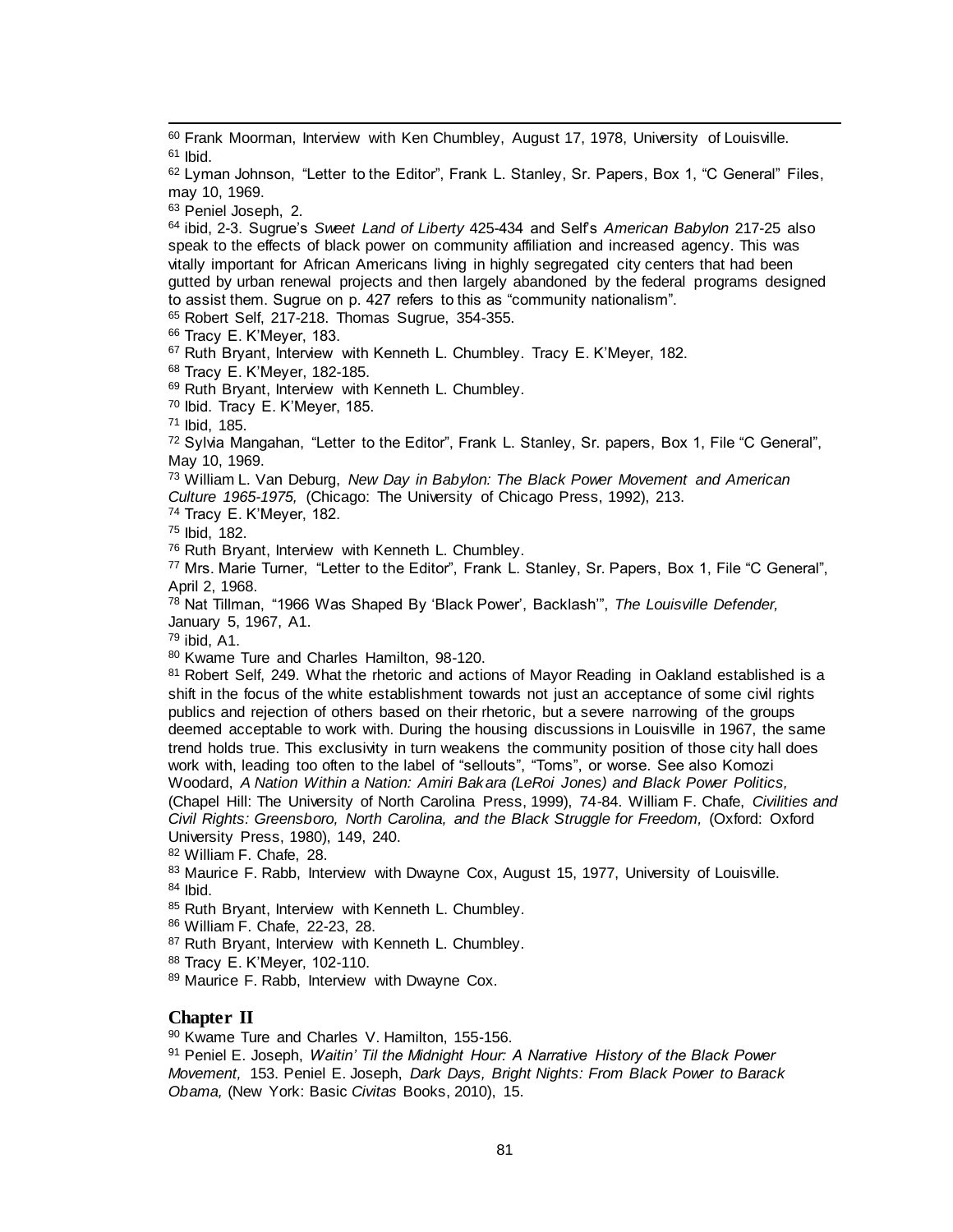[60] Frank Moorman, Interview with Ken Chumbley, August 17, 1978, University of Louisville.
[61] Ibid.
[62] Lyman Johnson, "Letter to the Editor", Frank L. Stanley, Sr. Papers, Box 1, "C General" Files, may 10, 1969.
[63] Peniel Joseph, 2.
[64] ibid, 2-3. Sugrue's *Sweet Land of Liberty* 425-434 and Self's *American Babylon* 217-25 also speak to the effects of black power on community affiliation and increased agency. This was vitally important for African Americans living in highly segregated city centers that had been gutted by urban renewal projects and then largely abandoned by the federal programs designed to assist them. Sugrue on p. 427 refers to this as "community nationalism".
[65] Robert Self, 217-218. Thomas Sugrue, 354-355.
[66] Tracy E. K'Meyer, 183.
[67] Ruth Bryant, Interview with Kenneth L. Chumbley. Tracy E. K'Meyer, 182.
[68] Tracy E. K'Meyer, 182-185.
[69] Ruth Bryant, Interview with Kenneth L. Chumbley.
[70] Ibid. Tracy E. K'Meyer, 185.
[71] Ibid, 185.
[72] Sylvia Mangahan, "Letter to the Editor", Frank L. Stanley, Sr. papers, Box 1, File "C General", May 10, 1969.
[73] William L. Van Deburg, *New Day in Babylon: The Black Power Movement and American Culture 1965-1975,* (Chicago: The University of Chicago Press, 1992), 213.
[74] Tracy E. K'Meyer, 182.
[75] Ibid, 182.
[76] Ruth Bryant, Interview with Kenneth L. Chumbley.
[77] Mrs. Marie Turner, "Letter to the Editor", Frank L. Stanley, Sr. Papers, Box 1, File "C General", April 2, 1968.
[78] Nat Tillman, "1966 Was Shaped By 'Black Power', Backlash'", *The Louisville Defender,* January 5, 1967, A1.
[79] ibid, A1.
[80] Kwame Ture and Charles Hamilton, 98-120.
[81] Robert Self, 249. What the rhetoric and actions of Mayor Reading in Oakland established is a shift in the focus of the white establishment towards not just an acceptance of some civil rights publics and rejection of others based on their rhetoric, but a severe narrowing of the groups deemed acceptable to work with. During the housing discussions in Louisville in 1967, the same trend holds true. This exclusivity in turn weakens the community position of those city hall does work with, leading too often to the label of "sellouts", "Toms", or worse. See also Komozi Woodard, *A Nation Within a Nation: Amiri Bakara (LeRoi Jones) and Black Power Politics,* (Chapel Hill: The University of North Carolina Press, 1999), 74-84. William F. Chafe, *Civilities and Civil Rights: Greensboro, North Carolina, and the Black Struggle for Freedom,* (Oxford: Oxford University Press, 1980), 149, 240.
[82] William F. Chafe, 28.
[83] Maurice F. Rabb, Interview with Dwayne Cox, August 15, 1977, University of Louisville.
[84] Ibid.
[85] Ruth Bryant, Interview with Kenneth L. Chumbley.
[86] William F. Chafe, 22-23, 28.
[87] Ruth Bryant, Interview with Kenneth L. Chumbley.
[88] Tracy E. K'Meyer, 102-110.
[89] Maurice F. Rabb, Interview with Dwayne Cox.

**Chapter II**

[90] Kwame Ture and Charles V. Hamilton, 155-156.
[91] Peniel E. Joseph, *Waitin' Til the Midnight Hour: A Narrative History of the Black Power Movement,* 153. Peniel E. Joseph, *Dark Days, Bright Nights: From Black Power to Barack Obama,* (New York: Basic *Civitas* Books, 2010), 15.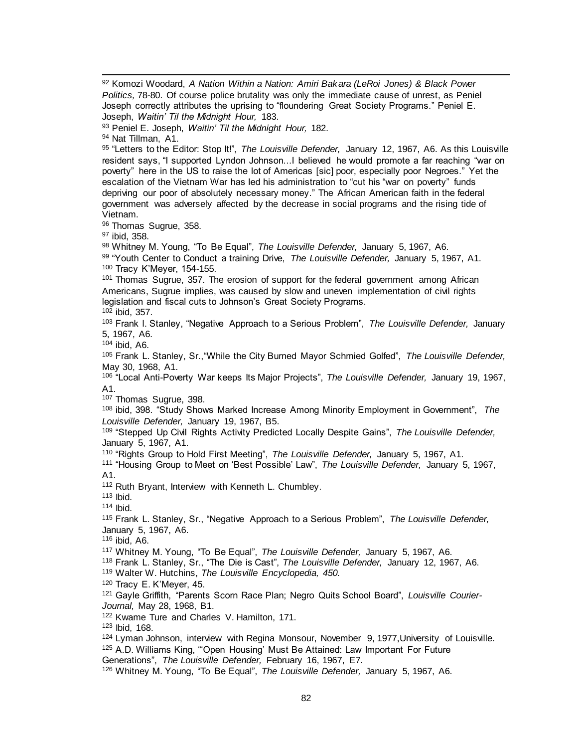[92] Komozi Woodard, *A Nation Within a Nation: Amiri Bakara (LeRoi Jones) & Black Power Politics,* 78-80. Of course police brutality was only the immediate cause of unrest, as Peniel Joseph correctly attributes the uprising to "floundering Great Society Programs." Peniel E. Joseph, *Waitin' Til the Midnight Hour,* 183.

[93] Peniel E. Joseph, *Waitin' Til the Midnight Hour,* 182.

[94] Nat Tillman, A1.

[95] "Letters to the Editor: Stop It!", *The Louisville Defender,* January 12, 1967, A6. As this Louisville resident says, "I supported Lyndon Johnson…I believed he would promote a far reaching "war on poverty" here in the US to raise the lot of Americas [sic] poor, especially poor Negroes." Yet the escalation of the Vietnam War has led his administration to "cut his "war on poverty" funds depriving our poor of absolutely necessary money." The African American faith in the federal government was adversely affected by the decrease in social programs and the rising tide of Vietnam.

[96] Thomas Sugrue, 358.

[97] ibid, 358.

[98] Whitney M. Young, "To Be Equal", *The Louisville Defender,* January 5, 1967, A6.

[99] "Youth Center to Conduct a training Drive, *The Louisville Defender,* January 5, 1967, A1.

[100] Tracy K'Meyer, 154-155.

[101] Thomas Sugrue, 357. The erosion of support for the federal government among African Americans, Sugrue implies, was caused by slow and uneven implementation of civil rights legislation and fiscal cuts to Johnson's Great Society Programs.

[102] ibid, 357.

[103] Frank I. Stanley, "Negative Approach to a Serious Problem", *The Louisville Defender,* January 5, 1967, A6.

[104] ibid, A6.

[105] Frank L. Stanley, Sr.,"While the City Burned Mayor Schmied Golfed", *The Louisville Defender,* May 30, 1968, A1.

[106] "Local Anti-Poverty War keeps Its Major Projects", *The Louisville Defender,* January 19, 1967, A1.

[107] Thomas Sugrue, 398.

[108] ibid, 398. "Study Shows Marked Increase Among Minority Employment in Government", *The Louisville Defender,* January 19, 1967, B5.

[109] "Stepped Up Civil Rights Activity Predicted Locally Despite Gains", *The Louisville Defender,* January 5, 1967, A1.

[110] "Rights Group to Hold First Meeting", *The Louisville Defender,* January 5, 1967, A1.

[111] "Housing Group to Meet on 'Best Possible' Law", *The Louisville Defender,* January 5, 1967, A1.

[112] Ruth Bryant, Interview with Kenneth L. Chumbley.

[113] Ibid.

[114] Ibid.

[115] Frank L. Stanley, Sr., "Negative Approach to a Serious Problem", *The Louisville Defender,* January 5, 1967, A6.

[116] ibid, A6.

[117] Whitney M. Young, "To Be Equal", *The Louisville Defender,* January 5, 1967, A6.

[118] Frank L. Stanley, Sr., "The Die is Cast", *The Louisville Defender,* January 12, 1967, A6.

[119] Walter W. Hutchins, *The Louisville Encyclopedia, 450.*

[120] Tracy E. K'Meyer, 45.

[121] Gayle Griffith, "Parents Scorn Race Plan; Negro Quits School Board", *Louisville Courier-Journal,* May 28, 1968, B1.

[122] Kwame Ture and Charles V. Hamilton, 171.

[123] Ibid, 168.

[124] Lyman Johnson, interview with Regina Monsour, November 9, 1977,University of Louisville.

[125] A.D. Williams King, "'Open Housing' Must Be Attained: Law Important For Future Generations", *The Louisville Defender,* February 16, 1967, E7.

[126] Whitney M. Young, "To Be Equal", *The Louisville Defender,* January 5, 1967, A6.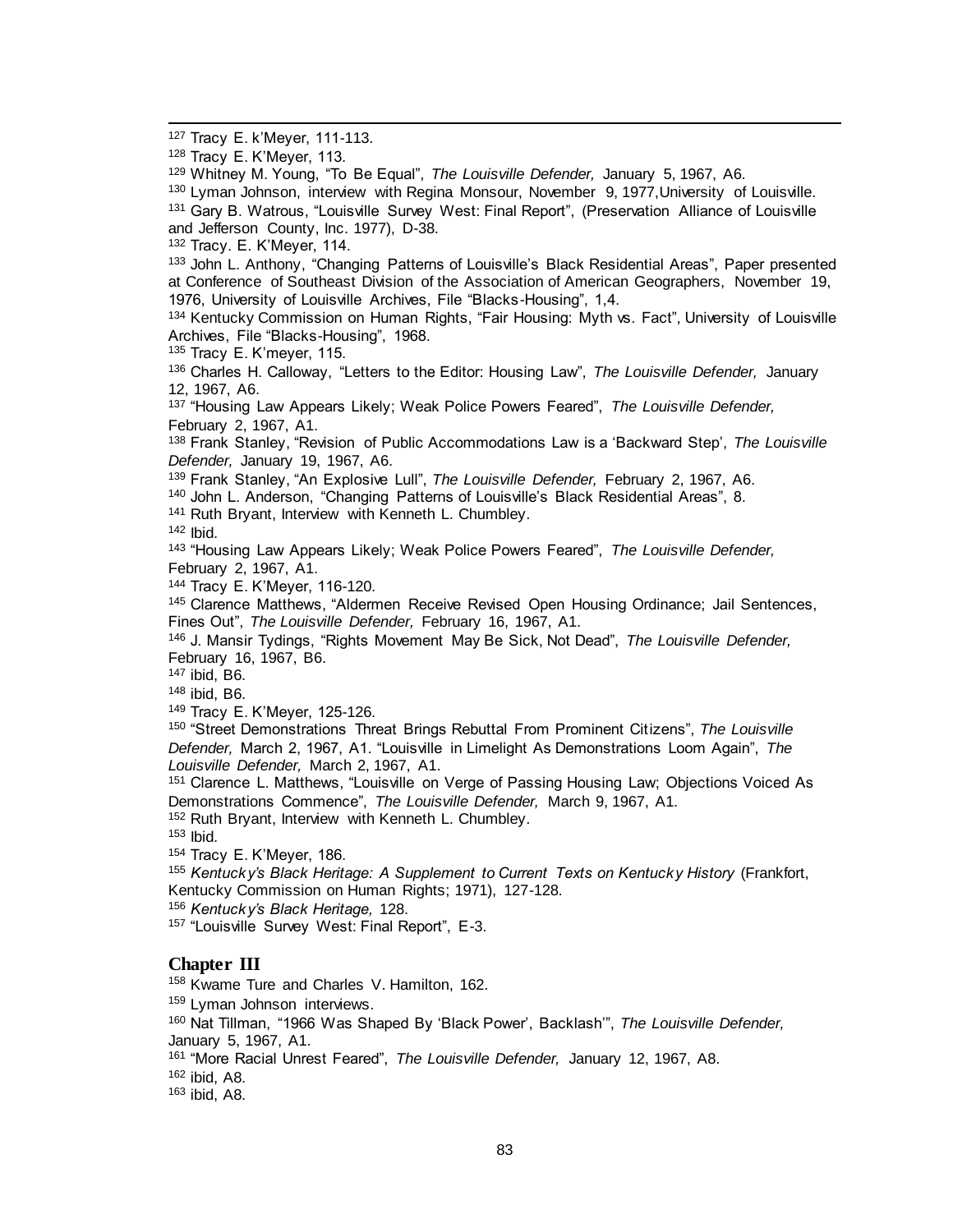[127] Tracy E. k'Meyer, 111-113.

[128] Tracy E. K'Meyer, 113.

[129] Whitney M. Young, "To Be Equal", *The Louisville Defender,* January 5, 1967, A6.

[130] Lyman Johnson, interview with Regina Monsour, November 9, 1977,University of Louisville.

[131] Gary B. Watrous, "Louisville Survey West: Final Report", (Preservation Alliance of Louisville and Jefferson County, Inc. 1977), D-38.

[132] Tracy. E. K'Meyer, 114.

[133] John L. Anthony, "Changing Patterns of Louisville's Black Residential Areas", Paper presented at Conference of Southeast Division of the Association of American Geographers, November 19, 1976, University of Louisville Archives, File "Blacks-Housing", 1,4.

[134] Kentucky Commission on Human Rights, "Fair Housing: Myth vs. Fact", University of Louisville Archives, File "Blacks-Housing", 1968.

[135] Tracy E. K'meyer, 115.

[136] Charles H. Calloway, "Letters to the Editor: Housing Law", *The Louisville Defender,* January 12, 1967, A6.

[137] "Housing Law Appears Likely; Weak Police Powers Feared", *The Louisville Defender,* February 2, 1967, A1.

[138] Frank Stanley, "Revision of Public Accommodations Law is a 'Backward Step', *The Louisville Defender,* January 19, 1967, A6.

[139] Frank Stanley, "An Explosive Lull", *The Louisville Defender,* February 2, 1967, A6.

[140] John L. Anderson, "Changing Patterns of Louisville's Black Residential Areas", 8.

[141] Ruth Bryant, Interview with Kenneth L. Chumbley.

[142] Ibid.

[143] "Housing Law Appears Likely; Weak Police Powers Feared", *The Louisville Defender,* February 2, 1967, A1.

[144] Tracy E. K'Meyer, 116-120.

[145] Clarence Matthews, "Aldermen Receive Revised Open Housing Ordinance; Jail Sentences, Fines Out", *The Louisville Defender,* February 16, 1967, A1.

[146] J. Mansir Tydings, "Rights Movement May Be Sick, Not Dead", *The Louisville Defender,* February 16, 1967, B6.

[147] ibid, B6.

[148] ibid, B6.

[149] Tracy E. K'Meyer, 125-126.

[150] "Street Demonstrations Threat Brings Rebuttal From Prominent Citizens", *The Louisville Defender,* March 2, 1967, A1. "Louisville in Limelight As Demonstrations Loom Again", *The Louisville Defender,* March 2, 1967, A1.

[151] Clarence L. Matthews, "Louisville on Verge of Passing Housing Law; Objections Voiced As Demonstrations Commence", *The Louisville Defender,* March 9, 1967, A1.

[152] Ruth Bryant, Interview with Kenneth L. Chumbley.

[153] Ibid.

[154] Tracy E. K'Meyer, 186.

[155] *Kentucky's Black Heritage: A Supplement to Current Texts on Kentucky History* (Frankfort, Kentucky Commission on Human Rights; 1971), 127-128.

[156] *Kentucky's Black Heritage,* 128.

[157] "Louisville Survey West: Final Report", E-3.

**Chapter III**

[158] Kwame Ture and Charles V. Hamilton, 162.

[159] Lyman Johnson interviews.

[160] Nat Tillman, "1966 Was Shaped By 'Black Power', Backlash'", *The Louisville Defender,* January 5, 1967, A1.

[161] "More Racial Unrest Feared", *The Louisville Defender,* January 12, 1967, A8.

[162] ibid, A8.

[163] ibid, A8.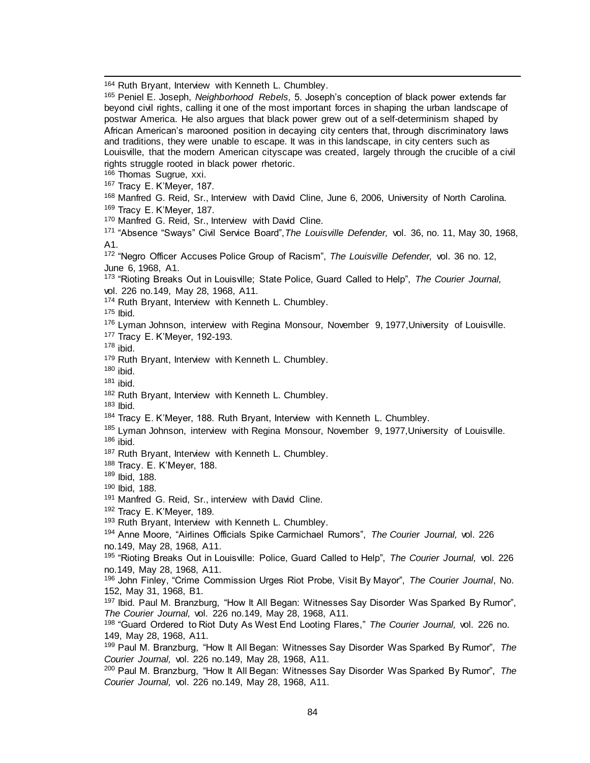[164] Ruth Bryant, Interview with Kenneth L. Chumbley.

[165] Peniel E. Joseph, *Neighborhood Rebels,* 5. Joseph's conception of black power extends far beyond civil rights, calling it one of the most important forces in shaping the urban landscape of postwar America. He also argues that black power grew out of a self-determinism shaped by African American's marooned position in decaying city centers that, through discriminatory laws and traditions, they were unable to escape. It was in this landscape, in city centers such as Louisville, that the modern American cityscape was created, largely through the crucible of a civil rights struggle rooted in black power rhetoric.

[166] Thomas Sugrue, xxi.

[167] Tracy E. K'Meyer, 187.

[168] Manfred G. Reid, Sr., Interview with David Cline, June 6, 2006, University of North Carolina.

[169] Tracy E. K'Meyer, 187.

[170] Manfred G. Reid, Sr., Interview with David Cline.

[171] "Absence "Sways" Civil Service Board",*The Louisville Defender,* vol. 36, no. 11, May 30, 1968, A1.

[172] "Negro Officer Accuses Police Group of Racism", *The Louisville Defender,* vol. 36 no. 12, June 6, 1968, A1.

[173] "Rioting Breaks Out in Louisville; State Police, Guard Called to Help", *The Courier Journal,* vol. 226 no.149, May 28, 1968, A11.

[174] Ruth Bryant, Interview with Kenneth L. Chumbley.

[175] Ibid.

[176] Lyman Johnson, interview with Regina Monsour, November 9, 1977,University of Louisville.

[177] Tracy E. K'Meyer, 192-193.

[178] ibid.

[179] Ruth Bryant, Interview with Kenneth L. Chumbley.

[180] ibid.

[181] ibid.

[182] Ruth Bryant, Interview with Kenneth L. Chumbley.

[183] Ibid.

[184] Tracy E. K'Meyer, 188. Ruth Bryant, Interview with Kenneth L. Chumbley.

[185] Lyman Johnson, interview with Regina Monsour, November 9, 1977,University of Louisville.

[186] ibid.

[187] Ruth Bryant, Interview with Kenneth L. Chumbley.

[188] Tracy. E. K'Meyer, 188.

[189] Ibid, 188.

[190] Ibid, 188.

[191] Manfred G. Reid, Sr., interview with David Cline.

[192] Tracy E. K'Meyer, 189.

[193] Ruth Bryant, Interview with Kenneth L. Chumbley.

[194] Anne Moore, "Airlines Officials Spike Carmichael Rumors", *The Courier Journal,* vol. 226 no.149, May 28, 1968, A11.

[195] "Rioting Breaks Out in Louisville: Police, Guard Called to Help", *The Courier Journal,* vol. 226 no.149, May 28, 1968, A11.

[196] John Finley, "Crime Commission Urges Riot Probe, Visit By Mayor", *The Courier Journal*, No. 152, May 31, 1968, B1.

[197] Ibid. Paul M. Branzburg, "How It All Began: Witnesses Say Disorder Was Sparked By Rumor", *The Courier Journal,* vol. 226 no.149, May 28, 1968, A11.

[198] "Guard Ordered to Riot Duty As West End Looting Flares," *The Courier Journal,* vol. 226 no. 149, May 28, 1968, A11.

[199] Paul M. Branzburg, "How It All Began: Witnesses Say Disorder Was Sparked By Rumor", *The Courier Journal,* vol. 226 no.149, May 28, 1968, A11.

[200] Paul M. Branzburg, "How It All Began: Witnesses Say Disorder Was Sparked By Rumor", *The Courier Journal,* vol. 226 no.149, May 28, 1968, A11.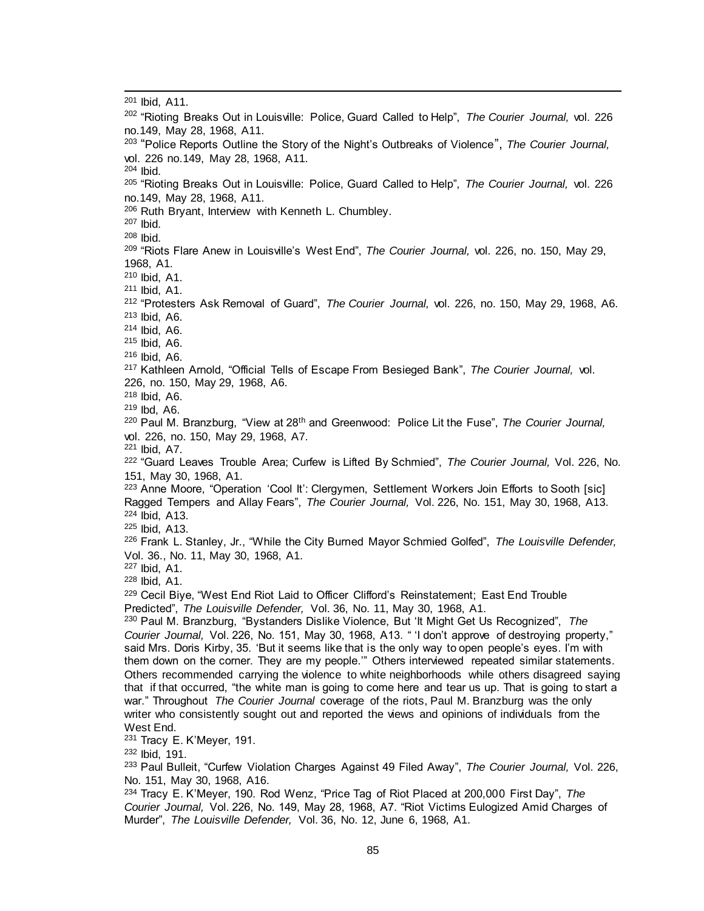[201] Ibid, A11.

[202] "Rioting Breaks Out in Louisville: Police, Guard Called to Help", *The Courier Journal,* vol. 226 no.149, May 28, 1968, A11.

[203] "Police Reports Outline the Story of the Night's Outbreaks of Violence", *The Courier Journal,* vol. 226 no.149, May 28, 1968, A11.

[204] Ibid.

[205] "Rioting Breaks Out in Louisville: Police, Guard Called to Help", *The Courier Journal,* vol. 226 no.149, May 28, 1968, A11.

[206] Ruth Bryant, Interview with Kenneth L. Chumbley.

[207] Ibid.

[208] Ibid.

[209] "Riots Flare Anew in Louisville's West End", *The Courier Journal,* vol. 226, no. 150, May 29, 1968, A1.

[210] Ibid, A1.

[211] Ibid, A1.

[212] "Protesters Ask Removal of Guard", *The Courier Journal,* vol. 226, no. 150, May 29, 1968, A6.

[213] Ibid, A6.

[214] Ibid, A6.

[215] Ibid, A6.

[216] Ibid, A6.

[217] Kathleen Arnold, "Official Tells of Escape From Besieged Bank", *The Courier Journal,* vol. 226, no. 150, May 29, 1968, A6.

[218] Ibid, A6.

[219] Ibd, A6.

[220] Paul M. Branzburg, "View at 28th and Greenwood: Police Lit the Fuse", *The Courier Journal,* vol. 226, no. 150, May 29, 1968, A7.

[221] Ibid, A7.

[222] "Guard Leaves Trouble Area; Curfew is Lifted By Schmied", *The Courier Journal,* Vol. 226, No. 151, May 30, 1968, A1.

[223] Anne Moore, "Operation 'Cool It': Clergymen, Settlement Workers Join Efforts to Sooth [sic] Ragged Tempers and Allay Fears", *The Courier Journal,* Vol. 226, No. 151, May 30, 1968, A13.

[224] Ibid, A13.

[225] Ibid, A13.

[226] Frank L. Stanley, Jr., "While the City Burned Mayor Schmied Golfed", *The Louisville Defender,* Vol. 36., No. 11, May 30, 1968, A1.

[227] Ibid, A1.

[228] Ibid, A1.

[229] Cecil Biye, "West End Riot Laid to Officer Clifford's Reinstatement; East End Trouble Predicted", *The Louisville Defender,* Vol. 36, No. 11, May 30, 1968, A1.

[230] Paul M. Branzburg, "Bystanders Dislike Violence, But 'It Might Get Us Recognized", *The Courier Journal,* Vol. 226, No. 151, May 30, 1968, A13. " 'I don't approve of destroying property," said Mrs. Doris Kirby, 35. 'But it seems like that is the only way to open people's eyes. I'm with them down on the corner. They are my people.'" Others interviewed repeated similar statements. Others recommended carrying the violence to white neighborhoods while others disagreed saying that if that occurred, "the white man is going to come here and tear us up. That is going to start a war." Throughout *The Courier Journal* coverage of the riots, Paul M. Branzburg was the only writer who consistently sought out and reported the views and opinions of individuals from the West End.

[231] Tracy E. K'Meyer, 191.

[232] Ibid, 191.

[233] Paul Bulleit, "Curfew Violation Charges Against 49 Filed Away", *The Courier Journal,* Vol. 226, No. 151, May 30, 1968, A16.

[234] Tracy E. K'Meyer, 190. Rod Wenz, "Price Tag of Riot Placed at 200,000 First Day", *The Courier Journal,* Vol. 226, No. 149, May 28, 1968, A7. "Riot Victims Eulogized Amid Charges of Murder", *The Louisville Defender,* Vol. 36, No. 12, June 6, 1968, A1.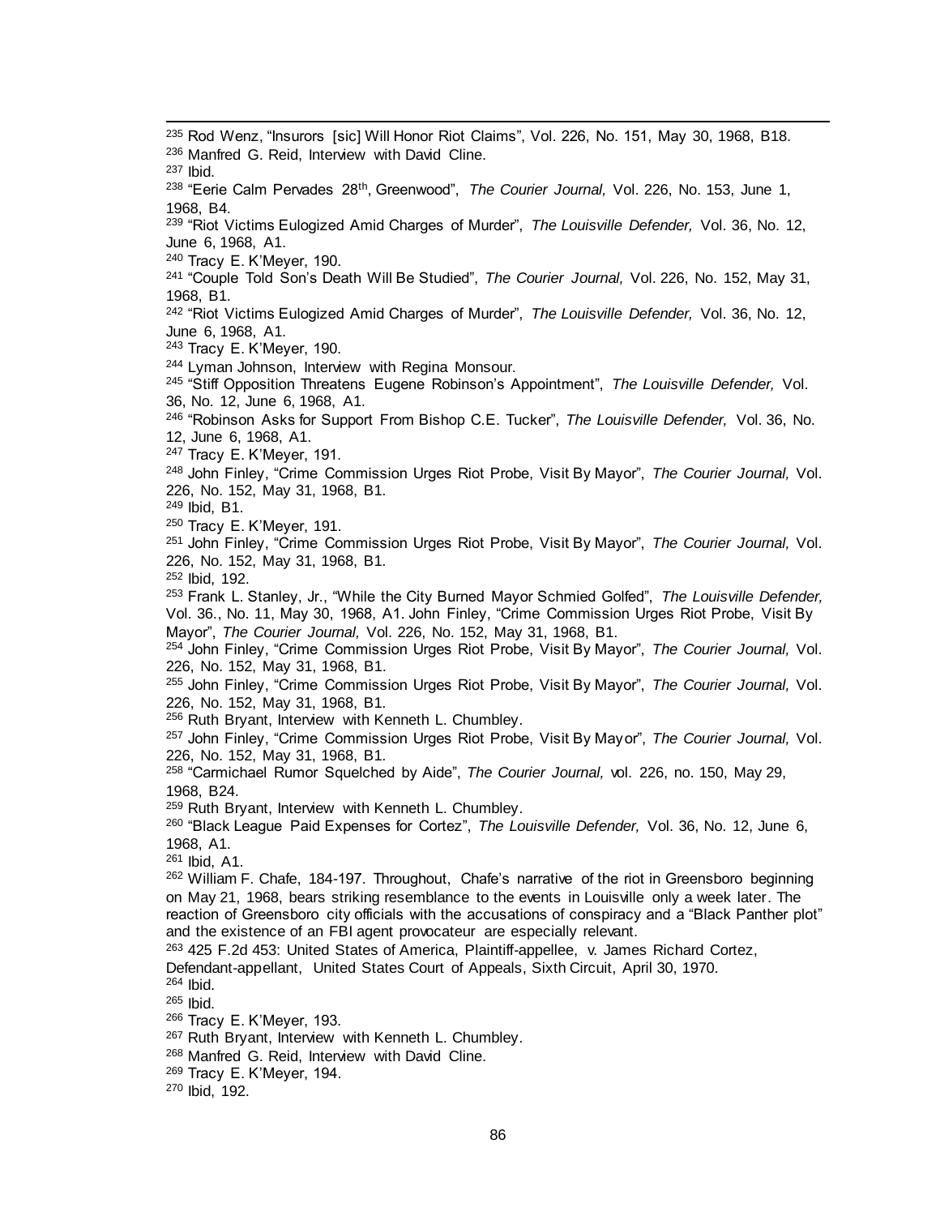[235] Rod Wenz, "Insurors [sic] Will Honor Riot Claims", Vol. 226, No. 151, May 30, 1968, B18.

[236] Manfred G. Reid, Interview with David Cline.

[237] Ibid.

[238] "Eerie Calm Pervades 28th, Greenwood", *The Courier Journal,* Vol. 226, No. 153, June 1, 1968, B4.

[239] "Riot Victims Eulogized Amid Charges of Murder", *The Louisville Defender,* Vol. 36, No. 12, June 6, 1968, A1.

[240] Tracy E. K'Meyer, 190.

[241] "Couple Told Son's Death Will Be Studied", *The Courier Journal,* Vol. 226, No. 152, May 31, 1968, B1.

[242] "Riot Victims Eulogized Amid Charges of Murder", *The Louisville Defender,* Vol. 36, No. 12, June 6, 1968, A1.

[243] Tracy E. K'Meyer, 190.

[244] Lyman Johnson, Interview with Regina Monsour.

[245] "Stiff Opposition Threatens Eugene Robinson's Appointment", *The Louisville Defender,* Vol. 36, No. 12, June 6, 1968, A1.

[246] "Robinson Asks for Support From Bishop C.E. Tucker", *The Louisville Defender,* Vol. 36, No. 12, June 6, 1968, A1.

[247] Tracy E. K'Meyer, 191.

[248] John Finley, "Crime Commission Urges Riot Probe, Visit By Mayor", *The Courier Journal,* Vol. 226, No. 152, May 31, 1968, B1.

[249] Ibid, B1.

[250] Tracy E. K'Meyer, 191.

[251] John Finley, "Crime Commission Urges Riot Probe, Visit By Mayor", *The Courier Journal,* Vol. 226, No. 152, May 31, 1968, B1.

[252] Ibid, 192.

[253] Frank L. Stanley, Jr., "While the City Burned Mayor Schmied Golfed", *The Louisville Defender,* Vol. 36., No. 11, May 30, 1968, A1. John Finley, "Crime Commission Urges Riot Probe, Visit By Mayor", *The Courier Journal,* Vol. 226, No. 152, May 31, 1968, B1.

[254] John Finley, "Crime Commission Urges Riot Probe, Visit By Mayor", *The Courier Journal,* Vol. 226, No. 152, May 31, 1968, B1.

[255] John Finley, "Crime Commission Urges Riot Probe, Visit By Mayor", *The Courier Journal,* Vol. 226, No. 152, May 31, 1968, B1.

[256] Ruth Bryant, Interview with Kenneth L. Chumbley.

[257] John Finley, "Crime Commission Urges Riot Probe, Visit By Mayor", *The Courier Journal,* Vol. 226, No. 152, May 31, 1968, B1.

[258] "Carmichael Rumor Squelched by Aide", *The Courier Journal,* vol. 226, no. 150, May 29, 1968, B24.

[259] Ruth Bryant, Interview with Kenneth L. Chumbley.

[260] "Black League Paid Expenses for Cortez", *The Louisville Defender,* Vol. 36, No. 12, June 6, 1968, A1.

[261] Ibid, A1.

[262] William F. Chafe, 184-197. Throughout, Chafe's narrative of the riot in Greensboro beginning on May 21, 1968, bears striking resemblance to the events in Louisville only a week later. The reaction of Greensboro city officials with the accusations of conspiracy and a "Black Panther plot" and the existence of an FBI agent provocateur are especially relevant.

[263] 425 F.2d 453: United States of America, Plaintiff-appellee, v. James Richard Cortez, Defendant-appellant, United States Court of Appeals, Sixth Circuit, April 30, 1970.

[264] Ibid.

[265] Ibid.

[266] Tracy E. K'Meyer, 193.

[267] Ruth Bryant, Interview with Kenneth L. Chumbley.

[268] Manfred G. Reid, Interview with David Cline.

[269] Tracy E. K'Meyer, 194.

[270] Ibid, 192.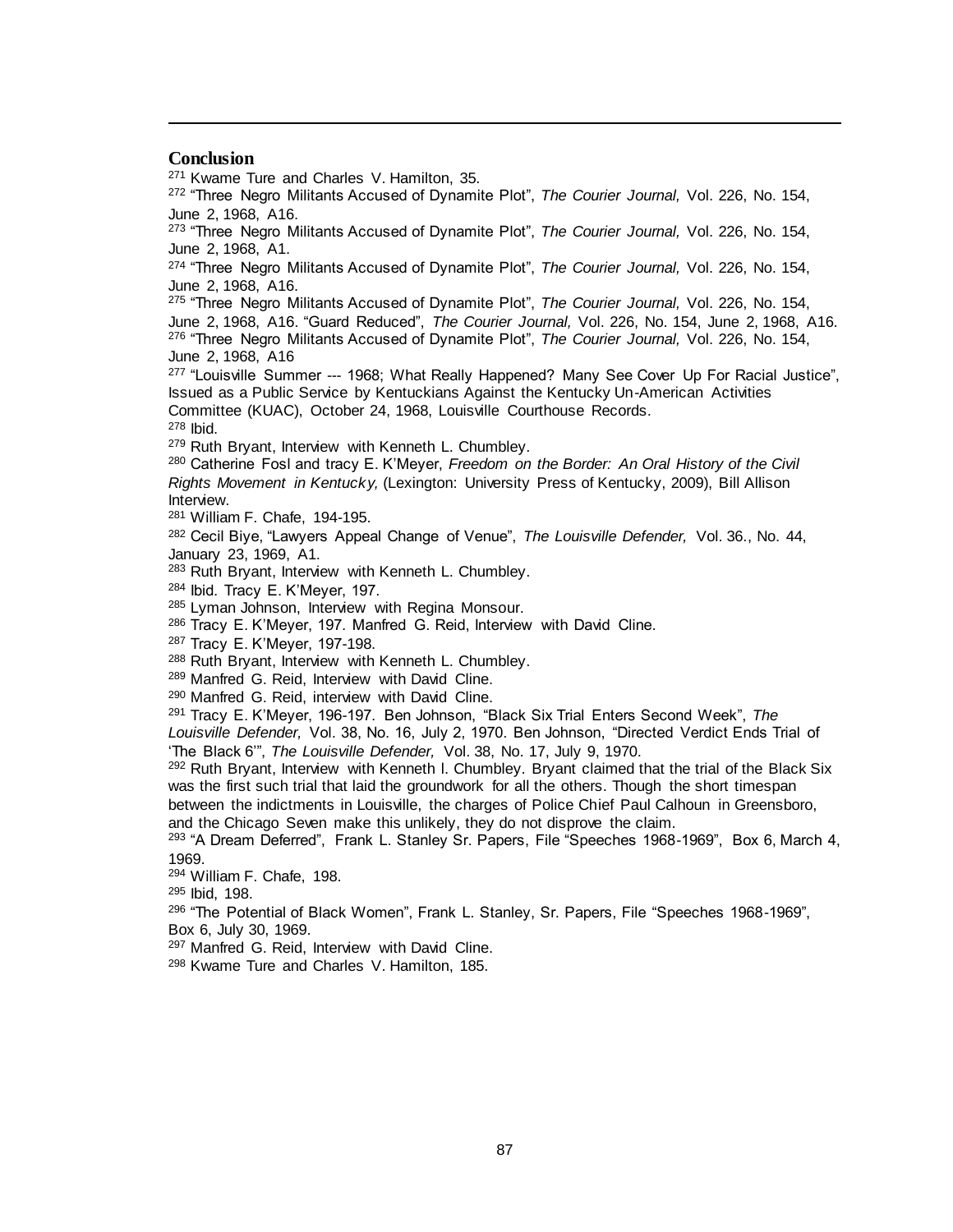## Conclusion

[271] Kwame Ture and Charles V. Hamilton, 35.

[272] "Three Negro Militants Accused of Dynamite Plot", *The Courier Journal,* Vol. 226, No. 154, June 2, 1968, A16.

[273] "Three Negro Militants Accused of Dynamite Plot", *The Courier Journal,* Vol. 226, No. 154, June 2, 1968, A1.

[274] "Three Negro Militants Accused of Dynamite Plot", *The Courier Journal,* Vol. 226, No. 154, June 2, 1968, A16.

[275] "Three Negro Militants Accused of Dynamite Plot", *The Courier Journal,* Vol. 226, No. 154, June 2, 1968, A16. "Guard Reduced", *The Courier Journal,* Vol. 226, No. 154, June 2, 1968, A16.

[276] "Three Negro Militants Accused of Dynamite Plot", *The Courier Journal,* Vol. 226, No. 154, June 2, 1968, A16

[277] "Louisville Summer --- 1968; What Really Happened? Many See Cover Up For Racial Justice", Issued as a Public Service by Kentuckians Against the Kentucky Un-American Activities Committee (KUAC), October 24, 1968, Louisville Courthouse Records.

[278] Ibid.

[279] Ruth Bryant, Interview with Kenneth L. Chumbley.

[280] Catherine Fosl and tracy E. K'Meyer, *Freedom on the Border: An Oral History of the Civil Rights Movement in Kentucky,* (Lexington: University Press of Kentucky, 2009), Bill Allison Interview.

[281] William F. Chafe, 194-195.

[282] Cecil Biye, "Lawyers Appeal Change of Venue", *The Louisville Defender,* Vol. 36., No. 44, January 23, 1969, A1.

[283] Ruth Bryant, Interview with Kenneth L. Chumbley.

[284] Ibid. Tracy E. K'Meyer, 197.

[285] Lyman Johnson, Interview with Regina Monsour.

[286] Tracy E. K'Meyer, 197. Manfred G. Reid, Interview with David Cline.

[287] Tracy E. K'Meyer, 197-198.

[288] Ruth Bryant, Interview with Kenneth L. Chumbley.

[289] Manfred G. Reid, Interview with David Cline.

[290] Manfred G. Reid, interview with David Cline.

[291] Tracy E. K'Meyer, 196-197. Ben Johnson, "Black Six Trial Enters Second Week", *The Louisville Defender,* Vol. 38, No. 16, July 2, 1970. Ben Johnson, "Directed Verdict Ends Trial of 'The Black 6'", *The Louisville Defender,* Vol. 38, No. 17, July 9, 1970.

[292] Ruth Bryant, Interview with Kenneth l. Chumbley. Bryant claimed that the trial of the Black Six was the first such trial that laid the groundwork for all the others. Though the short timespan between the indictments in Louisville, the charges of Police Chief Paul Calhoun in Greensboro, and the Chicago Seven make this unlikely, they do not disprove the claim.

[293] "A Dream Deferred", Frank L. Stanley Sr. Papers, File "Speeches 1968-1969", Box 6, March 4, 1969.

[294] William F. Chafe, 198.

[295] Ibid, 198.

[296] "The Potential of Black Women", Frank L. Stanley, Sr. Papers, File "Speeches 1968-1969", Box 6, July 30, 1969.

[297] Manfred G. Reid, Interview with David Cline.

[298] Kwame Ture and Charles V. Hamilton, 185.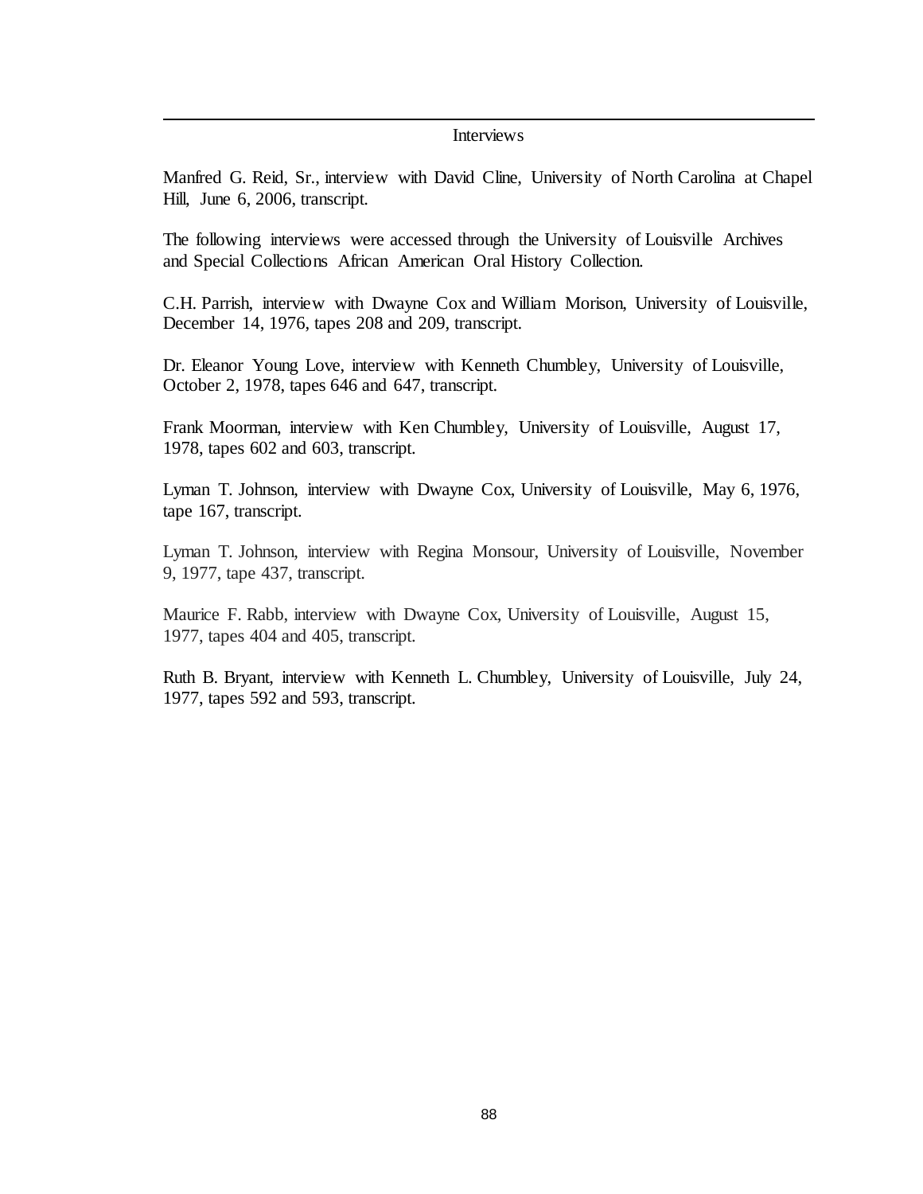## Interviews

Manfred G. Reid, Sr., interview with David Cline, University of North Carolina at Chapel Hill, June 6, 2006, transcript.

The following interviews were accessed through the University of Louisville Archives and Special Collections African American Oral History Collection.

C.H. Parrish, interview with Dwayne Cox and William Morison, University of Louisville, December 14, 1976, tapes 208 and 209, transcript.

Dr. Eleanor Young Love, interview with Kenneth Chumbley, University of Louisville, October 2, 1978, tapes 646 and 647, transcript.

Frank Moorman, interview with Ken Chumbley, University of Louisville, August 17, 1978, tapes 602 and 603, transcript.

Lyman T. Johnson, interview with Dwayne Cox, University of Louisville, May 6, 1976, tape 167, transcript.

Lyman T. Johnson, interview with Regina Monsour, University of Louisville, November 9, 1977, tape 437, transcript.

Maurice F. Rabb, interview with Dwayne Cox, University of Louisville, August 15, 1977, tapes 404 and 405, transcript.

Ruth B. Bryant, interview with Kenneth L. Chumbley, University of Louisville, July 24, 1977, tapes 592 and 593, transcript.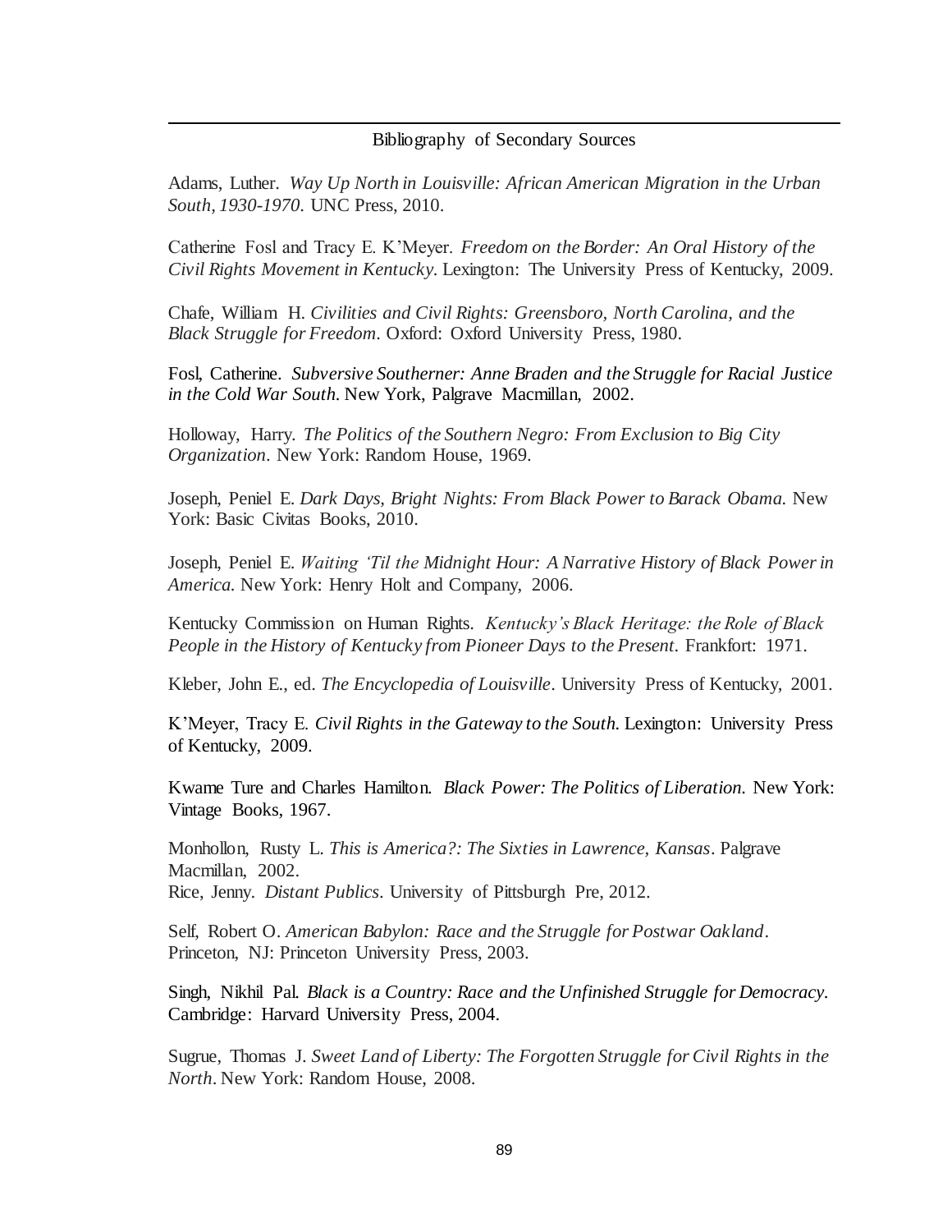## Bibliography of Secondary Sources

Adams, Luther. *Way Up North in Louisville: African American Migration in the Urban South, 1930-1970*. UNC Press, 2010.

Catherine Fosl and Tracy E. K'Meyer. *Freedom on the Border: An Oral History of the Civil Rights Movement in Kentucky*. Lexington: The University Press of Kentucky, 2009.

Chafe, William H. *Civilities and Civil Rights: Greensboro, North Carolina, and the Black Struggle for Freedom*. Oxford: Oxford University Press, 1980.

Fosl, Catherine. *Subversive Southerner: Anne Braden and the Struggle for Racial Justice in the Cold War South*. New York, Palgrave Macmillan, 2002.

Holloway, Harry. *The Politics of the Southern Negro: From Exclusion to Big City Organization*. New York: Random House, 1969.

Joseph, Peniel E. *Dark Days, Bright Nights: From Black Power to Barack Obama*. New York: Basic Civitas Books, 2010.

Joseph, Peniel E. *Waiting 'Til the Midnight Hour: A Narrative History of Black Power in America*. New York: Henry Holt and Company, 2006.

Kentucky Commission on Human Rights. *Kentucky's Black Heritage: the Role of Black People in the History of Kentucky from Pioneer Days to the Present*. Frankfort: 1971.

Kleber, John E., ed. *The Encyclopedia of Louisville*. University Press of Kentucky, 2001.

K'Meyer, Tracy E. *Civil Rights in the Gateway to the South*. Lexington: University Press of Kentucky, 2009.

Kwame Ture and Charles Hamilton. *Black Power: The Politics of Liberation*. New York: Vintage Books, 1967.

Monhollon, Rusty L. *This is America?: The Sixties in Lawrence, Kansas*. Palgrave Macmillan, 2002.
Rice, Jenny. *Distant Publics*. University of Pittsburgh Pre, 2012.

Self, Robert O. *American Babylon: Race and the Struggle for Postwar Oakland*. Princeton, NJ: Princeton University Press, 2003.

Singh, Nikhil Pal. *Black is a Country: Race and the Unfinished Struggle for Democracy*. Cambridge: Harvard University Press, 2004.

Sugrue, Thomas J. *Sweet Land of Liberty: The Forgotten Struggle for Civil Rights in the North*. New York: Random House, 2008.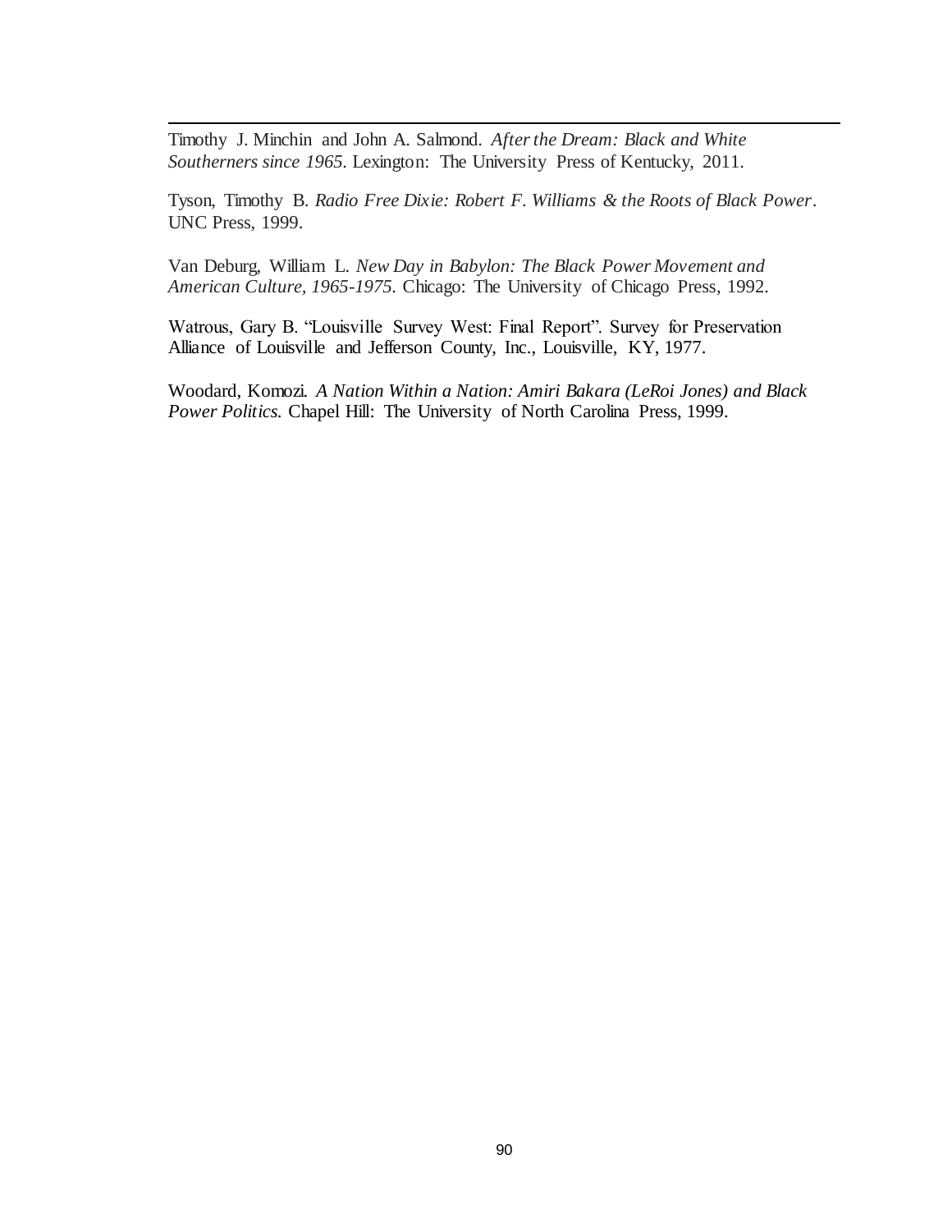Timothy J. Minchin and John A. Salmond. *After the Dream: Black and White Southerners since 1965*. Lexington: The University Press of Kentucky, 2011.

Tyson, Timothy B. *Radio Free Dixie: Robert F. Williams & the Roots of Black Power*. UNC Press, 1999.

Van Deburg, William L. *New Day in Babylon: The Black Power Movement and American Culture, 1965-1975*. Chicago: The University of Chicago Press, 1992.

Watrous, Gary B. "Louisville Survey West: Final Report". Survey for Preservation Alliance of Louisville and Jefferson County, Inc., Louisville, KY, 1977.

Woodard, Komozi. *A Nation Within a Nation: Amiri Bakara (LeRoi Jones) and Black Power Politics*. Chapel Hill: The University of North Carolina Press, 1999.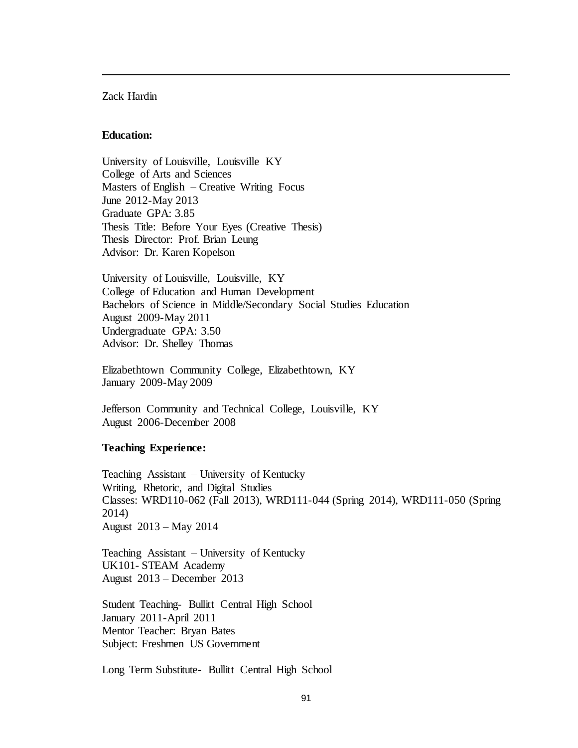Zack Hardin

**Education:**

University of Louisville, Louisville KY
College of Arts and Sciences
Masters of English – Creative Writing Focus
June 2012-May 2013
Graduate GPA: 3.85
Thesis Title: Before Your Eyes (Creative Thesis)
Thesis Director: Prof. Brian Leung
Advisor: Dr. Karen Kopelson

University of Louisville, Louisville, KY
College of Education and Human Development
Bachelors of Science in Middle/Secondary Social Studies Education
August 2009-May 2011
Undergraduate GPA: 3.50
Advisor: Dr. Shelley Thomas

Elizabethtown Community College, Elizabethtown, KY
January 2009-May 2009

Jefferson Community and Technical College, Louisville, KY
August 2006-December 2008

**Teaching Experience:**

Teaching Assistant – University of Kentucky
Writing, Rhetoric, and Digital Studies
Classes: WRD110-062 (Fall 2013), WRD111-044 (Spring 2014), WRD111-050 (Spring 2014)
August 2013 – May 2014

Teaching Assistant – University of Kentucky
UK101- STEAM Academy
August 2013 – December 2013

Student Teaching- Bullitt Central High School
January 2011-April 2011
Mentor Teacher: Bryan Bates
Subject: Freshmen US Government

Long Term Substitute- Bullitt Central High School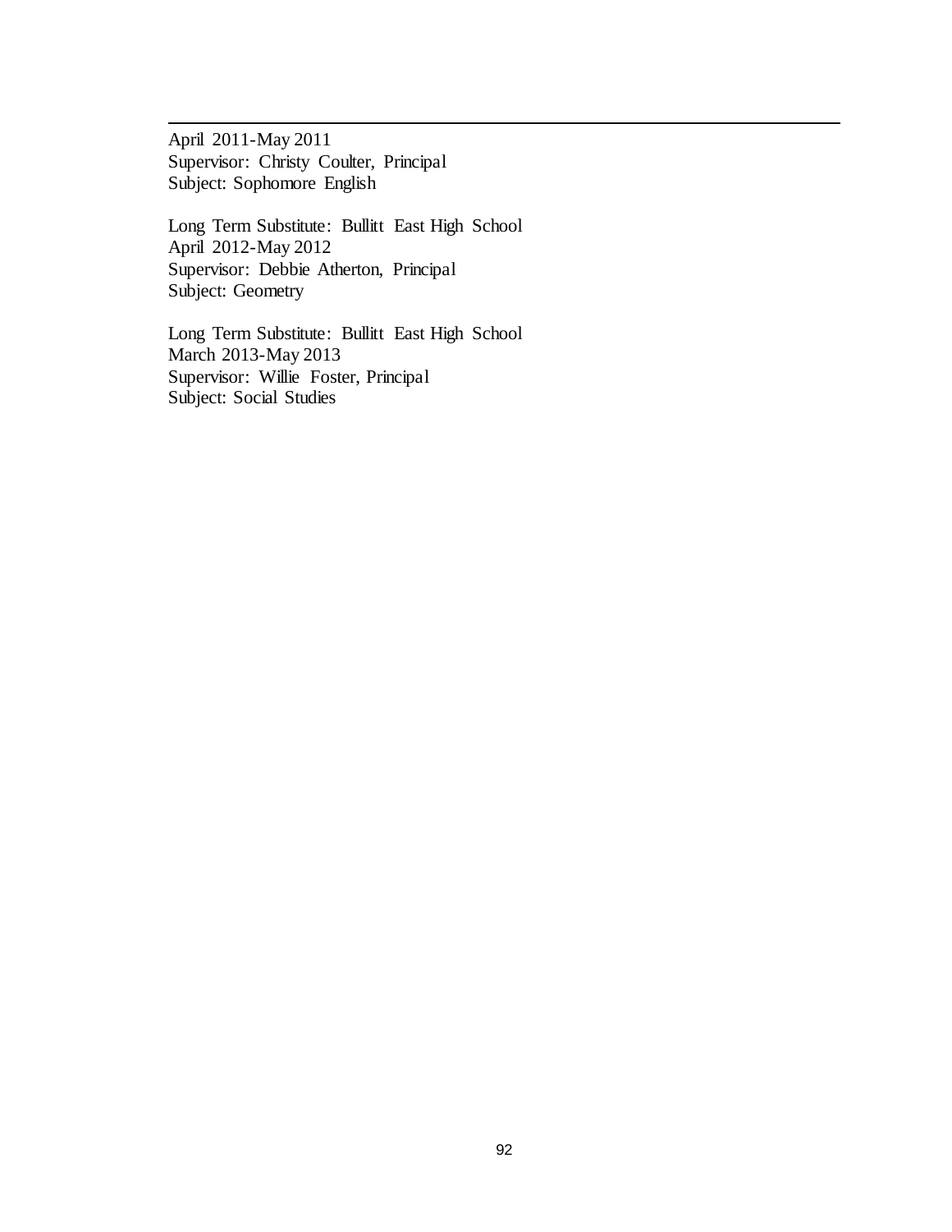April 2011-May 2011
Supervisor: Christy Coulter, Principal
Subject: Sophomore English

Long Term Substitute: Bullitt East High School
April 2012-May 2012
Supervisor: Debbie Atherton, Principal
Subject: Geometry

Long Term Substitute: Bullitt East High School
March 2013-May 2013
Supervisor: Willie Foster, Principal
Subject: Social Studies